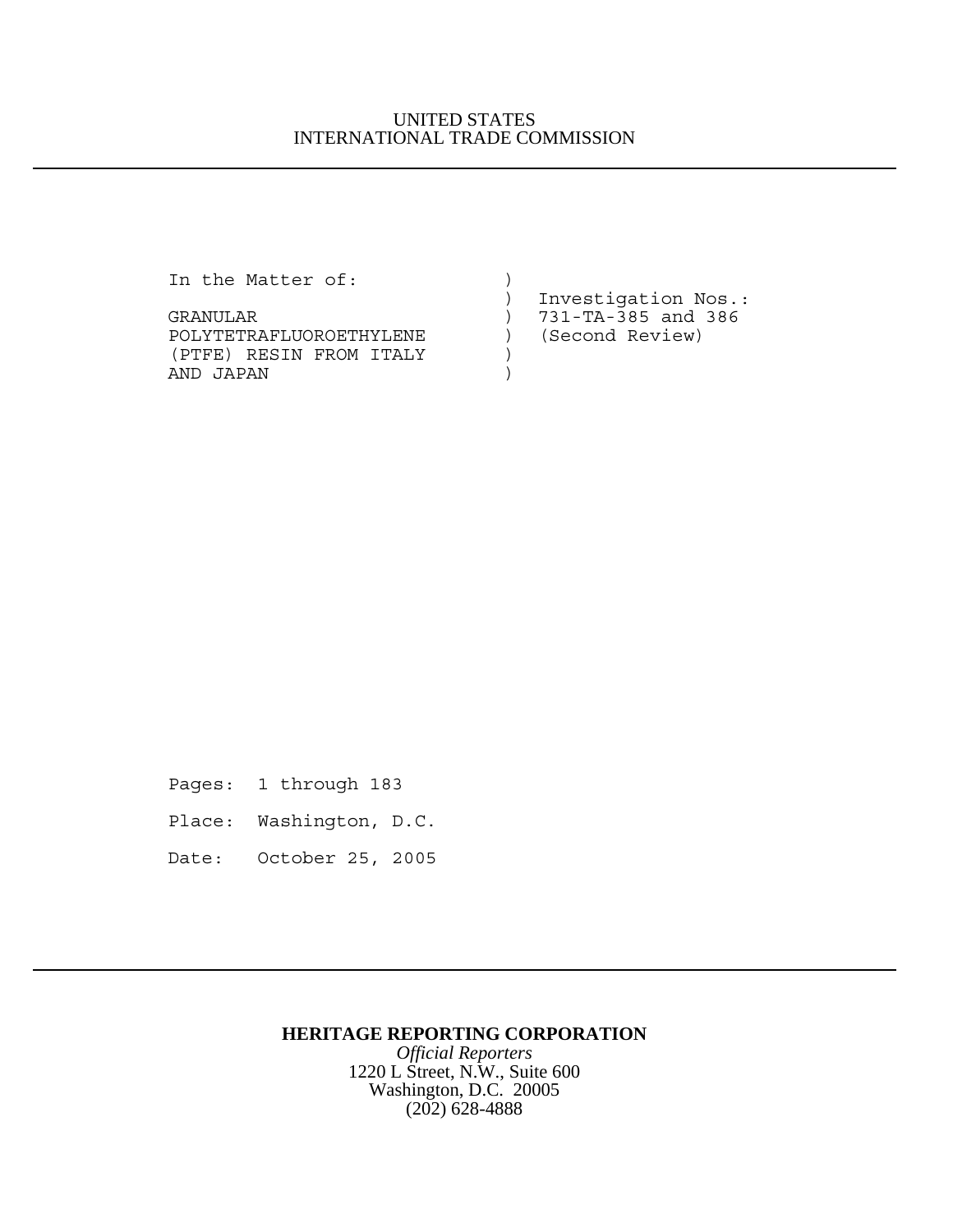UNITED STATES
INTERNATIONAL TRADE COMMISSION

---

```
In the Matter of:              )
                               )  Investigation Nos.:
GRANULAR                       )  731-TA-385 and 386
POLYTETRAFLUOROETHYLENE        )  (Second Review)
(PTFE) RESIN FROM ITALY        )
AND JAPAN                      )
```

Pages: 1 through 183

Place: Washington, D.C.

Date: October 25, 2005

---

**HERITAGE REPORTING CORPORATION**
*Official Reporters*
1220 L Street, N.W., Suite 600
Washington, D.C. 20005
(202) 628-4888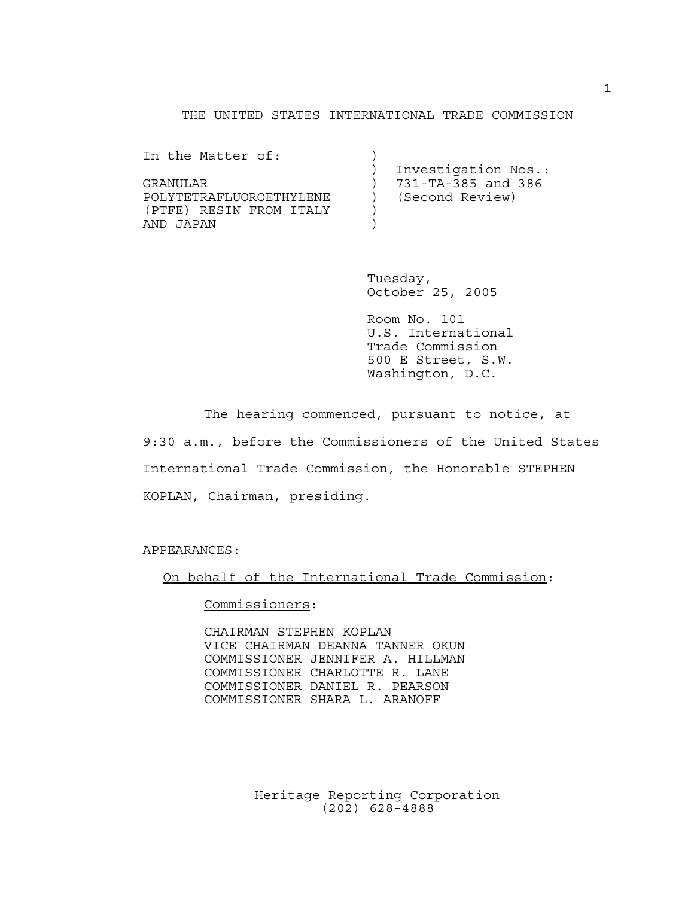THE UNITED STATES INTERNATIONAL TRADE COMMISSION

```
In the Matter of:           )
                            )  Investigation Nos.:
GRANULAR                    )  731-TA-385 and 386
POLYTETRAFLUOROETHYLENE     )  (Second Review)
(PTFE) RESIN FROM ITALY     )
AND JAPAN                   )
```

Tuesday,
October 25, 2005

Room No. 101
U.S. International
Trade Commission
500 E Street, S.W.
Washington, D.C.

The hearing commenced, pursuant to notice, at 9:30 a.m., before the Commissioners of the United States International Trade Commission, the Honorable STEPHEN KOPLAN, Chairman, presiding.

APPEARANCES:

On behalf of the International Trade Commission:

Commissioners:

CHAIRMAN STEPHEN KOPLAN
VICE CHAIRMAN DEANNA TANNER OKUN
COMMISSIONER JENNIFER A. HILLMAN
COMMISSIONER CHARLOTTE R. LANE
COMMISSIONER DANIEL R. PEARSON
COMMISSIONER SHARA L. ARANOFF

Heritage Reporting Corporation
(202) 628-4888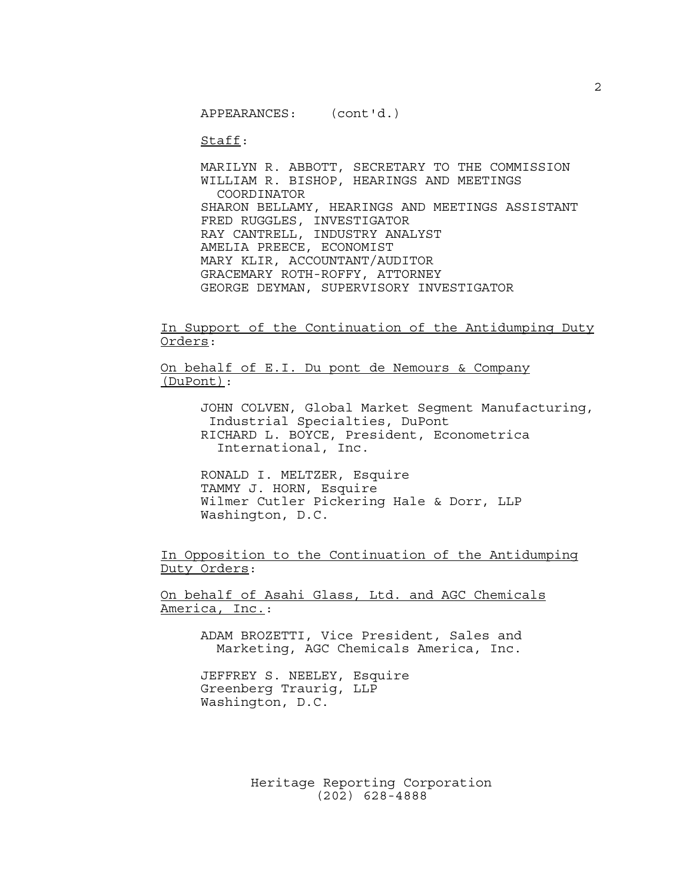APPEARANCES: (cont'd.)

Staff:

MARILYN R. ABBOTT, SECRETARY TO THE COMMISSION
WILLIAM R. BISHOP, HEARINGS AND MEETINGS COORDINATOR
SHARON BELLAMY, HEARINGS AND MEETINGS ASSISTANT
FRED RUGGLES, INVESTIGATOR
RAY CANTRELL, INDUSTRY ANALYST
AMELIA PREECE, ECONOMIST
MARY KLIR, ACCOUNTANT/AUDITOR
GRACEMARY ROTH-ROFFY, ATTORNEY
GEORGE DEYMAN, SUPERVISORY INVESTIGATOR

In Support of the Continuation of the Antidumping Duty Orders:

On behalf of E.I. Du pont de Nemours & Company (DuPont):

JOHN COLVEN, Global Market Segment Manufacturing, Industrial Specialties, DuPont
RICHARD L. BOYCE, President, Econometrica International, Inc.

RONALD I. MELTZER, Esquire
TAMMY J. HORN, Esquire
Wilmer Cutler Pickering Hale & Dorr, LLP
Washington, D.C.

In Opposition to the Continuation of the Antidumping Duty Orders:

On behalf of Asahi Glass, Ltd. and AGC Chemicals America, Inc.:

ADAM BROZETTI, Vice President, Sales and Marketing, AGC Chemicals America, Inc.

JEFFREY S. NEELEY, Esquire
Greenberg Traurig, LLP
Washington, D.C.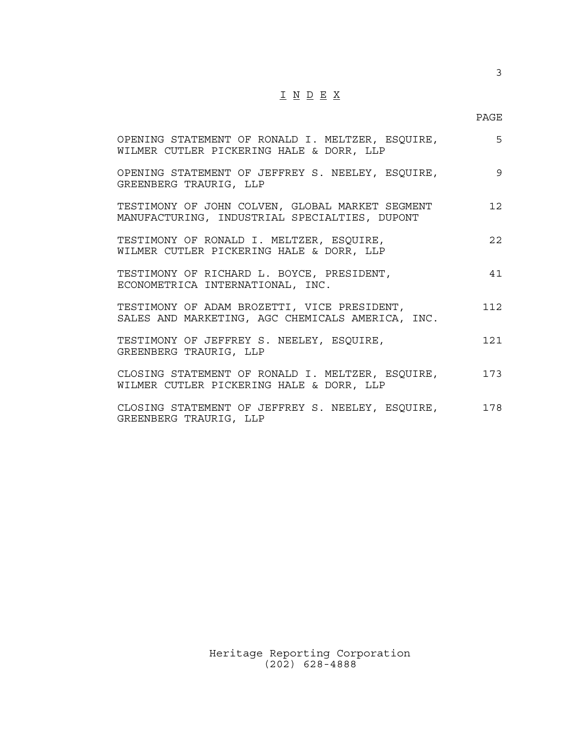# I N D E X

| | PAGE |
|---|---|
| OPENING STATEMENT OF RONALD I. MELTZER, ESQUIRE, WILMER CUTLER PICKERING HALE & DORR, LLP | 5 |
| OPENING STATEMENT OF JEFFREY S. NEELEY, ESQUIRE, GREENBERG TRAURIG, LLP | 9 |
| TESTIMONY OF JOHN COLVEN, GLOBAL MARKET SEGMENT MANUFACTURING, INDUSTRIAL SPECIALTIES, DUPONT | 12 |
| TESTIMONY OF RONALD I. MELTZER, ESQUIRE, WILMER CUTLER PICKERING HALE & DORR, LLP | 22 |
| TESTIMONY OF RICHARD L. BOYCE, PRESIDENT, ECONOMETRICA INTERNATIONAL, INC. | 41 |
| TESTIMONY OF ADAM BROZETTI, VICE PRESIDENT, SALES AND MARKETING, AGC CHEMICALS AMERICA, INC. | 112 |
| TESTIMONY OF JEFFREY S. NEELEY, ESQUIRE, GREENBERG TRAURIG, LLP | 121 |
| CLOSING STATEMENT OF RONALD I. MELTZER, ESQUIRE, WILMER CUTLER PICKERING HALE & DORR, LLP | 173 |
| CLOSING STATEMENT OF JEFFREY S. NEELEY, ESQUIRE, GREENBERG TRAURIG, LLP | 178 |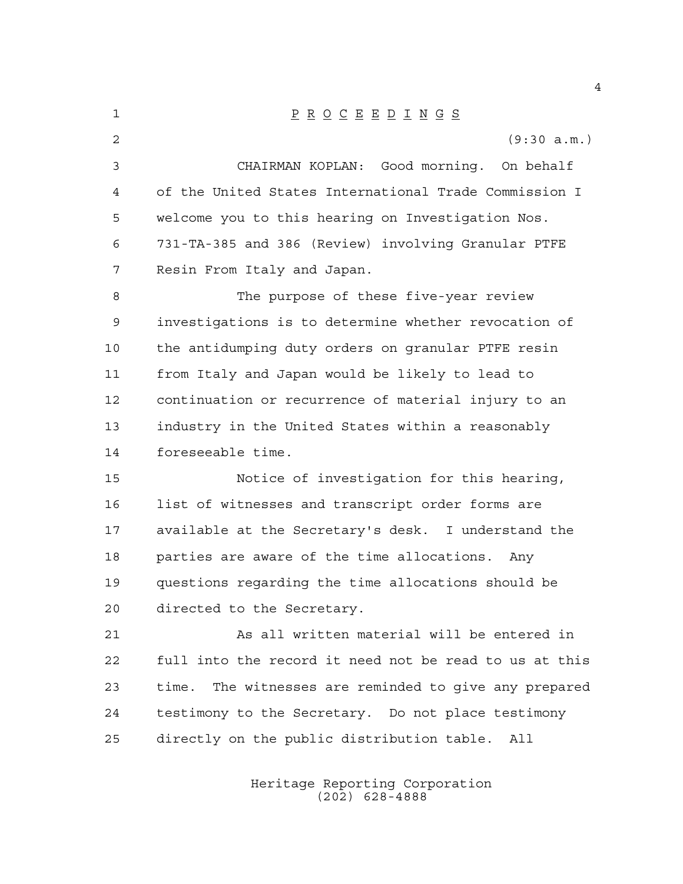P R O C E E D I N G S

(9:30 a.m.)

CHAIRMAN KOPLAN: Good morning. On behalf of the United States International Trade Commission I welcome you to this hearing on Investigation Nos. 731-TA-385 and 386 (Review) involving Granular PTFE Resin From Italy and Japan.

The purpose of these five-year review investigations is to determine whether revocation of the antidumping duty orders on granular PTFE resin from Italy and Japan would be likely to lead to continuation or recurrence of material injury to an industry in the United States within a reasonably foreseeable time.

Notice of investigation for this hearing, list of witnesses and transcript order forms are available at the Secretary's desk. I understand the parties are aware of the time allocations. Any questions regarding the time allocations should be directed to the Secretary.

As all written material will be entered in full into the record it need not be read to us at this time. The witnesses are reminded to give any prepared testimony to the Secretary. Do not place testimony directly on the public distribution table. All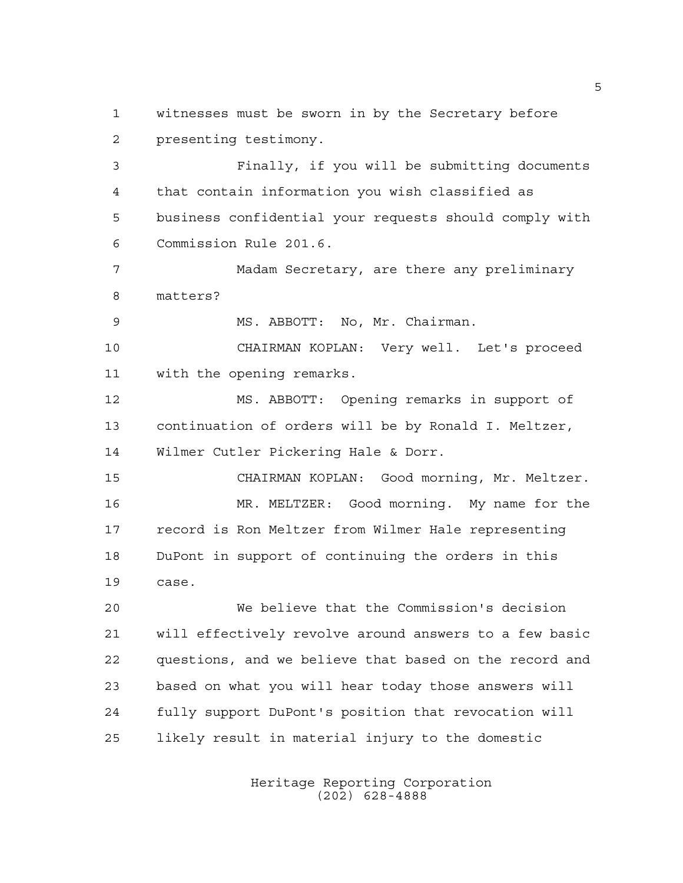witnesses must be sworn in by the Secretary before presenting testimony.

Finally, if you will be submitting documents that contain information you wish classified as business confidential your requests should comply with Commission Rule 201.6.

Madam Secretary, are there any preliminary matters?

MS. ABBOTT: No, Mr. Chairman.

CHAIRMAN KOPLAN: Very well. Let's proceed with the opening remarks.

MS. ABBOTT: Opening remarks in support of continuation of orders will be by Ronald I. Meltzer, Wilmer Cutler Pickering Hale & Dorr.

CHAIRMAN KOPLAN: Good morning, Mr. Meltzer.

MR. MELTZER: Good morning. My name for the record is Ron Meltzer from Wilmer Hale representing DuPont in support of continuing the orders in this case.

We believe that the Commission's decision will effectively revolve around answers to a few basic questions, and we believe that based on the record and based on what you will hear today those answers will fully support DuPont's position that revocation will likely result in material injury to the domestic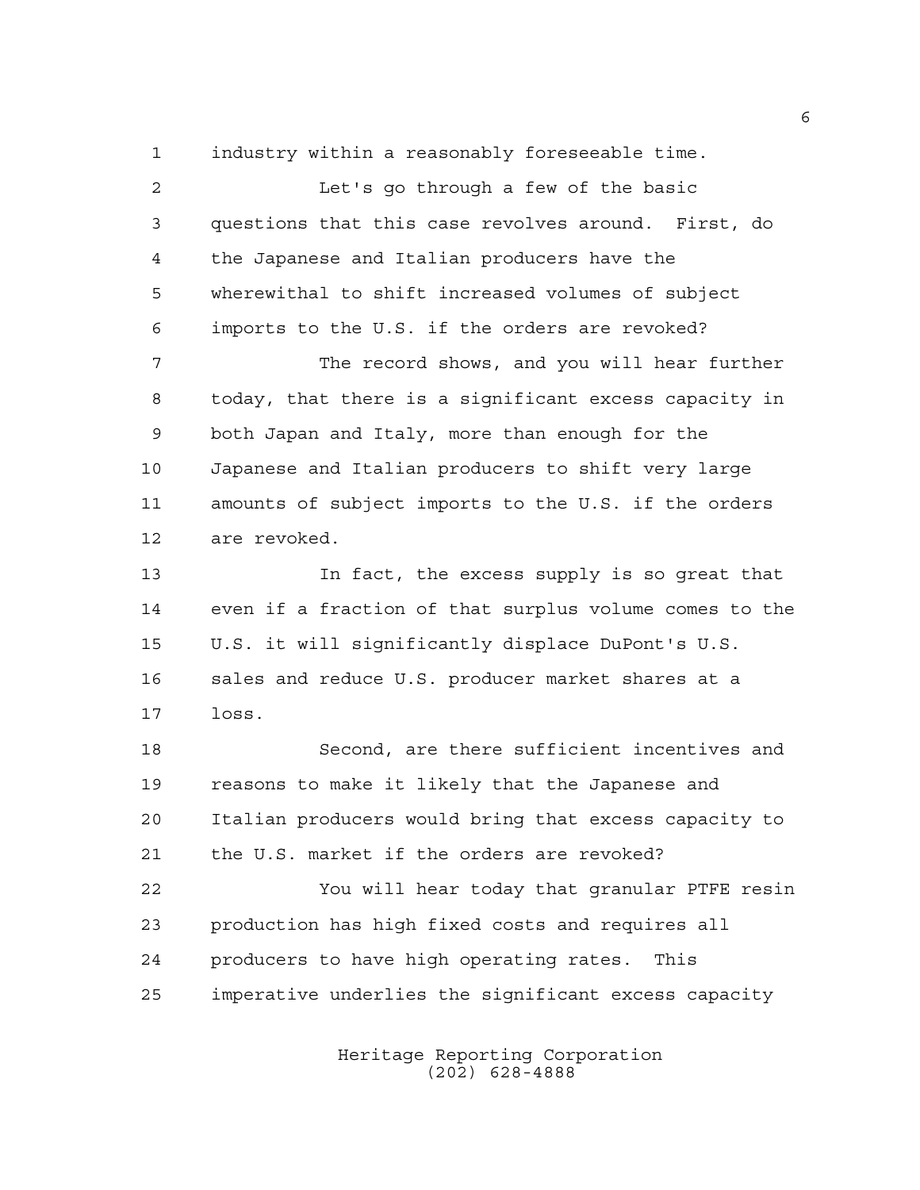industry within a reasonably foreseeable time.

Let's go through a few of the basic questions that this case revolves around. First, do the Japanese and Italian producers have the wherewithal to shift increased volumes of subject imports to the U.S. if the orders are revoked?

The record shows, and you will hear further today, that there is a significant excess capacity in both Japan and Italy, more than enough for the Japanese and Italian producers to shift very large amounts of subject imports to the U.S. if the orders are revoked.

In fact, the excess supply is so great that even if a fraction of that surplus volume comes to the U.S. it will significantly displace DuPont's U.S. sales and reduce U.S. producer market shares at a loss.

Second, are there sufficient incentives and reasons to make it likely that the Japanese and Italian producers would bring that excess capacity to the U.S. market if the orders are revoked?

You will hear today that granular PTFE resin production has high fixed costs and requires all producers to have high operating rates. This imperative underlies the significant excess capacity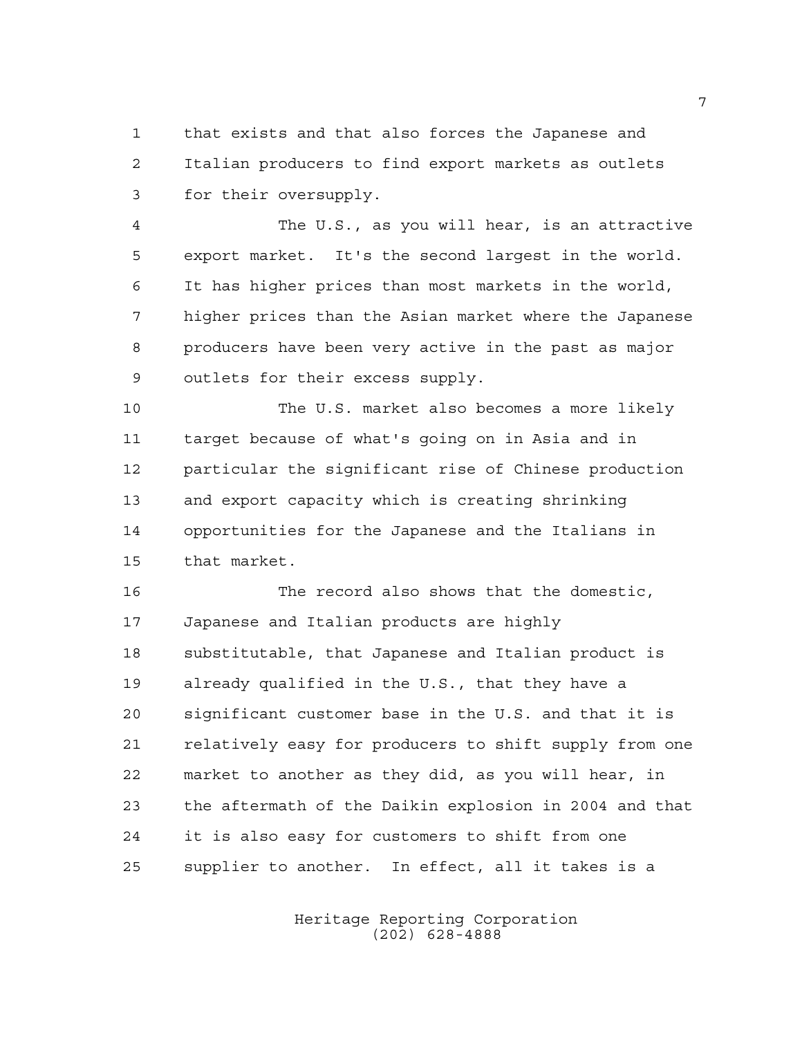that exists and that also forces the Japanese and Italian producers to find export markets as outlets for their oversupply.

The U.S., as you will hear, is an attractive export market. It's the second largest in the world. It has higher prices than most markets in the world, higher prices than the Asian market where the Japanese producers have been very active in the past as major outlets for their excess supply.

The U.S. market also becomes a more likely target because of what's going on in Asia and in particular the significant rise of Chinese production and export capacity which is creating shrinking opportunities for the Japanese and the Italians in that market.

The record also shows that the domestic, Japanese and Italian products are highly substitutable, that Japanese and Italian product is already qualified in the U.S., that they have a significant customer base in the U.S. and that it is relatively easy for producers to shift supply from one market to another as they did, as you will hear, in the aftermath of the Daikin explosion in 2004 and that it is also easy for customers to shift from one supplier to another. In effect, all it takes is a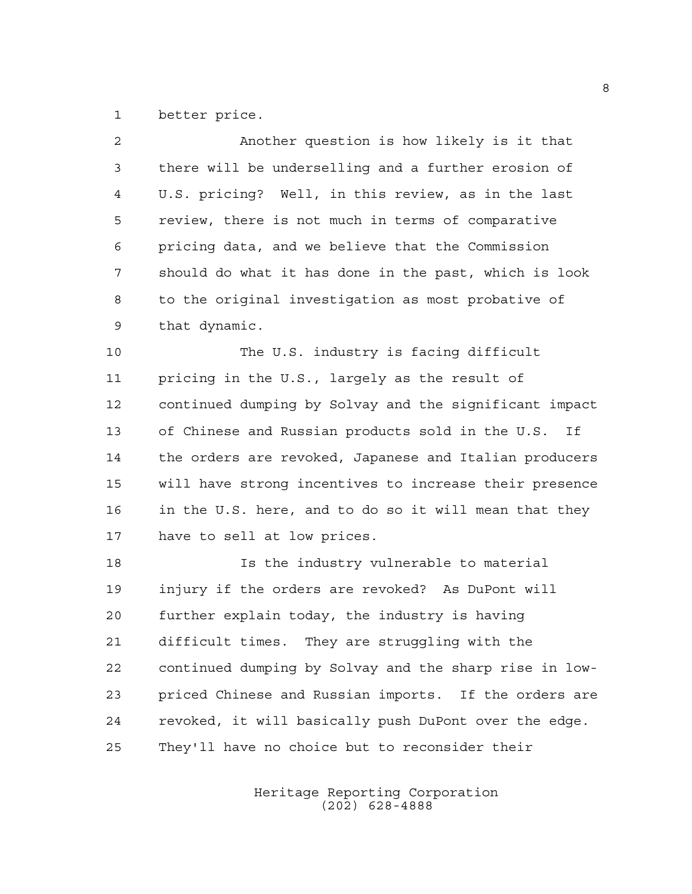better price.

Another question is how likely is it that there will be underselling and a further erosion of U.S. pricing? Well, in this review, as in the last review, there is not much in terms of comparative pricing data, and we believe that the Commission should do what it has done in the past, which is look to the original investigation as most probative of that dynamic.

The U.S. industry is facing difficult pricing in the U.S., largely as the result of continued dumping by Solvay and the significant impact of Chinese and Russian products sold in the U.S. If the orders are revoked, Japanese and Italian producers will have strong incentives to increase their presence in the U.S. here, and to do so it will mean that they have to sell at low prices.

Is the industry vulnerable to material injury if the orders are revoked? As DuPont will further explain today, the industry is having difficult times. They are struggling with the continued dumping by Solvay and the sharp rise in low-priced Chinese and Russian imports. If the orders are revoked, it will basically push DuPont over the edge. They'll have no choice but to reconsider their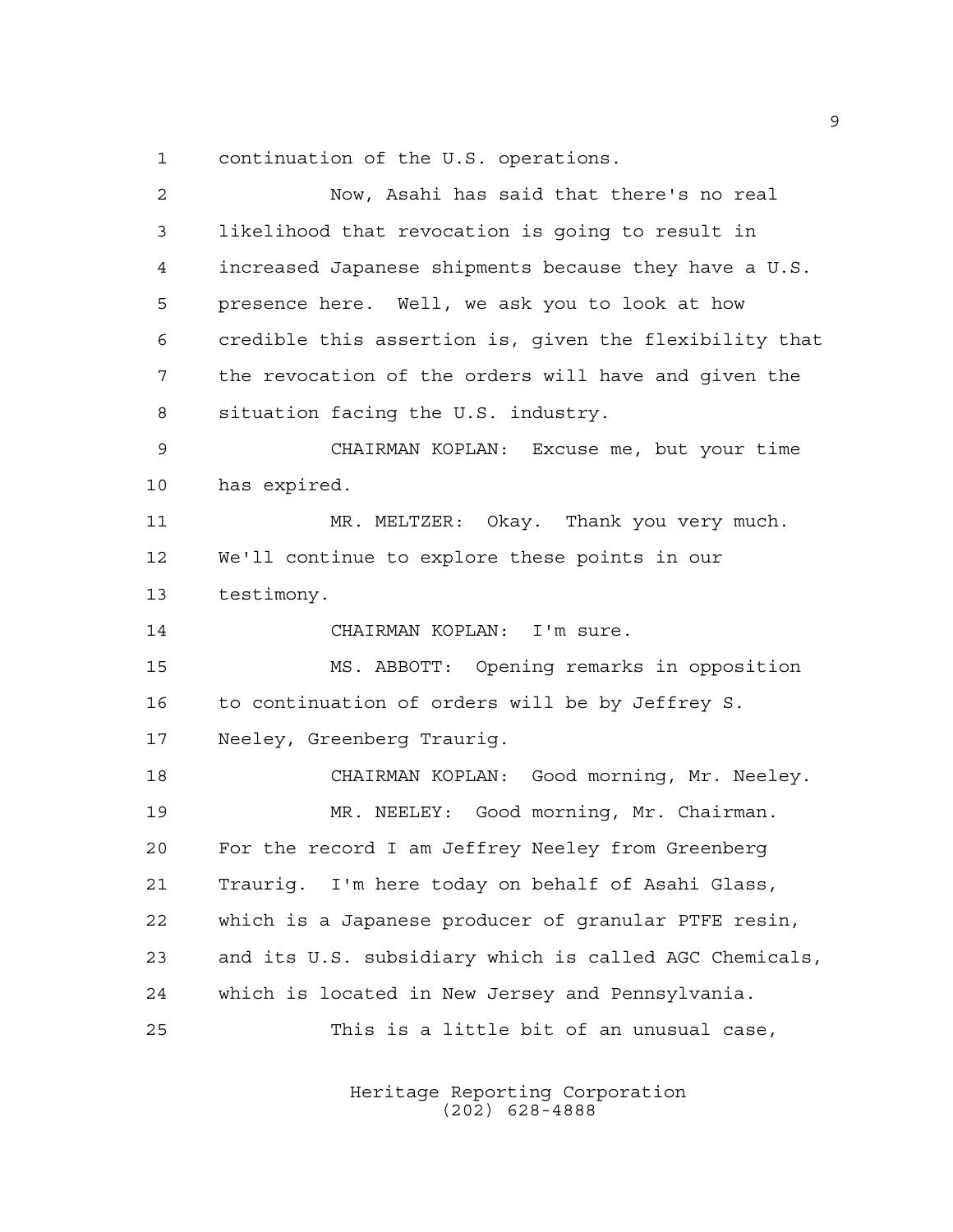continuation of the U.S. operations.

Now, Asahi has said that there's no real likelihood that revocation is going to result in increased Japanese shipments because they have a U.S. presence here. Well, we ask you to look at how credible this assertion is, given the flexibility that the revocation of the orders will have and given the situation facing the U.S. industry.

CHAIRMAN KOPLAN: Excuse me, but your time has expired.

MR. MELTZER: Okay. Thank you very much. We'll continue to explore these points in our testimony.

CHAIRMAN KOPLAN: I'm sure.

MS. ABBOTT: Opening remarks in opposition to continuation of orders will be by Jeffrey S. Neeley, Greenberg Traurig.

CHAIRMAN KOPLAN: Good morning, Mr. Neeley.

MR. NEELEY: Good morning, Mr. Chairman. For the record I am Jeffrey Neeley from Greenberg Traurig. I'm here today on behalf of Asahi Glass, which is a Japanese producer of granular PTFE resin, and its U.S. subsidiary which is called AGC Chemicals, which is located in New Jersey and Pennsylvania.

This is a little bit of an unusual case,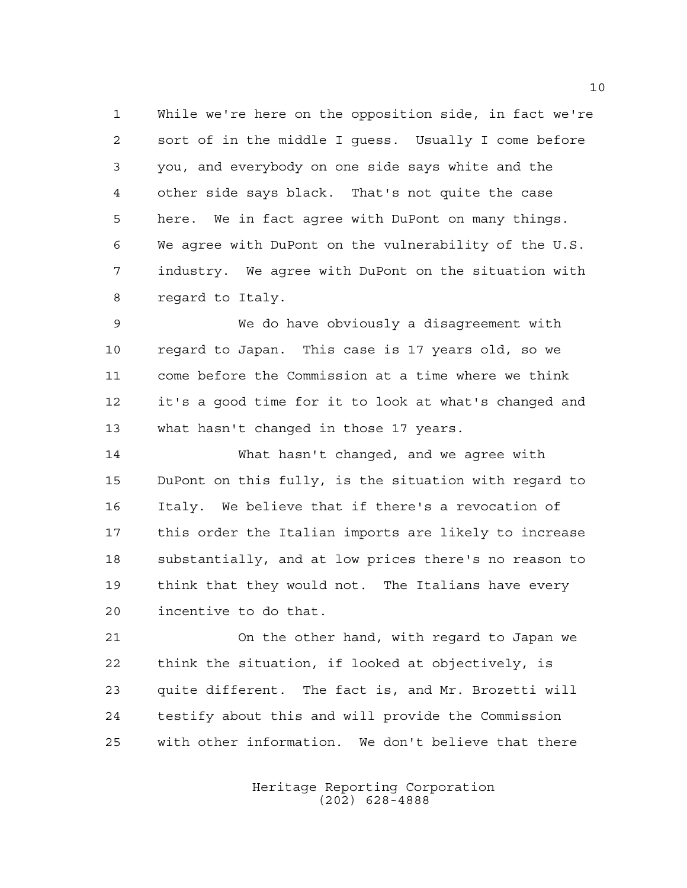While we're here on the opposition side, in fact we're sort of in the middle I guess. Usually I come before you, and everybody on one side says white and the other side says black. That's not quite the case here. We in fact agree with DuPont on many things. We agree with DuPont on the vulnerability of the U.S. industry. We agree with DuPont on the situation with regard to Italy.

We do have obviously a disagreement with regard to Japan. This case is 17 years old, so we come before the Commission at a time where we think it's a good time for it to look at what's changed and what hasn't changed in those 17 years.

What hasn't changed, and we agree with DuPont on this fully, is the situation with regard to Italy. We believe that if there's a revocation of this order the Italian imports are likely to increase substantially, and at low prices there's no reason to think that they would not. The Italians have every incentive to do that.

On the other hand, with regard to Japan we think the situation, if looked at objectively, is quite different. The fact is, and Mr. Brozetti will testify about this and will provide the Commission with other information. We don't believe that there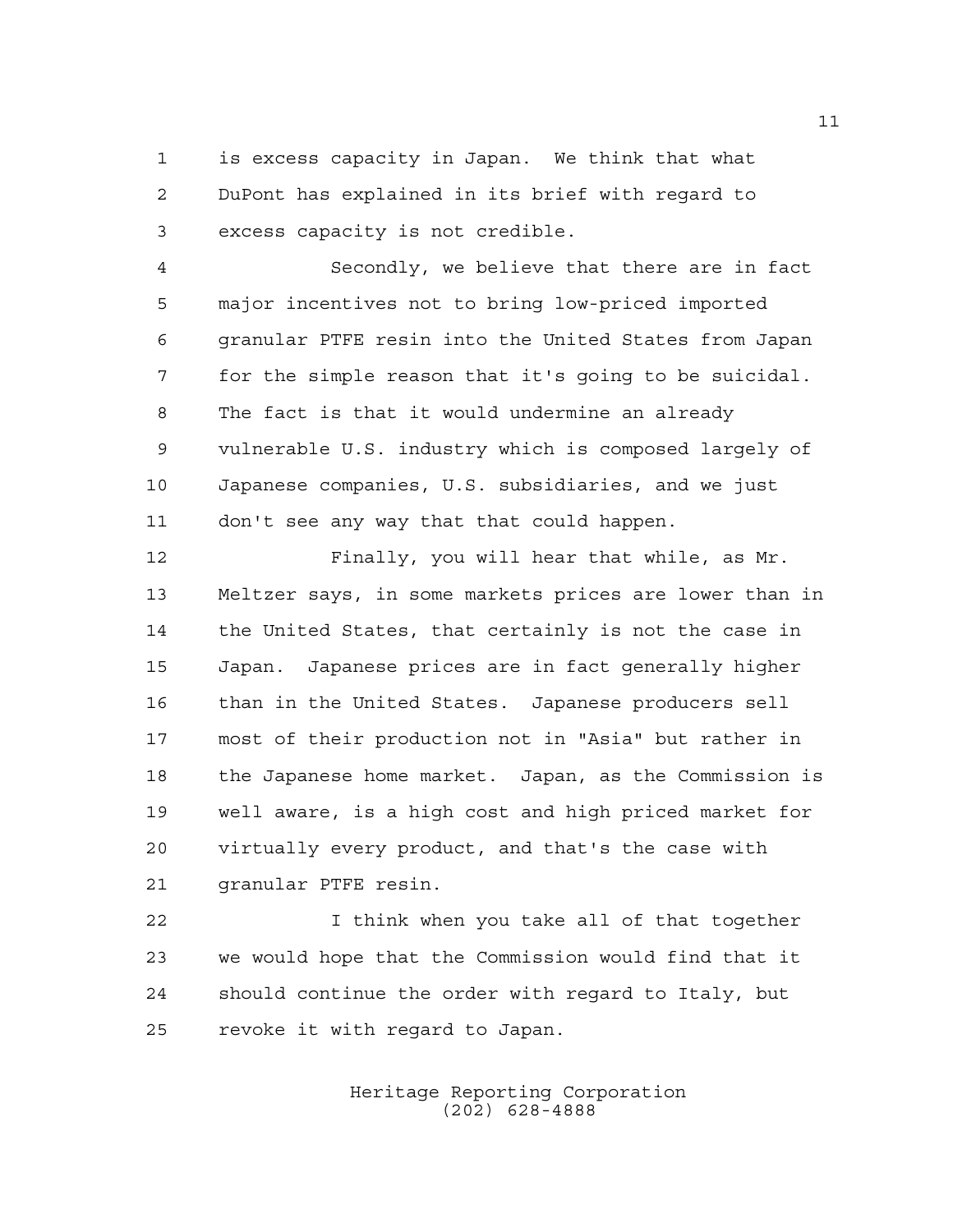is excess capacity in Japan. We think that what DuPont has explained in its brief with regard to excess capacity is not credible.

Secondly, we believe that there are in fact major incentives not to bring low-priced imported granular PTFE resin into the United States from Japan for the simple reason that it's going to be suicidal. The fact is that it would undermine an already vulnerable U.S. industry which is composed largely of Japanese companies, U.S. subsidiaries, and we just don't see any way that that could happen.

Finally, you will hear that while, as Mr. Meltzer says, in some markets prices are lower than in the United States, that certainly is not the case in Japan. Japanese prices are in fact generally higher than in the United States. Japanese producers sell most of their production not in "Asia" but rather in the Japanese home market. Japan, as the Commission is well aware, is a high cost and high priced market for virtually every product, and that's the case with granular PTFE resin.

I think when you take all of that together we would hope that the Commission would find that it should continue the order with regard to Italy, but revoke it with regard to Japan.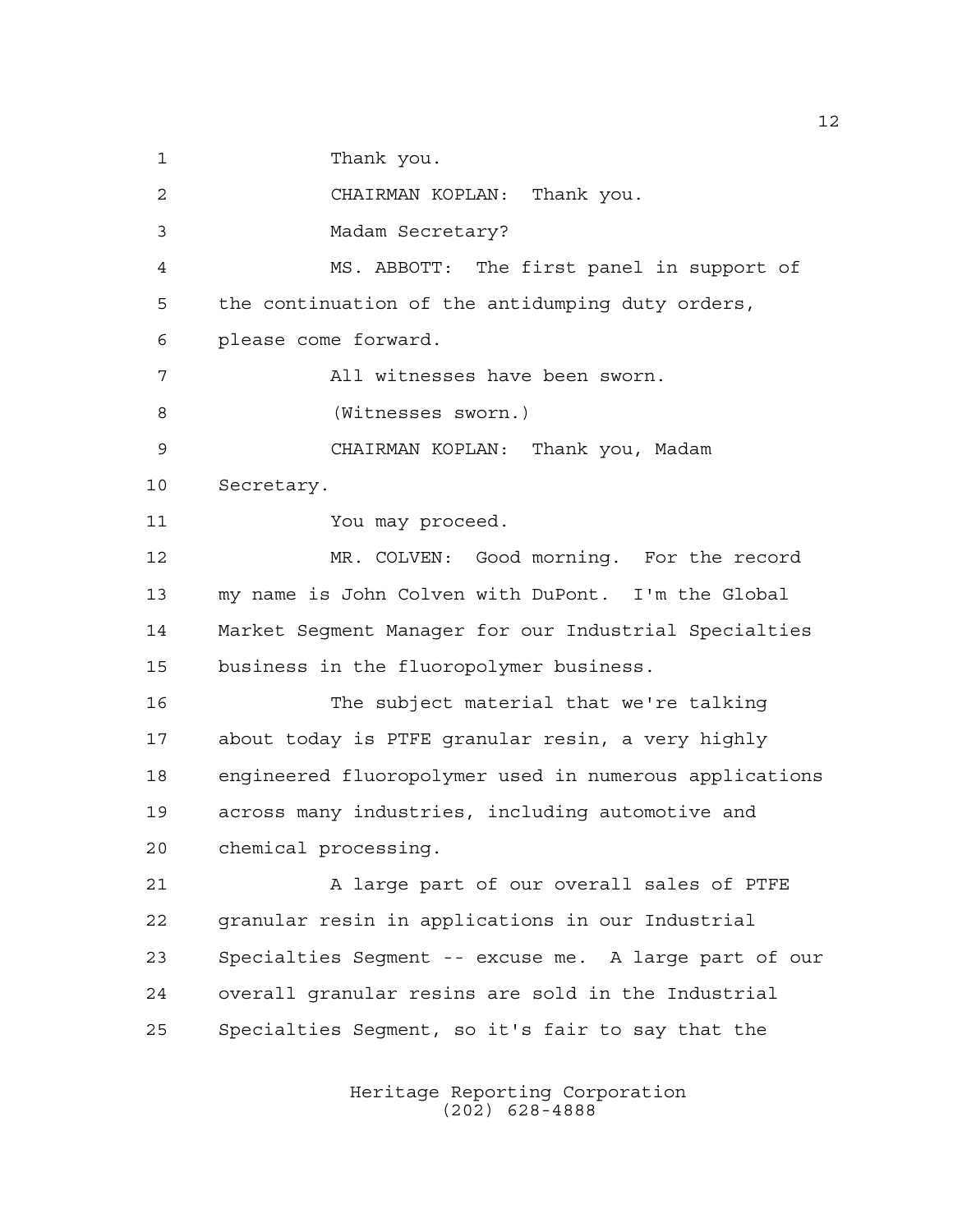Thank you.

CHAIRMAN KOPLAN: Thank you.

Madam Secretary?

MS. ABBOTT: The first panel in support of the continuation of the antidumping duty orders, please come forward.

All witnesses have been sworn.

(Witnesses sworn.)

CHAIRMAN KOPLAN: Thank you, Madam Secretary.

You may proceed.

MR. COLVEN: Good morning. For the record my name is John Colven with DuPont. I'm the Global Market Segment Manager for our Industrial Specialties business in the fluoropolymer business.

The subject material that we're talking about today is PTFE granular resin, a very highly engineered fluoropolymer used in numerous applications across many industries, including automotive and chemical processing.

A large part of our overall sales of PTFE granular resin in applications in our Industrial Specialties Segment -- excuse me. A large part of our overall granular resins are sold in the Industrial Specialties Segment, so it's fair to say that the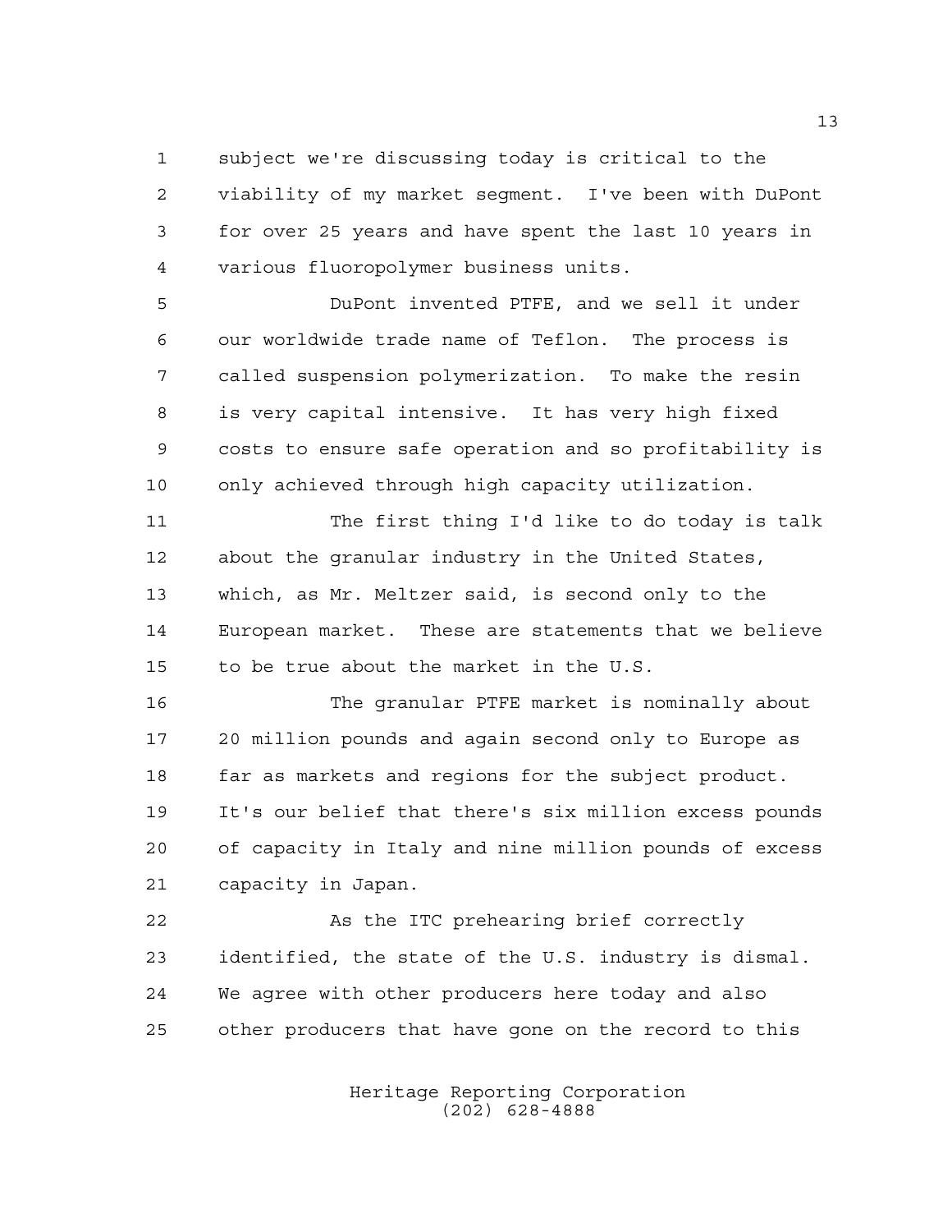subject we're discussing today is critical to the viability of my market segment. I've been with DuPont for over 25 years and have spent the last 10 years in various fluoropolymer business units.

DuPont invented PTFE, and we sell it under our worldwide trade name of Teflon. The process is called suspension polymerization. To make the resin is very capital intensive. It has very high fixed costs to ensure safe operation and so profitability is only achieved through high capacity utilization.

The first thing I'd like to do today is talk about the granular industry in the United States, which, as Mr. Meltzer said, is second only to the European market. These are statements that we believe to be true about the market in the U.S.

The granular PTFE market is nominally about 20 million pounds and again second only to Europe as far as markets and regions for the subject product. It's our belief that there's six million excess pounds of capacity in Italy and nine million pounds of excess capacity in Japan.

As the ITC prehearing brief correctly identified, the state of the U.S. industry is dismal. We agree with other producers here today and also other producers that have gone on the record to this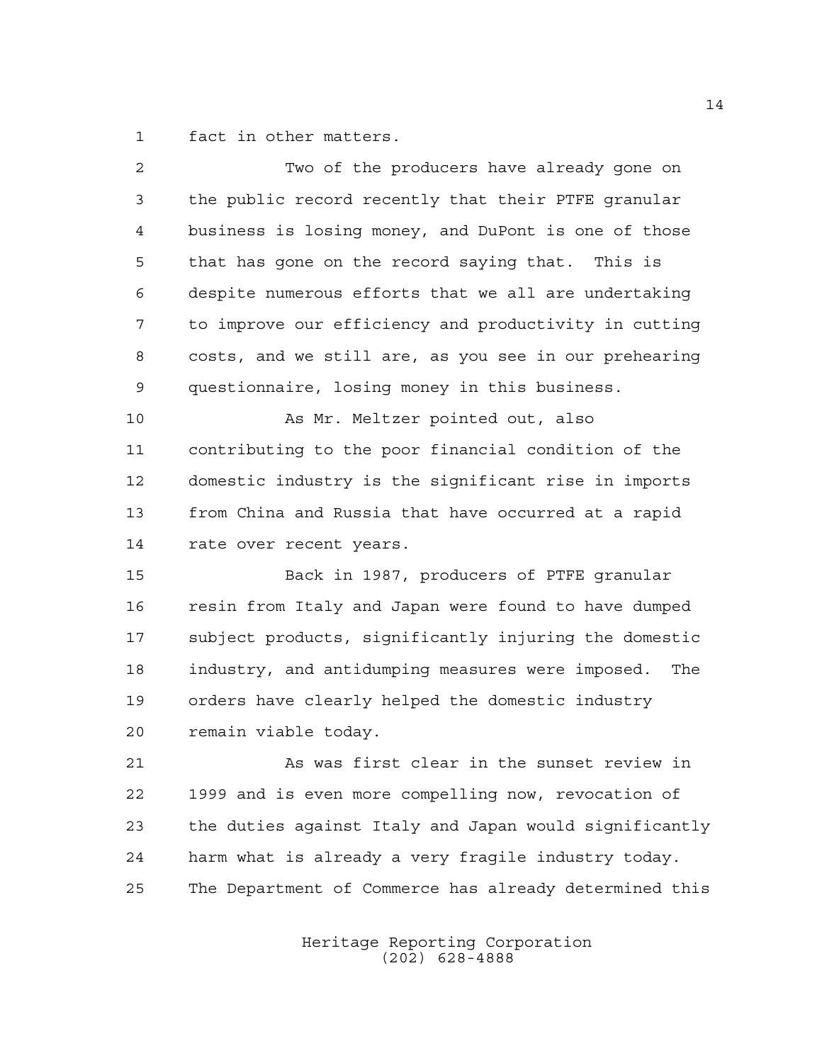fact in other matters.

Two of the producers have already gone on the public record recently that their PTFE granular business is losing money, and DuPont is one of those that has gone on the record saying that. This is despite numerous efforts that we all are undertaking to improve our efficiency and productivity in cutting costs, and we still are, as you see in our prehearing questionnaire, losing money in this business.

As Mr. Meltzer pointed out, also contributing to the poor financial condition of the domestic industry is the significant rise in imports from China and Russia that have occurred at a rapid rate over recent years.

Back in 1987, producers of PTFE granular resin from Italy and Japan were found to have dumped subject products, significantly injuring the domestic industry, and antidumping measures were imposed. The orders have clearly helped the domestic industry remain viable today.

As was first clear in the sunset review in 1999 and is even more compelling now, revocation of the duties against Italy and Japan would significantly harm what is already a very fragile industry today. The Department of Commerce has already determined this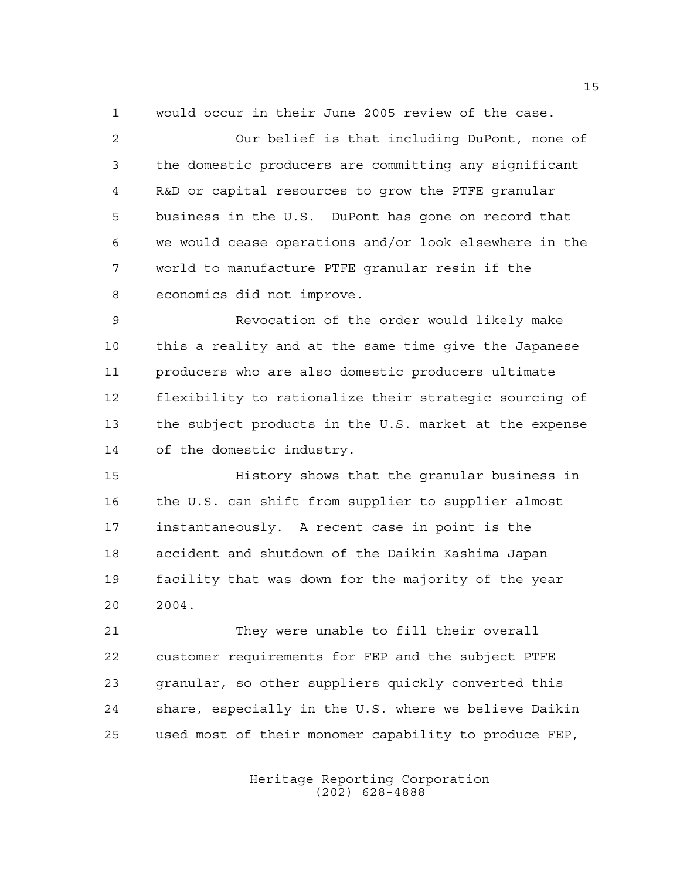would occur in their June 2005 review of the case.

Our belief is that including DuPont, none of the domestic producers are committing any significant R&D or capital resources to grow the PTFE granular business in the U.S. DuPont has gone on record that we would cease operations and/or look elsewhere in the world to manufacture PTFE granular resin if the economics did not improve.

Revocation of the order would likely make this a reality and at the same time give the Japanese producers who are also domestic producers ultimate flexibility to rationalize their strategic sourcing of the subject products in the U.S. market at the expense of the domestic industry.

History shows that the granular business in the U.S. can shift from supplier to supplier almost instantaneously. A recent case in point is the accident and shutdown of the Daikin Kashima Japan facility that was down for the majority of the year 2004.

They were unable to fill their overall customer requirements for FEP and the subject PTFE granular, so other suppliers quickly converted this share, especially in the U.S. where we believe Daikin used most of their monomer capability to produce FEP,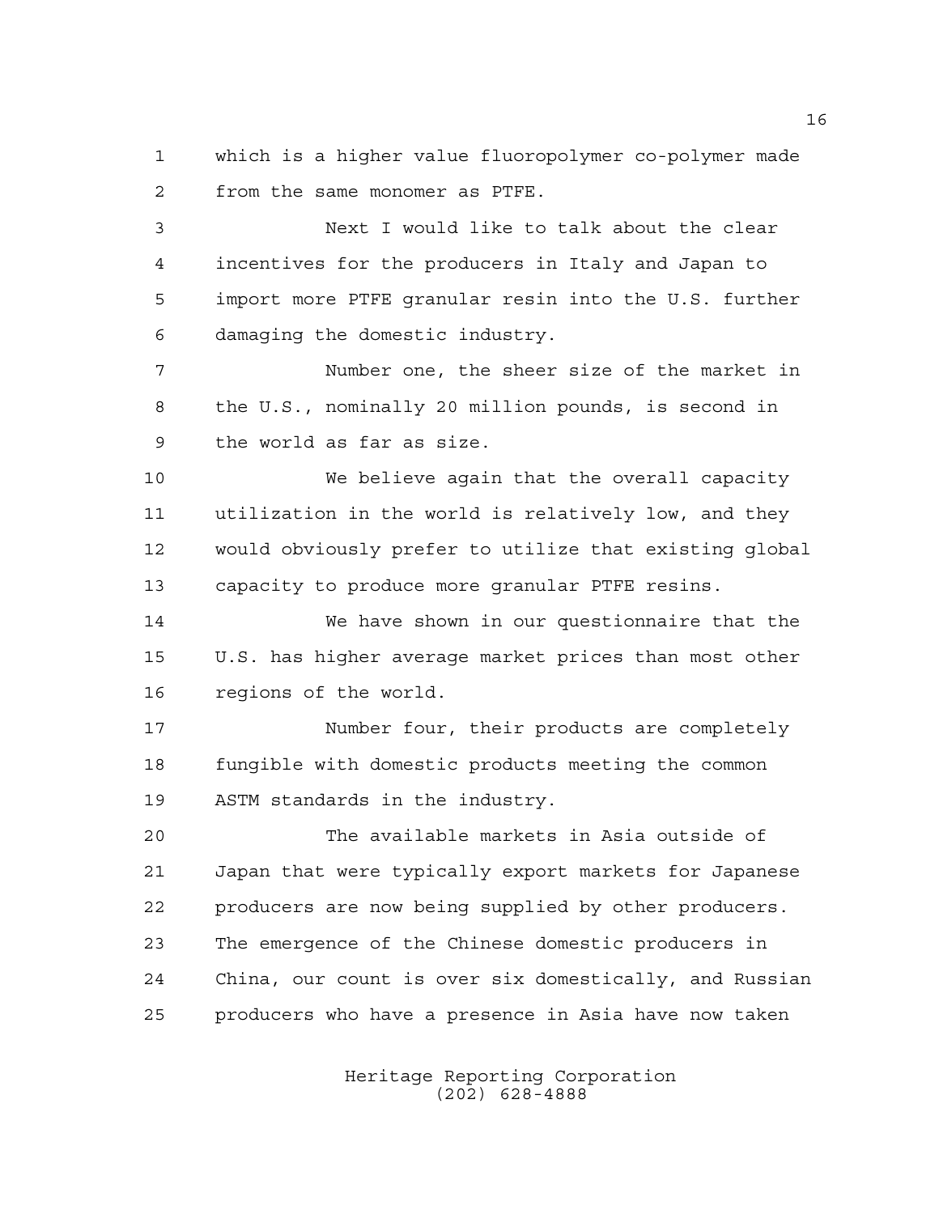which is a higher value fluoropolymer co-polymer made from the same monomer as PTFE.

Next I would like to talk about the clear incentives for the producers in Italy and Japan to import more PTFE granular resin into the U.S. further damaging the domestic industry.

Number one, the sheer size of the market in the U.S., nominally 20 million pounds, is second in the world as far as size.

We believe again that the overall capacity utilization in the world is relatively low, and they would obviously prefer to utilize that existing global capacity to produce more granular PTFE resins.

We have shown in our questionnaire that the U.S. has higher average market prices than most other regions of the world.

Number four, their products are completely fungible with domestic products meeting the common ASTM standards in the industry.

The available markets in Asia outside of Japan that were typically export markets for Japanese producers are now being supplied by other producers. The emergence of the Chinese domestic producers in China, our count is over six domestically, and Russian producers who have a presence in Asia have now taken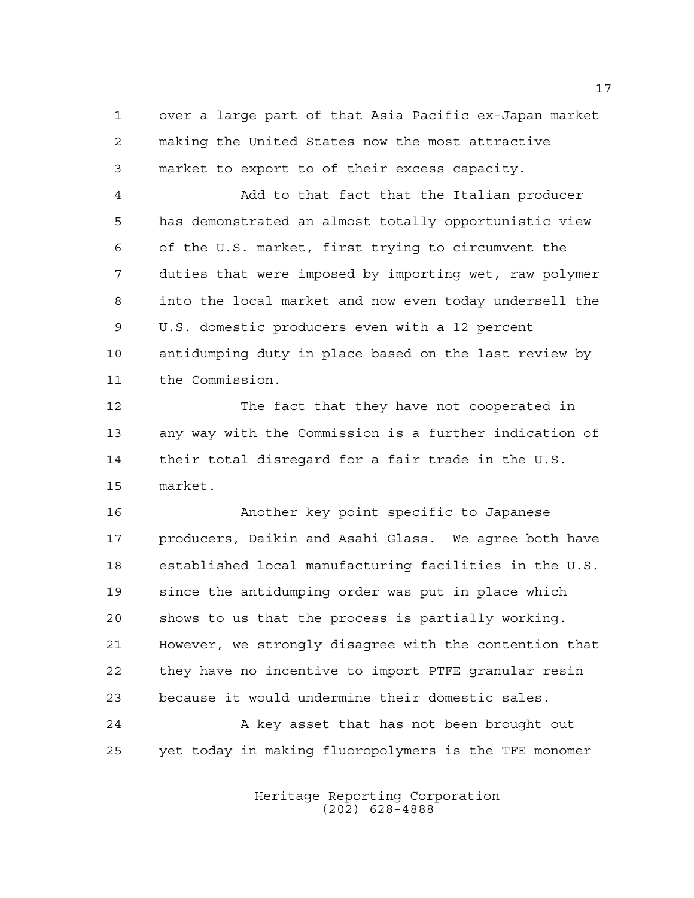over a large part of that Asia Pacific ex-Japan market making the United States now the most attractive market to export to of their excess capacity.

Add to that fact that the Italian producer has demonstrated an almost totally opportunistic view of the U.S. market, first trying to circumvent the duties that were imposed by importing wet, raw polymer into the local market and now even today undersell the U.S. domestic producers even with a 12 percent antidumping duty in place based on the last review by the Commission.

The fact that they have not cooperated in any way with the Commission is a further indication of their total disregard for a fair trade in the U.S. market.

Another key point specific to Japanese producers, Daikin and Asahi Glass. We agree both have established local manufacturing facilities in the U.S. since the antidumping order was put in place which shows to us that the process is partially working. However, we strongly disagree with the contention that they have no incentive to import PTFE granular resin because it would undermine their domestic sales.

A key asset that has not been brought out yet today in making fluoropolymers is the TFE monomer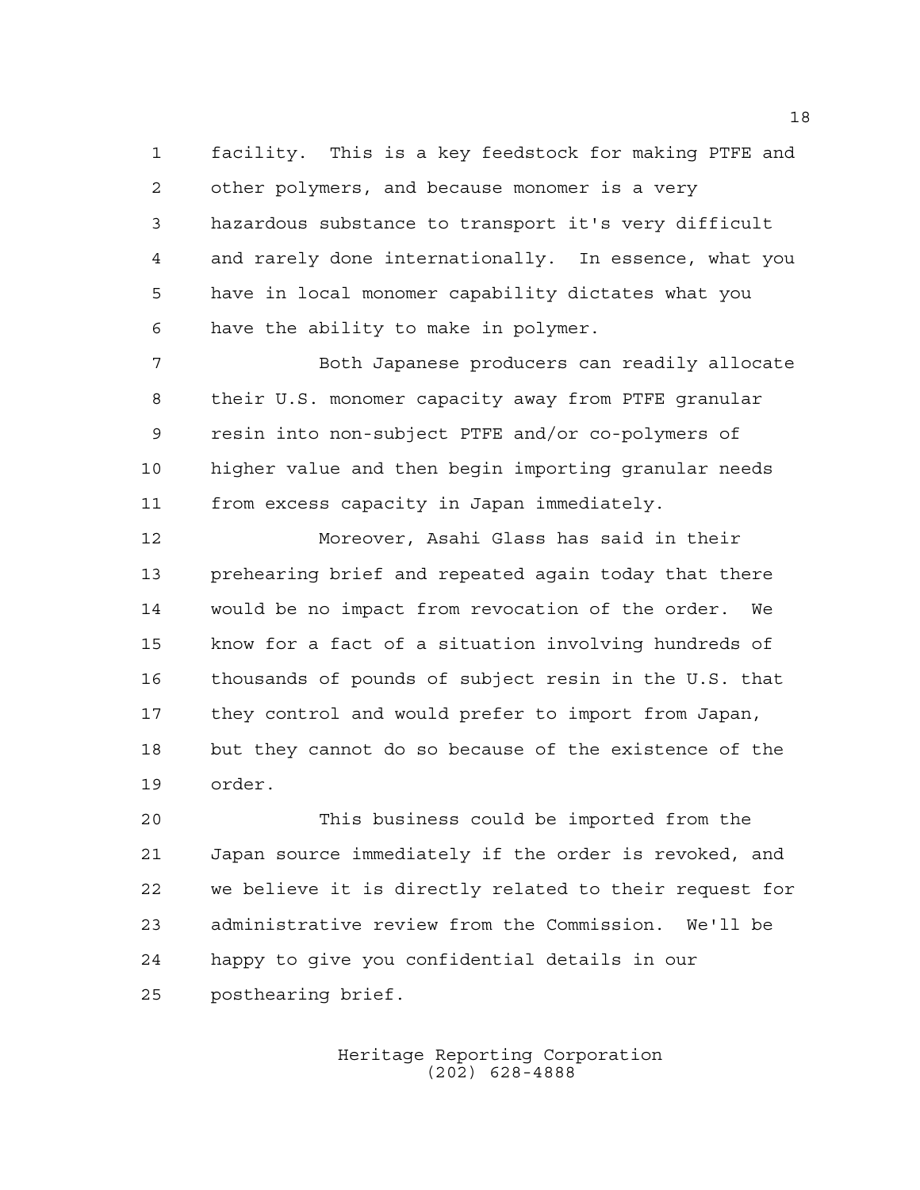facility. This is a key feedstock for making PTFE and other polymers, and because monomer is a very hazardous substance to transport it's very difficult and rarely done internationally. In essence, what you have in local monomer capability dictates what you have the ability to make in polymer.

Both Japanese producers can readily allocate their U.S. monomer capacity away from PTFE granular resin into non-subject PTFE and/or co-polymers of higher value and then begin importing granular needs from excess capacity in Japan immediately.

Moreover, Asahi Glass has said in their prehearing brief and repeated again today that there would be no impact from revocation of the order. We know for a fact of a situation involving hundreds of thousands of pounds of subject resin in the U.S. that they control and would prefer to import from Japan, but they cannot do so because of the existence of the order.

This business could be imported from the Japan source immediately if the order is revoked, and we believe it is directly related to their request for administrative review from the Commission. We'll be happy to give you confidential details in our posthearing brief.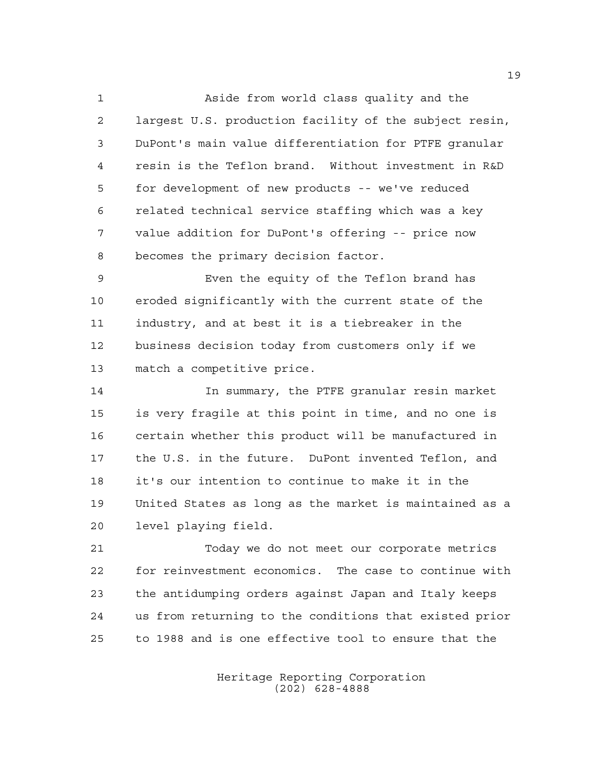Aside from world class quality and the largest U.S. production facility of the subject resin, DuPont's main value differentiation for PTFE granular resin is the Teflon brand. Without investment in R&D for development of new products -- we've reduced related technical service staffing which was a key value addition for DuPont's offering -- price now becomes the primary decision factor.

Even the equity of the Teflon brand has eroded significantly with the current state of the industry, and at best it is a tiebreaker in the business decision today from customers only if we match a competitive price.

In summary, the PTFE granular resin market is very fragile at this point in time, and no one is certain whether this product will be manufactured in the U.S. in the future. DuPont invented Teflon, and it's our intention to continue to make it in the United States as long as the market is maintained as a level playing field.

Today we do not meet our corporate metrics for reinvestment economics. The case to continue with the antidumping orders against Japan and Italy keeps us from returning to the conditions that existed prior to 1988 and is one effective tool to ensure that the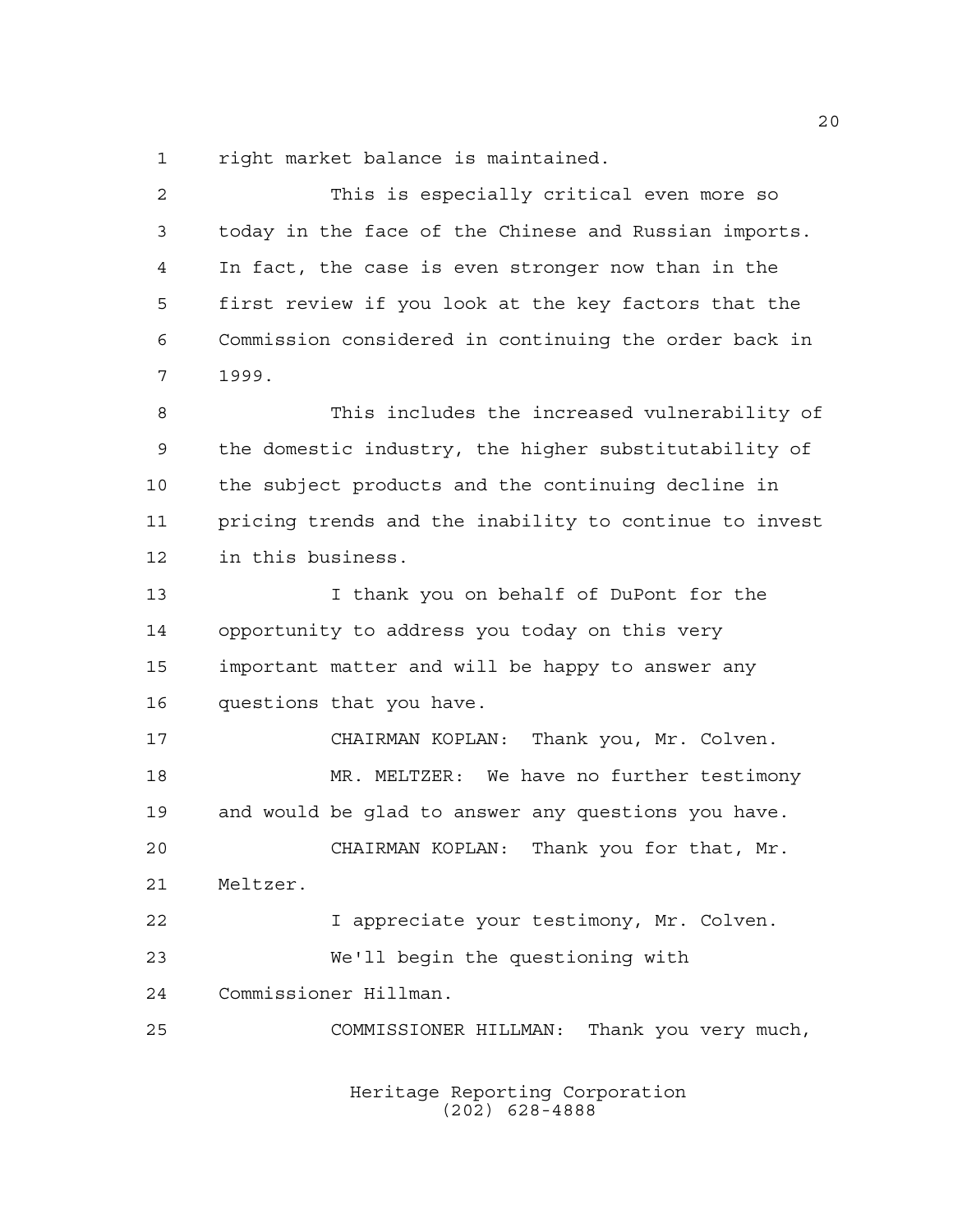right market balance is maintained.

This is especially critical even more so today in the face of the Chinese and Russian imports. In fact, the case is even stronger now than in the first review if you look at the key factors that the Commission considered in continuing the order back in 1999.

This includes the increased vulnerability of the domestic industry, the higher substitutability of the subject products and the continuing decline in pricing trends and the inability to continue to invest in this business.

I thank you on behalf of DuPont for the opportunity to address you today on this very important matter and will be happy to answer any questions that you have.

CHAIRMAN KOPLAN: Thank you, Mr. Colven.

MR. MELTZER: We have no further testimony and would be glad to answer any questions you have.

CHAIRMAN KOPLAN: Thank you for that, Mr. Meltzer.

I appreciate your testimony, Mr. Colven.

We'll begin the questioning with Commissioner Hillman.

COMMISSIONER HILLMAN: Thank you very much,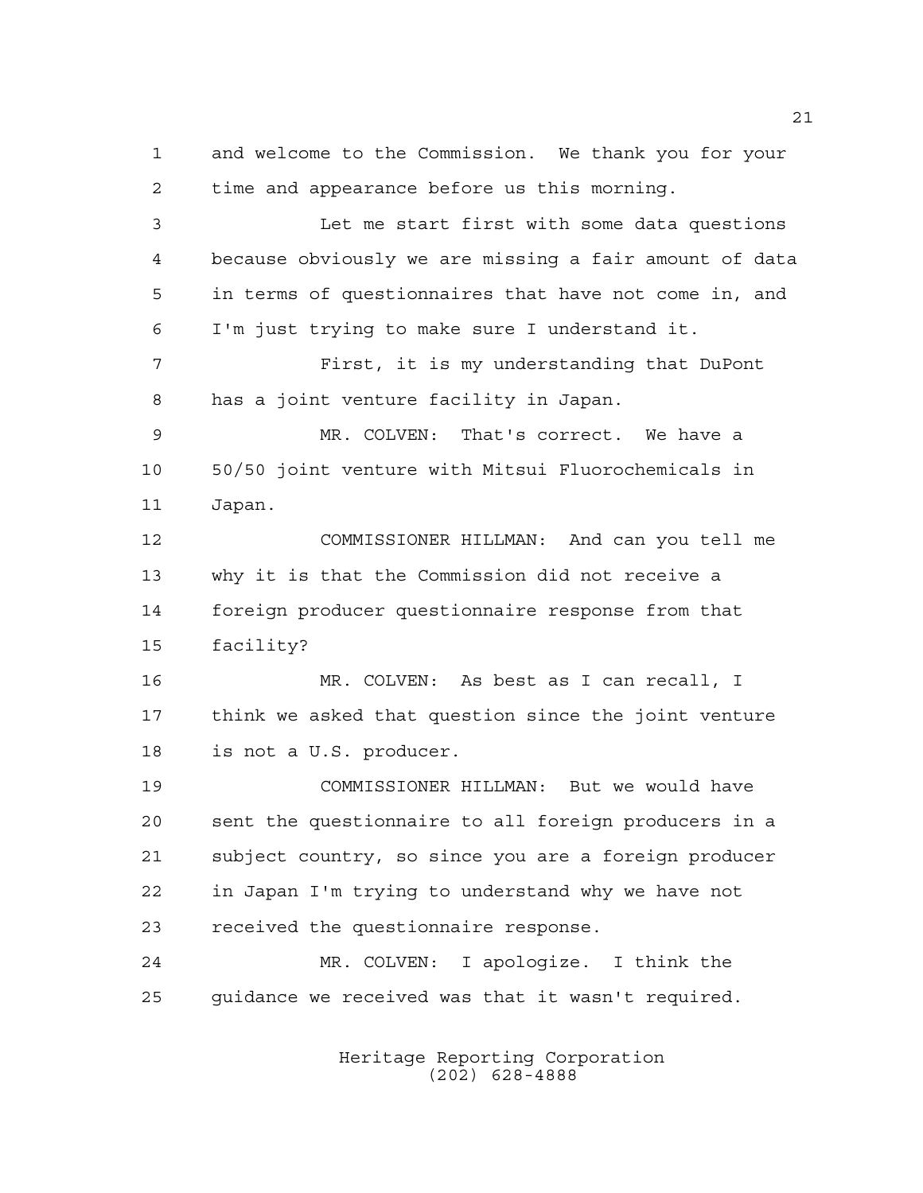and welcome to the Commission. We thank you for your time and appearance before us this morning.

Let me start first with some data questions because obviously we are missing a fair amount of data in terms of questionnaires that have not come in, and I'm just trying to make sure I understand it.

First, it is my understanding that DuPont has a joint venture facility in Japan.

MR. COLVEN: That's correct. We have a 50/50 joint venture with Mitsui Fluorochemicals in Japan.

COMMISSIONER HILLMAN: And can you tell me why it is that the Commission did not receive a foreign producer questionnaire response from that facility?

MR. COLVEN: As best as I can recall, I think we asked that question since the joint venture is not a U.S. producer.

COMMISSIONER HILLMAN: But we would have sent the questionnaire to all foreign producers in a subject country, so since you are a foreign producer in Japan I'm trying to understand why we have not received the questionnaire response.

MR. COLVEN: I apologize. I think the guidance we received was that it wasn't required.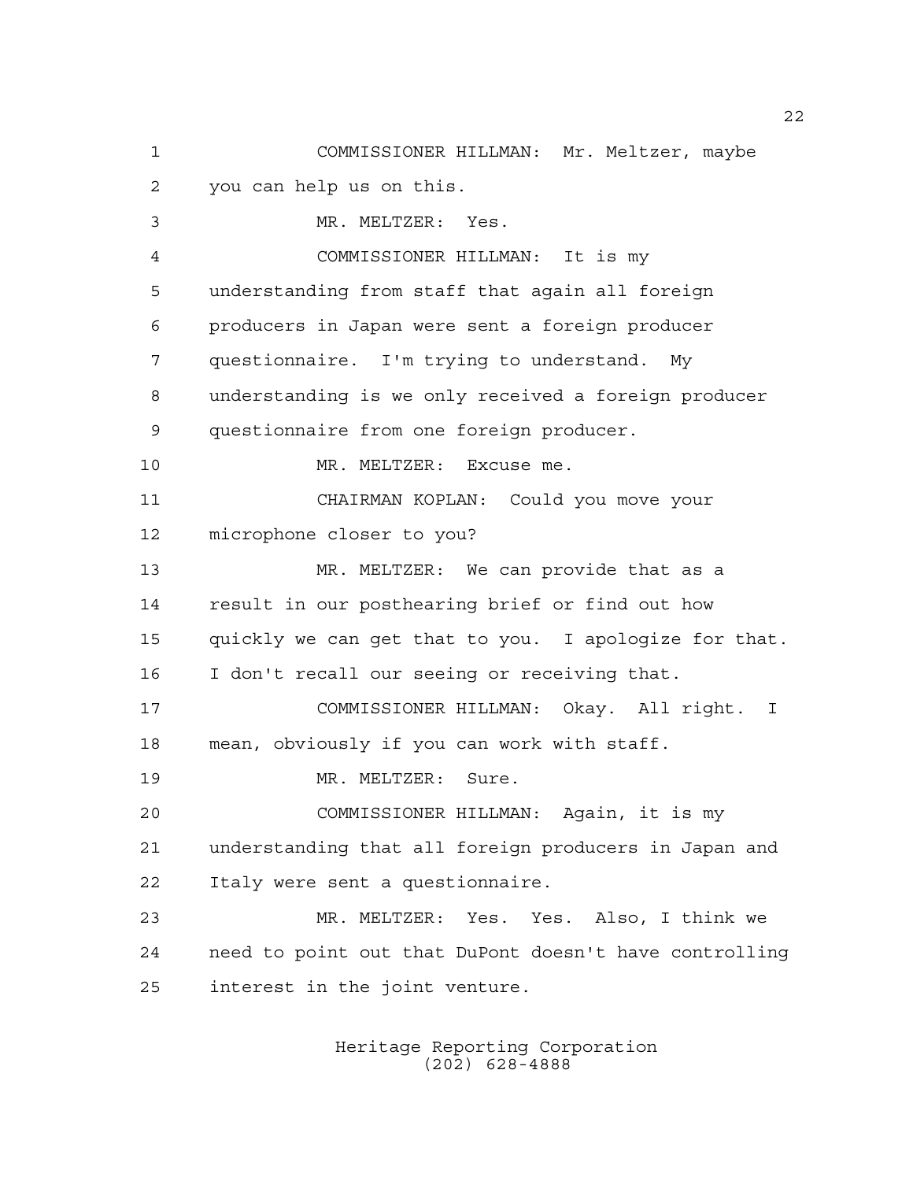COMMISSIONER HILLMAN: Mr. Meltzer, maybe you can help us on this.

MR. MELTZER: Yes.

COMMISSIONER HILLMAN: It is my understanding from staff that again all foreign producers in Japan were sent a foreign producer questionnaire. I'm trying to understand. My understanding is we only received a foreign producer questionnaire from one foreign producer.

MR. MELTZER: Excuse me.

CHAIRMAN KOPLAN: Could you move your microphone closer to you?

MR. MELTZER: We can provide that as a result in our posthearing brief or find out how quickly we can get that to you. I apologize for that. I don't recall our seeing or receiving that.

COMMISSIONER HILLMAN: Okay. All right. I mean, obviously if you can work with staff.

MR. MELTZER: Sure.

COMMISSIONER HILLMAN: Again, it is my understanding that all foreign producers in Japan and Italy were sent a questionnaire.

MR. MELTZER: Yes. Yes. Also, I think we need to point out that DuPont doesn't have controlling interest in the joint venture.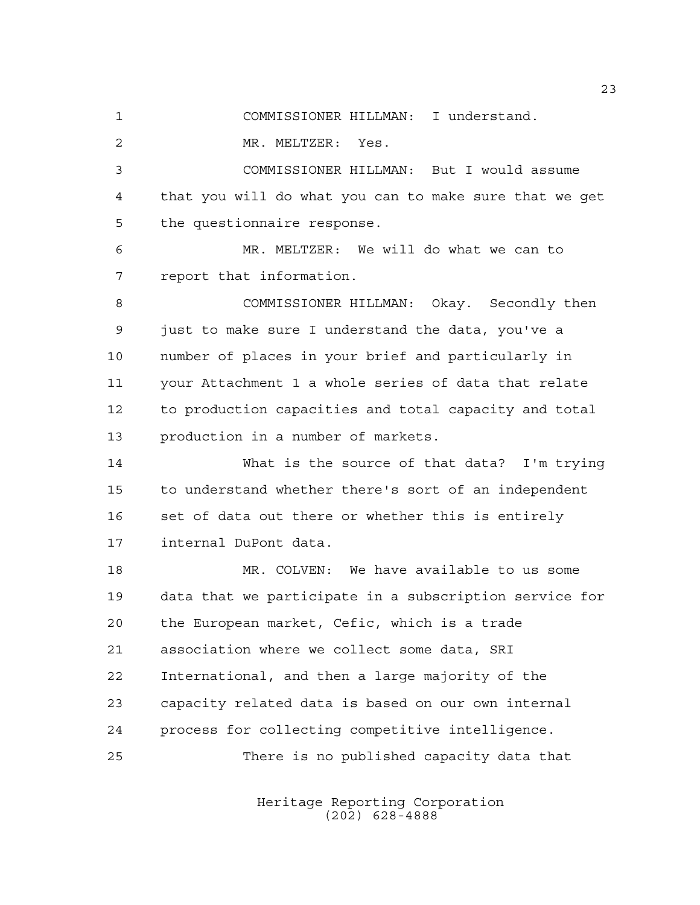COMMISSIONER HILLMAN: I understand.

MR. MELTZER: Yes.

COMMISSIONER HILLMAN: But I would assume that you will do what you can to make sure that we get the questionnaire response.

MR. MELTZER: We will do what we can to report that information.

COMMISSIONER HILLMAN: Okay. Secondly then just to make sure I understand the data, you've a number of places in your brief and particularly in your Attachment 1 a whole series of data that relate to production capacities and total capacity and total production in a number of markets.

What is the source of that data? I'm trying to understand whether there's sort of an independent set of data out there or whether this is entirely internal DuPont data.

MR. COLVEN: We have available to us some data that we participate in a subscription service for the European market, Cefic, which is a trade association where we collect some data, SRI International, and then a large majority of the capacity related data is based on our own internal process for collecting competitive intelligence.

There is no published capacity data that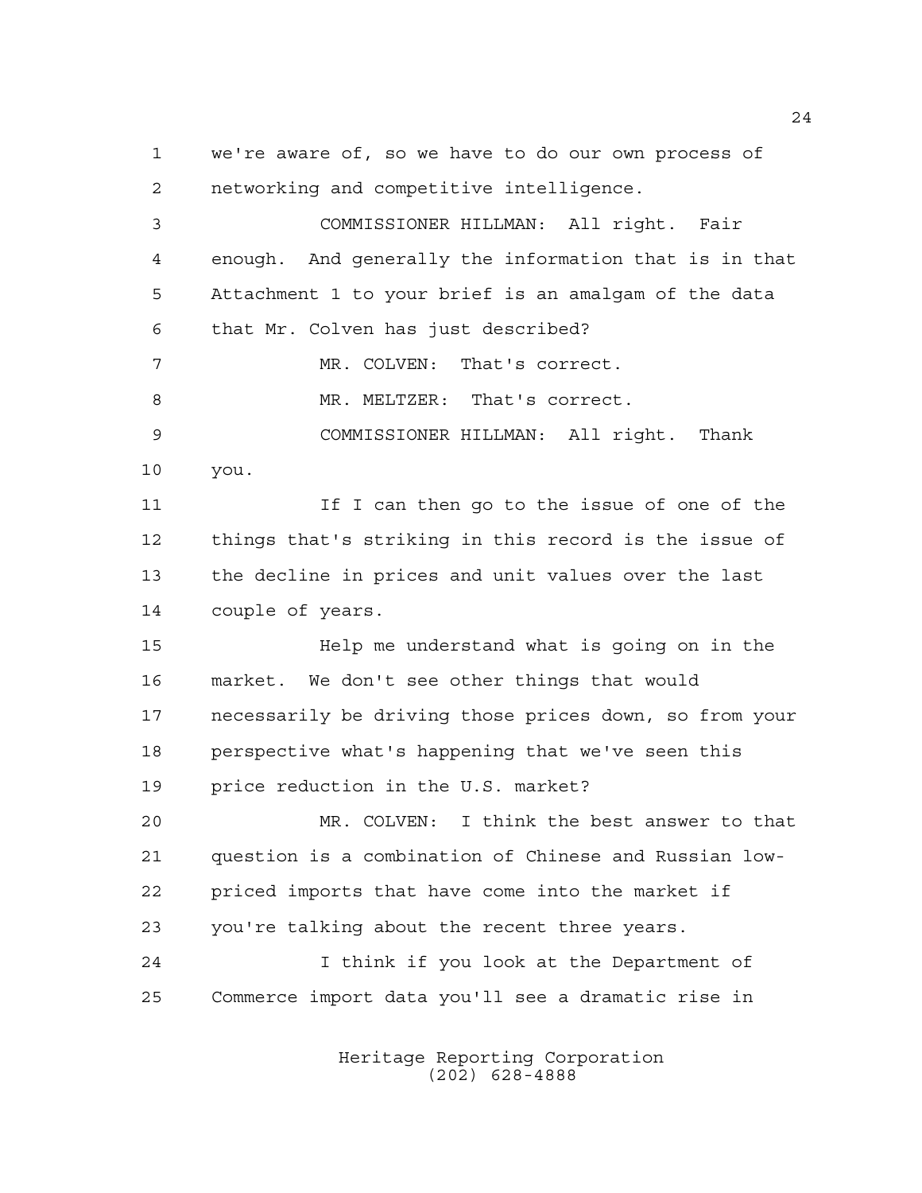we're aware of, so we have to do our own process of networking and competitive intelligence.

COMMISSIONER HILLMAN: All right. Fair enough. And generally the information that is in that Attachment 1 to your brief is an amalgam of the data that Mr. Colven has just described?

MR. COLVEN: That's correct.

MR. MELTZER: That's correct.

COMMISSIONER HILLMAN: All right. Thank you.

If I can then go to the issue of one of the things that's striking in this record is the issue of the decline in prices and unit values over the last couple of years.

Help me understand what is going on in the market. We don't see other things that would necessarily be driving those prices down, so from your perspective what's happening that we've seen this price reduction in the U.S. market?

MR. COLVEN: I think the best answer to that question is a combination of Chinese and Russian low-priced imports that have come into the market if you're talking about the recent three years.

I think if you look at the Department of Commerce import data you'll see a dramatic rise in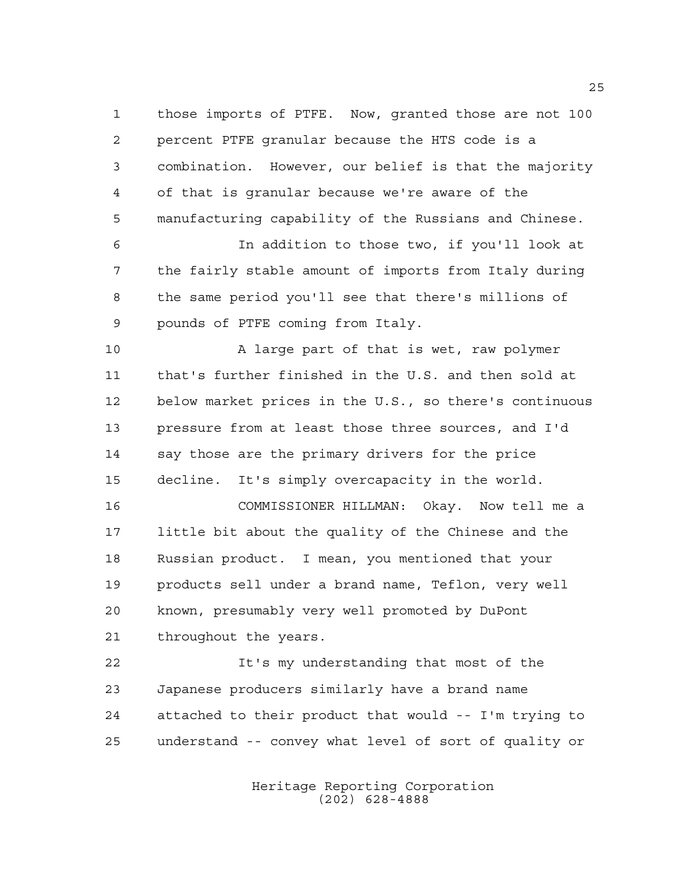those imports of PTFE. Now, granted those are not 100 percent PTFE granular because the HTS code is a combination. However, our belief is that the majority of that is granular because we're aware of the manufacturing capability of the Russians and Chinese.

In addition to those two, if you'll look at the fairly stable amount of imports from Italy during the same period you'll see that there's millions of pounds of PTFE coming from Italy.

A large part of that is wet, raw polymer that's further finished in the U.S. and then sold at below market prices in the U.S., so there's continuous pressure from at least those three sources, and I'd say those are the primary drivers for the price decline. It's simply overcapacity in the world.

COMMISSIONER HILLMAN: Okay. Now tell me a little bit about the quality of the Chinese and the Russian product. I mean, you mentioned that your products sell under a brand name, Teflon, very well known, presumably very well promoted by DuPont throughout the years.

It's my understanding that most of the Japanese producers similarly have a brand name attached to their product that would -- I'm trying to understand -- convey what level of sort of quality or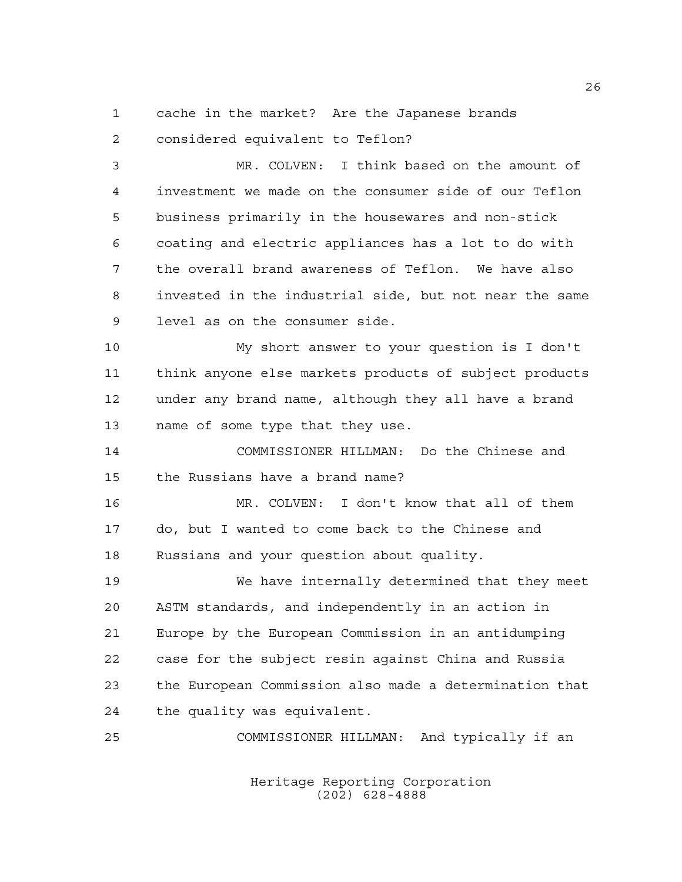cache in the market? Are the Japanese brands considered equivalent to Teflon?

MR. COLVEN: I think based on the amount of investment we made on the consumer side of our Teflon business primarily in the housewares and non-stick coating and electric appliances has a lot to do with the overall brand awareness of Teflon. We have also invested in the industrial side, but not near the same level as on the consumer side.

My short answer to your question is I don't think anyone else markets products of subject products under any brand name, although they all have a brand name of some type that they use.

COMMISSIONER HILLMAN: Do the Chinese and the Russians have a brand name?

MR. COLVEN: I don't know that all of them do, but I wanted to come back to the Chinese and Russians and your question about quality.

We have internally determined that they meet ASTM standards, and independently in an action in Europe by the European Commission in an antidumping case for the subject resin against China and Russia the European Commission also made a determination that the quality was equivalent.

COMMISSIONER HILLMAN: And typically if an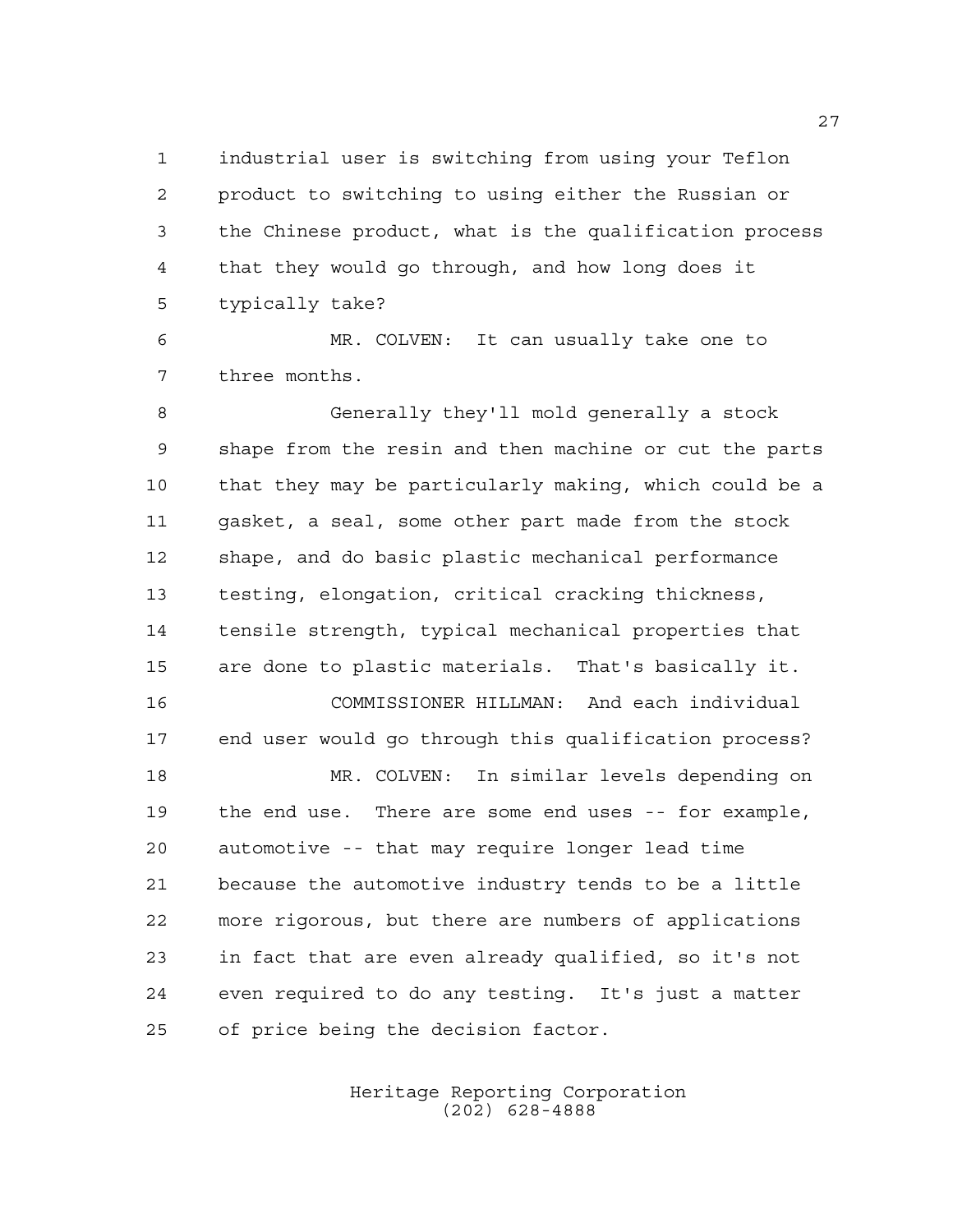industrial user is switching from using your Teflon product to switching to using either the Russian or the Chinese product, what is the qualification process that they would go through, and how long does it typically take?

MR. COLVEN: It can usually take one to three months.

Generally they'll mold generally a stock shape from the resin and then machine or cut the parts that they may be particularly making, which could be a gasket, a seal, some other part made from the stock shape, and do basic plastic mechanical performance testing, elongation, critical cracking thickness, tensile strength, typical mechanical properties that are done to plastic materials. That's basically it.

COMMISSIONER HILLMAN: And each individual end user would go through this qualification process?

MR. COLVEN: In similar levels depending on the end use. There are some end uses -- for example, automotive -- that may require longer lead time because the automotive industry tends to be a little more rigorous, but there are numbers of applications in fact that are even already qualified, so it's not even required to do any testing. It's just a matter of price being the decision factor.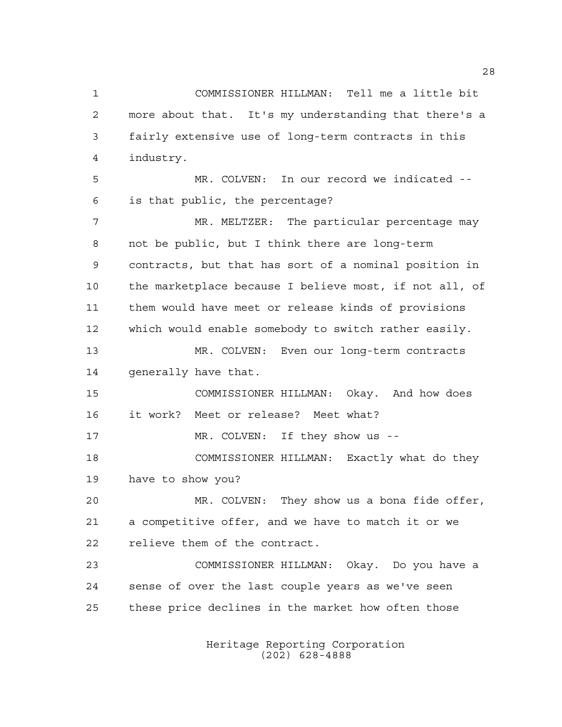COMMISSIONER HILLMAN: Tell me a little bit more about that. It's my understanding that there's a fairly extensive use of long-term contracts in this industry.

MR. COLVEN: In our record we indicated -- is that public, the percentage?

MR. MELTZER: The particular percentage may not be public, but I think there are long-term contracts, but that has sort of a nominal position in the marketplace because I believe most, if not all, of them would have meet or release kinds of provisions which would enable somebody to switch rather easily.

MR. COLVEN: Even our long-term contracts generally have that.

COMMISSIONER HILLMAN: Okay. And how does it work? Meet or release? Meet what?

MR. COLVEN: If they show us --

COMMISSIONER HILLMAN: Exactly what do they have to show you?

MR. COLVEN: They show us a bona fide offer, a competitive offer, and we have to match it or we relieve them of the contract.

COMMISSIONER HILLMAN: Okay. Do you have a sense of over the last couple years as we've seen these price declines in the market how often those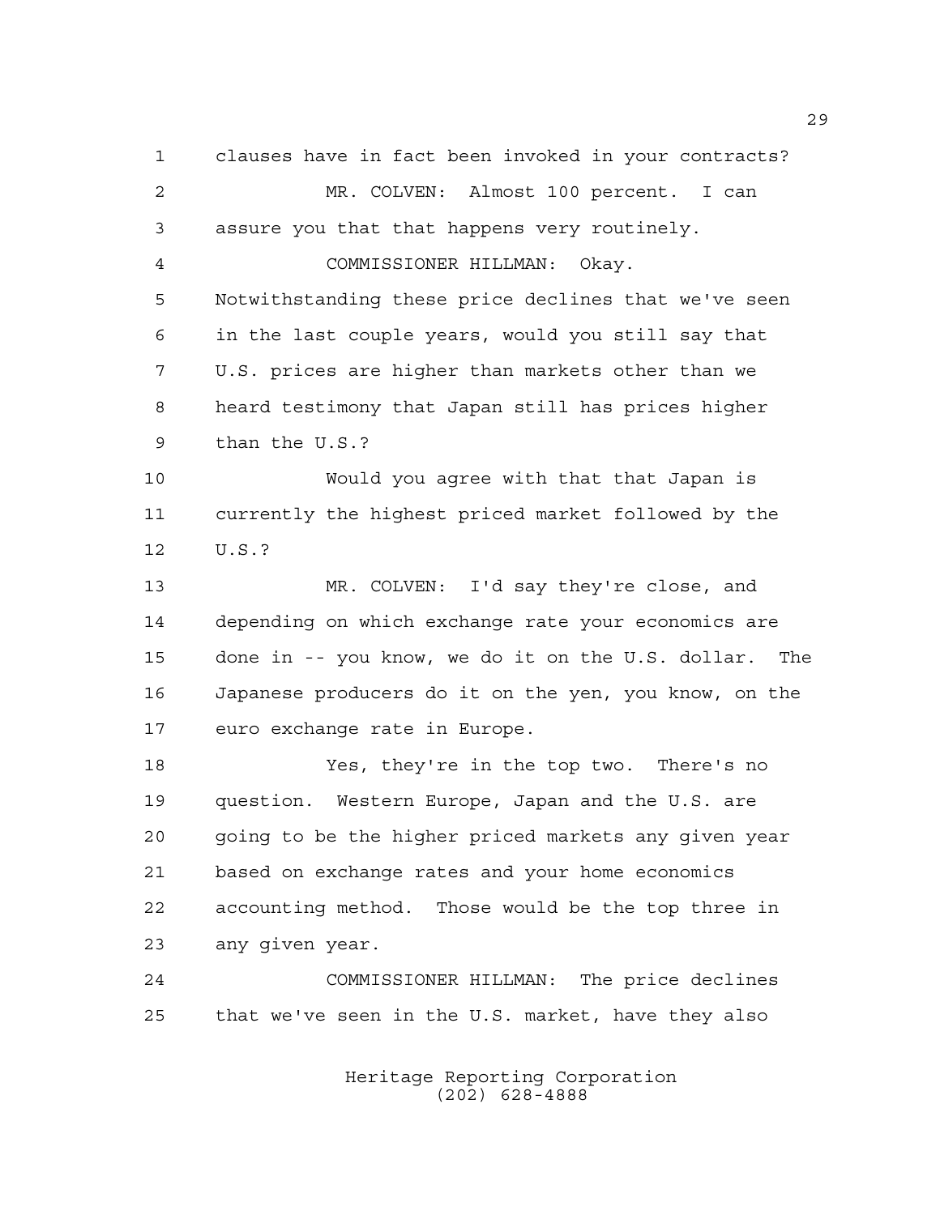clauses have in fact been invoked in your contracts?

MR. COLVEN: Almost 100 percent. I can assure you that that happens very routinely.

COMMISSIONER HILLMAN: Okay. Notwithstanding these price declines that we've seen in the last couple years, would you still say that U.S. prices are higher than markets other than we heard testimony that Japan still has prices higher than the U.S.?

Would you agree with that that Japan is currently the highest priced market followed by the U.S.?

MR. COLVEN: I'd say they're close, and depending on which exchange rate your economics are done in -- you know, we do it on the U.S. dollar. The Japanese producers do it on the yen, you know, on the euro exchange rate in Europe.

Yes, they're in the top two. There's no question. Western Europe, Japan and the U.S. are going to be the higher priced markets any given year based on exchange rates and your home economics accounting method. Those would be the top three in any given year.

COMMISSIONER HILLMAN: The price declines that we've seen in the U.S. market, have they also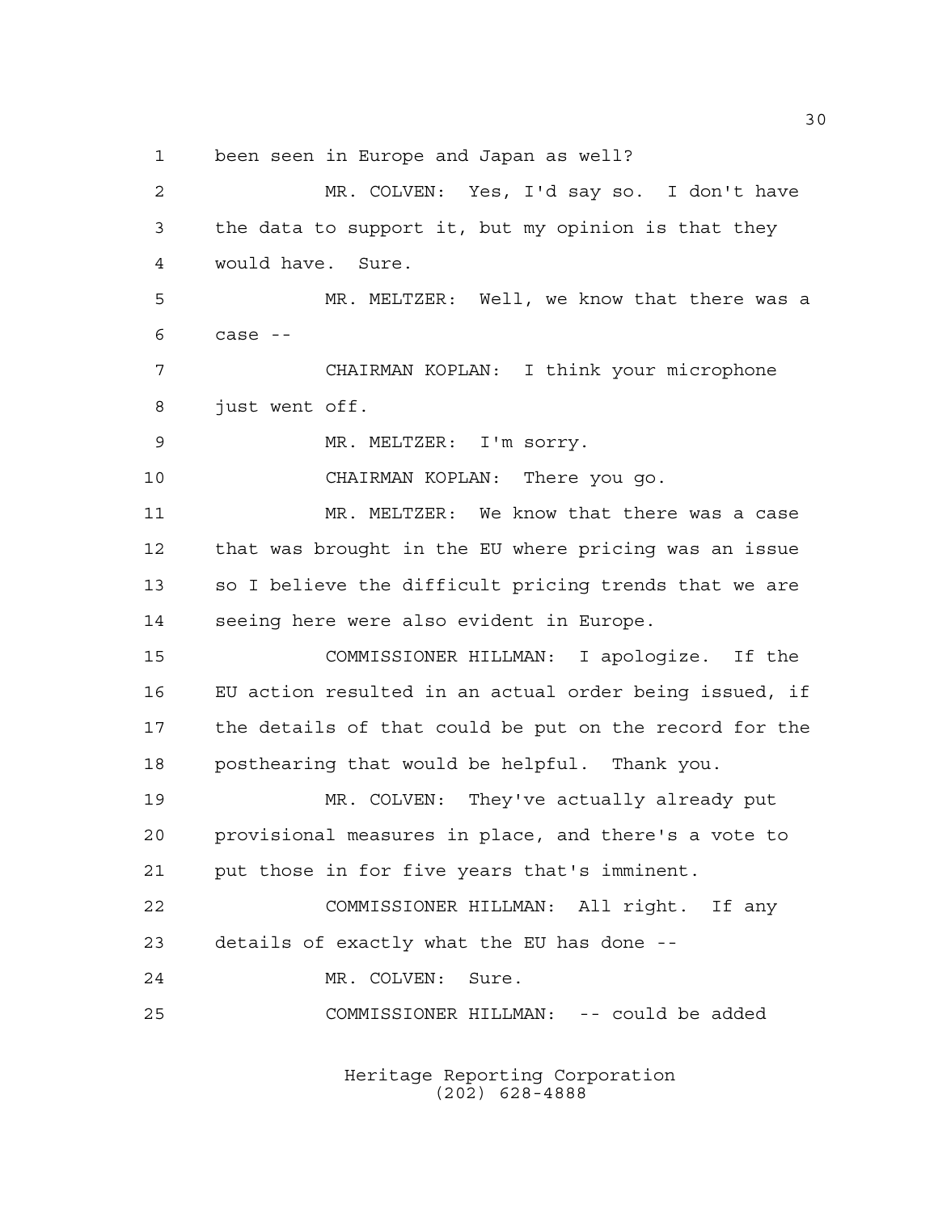been seen in Europe and Japan as well?

MR. COLVEN: Yes, I'd say so. I don't have the data to support it, but my opinion is that they would have. Sure.

MR. MELTZER: Well, we know that there was a case --

CHAIRMAN KOPLAN: I think your microphone just went off.

MR. MELTZER: I'm sorry.

CHAIRMAN KOPLAN: There you go.

MR. MELTZER: We know that there was a case that was brought in the EU where pricing was an issue so I believe the difficult pricing trends that we are seeing here were also evident in Europe.

COMMISSIONER HILLMAN: I apologize. If the EU action resulted in an actual order being issued, if the details of that could be put on the record for the posthearing that would be helpful. Thank you.

MR. COLVEN: They've actually already put provisional measures in place, and there's a vote to put those in for five years that's imminent.

COMMISSIONER HILLMAN: All right. If any details of exactly what the EU has done --

MR. COLVEN: Sure.

COMMISSIONER HILLMAN: -- could be added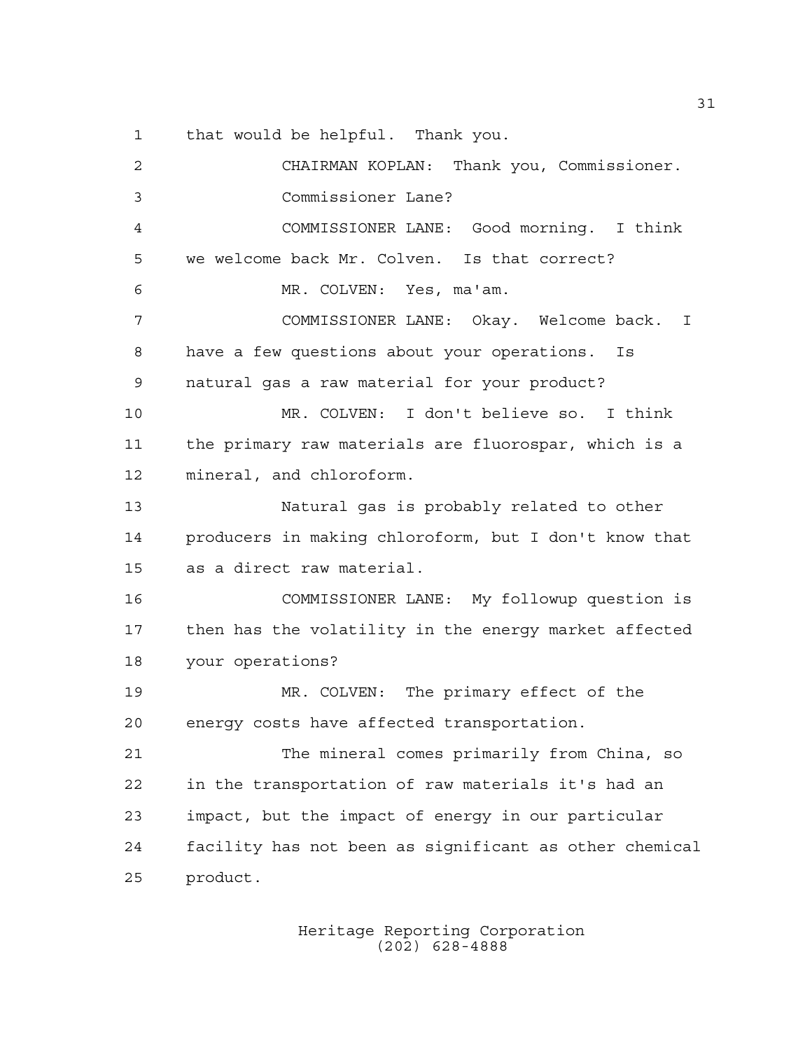that would be helpful. Thank you.

CHAIRMAN KOPLAN: Thank you, Commissioner.

Commissioner Lane?

COMMISSIONER LANE: Good morning. I think we welcome back Mr. Colven. Is that correct?

MR. COLVEN: Yes, ma'am.

COMMISSIONER LANE: Okay. Welcome back. I have a few questions about your operations. Is natural gas a raw material for your product?

MR. COLVEN: I don't believe so. I think the primary raw materials are fluorospar, which is a mineral, and chloroform.

Natural gas is probably related to other producers in making chloroform, but I don't know that as a direct raw material.

COMMISSIONER LANE: My followup question is then has the volatility in the energy market affected your operations?

MR. COLVEN: The primary effect of the energy costs have affected transportation.

The mineral comes primarily from China, so in the transportation of raw materials it's had an impact, but the impact of energy in our particular facility has not been as significant as other chemical product.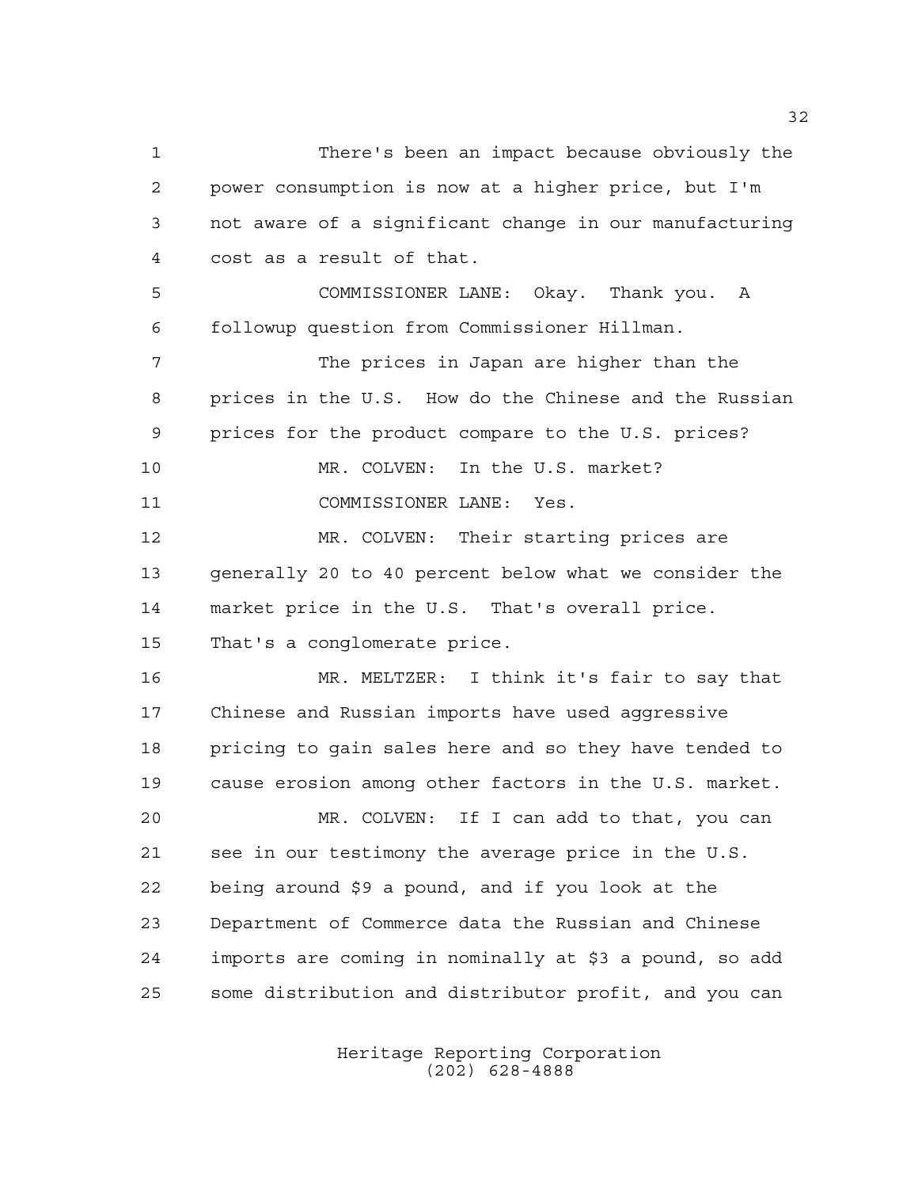There's been an impact because obviously the power consumption is now at a higher price, but I'm not aware of a significant change in our manufacturing cost as a result of that.

COMMISSIONER LANE: Okay. Thank you. A followup question from Commissioner Hillman.

The prices in Japan are higher than the prices in the U.S. How do the Chinese and the Russian prices for the product compare to the U.S. prices?

MR. COLVEN: In the U.S. market?

COMMISSIONER LANE: Yes.

MR. COLVEN: Their starting prices are generally 20 to 40 percent below what we consider the market price in the U.S. That's overall price. That's a conglomerate price.

MR. MELTZER: I think it's fair to say that Chinese and Russian imports have used aggressive pricing to gain sales here and so they have tended to cause erosion among other factors in the U.S. market.

MR. COLVEN: If I can add to that, you can see in our testimony the average price in the U.S. being around $9 a pound, and if you look at the Department of Commerce data the Russian and Chinese imports are coming in nominally at $3 a pound, so add some distribution and distributor profit, and you can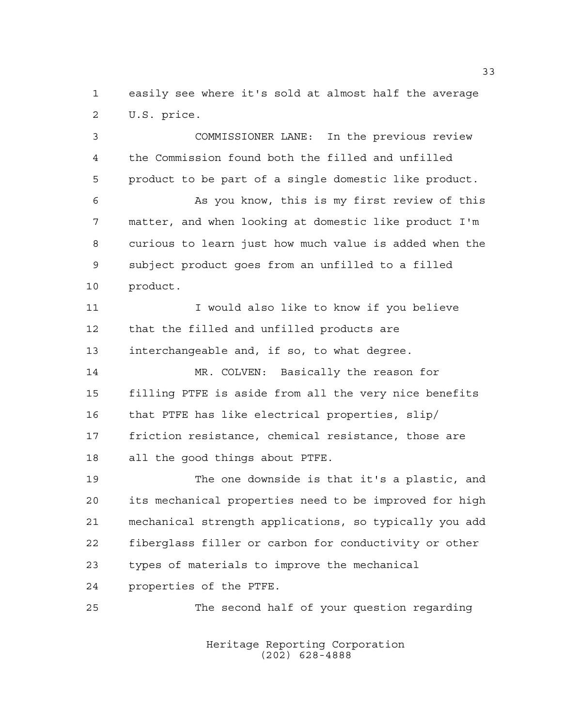easily see where it's sold at almost half the average U.S. price.

COMMISSIONER LANE: In the previous review the Commission found both the filled and unfilled product to be part of a single domestic like product.

As you know, this is my first review of this matter, and when looking at domestic like product I'm curious to learn just how much value is added when the subject product goes from an unfilled to a filled product.

I would also like to know if you believe that the filled and unfilled products are interchangeable and, if so, to what degree.

MR. COLVEN: Basically the reason for filling PTFE is aside from all the very nice benefits that PTFE has like electrical properties, slip/friction resistance, chemical resistance, those are all the good things about PTFE.

The one downside is that it's a plastic, and its mechanical properties need to be improved for high mechanical strength applications, so typically you add fiberglass filler or carbon for conductivity or other types of materials to improve the mechanical properties of the PTFE.

The second half of your question regarding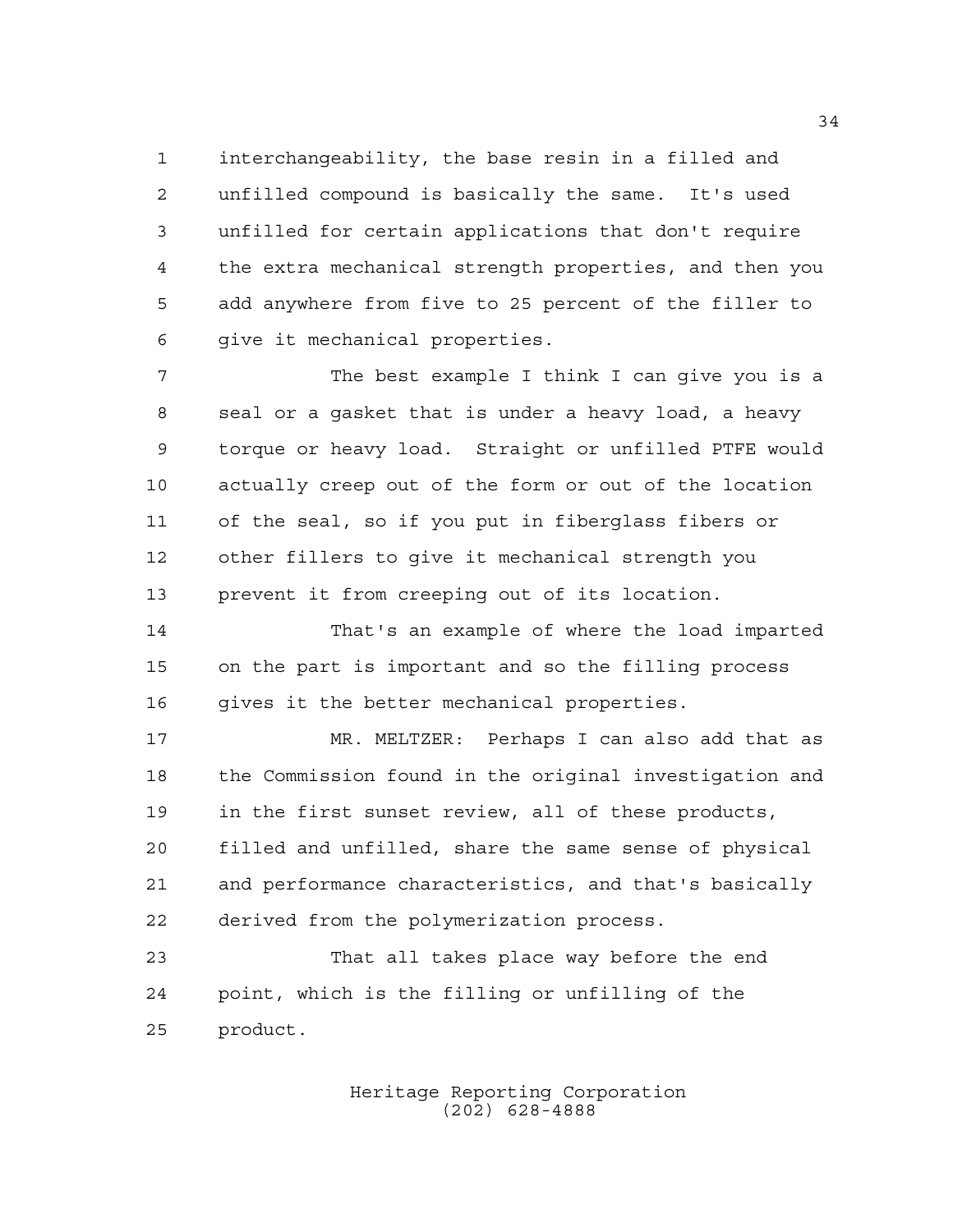interchangeability, the base resin in a filled and unfilled compound is basically the same. It's used unfilled for certain applications that don't require the extra mechanical strength properties, and then you add anywhere from five to 25 percent of the filler to give it mechanical properties.

The best example I think I can give you is a seal or a gasket that is under a heavy load, a heavy torque or heavy load. Straight or unfilled PTFE would actually creep out of the form or out of the location of the seal, so if you put in fiberglass fibers or other fillers to give it mechanical strength you prevent it from creeping out of its location.

That's an example of where the load imparted on the part is important and so the filling process gives it the better mechanical properties.

MR. MELTZER: Perhaps I can also add that as the Commission found in the original investigation and in the first sunset review, all of these products, filled and unfilled, share the same sense of physical and performance characteristics, and that's basically derived from the polymerization process.

That all takes place way before the end point, which is the filling or unfilling of the product.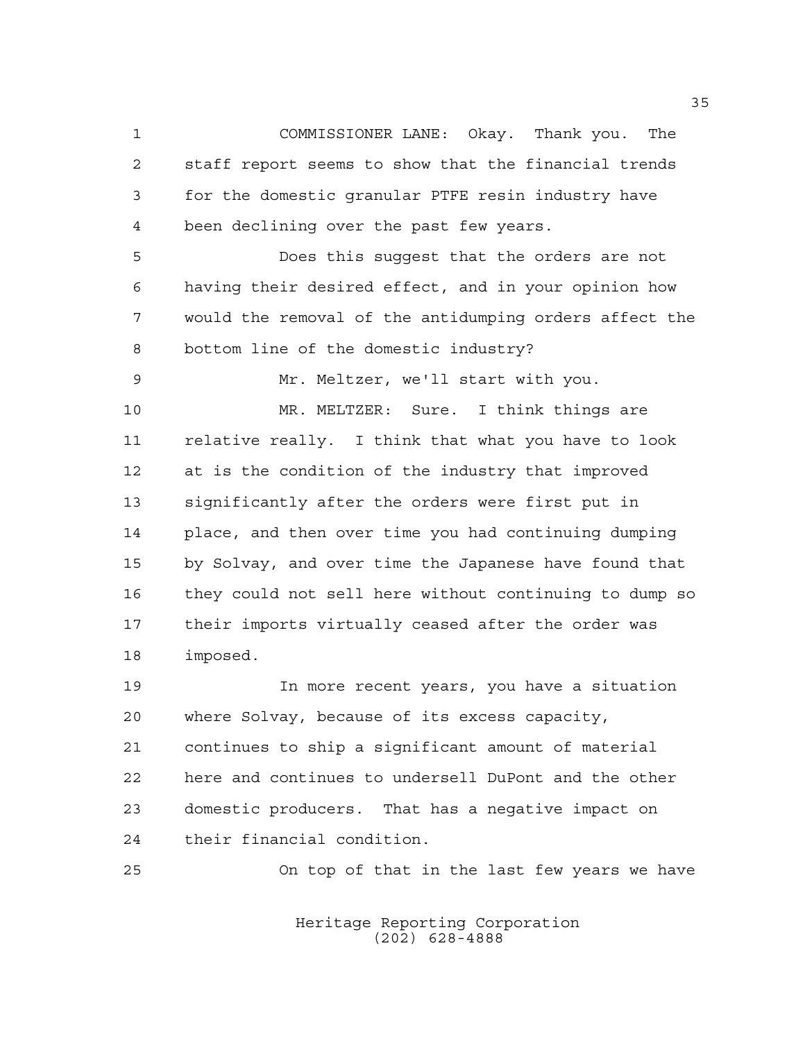COMMISSIONER LANE: Okay. Thank you. The staff report seems to show that the financial trends for the domestic granular PTFE resin industry have been declining over the past few years.

Does this suggest that the orders are not having their desired effect, and in your opinion how would the removal of the antidumping orders affect the bottom line of the domestic industry?

Mr. Meltzer, we'll start with you.

MR. MELTZER: Sure. I think things are relative really. I think that what you have to look at is the condition of the industry that improved significantly after the orders were first put in place, and then over time you had continuing dumping by Solvay, and over time the Japanese have found that they could not sell here without continuing to dump so their imports virtually ceased after the order was imposed.

In more recent years, you have a situation where Solvay, because of its excess capacity, continues to ship a significant amount of material here and continues to undersell DuPont and the other domestic producers. That has a negative impact on their financial condition.

On top of that in the last few years we have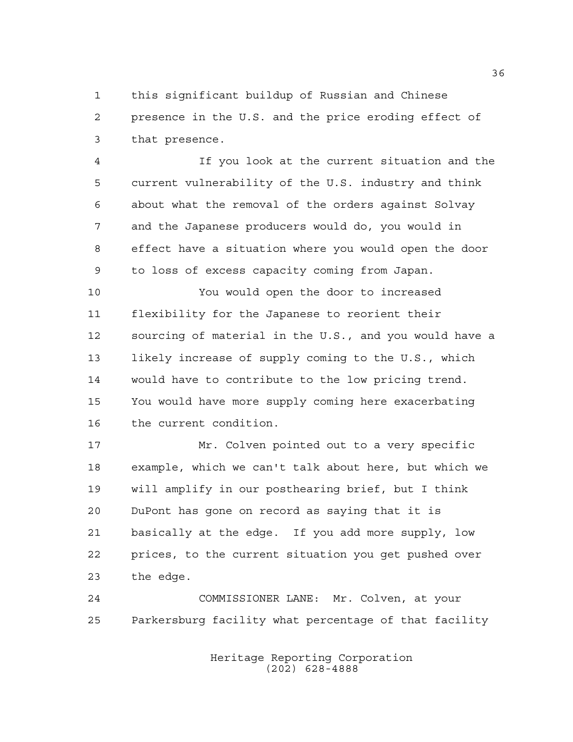this significant buildup of Russian and Chinese presence in the U.S. and the price eroding effect of that presence.

If you look at the current situation and the current vulnerability of the U.S. industry and think about what the removal of the orders against Solvay and the Japanese producers would do, you would in effect have a situation where you would open the door to loss of excess capacity coming from Japan.

You would open the door to increased flexibility for the Japanese to reorient their sourcing of material in the U.S., and you would have a likely increase of supply coming to the U.S., which would have to contribute to the low pricing trend. You would have more supply coming here exacerbating the current condition.

Mr. Colven pointed out to a very specific example, which we can't talk about here, but which we will amplify in our posthearing brief, but I think DuPont has gone on record as saying that it is basically at the edge. If you add more supply, low prices, to the current situation you get pushed over the edge.

COMMISSIONER LANE: Mr. Colven, at your Parkersburg facility what percentage of that facility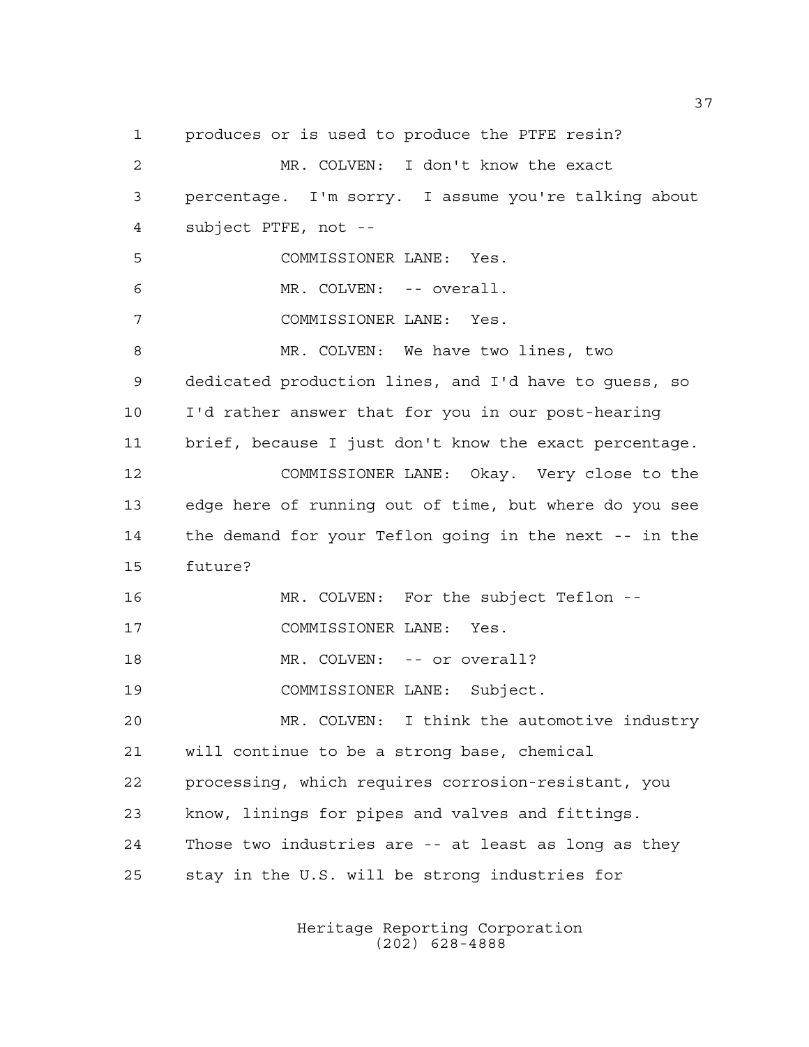produces or is used to produce the PTFE resin?

MR. COLVEN: I don't know the exact percentage. I'm sorry. I assume you're talking about subject PTFE, not --

COMMISSIONER LANE: Yes.

MR. COLVEN: -- overall.

COMMISSIONER LANE: Yes.

MR. COLVEN: We have two lines, two dedicated production lines, and I'd have to guess, so I'd rather answer that for you in our post-hearing brief, because I just don't know the exact percentage.

COMMISSIONER LANE: Okay. Very close to the edge here of running out of time, but where do you see the demand for your Teflon going in the next -- in the future?

MR. COLVEN: For the subject Teflon --

COMMISSIONER LANE: Yes.

MR. COLVEN: -- or overall?

COMMISSIONER LANE: Subject.

MR. COLVEN: I think the automotive industry will continue to be a strong base, chemical processing, which requires corrosion-resistant, you know, linings for pipes and valves and fittings. Those two industries are -- at least as long as they stay in the U.S. will be strong industries for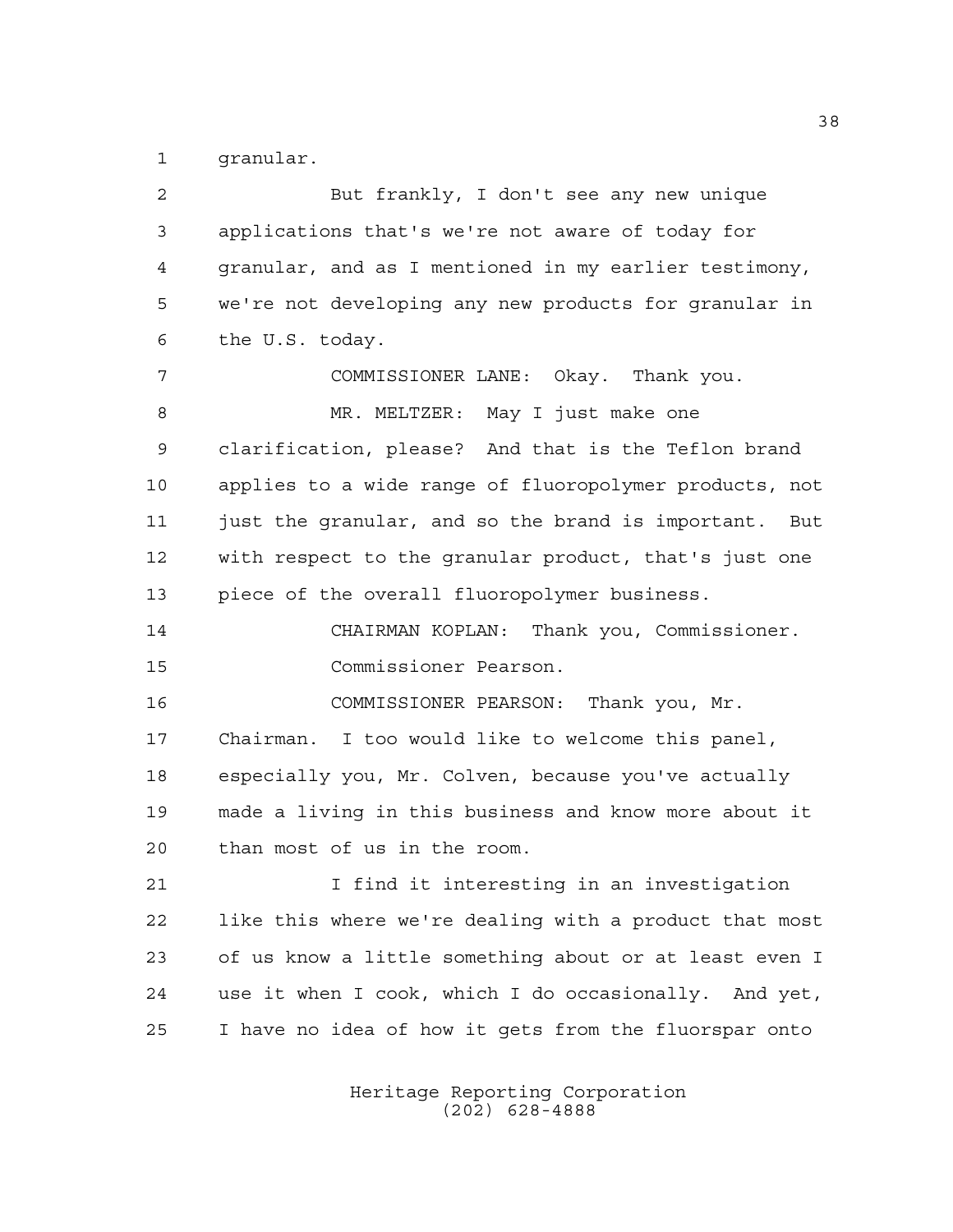granular.

But frankly, I don't see any new unique applications that's we're not aware of today for granular, and as I mentioned in my earlier testimony, we're not developing any new products for granular in the U.S. today.

COMMISSIONER LANE: Okay. Thank you.

MR. MELTZER: May I just make one clarification, please? And that is the Teflon brand applies to a wide range of fluoropolymer products, not just the granular, and so the brand is important. But with respect to the granular product, that's just one piece of the overall fluoropolymer business.

CHAIRMAN KOPLAN: Thank you, Commissioner.

Commissioner Pearson.

COMMISSIONER PEARSON: Thank you, Mr. Chairman. I too would like to welcome this panel, especially you, Mr. Colven, because you've actually made a living in this business and know more about it than most of us in the room.

I find it interesting in an investigation like this where we're dealing with a product that most of us know a little something about or at least even I use it when I cook, which I do occasionally. And yet, I have no idea of how it gets from the fluorspar onto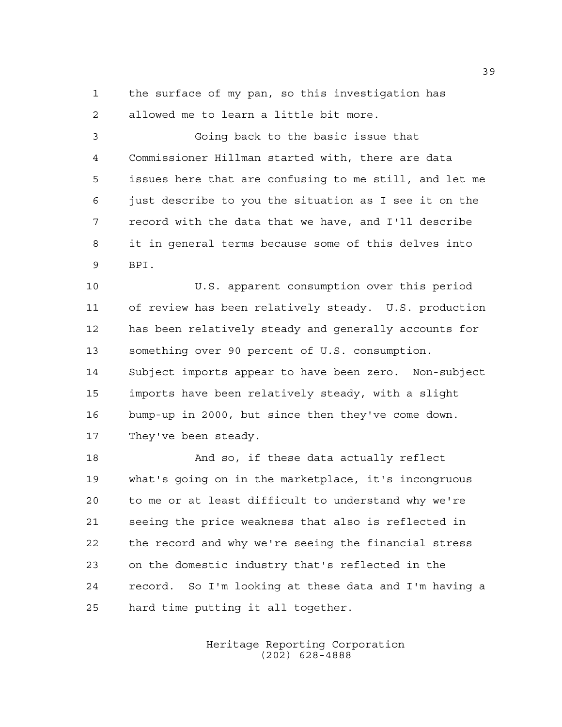the surface of my pan, so this investigation has allowed me to learn a little bit more.

Going back to the basic issue that Commissioner Hillman started with, there are data issues here that are confusing to me still, and let me just describe to you the situation as I see it on the record with the data that we have, and I'll describe it in general terms because some of this delves into BPI.

U.S. apparent consumption over this period of review has been relatively steady. U.S. production has been relatively steady and generally accounts for something over 90 percent of U.S. consumption. Subject imports appear to have been zero. Non-subject imports have been relatively steady, with a slight bump-up in 2000, but since then they've come down. They've been steady.

And so, if these data actually reflect what's going on in the marketplace, it's incongruous to me or at least difficult to understand why we're seeing the price weakness that also is reflected in the record and why we're seeing the financial stress on the domestic industry that's reflected in the record. So I'm looking at these data and I'm having a hard time putting it all together.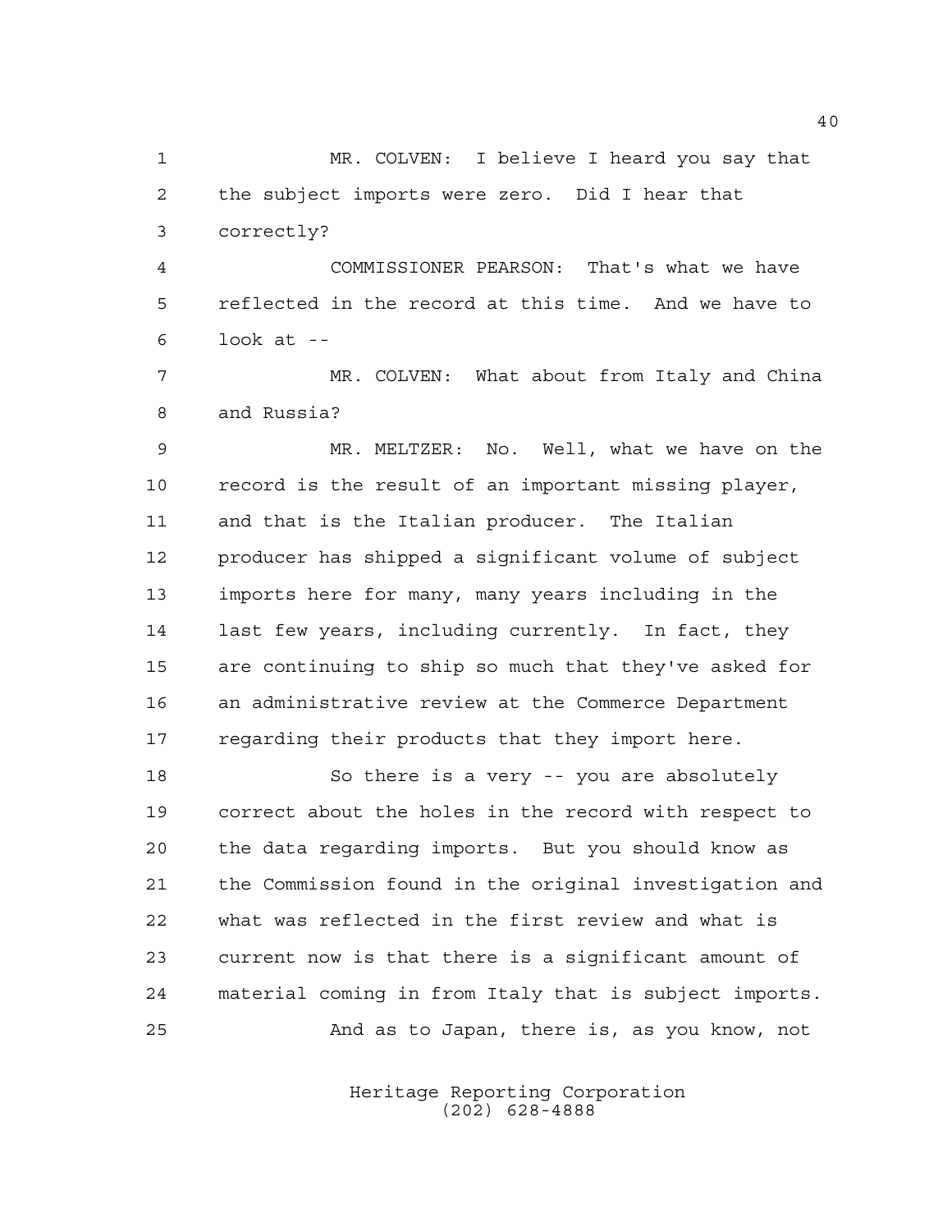MR. COLVEN: I believe I heard you say that the subject imports were zero. Did I hear that correctly?

COMMISSIONER PEARSON: That's what we have reflected in the record at this time. And we have to look at --

MR. COLVEN: What about from Italy and China and Russia?

MR. MELTZER: No. Well, what we have on the record is the result of an important missing player, and that is the Italian producer. The Italian producer has shipped a significant volume of subject imports here for many, many years including in the last few years, including currently. In fact, they are continuing to ship so much that they've asked for an administrative review at the Commerce Department regarding their products that they import here.

So there is a very -- you are absolutely correct about the holes in the record with respect to the data regarding imports. But you should know as the Commission found in the original investigation and what was reflected in the first review and what is current now is that there is a significant amount of material coming in from Italy that is subject imports.

And as to Japan, there is, as you know, not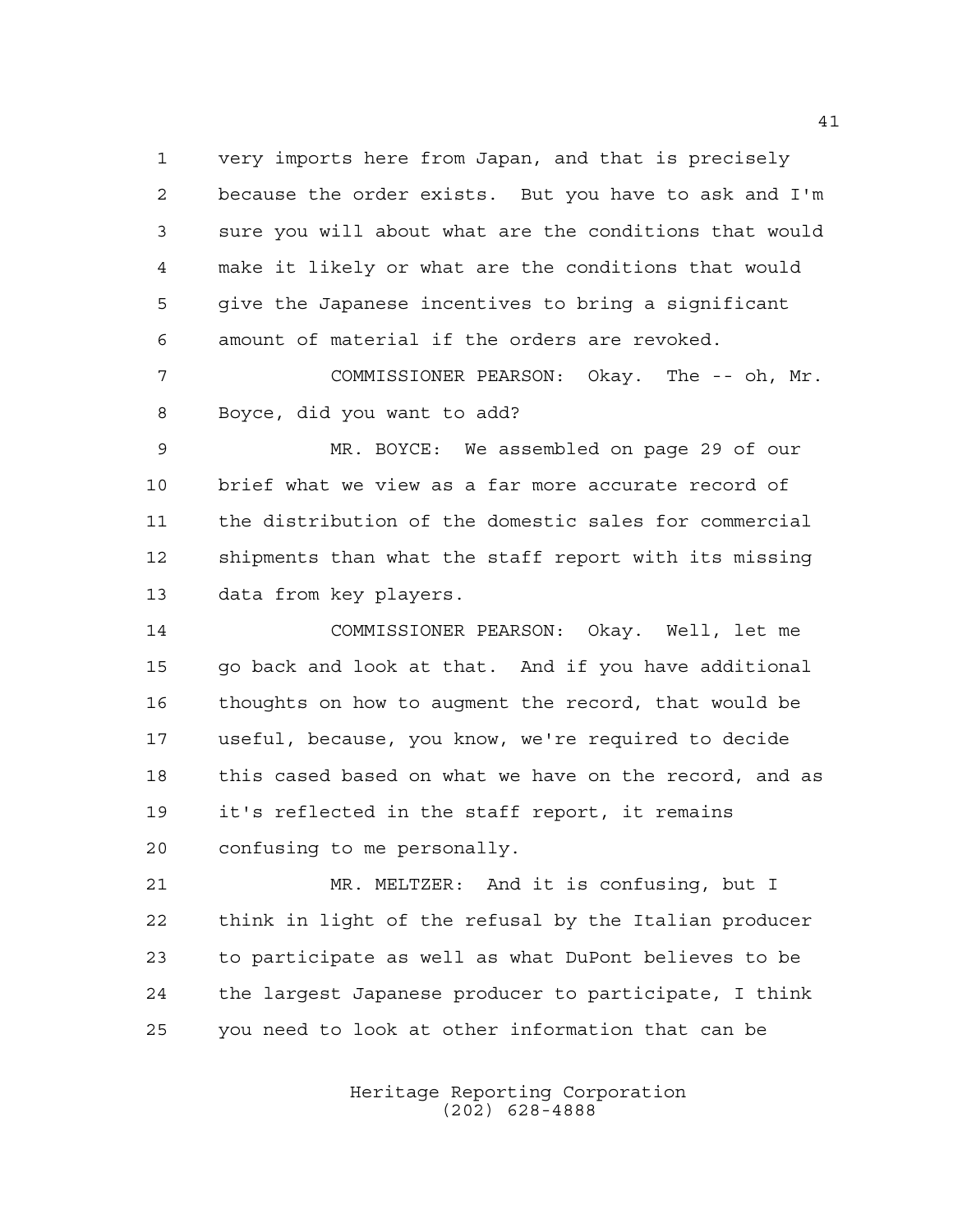very imports here from Japan, and that is precisely because the order exists. But you have to ask and I'm sure you will about what are the conditions that would make it likely or what are the conditions that would give the Japanese incentives to bring a significant amount of material if the orders are revoked.

COMMISSIONER PEARSON: Okay. The -- oh, Mr. Boyce, did you want to add?

MR. BOYCE: We assembled on page 29 of our brief what we view as a far more accurate record of the distribution of the domestic sales for commercial shipments than what the staff report with its missing data from key players.

COMMISSIONER PEARSON: Okay. Well, let me go back and look at that. And if you have additional thoughts on how to augment the record, that would be useful, because, you know, we're required to decide this cased based on what we have on the record, and as it's reflected in the staff report, it remains confusing to me personally.

MR. MELTZER: And it is confusing, but I think in light of the refusal by the Italian producer to participate as well as what DuPont believes to be the largest Japanese producer to participate, I think you need to look at other information that can be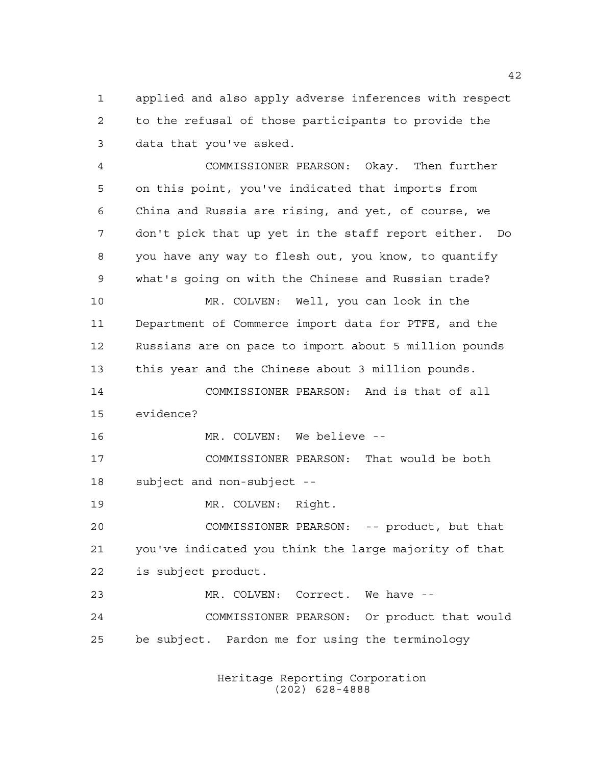applied and also apply adverse inferences with respect to the refusal of those participants to provide the data that you've asked.

COMMISSIONER PEARSON: Okay. Then further on this point, you've indicated that imports from China and Russia are rising, and yet, of course, we don't pick that up yet in the staff report either. Do you have any way to flesh out, you know, to quantify what's going on with the Chinese and Russian trade?

MR. COLVEN: Well, you can look in the Department of Commerce import data for PTFE, and the Russians are on pace to import about 5 million pounds this year and the Chinese about 3 million pounds.

COMMISSIONER PEARSON: And is that of all evidence?

MR. COLVEN: We believe --

COMMISSIONER PEARSON: That would be both subject and non-subject --

MR. COLVEN: Right.

COMMISSIONER PEARSON: -- product, but that you've indicated you think the large majority of that is subject product.

MR. COLVEN: Correct. We have --

COMMISSIONER PEARSON: Or product that would be subject. Pardon me for using the terminology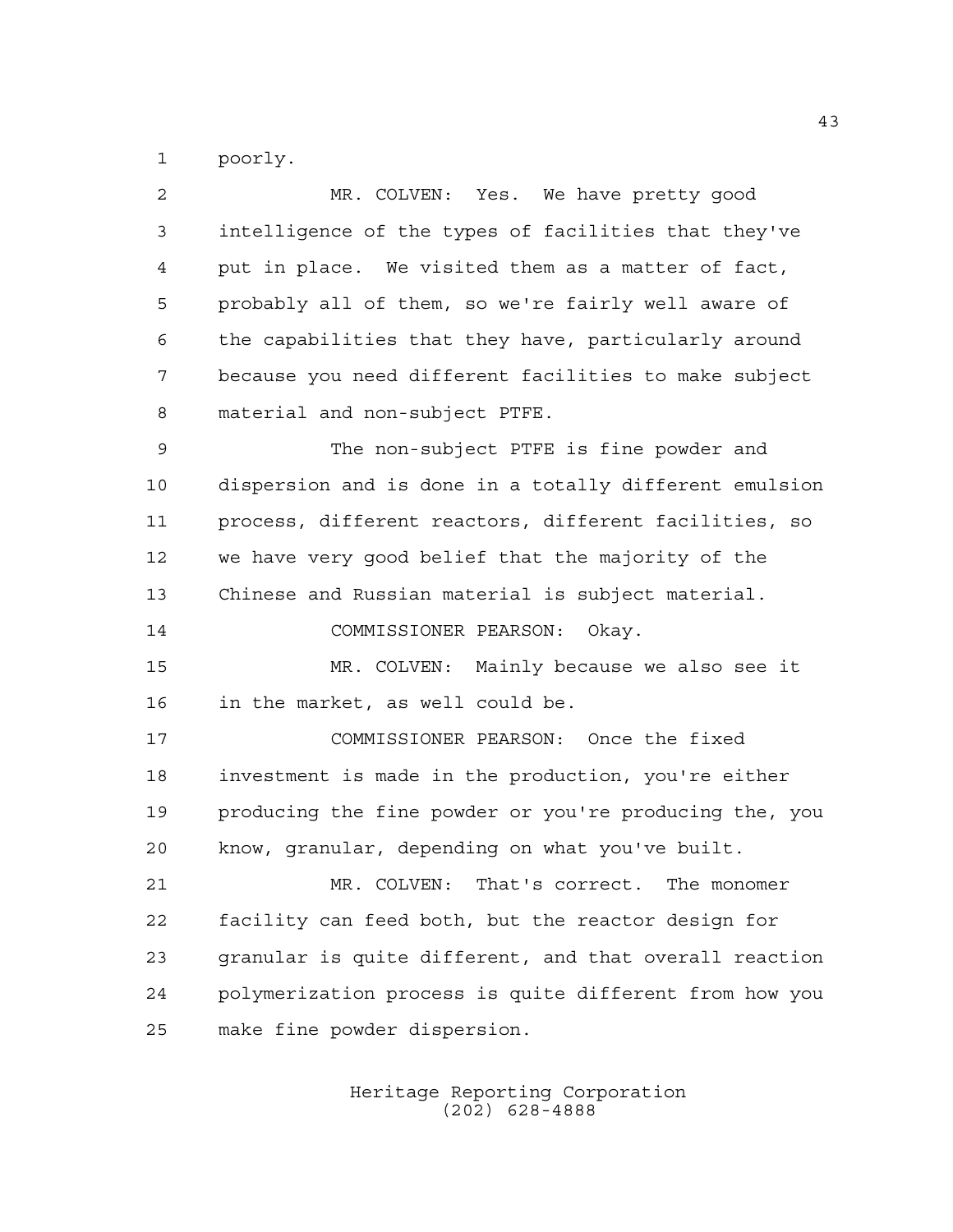poorly.

MR. COLVEN: Yes. We have pretty good intelligence of the types of facilities that they've put in place. We visited them as a matter of fact, probably all of them, so we're fairly well aware of the capabilities that they have, particularly around because you need different facilities to make subject material and non-subject PTFE.

The non-subject PTFE is fine powder and dispersion and is done in a totally different emulsion process, different reactors, different facilities, so we have very good belief that the majority of the Chinese and Russian material is subject material.

COMMISSIONER PEARSON: Okay.

MR. COLVEN: Mainly because we also see it in the market, as well could be.

COMMISSIONER PEARSON: Once the fixed investment is made in the production, you're either producing the fine powder or you're producing the, you know, granular, depending on what you've built.

MR. COLVEN: That's correct. The monomer facility can feed both, but the reactor design for granular is quite different, and that overall reaction polymerization process is quite different from how you make fine powder dispersion.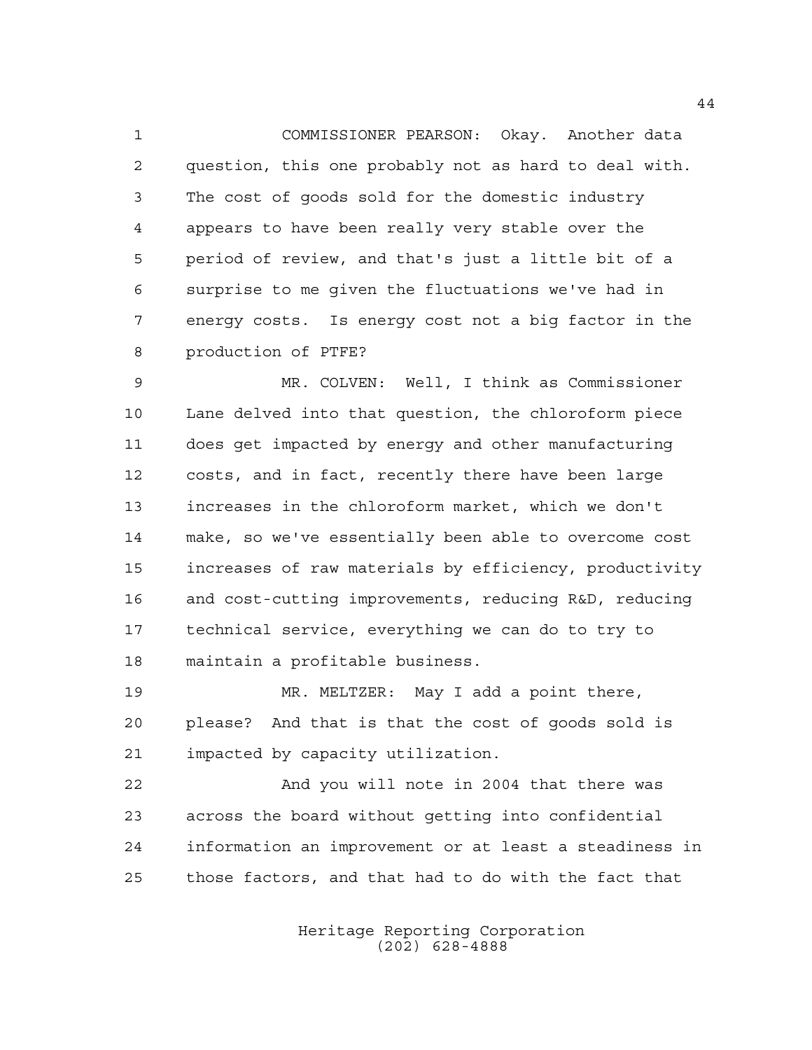COMMISSIONER PEARSON: Okay. Another data question, this one probably not as hard to deal with. The cost of goods sold for the domestic industry appears to have been really very stable over the period of review, and that's just a little bit of a surprise to me given the fluctuations we've had in energy costs. Is energy cost not a big factor in the production of PTFE?

MR. COLVEN: Well, I think as Commissioner Lane delved into that question, the chloroform piece does get impacted by energy and other manufacturing costs, and in fact, recently there have been large increases in the chloroform market, which we don't make, so we've essentially been able to overcome cost increases of raw materials by efficiency, productivity and cost-cutting improvements, reducing R&D, reducing technical service, everything we can do to try to maintain a profitable business.

MR. MELTZER: May I add a point there, please? And that is that the cost of goods sold is impacted by capacity utilization.

And you will note in 2004 that there was across the board without getting into confidential information an improvement or at least a steadiness in those factors, and that had to do with the fact that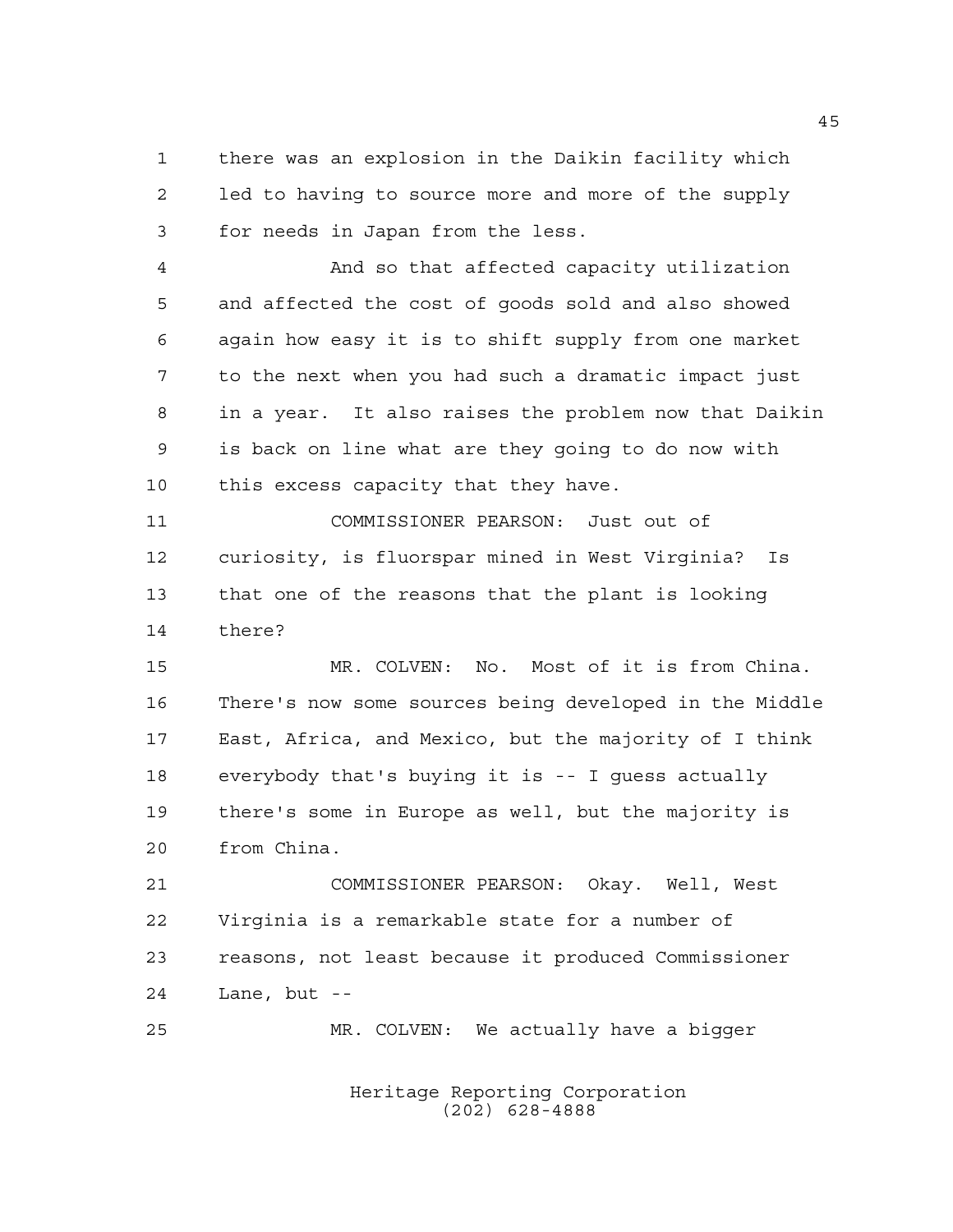1 there was an explosion in the Daikin facility which
2 led to having to source more and more of the supply
3 for needs in Japan from the less.

4 And so that affected capacity utilization
5 and affected the cost of goods sold and also showed
6 again how easy it is to shift supply from one market
7 to the next when you had such a dramatic impact just
8 in a year. It also raises the problem now that Daikin
9 is back on line what are they going to do now with
10 this excess capacity that they have.

11 COMMISSIONER PEARSON: Just out of
12 curiosity, is fluorspar mined in West Virginia? Is
13 that one of the reasons that the plant is looking
14 there?

15 MR. COLVEN: No. Most of it is from China.
16 There's now some sources being developed in the Middle
17 East, Africa, and Mexico, but the majority of I think
18 everybody that's buying it is -- I guess actually
19 there's some in Europe as well, but the majority is
20 from China.

21 COMMISSIONER PEARSON: Okay. Well, West
22 Virginia is a remarkable state for a number of
23 reasons, not least because it produced Commissioner
24 Lane, but --

25 MR. COLVEN: We actually have a bigger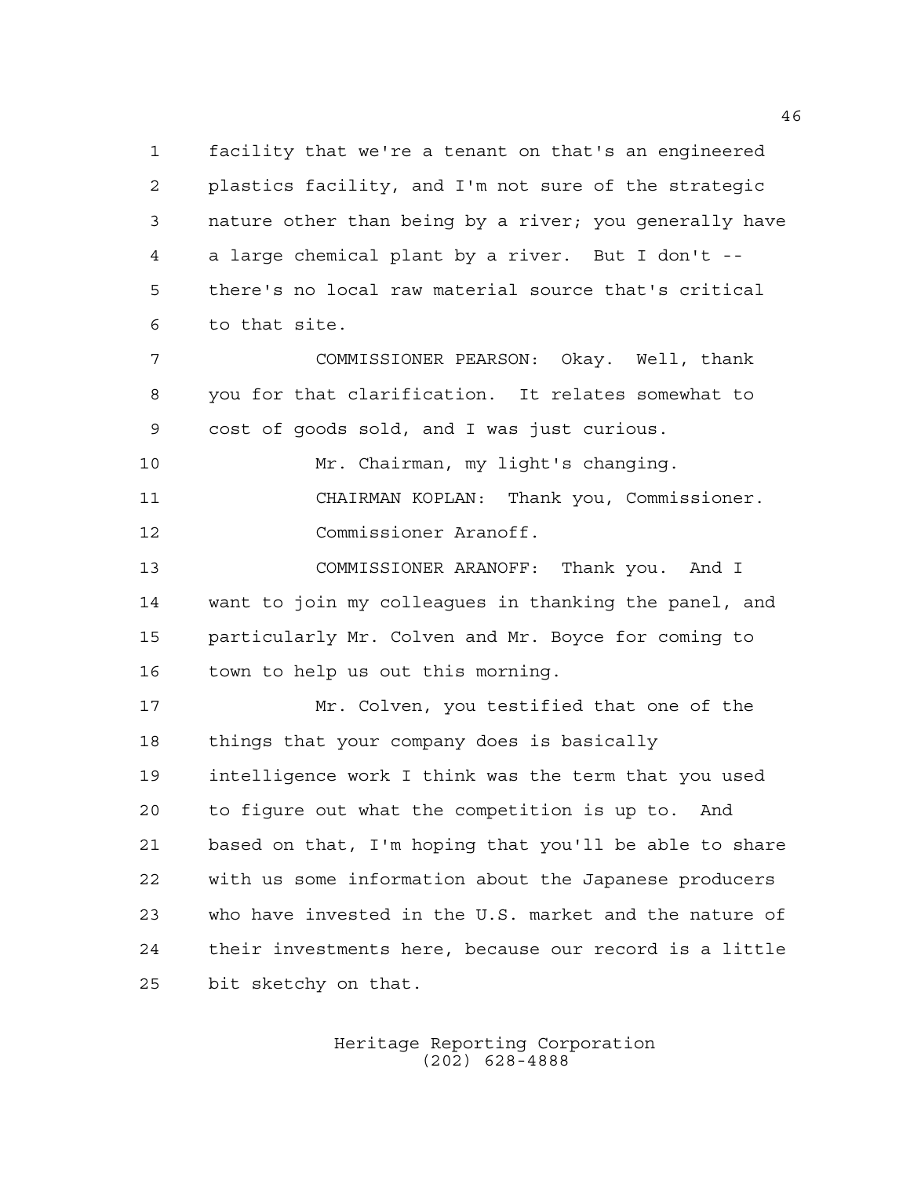facility that we're a tenant on that's an engineered plastics facility, and I'm not sure of the strategic nature other than being by a river; you generally have a large chemical plant by a river. But I don't -- there's no local raw material source that's critical to that site.

COMMISSIONER PEARSON: Okay. Well, thank you for that clarification. It relates somewhat to cost of goods sold, and I was just curious.

Mr. Chairman, my light's changing.

CHAIRMAN KOPLAN: Thank you, Commissioner. Commissioner Aranoff.

COMMISSIONER ARANOFF: Thank you. And I want to join my colleagues in thanking the panel, and particularly Mr. Colven and Mr. Boyce for coming to town to help us out this morning.

Mr. Colven, you testified that one of the things that your company does is basically intelligence work I think was the term that you used to figure out what the competition is up to. And based on that, I'm hoping that you'll be able to share with us some information about the Japanese producers who have invested in the U.S. market and the nature of their investments here, because our record is a little bit sketchy on that.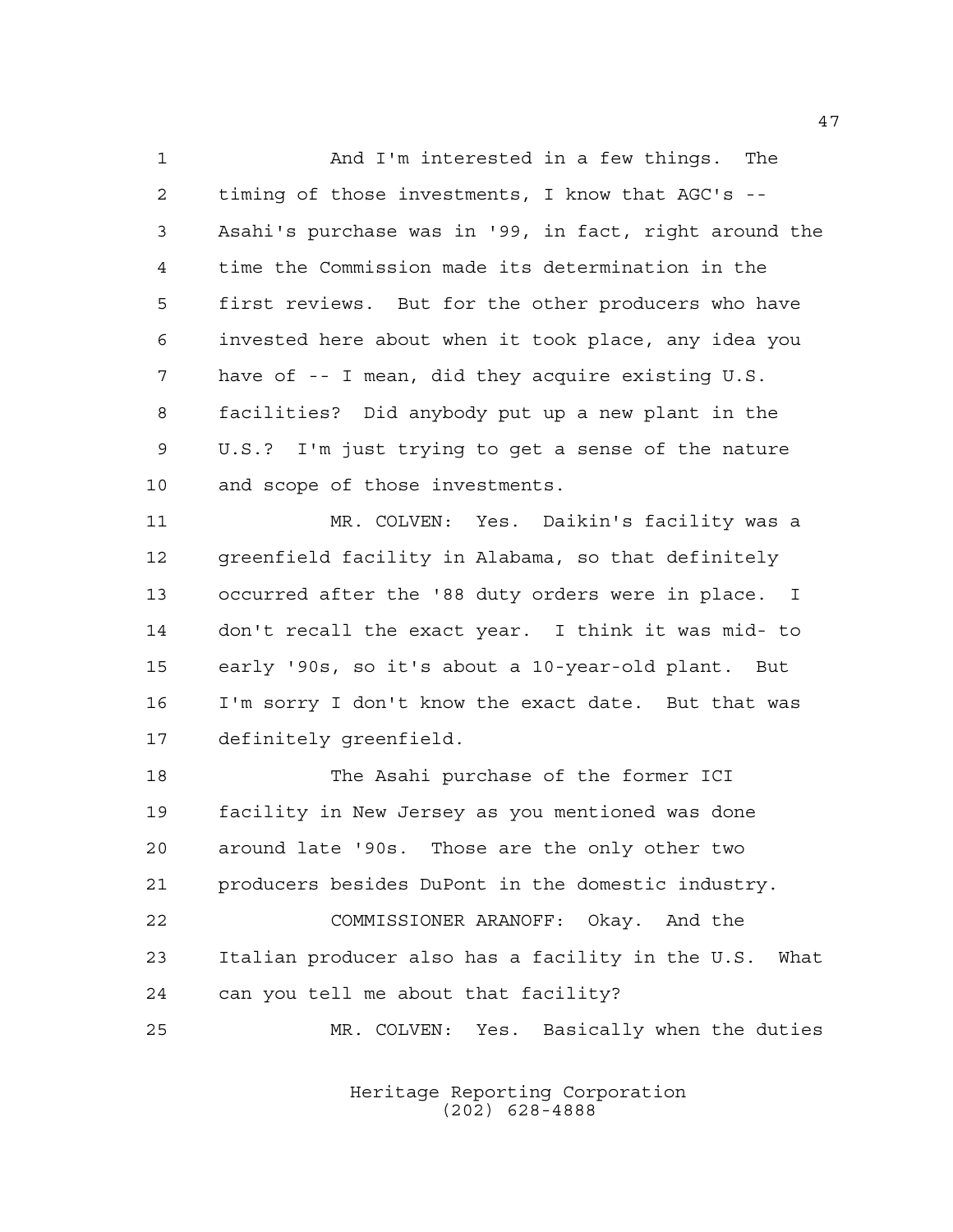And I'm interested in a few things. The timing of those investments, I know that AGC's -- Asahi's purchase was in '99, in fact, right around the time the Commission made its determination in the first reviews. But for the other producers who have invested here about when it took place, any idea you have of -- I mean, did they acquire existing U.S. facilities? Did anybody put up a new plant in the U.S.? I'm just trying to get a sense of the nature and scope of those investments.

MR. COLVEN: Yes. Daikin's facility was a greenfield facility in Alabama, so that definitely occurred after the '88 duty orders were in place. I don't recall the exact year. I think it was mid- to early '90s, so it's about a 10-year-old plant. But I'm sorry I don't know the exact date. But that was definitely greenfield.

The Asahi purchase of the former ICI facility in New Jersey as you mentioned was done around late '90s. Those are the only other two producers besides DuPont in the domestic industry.

COMMISSIONER ARANOFF: Okay. And the Italian producer also has a facility in the U.S. What can you tell me about that facility?

MR. COLVEN: Yes. Basically when the duties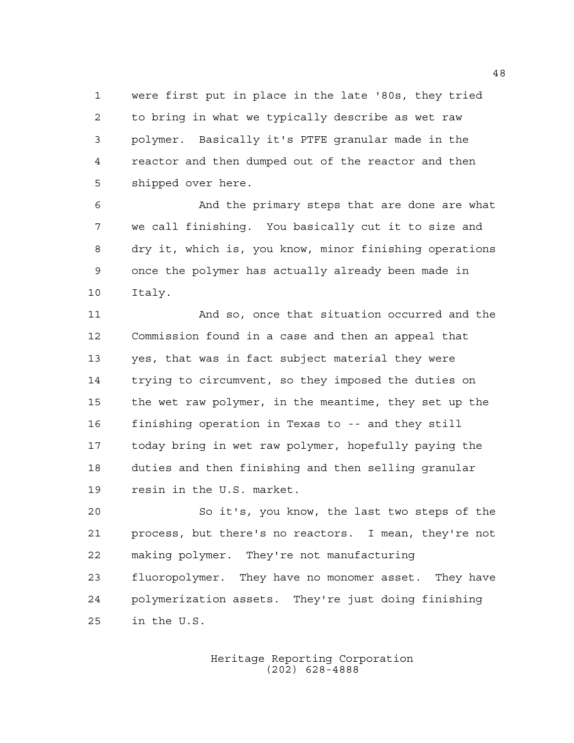were first put in place in the late '80s, they tried to bring in what we typically describe as wet raw polymer. Basically it's PTFE granular made in the reactor and then dumped out of the reactor and then shipped over here.

And the primary steps that are done are what we call finishing. You basically cut it to size and dry it, which is, you know, minor finishing operations once the polymer has actually already been made in Italy.

And so, once that situation occurred and the Commission found in a case and then an appeal that yes, that was in fact subject material they were trying to circumvent, so they imposed the duties on the wet raw polymer, in the meantime, they set up the finishing operation in Texas to -- and they still today bring in wet raw polymer, hopefully paying the duties and then finishing and then selling granular resin in the U.S. market.

So it's, you know, the last two steps of the process, but there's no reactors. I mean, they're not making polymer. They're not manufacturing fluoropolymer. They have no monomer asset. They have polymerization assets. They're just doing finishing in the U.S.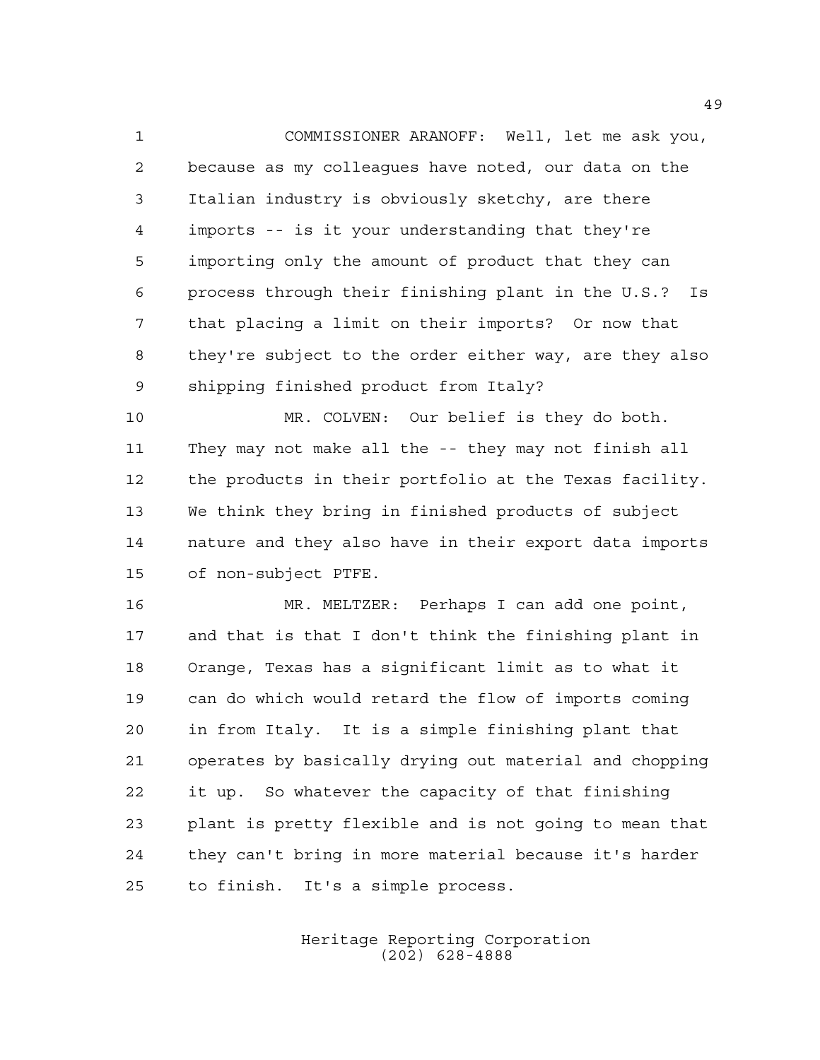COMMISSIONER ARANOFF: Well, let me ask you, because as my colleagues have noted, our data on the Italian industry is obviously sketchy, are there imports -- is it your understanding that they're importing only the amount of product that they can process through their finishing plant in the U.S.? Is that placing a limit on their imports? Or now that they're subject to the order either way, are they also shipping finished product from Italy?

MR. COLVEN: Our belief is they do both. They may not make all the -- they may not finish all the products in their portfolio at the Texas facility. We think they bring in finished products of subject nature and they also have in their export data imports of non-subject PTFE.

MR. MELTZER: Perhaps I can add one point, and that is that I don't think the finishing plant in Orange, Texas has a significant limit as to what it can do which would retard the flow of imports coming in from Italy. It is a simple finishing plant that operates by basically drying out material and chopping it up. So whatever the capacity of that finishing plant is pretty flexible and is not going to mean that they can't bring in more material because it's harder to finish. It's a simple process.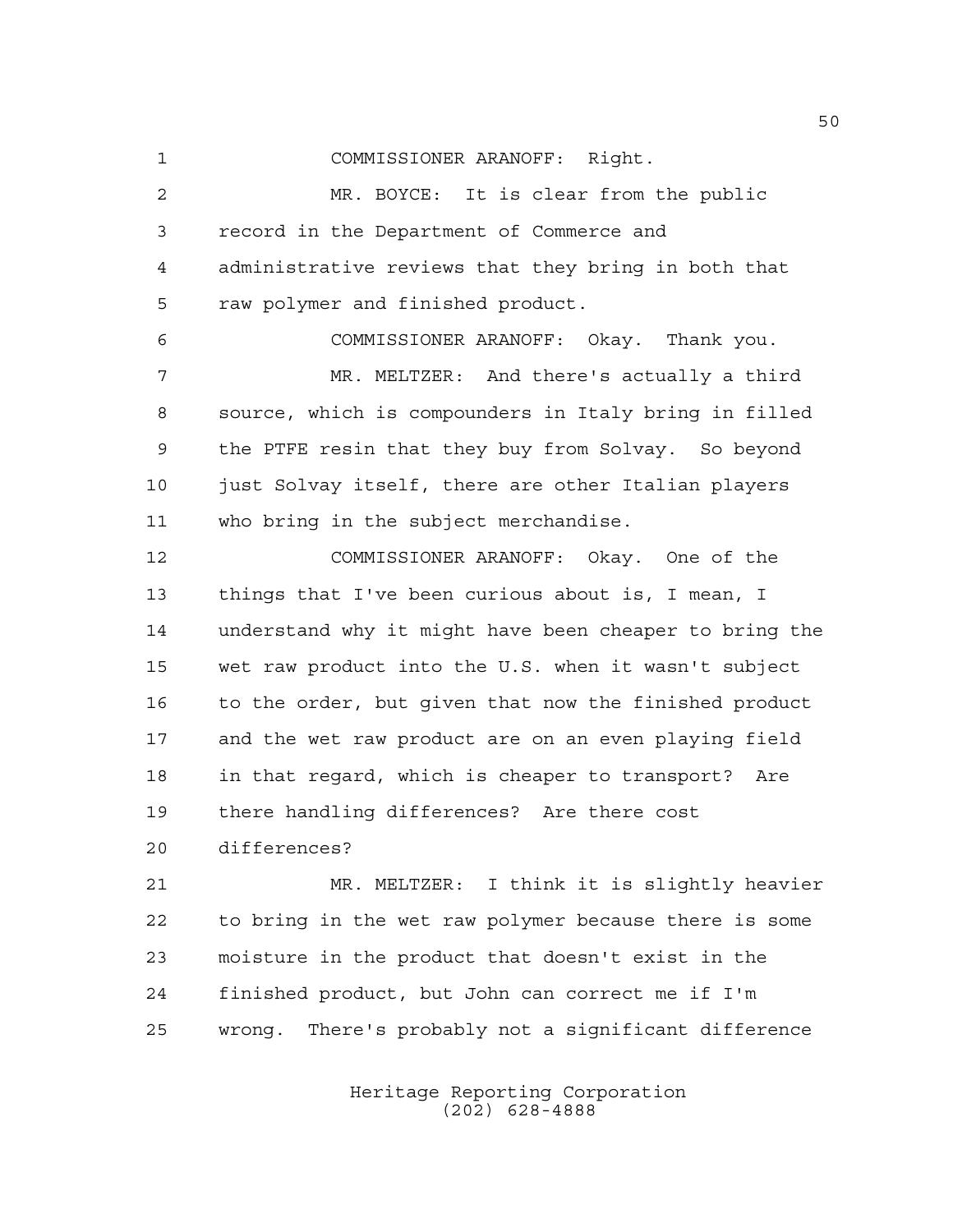COMMISSIONER ARANOFF: Right.

MR. BOYCE: It is clear from the public record in the Department of Commerce and administrative reviews that they bring in both that raw polymer and finished product.

COMMISSIONER ARANOFF: Okay. Thank you.

MR. MELTZER: And there's actually a third source, which is compounders in Italy bring in filled the PTFE resin that they buy from Solvay. So beyond just Solvay itself, there are other Italian players who bring in the subject merchandise.

COMMISSIONER ARANOFF: Okay. One of the things that I've been curious about is, I mean, I understand why it might have been cheaper to bring the wet raw product into the U.S. when it wasn't subject to the order, but given that now the finished product and the wet raw product are on an even playing field in that regard, which is cheaper to transport? Are there handling differences? Are there cost differences?

MR. MELTZER: I think it is slightly heavier to bring in the wet raw polymer because there is some moisture in the product that doesn't exist in the finished product, but John can correct me if I'm wrong. There's probably not a significant difference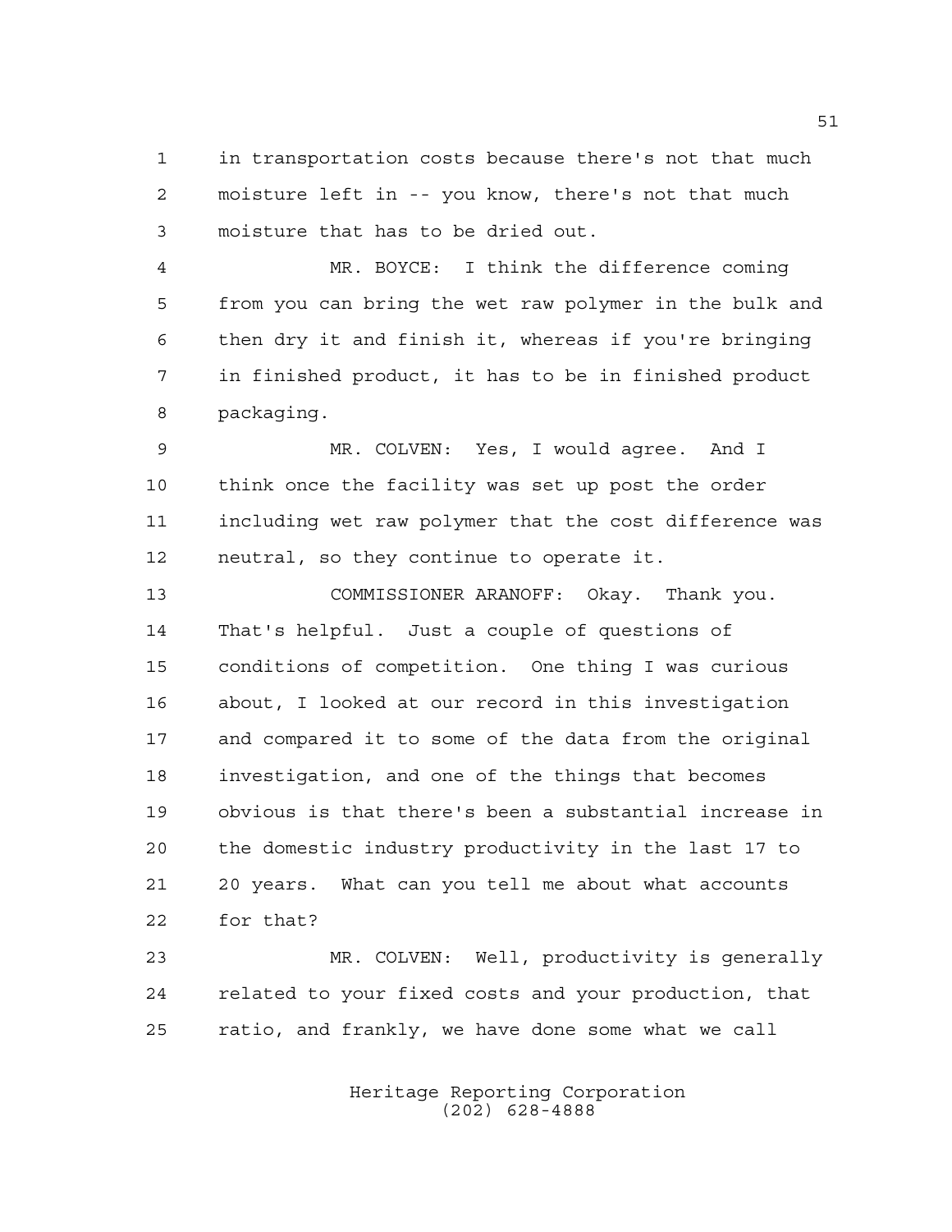in transportation costs because there's not that much moisture left in -- you know, there's not that much moisture that has to be dried out.

MR. BOYCE: I think the difference coming from you can bring the wet raw polymer in the bulk and then dry it and finish it, whereas if you're bringing in finished product, it has to be in finished product packaging.

MR. COLVEN: Yes, I would agree. And I think once the facility was set up post the order including wet raw polymer that the cost difference was neutral, so they continue to operate it.

COMMISSIONER ARANOFF: Okay. Thank you. That's helpful. Just a couple of questions of conditions of competition. One thing I was curious about, I looked at our record in this investigation and compared it to some of the data from the original investigation, and one of the things that becomes obvious is that there's been a substantial increase in the domestic industry productivity in the last 17 to 20 years. What can you tell me about what accounts for that?

MR. COLVEN: Well, productivity is generally related to your fixed costs and your production, that ratio, and frankly, we have done some what we call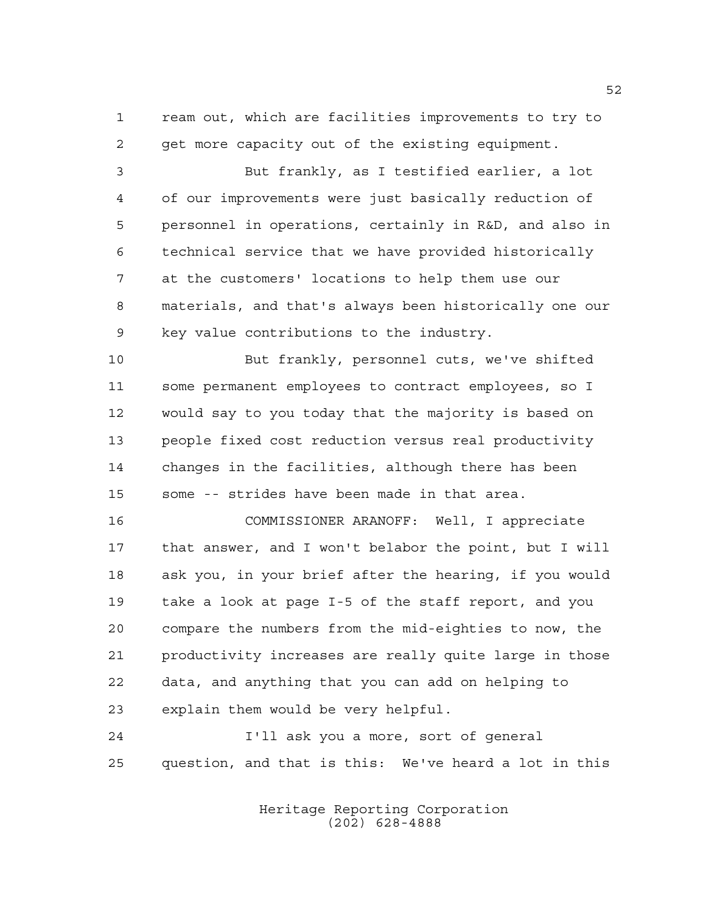ream out, which are facilities improvements to try to get more capacity out of the existing equipment.

But frankly, as I testified earlier, a lot of our improvements were just basically reduction of personnel in operations, certainly in R&D, and also in technical service that we have provided historically at the customers' locations to help them use our materials, and that's always been historically one our key value contributions to the industry.

But frankly, personnel cuts, we've shifted some permanent employees to contract employees, so I would say to you today that the majority is based on people fixed cost reduction versus real productivity changes in the facilities, although there has been some -- strides have been made in that area.

COMMISSIONER ARANOFF: Well, I appreciate that answer, and I won't belabor the point, but I will ask you, in your brief after the hearing, if you would take a look at page I-5 of the staff report, and you compare the numbers from the mid-eighties to now, the productivity increases are really quite large in those data, and anything that you can add on helping to explain them would be very helpful.

I'll ask you a more, sort of general question, and that is this: We've heard a lot in this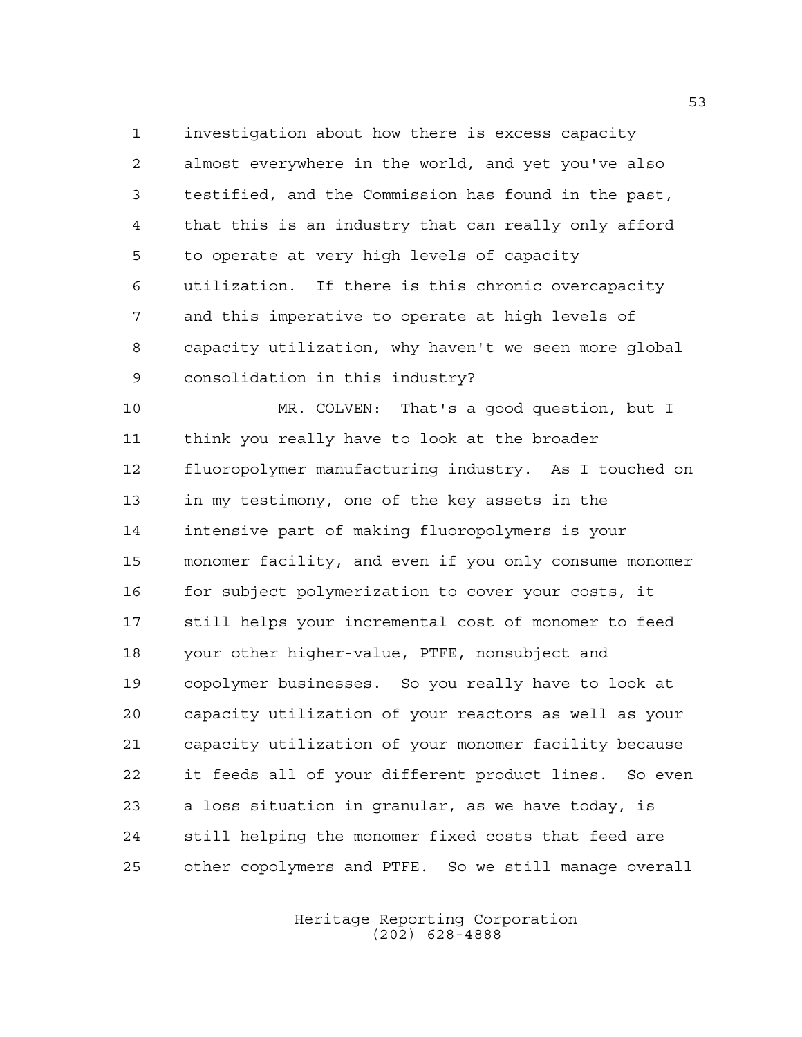investigation about how there is excess capacity almost everywhere in the world, and yet you've also testified, and the Commission has found in the past, that this is an industry that can really only afford to operate at very high levels of capacity utilization. If there is this chronic overcapacity and this imperative to operate at high levels of capacity utilization, why haven't we seen more global consolidation in this industry?

MR. COLVEN: That's a good question, but I think you really have to look at the broader fluoropolymer manufacturing industry. As I touched on in my testimony, one of the key assets in the intensive part of making fluoropolymers is your monomer facility, and even if you only consume monomer for subject polymerization to cover your costs, it still helps your incremental cost of monomer to feed your other higher-value, PTFE, nonsubject and copolymer businesses. So you really have to look at capacity utilization of your reactors as well as your capacity utilization of your monomer facility because it feeds all of your different product lines. So even a loss situation in granular, as we have today, is still helping the monomer fixed costs that feed are other copolymers and PTFE. So we still manage overall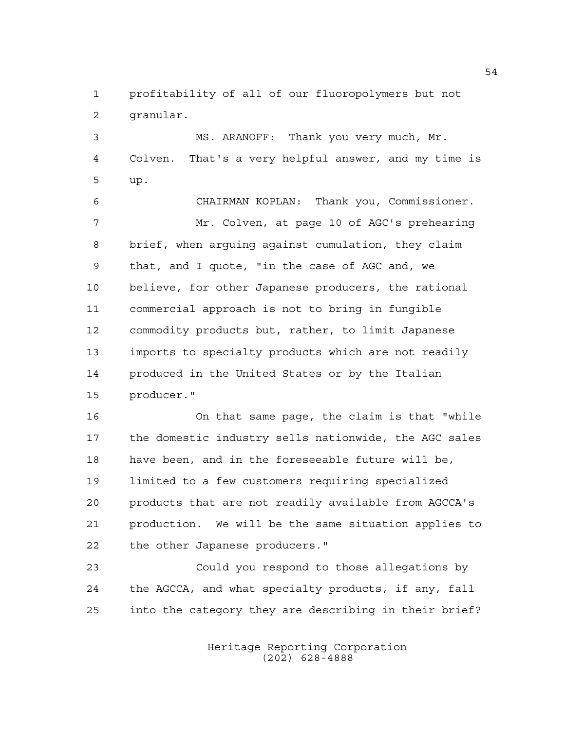profitability of all of our fluoropolymers but not granular.

MS. ARANOFF: Thank you very much, Mr. Colven. That's a very helpful answer, and my time is up.

CHAIRMAN KOPLAN: Thank you, Commissioner.

Mr. Colven, at page 10 of AGC's prehearing brief, when arguing against cumulation, they claim that, and I quote, "in the case of AGC and, we believe, for other Japanese producers, the rational commercial approach is not to bring in fungible commodity products but, rather, to limit Japanese imports to specialty products which are not readily produced in the United States or by the Italian producer."

On that same page, the claim is that "while the domestic industry sells nationwide, the AGC sales have been, and in the foreseeable future will be, limited to a few customers requiring specialized products that are not readily available from AGCCA's production. We will be the same situation applies to the other Japanese producers."

Could you respond to those allegations by the AGCCA, and what specialty products, if any, fall into the category they are describing in their brief?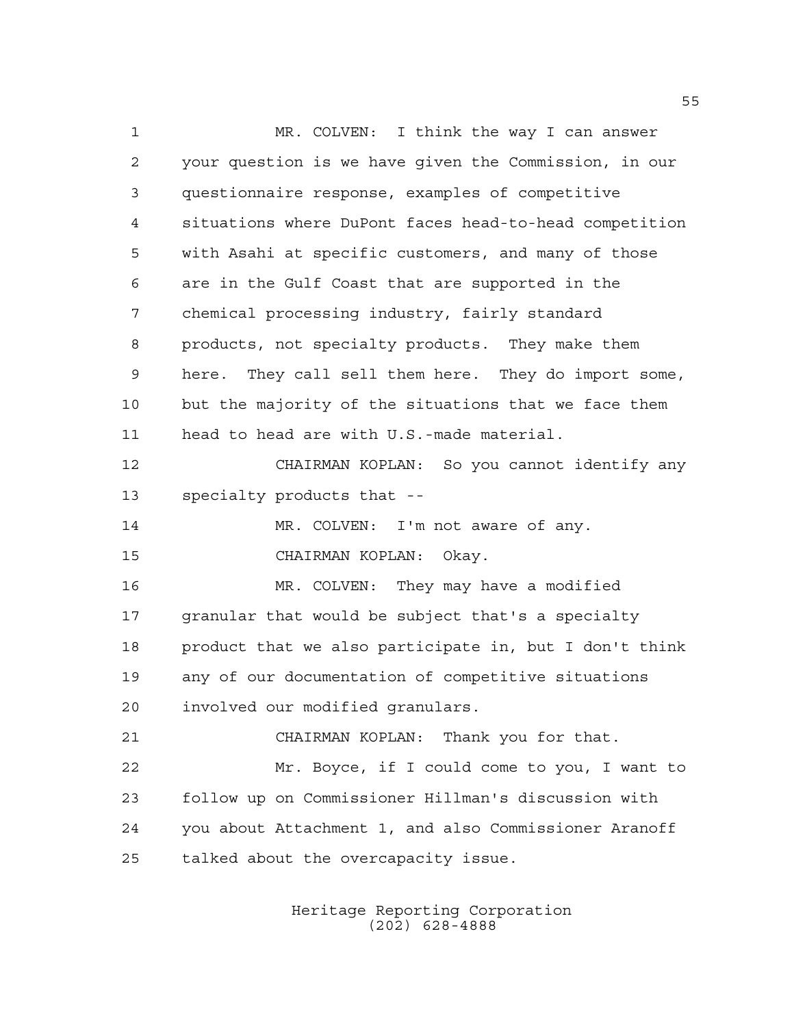MR. COLVEN: I think the way I can answer your question is we have given the Commission, in our questionnaire response, examples of competitive situations where DuPont faces head-to-head competition with Asahi at specific customers, and many of those are in the Gulf Coast that are supported in the chemical processing industry, fairly standard products, not specialty products. They make them here. They call sell them here. They do import some, but the majority of the situations that we face them head to head are with U.S.-made material.

CHAIRMAN KOPLAN: So you cannot identify any specialty products that --

MR. COLVEN: I'm not aware of any.

CHAIRMAN KOPLAN: Okay.

MR. COLVEN: They may have a modified granular that would be subject that's a specialty product that we also participate in, but I don't think any of our documentation of competitive situations involved our modified granulars.

CHAIRMAN KOPLAN: Thank you for that.

Mr. Boyce, if I could come to you, I want to follow up on Commissioner Hillman's discussion with you about Attachment 1, and also Commissioner Aranoff talked about the overcapacity issue.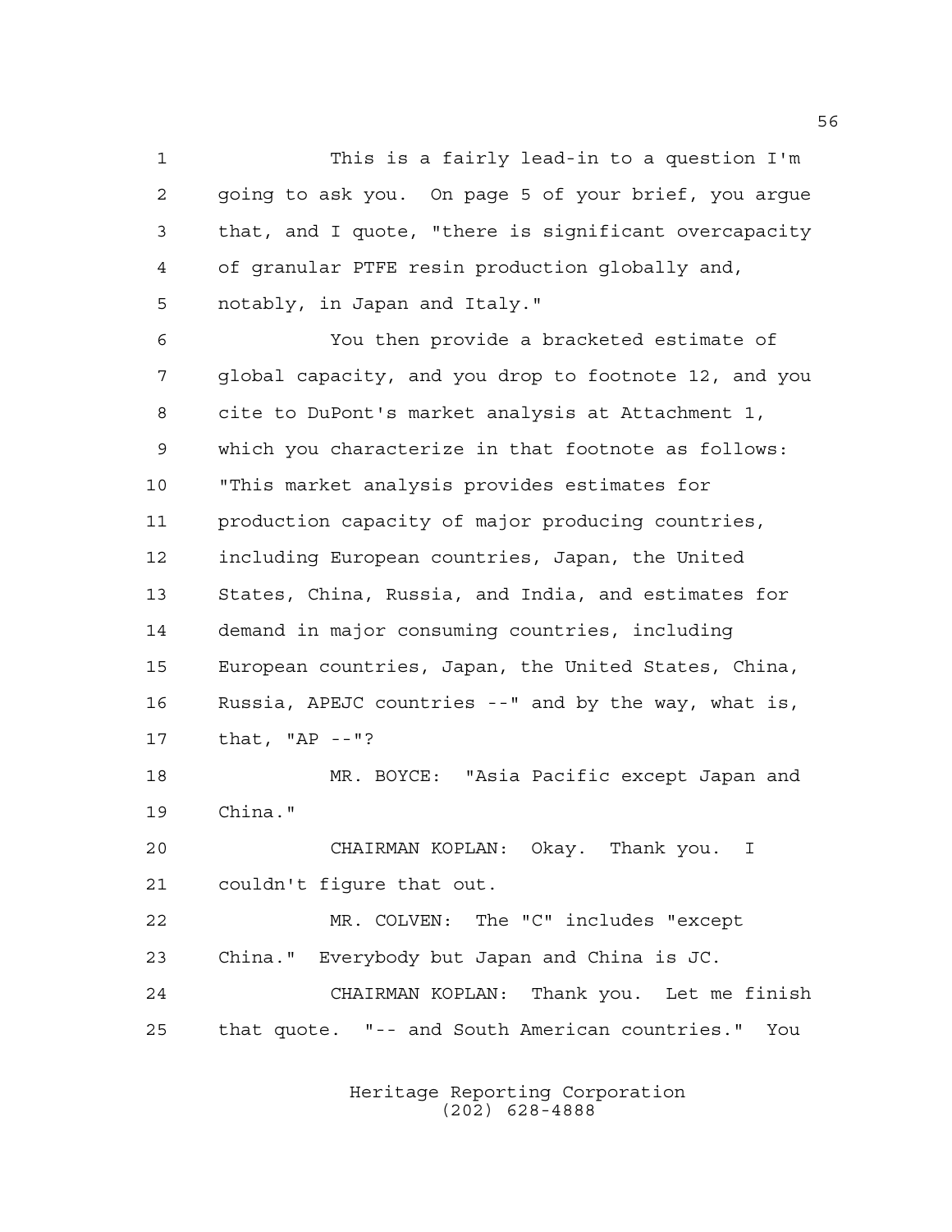This is a fairly lead-in to a question I'm going to ask you. On page 5 of your brief, you argue that, and I quote, "there is significant overcapacity of granular PTFE resin production globally and, notably, in Japan and Italy."

You then provide a bracketed estimate of global capacity, and you drop to footnote 12, and you cite to DuPont's market analysis at Attachment 1, which you characterize in that footnote as follows: "This market analysis provides estimates for production capacity of major producing countries, including European countries, Japan, the United States, China, Russia, and India, and estimates for demand in major consuming countries, including European countries, Japan, the United States, China, Russia, APEJC countries --" and by the way, what is, that, "AP --"?

MR. BOYCE: "Asia Pacific except Japan and China."

CHAIRMAN KOPLAN: Okay. Thank you. I couldn't figure that out.

MR. COLVEN: The "C" includes "except China." Everybody but Japan and China is JC.

CHAIRMAN KOPLAN: Thank you. Let me finish that quote. "-- and South American countries." You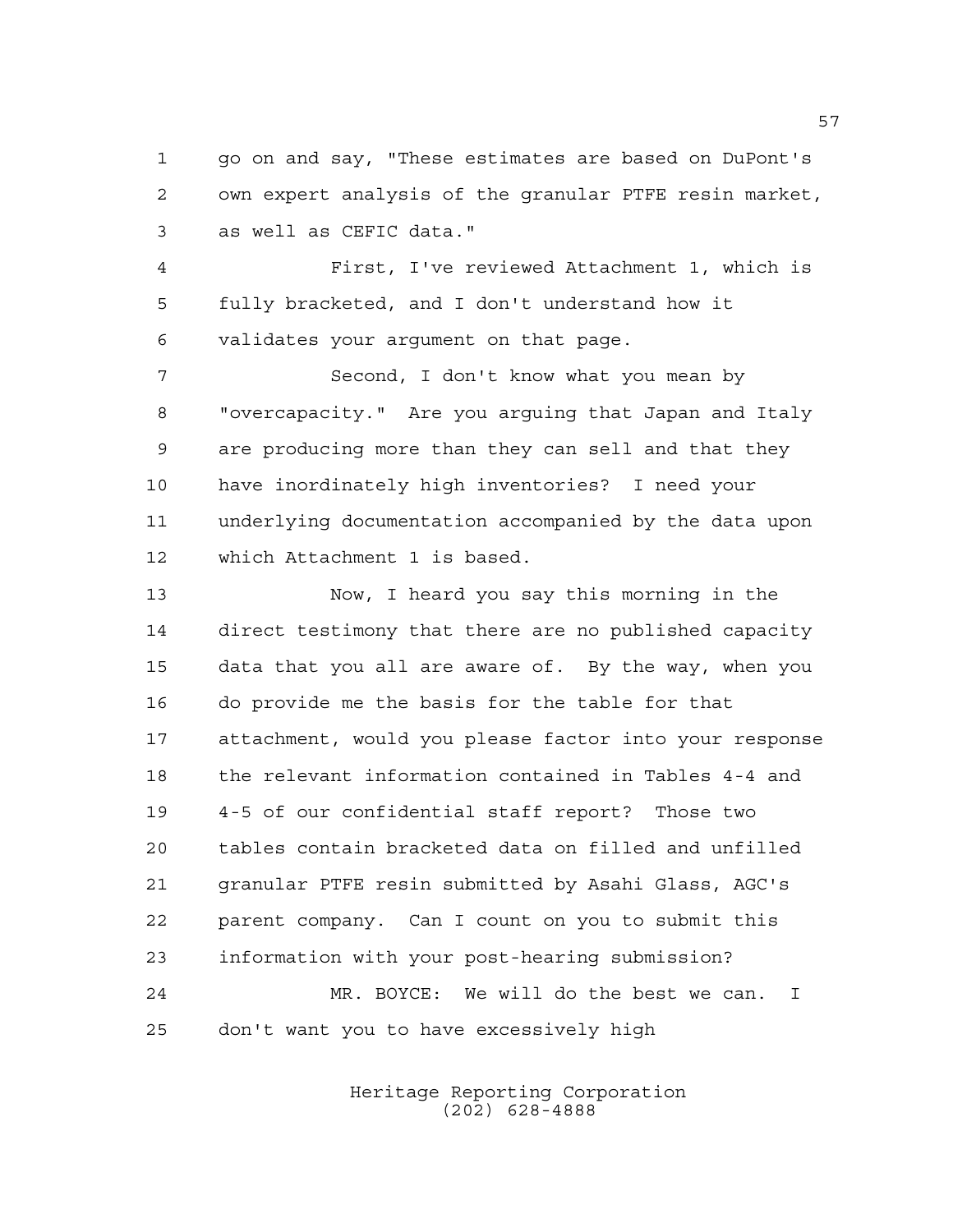go on and say, "These estimates are based on DuPont's own expert analysis of the granular PTFE resin market, as well as CEFIC data."

First, I've reviewed Attachment 1, which is fully bracketed, and I don't understand how it validates your argument on that page.

Second, I don't know what you mean by "overcapacity." Are you arguing that Japan and Italy are producing more than they can sell and that they have inordinately high inventories? I need your underlying documentation accompanied by the data upon which Attachment 1 is based.

Now, I heard you say this morning in the direct testimony that there are no published capacity data that you all are aware of. By the way, when you do provide me the basis for the table for that attachment, would you please factor into your response the relevant information contained in Tables 4-4 and 4-5 of our confidential staff report? Those two tables contain bracketed data on filled and unfilled granular PTFE resin submitted by Asahi Glass, AGC's parent company. Can I count on you to submit this information with your post-hearing submission?

MR. BOYCE: We will do the best we can. I don't want you to have excessively high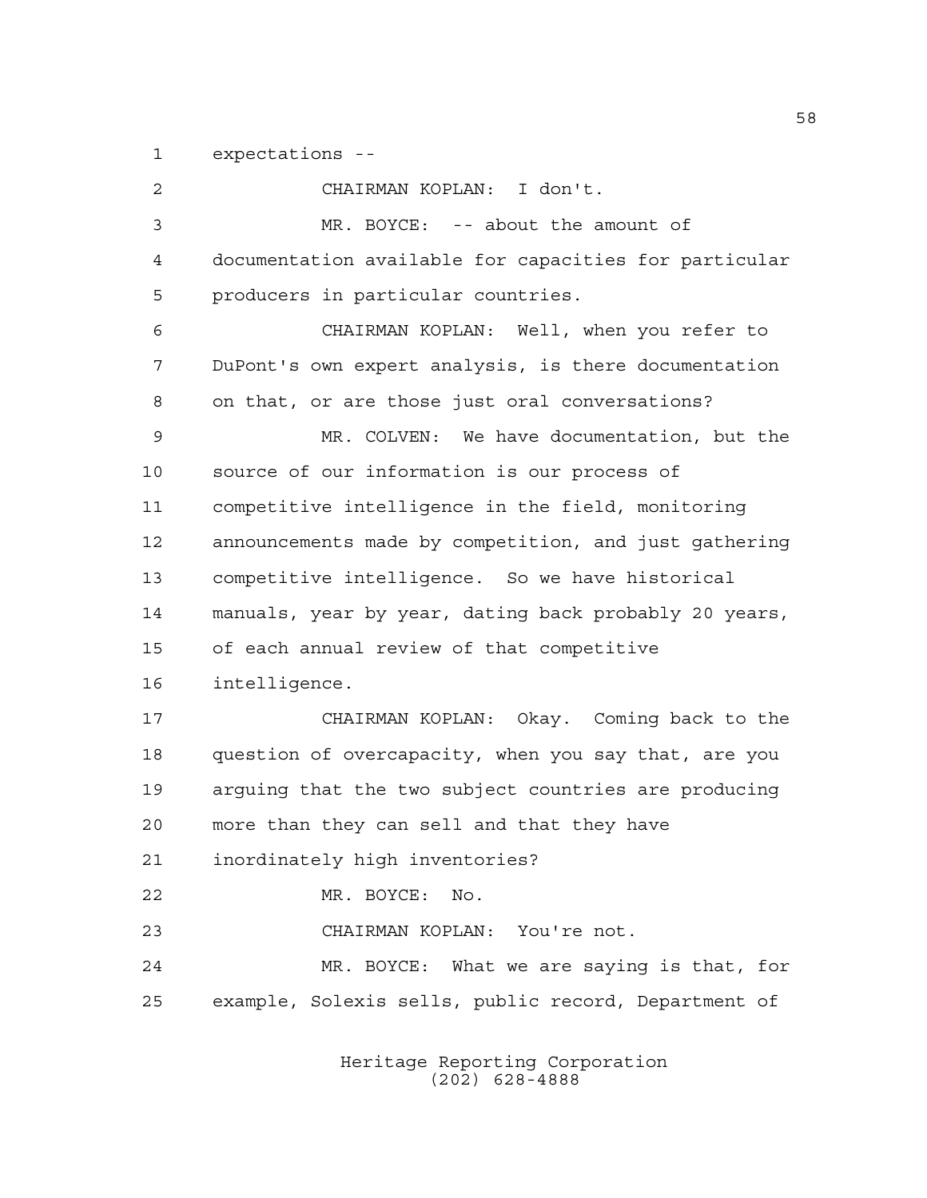expectations --

CHAIRMAN KOPLAN: I don't.

MR. BOYCE: -- about the amount of documentation available for capacities for particular producers in particular countries.

CHAIRMAN KOPLAN: Well, when you refer to DuPont's own expert analysis, is there documentation on that, or are those just oral conversations?

MR. COLVEN: We have documentation, but the source of our information is our process of competitive intelligence in the field, monitoring announcements made by competition, and just gathering competitive intelligence. So we have historical manuals, year by year, dating back probably 20 years, of each annual review of that competitive intelligence.

CHAIRMAN KOPLAN: Okay. Coming back to the question of overcapacity, when you say that, are you arguing that the two subject countries are producing more than they can sell and that they have inordinately high inventories?

MR. BOYCE: No.

CHAIRMAN KOPLAN: You're not.

MR. BOYCE: What we are saying is that, for example, Solexis sells, public record, Department of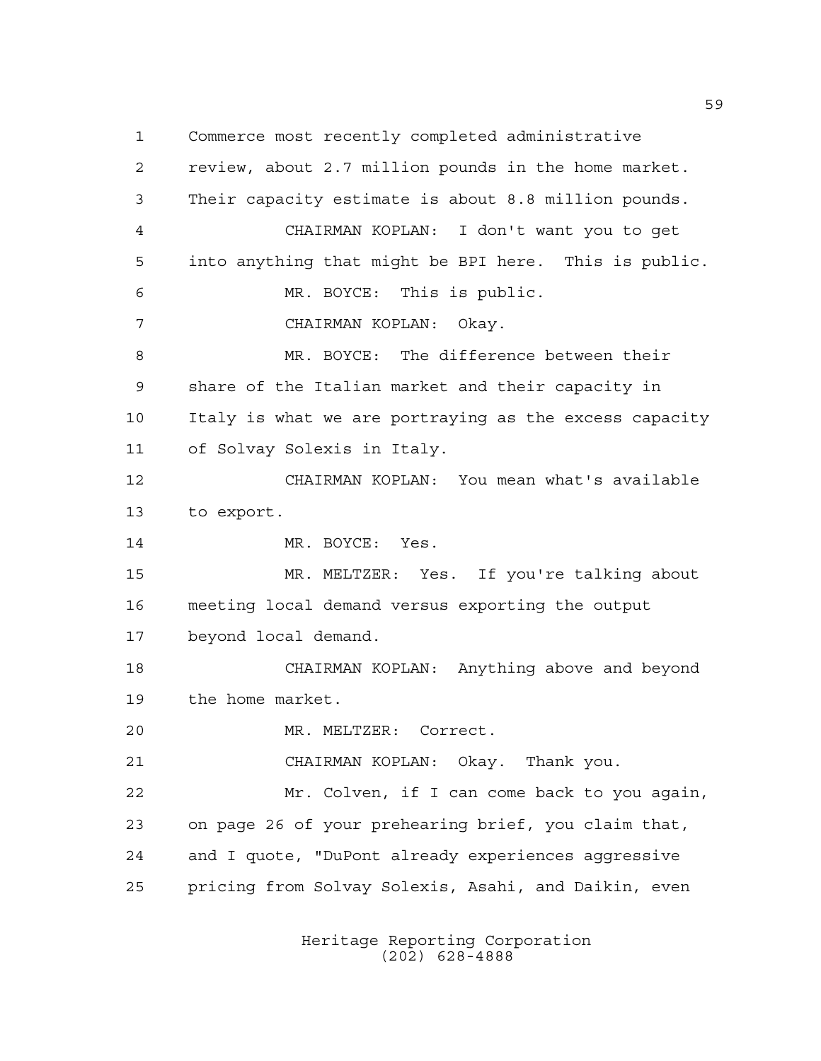Commerce most recently completed administrative review, about 2.7 million pounds in the home market. Their capacity estimate is about 8.8 million pounds.

CHAIRMAN KOPLAN: I don't want you to get into anything that might be BPI here. This is public.

MR. BOYCE: This is public.

CHAIRMAN KOPLAN: Okay.

MR. BOYCE: The difference between their share of the Italian market and their capacity in Italy is what we are portraying as the excess capacity of Solvay Solexis in Italy.

CHAIRMAN KOPLAN: You mean what's available to export.

MR. BOYCE: Yes.

MR. MELTZER: Yes. If you're talking about meeting local demand versus exporting the output beyond local demand.

CHAIRMAN KOPLAN: Anything above and beyond the home market.

MR. MELTZER: Correct.

CHAIRMAN KOPLAN: Okay. Thank you.

Mr. Colven, if I can come back to you again, on page 26 of your prehearing brief, you claim that, and I quote, "DuPont already experiences aggressive pricing from Solvay Solexis, Asahi, and Daikin, even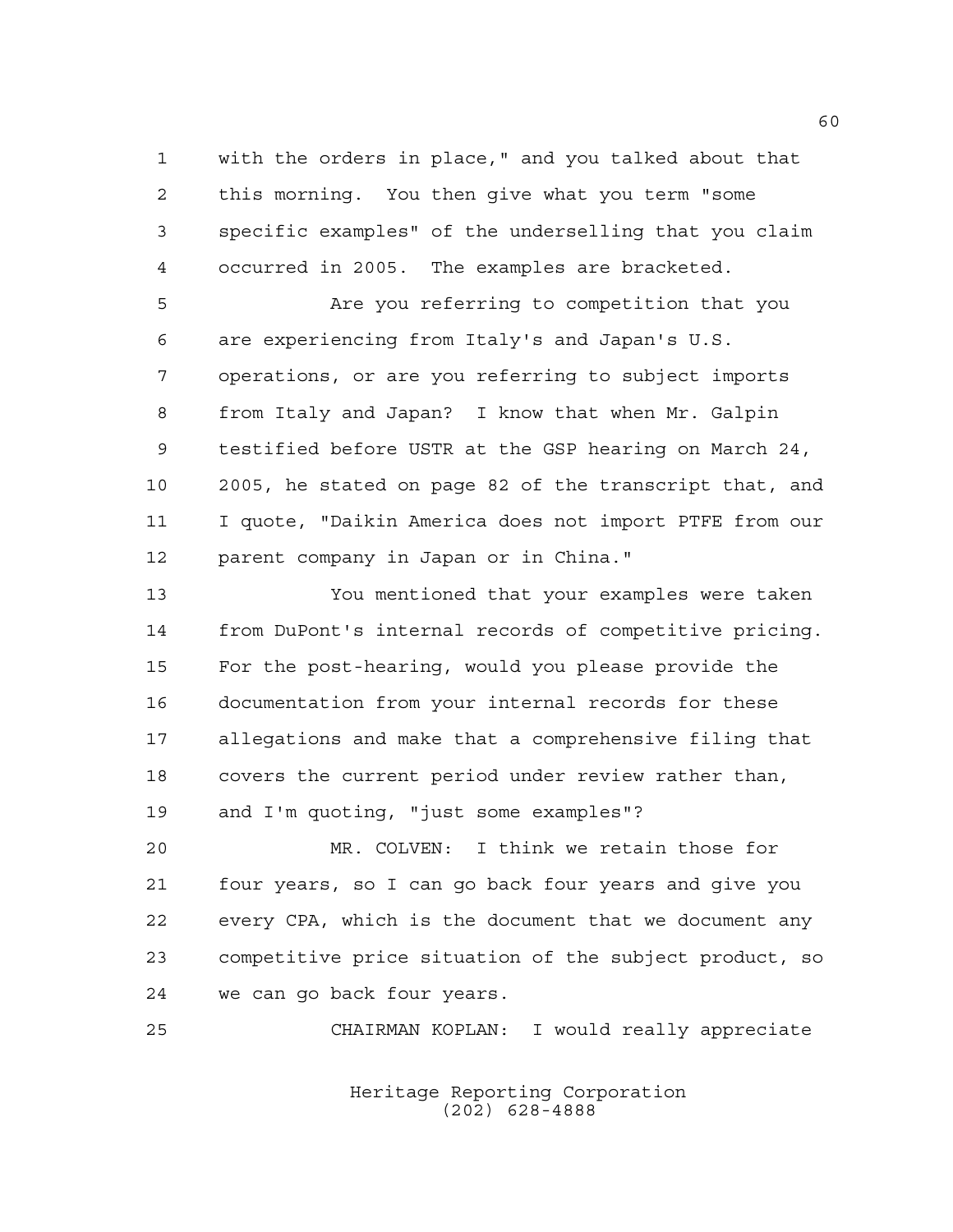with the orders in place," and you talked about that this morning. You then give what you term "some specific examples" of the underselling that you claim occurred in 2005. The examples are bracketed.

Are you referring to competition that you are experiencing from Italy's and Japan's U.S. operations, or are you referring to subject imports from Italy and Japan? I know that when Mr. Galpin testified before USTR at the GSP hearing on March 24, 2005, he stated on page 82 of the transcript that, and I quote, "Daikin America does not import PTFE from our parent company in Japan or in China."

You mentioned that your examples were taken from DuPont's internal records of competitive pricing. For the post-hearing, would you please provide the documentation from your internal records for these allegations and make that a comprehensive filing that covers the current period under review rather than, and I'm quoting, "just some examples"?

MR. COLVEN: I think we retain those for four years, so I can go back four years and give you every CPA, which is the document that we document any competitive price situation of the subject product, so we can go back four years.

CHAIRMAN KOPLAN: I would really appreciate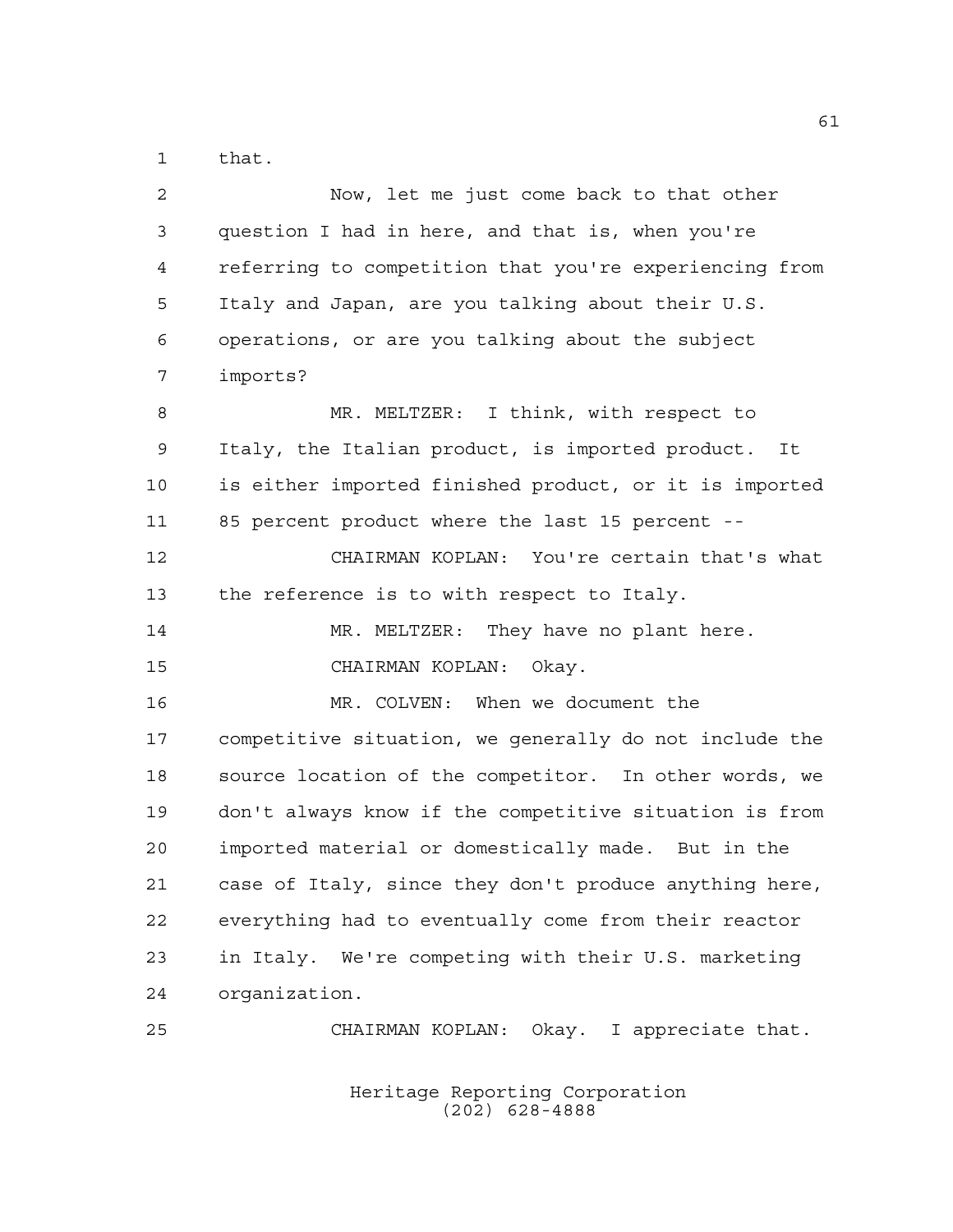that.

Now, let me just come back to that other question I had in here, and that is, when you're referring to competition that you're experiencing from Italy and Japan, are you talking about their U.S. operations, or are you talking about the subject imports?

MR. MELTZER: I think, with respect to Italy, the Italian product, is imported product. It is either imported finished product, or it is imported 85 percent product where the last 15 percent --

CHAIRMAN KOPLAN: You're certain that's what the reference is to with respect to Italy.

MR. MELTZER: They have no plant here.

CHAIRMAN KOPLAN: Okay.

MR. COLVEN: When we document the competitive situation, we generally do not include the source location of the competitor. In other words, we don't always know if the competitive situation is from imported material or domestically made. But in the case of Italy, since they don't produce anything here, everything had to eventually come from their reactor in Italy. We're competing with their U.S. marketing organization.

CHAIRMAN KOPLAN: Okay. I appreciate that.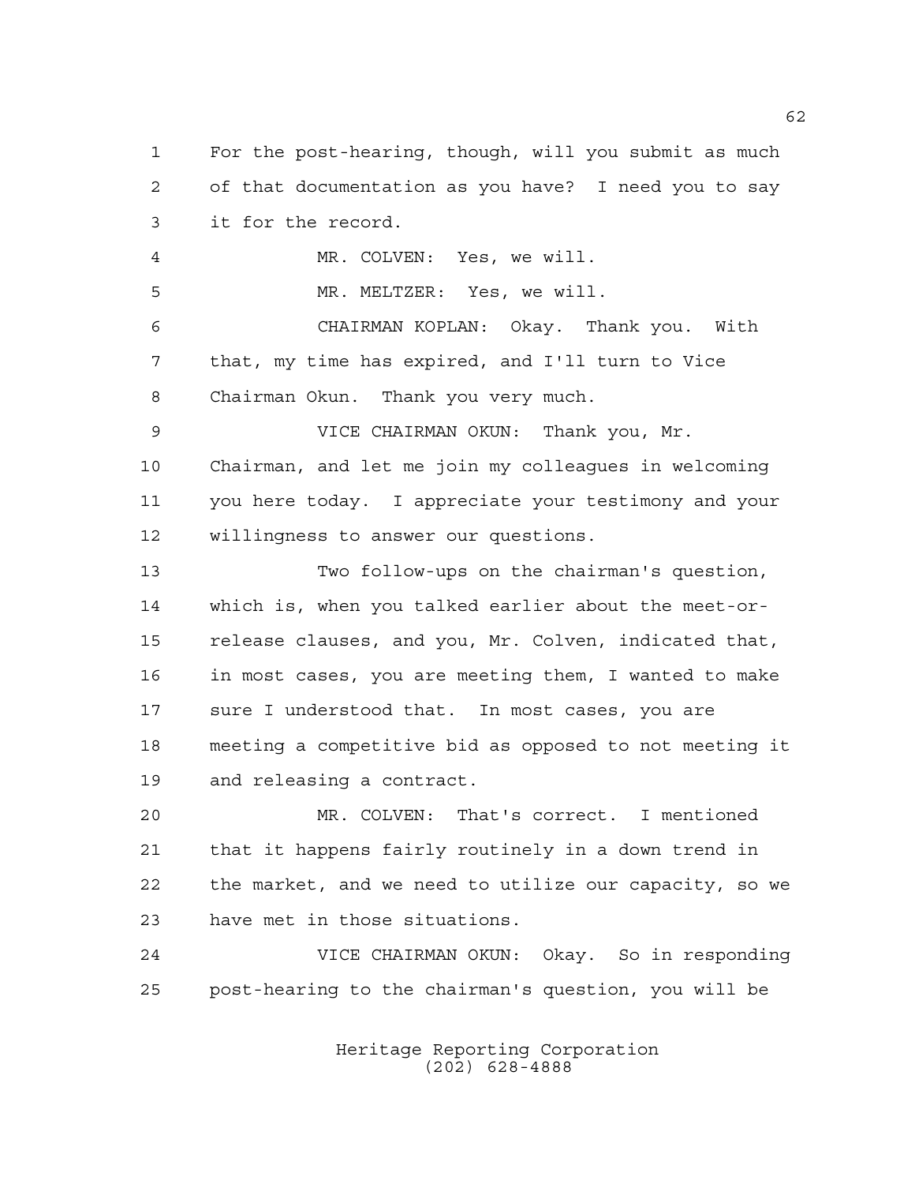For the post-hearing, though, will you submit as much of that documentation as you have? I need you to say it for the record.

MR. COLVEN: Yes, we will.

MR. MELTZER: Yes, we will.

CHAIRMAN KOPLAN: Okay. Thank you. With that, my time has expired, and I'll turn to Vice Chairman Okun. Thank you very much.

VICE CHAIRMAN OKUN: Thank you, Mr. Chairman, and let me join my colleagues in welcoming you here today. I appreciate your testimony and your willingness to answer our questions.

Two follow-ups on the chairman's question, which is, when you talked earlier about the meet-or-release clauses, and you, Mr. Colven, indicated that, in most cases, you are meeting them, I wanted to make sure I understood that. In most cases, you are meeting a competitive bid as opposed to not meeting it and releasing a contract.

MR. COLVEN: That's correct. I mentioned that it happens fairly routinely in a down trend in the market, and we need to utilize our capacity, so we have met in those situations.

VICE CHAIRMAN OKUN: Okay. So in responding post-hearing to the chairman's question, you will be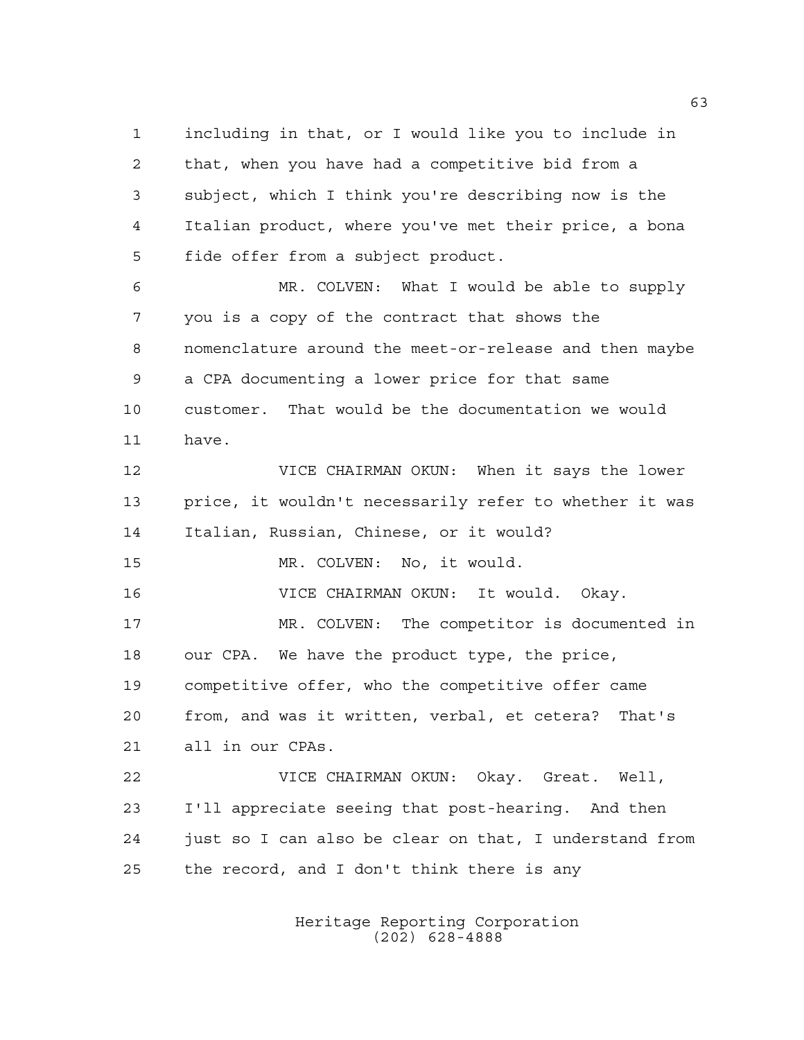including in that, or I would like you to include in that, when you have had a competitive bid from a subject, which I think you're describing now is the Italian product, where you've met their price, a bona fide offer from a subject product.

MR. COLVEN: What I would be able to supply you is a copy of the contract that shows the nomenclature around the meet-or-release and then maybe a CPA documenting a lower price for that same customer. That would be the documentation we would have.

VICE CHAIRMAN OKUN: When it says the lower price, it wouldn't necessarily refer to whether it was Italian, Russian, Chinese, or it would?

MR. COLVEN: No, it would.

VICE CHAIRMAN OKUN: It would. Okay.

MR. COLVEN: The competitor is documented in our CPA. We have the product type, the price, competitive offer, who the competitive offer came from, and was it written, verbal, et cetera? That's all in our CPAs.

VICE CHAIRMAN OKUN: Okay. Great. Well, I'll appreciate seeing that post-hearing. And then just so I can also be clear on that, I understand from the record, and I don't think there is any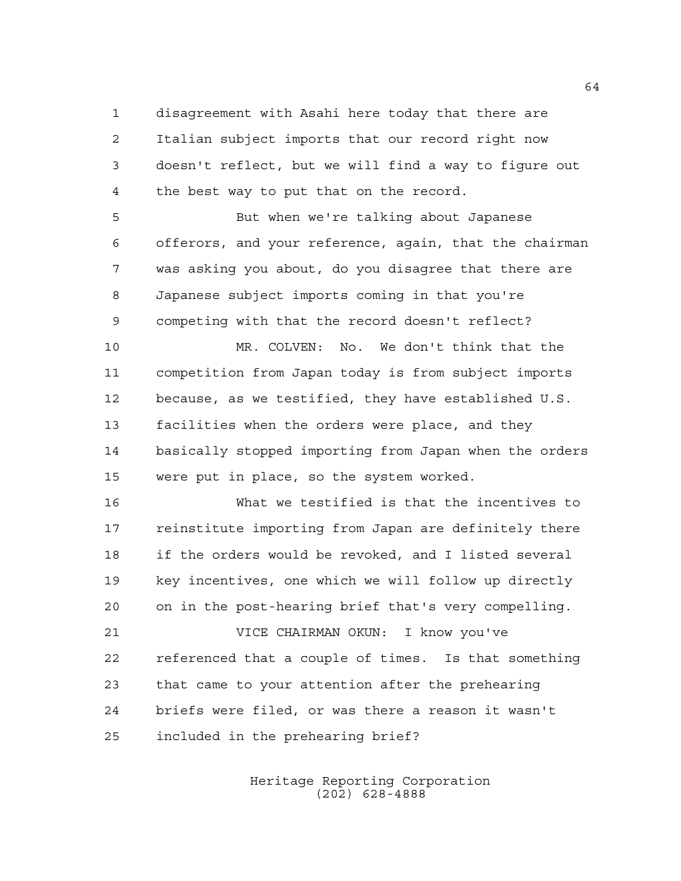disagreement with Asahi here today that there are Italian subject imports that our record right now doesn't reflect, but we will find a way to figure out the best way to put that on the record.

But when we're talking about Japanese offerors, and your reference, again, that the chairman was asking you about, do you disagree that there are Japanese subject imports coming in that you're competing with that the record doesn't reflect?

MR. COLVEN: No. We don't think that the competition from Japan today is from subject imports because, as we testified, they have established U.S. facilities when the orders were place, and they basically stopped importing from Japan when the orders were put in place, so the system worked.

What we testified is that the incentives to reinstitute importing from Japan are definitely there if the orders would be revoked, and I listed several key incentives, one which we will follow up directly on in the post-hearing brief that's very compelling.

VICE CHAIRMAN OKUN: I know you've referenced that a couple of times. Is that something that came to your attention after the prehearing briefs were filed, or was there a reason it wasn't included in the prehearing brief?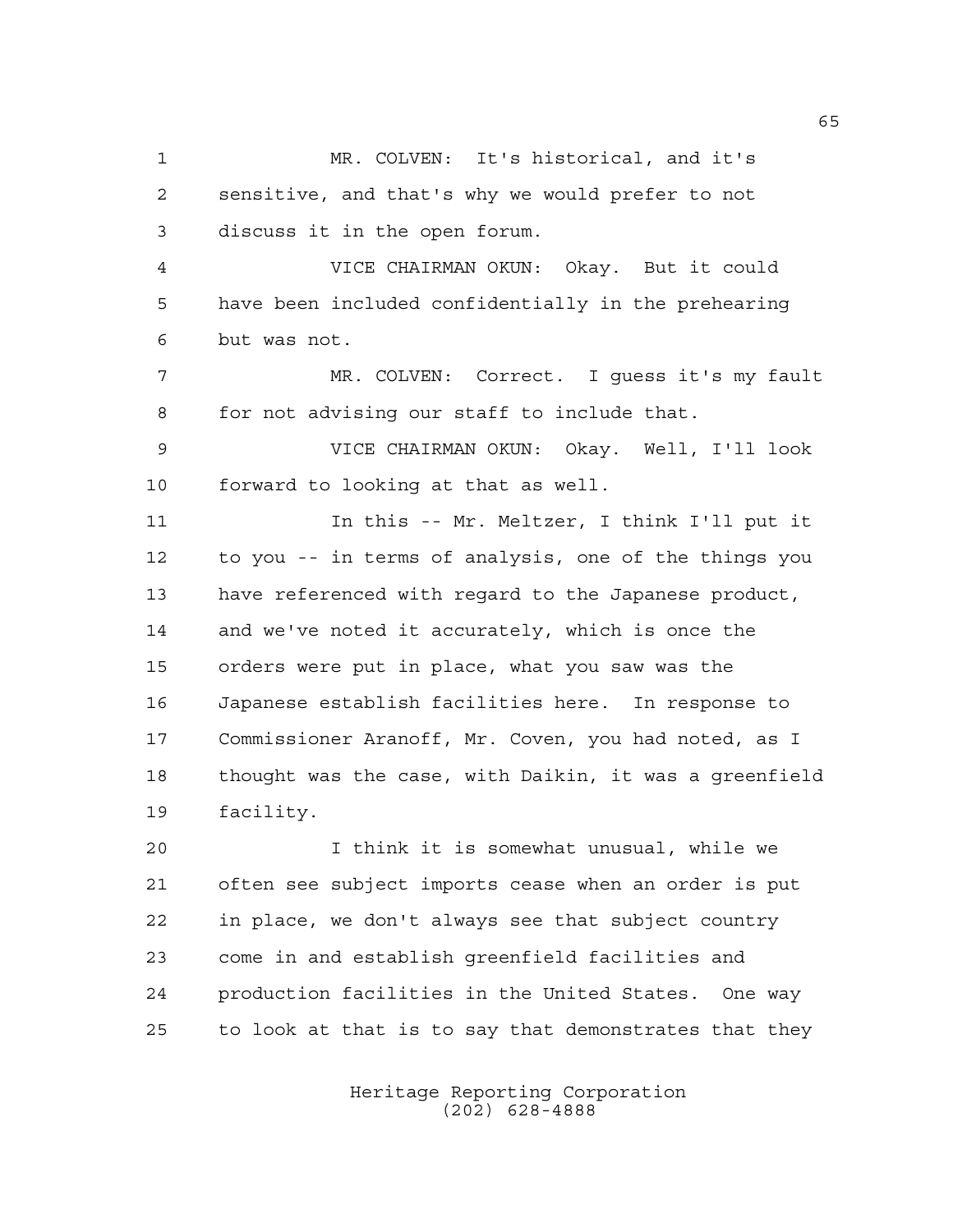MR. COLVEN: It's historical, and it's sensitive, and that's why we would prefer to not discuss it in the open forum.

VICE CHAIRMAN OKUN: Okay. But it could have been included confidentially in the prehearing but was not.

MR. COLVEN: Correct. I guess it's my fault for not advising our staff to include that.

VICE CHAIRMAN OKUN: Okay. Well, I'll look forward to looking at that as well.

In this -- Mr. Meltzer, I think I'll put it to you -- in terms of analysis, one of the things you have referenced with regard to the Japanese product, and we've noted it accurately, which is once the orders were put in place, what you saw was the Japanese establish facilities here. In response to Commissioner Aranoff, Mr. Coven, you had noted, as I thought was the case, with Daikin, it was a greenfield facility.

I think it is somewhat unusual, while we often see subject imports cease when an order is put in place, we don't always see that subject country come in and establish greenfield facilities and production facilities in the United States. One way to look at that is to say that demonstrates that they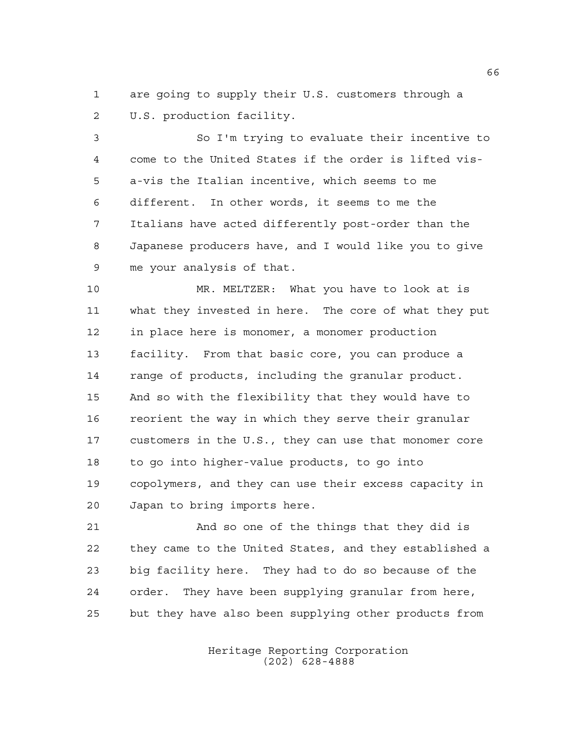are going to supply their U.S. customers through a U.S. production facility.

So I'm trying to evaluate their incentive to come to the United States if the order is lifted vis-a-vis the Italian incentive, which seems to me different. In other words, it seems to me the Italians have acted differently post-order than the Japanese producers have, and I would like you to give me your analysis of that.

MR. MELTZER: What you have to look at is what they invested in here. The core of what they put in place here is monomer, a monomer production facility. From that basic core, you can produce a range of products, including the granular product. And so with the flexibility that they would have to reorient the way in which they serve their granular customers in the U.S., they can use that monomer core to go into higher-value products, to go into copolymers, and they can use their excess capacity in Japan to bring imports here.

And so one of the things that they did is they came to the United States, and they established a big facility here. They had to do so because of the order. They have been supplying granular from here, but they have also been supplying other products from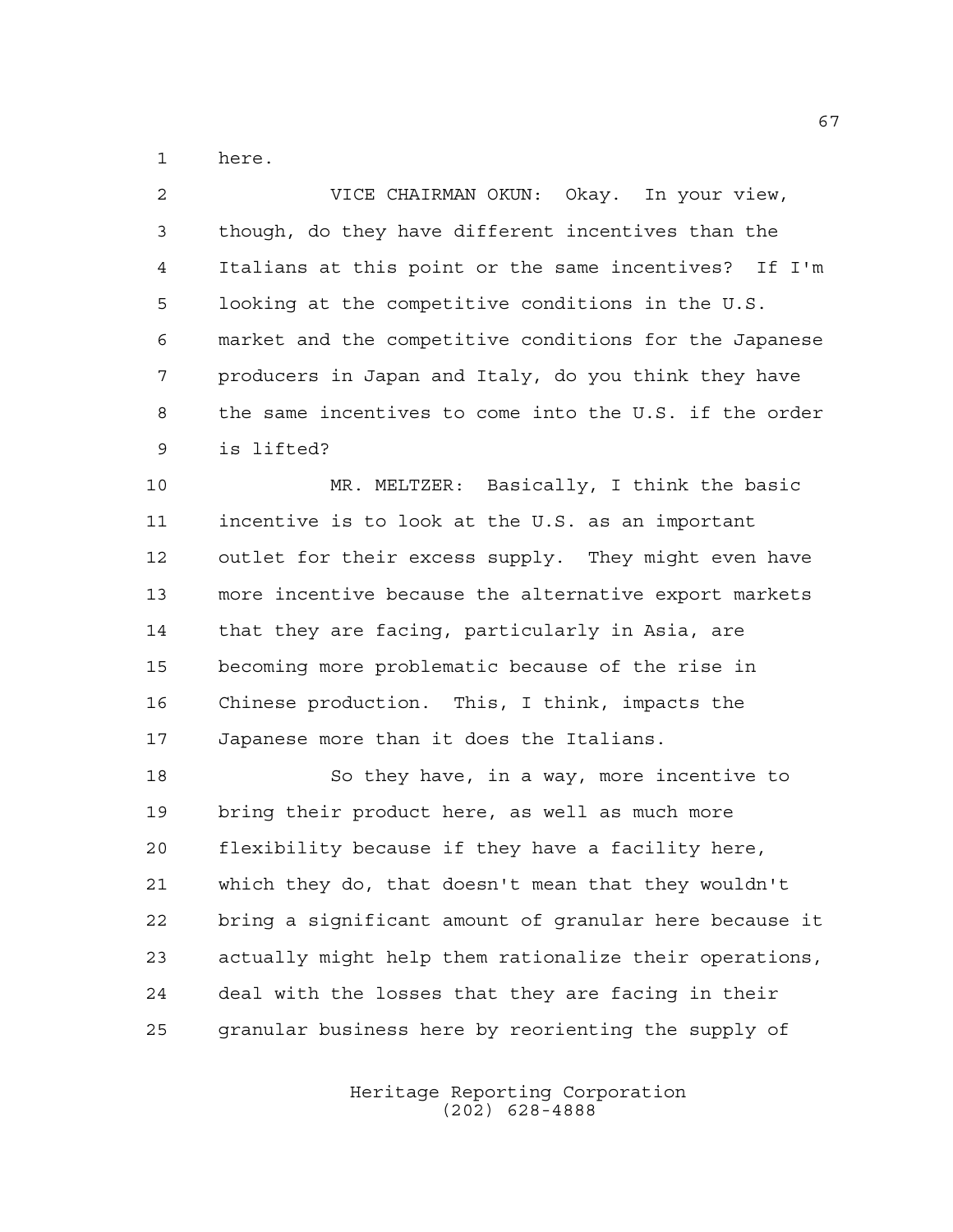here.

VICE CHAIRMAN OKUN: Okay. In your view, though, do they have different incentives than the Italians at this point or the same incentives? If I'm looking at the competitive conditions in the U.S. market and the competitive conditions for the Japanese producers in Japan and Italy, do you think they have the same incentives to come into the U.S. if the order is lifted?

MR. MELTZER: Basically, I think the basic incentive is to look at the U.S. as an important outlet for their excess supply. They might even have more incentive because the alternative export markets that they are facing, particularly in Asia, are becoming more problematic because of the rise in Chinese production. This, I think, impacts the Japanese more than it does the Italians.

So they have, in a way, more incentive to bring their product here, as well as much more flexibility because if they have a facility here, which they do, that doesn't mean that they wouldn't bring a significant amount of granular here because it actually might help them rationalize their operations, deal with the losses that they are facing in their granular business here by reorienting the supply of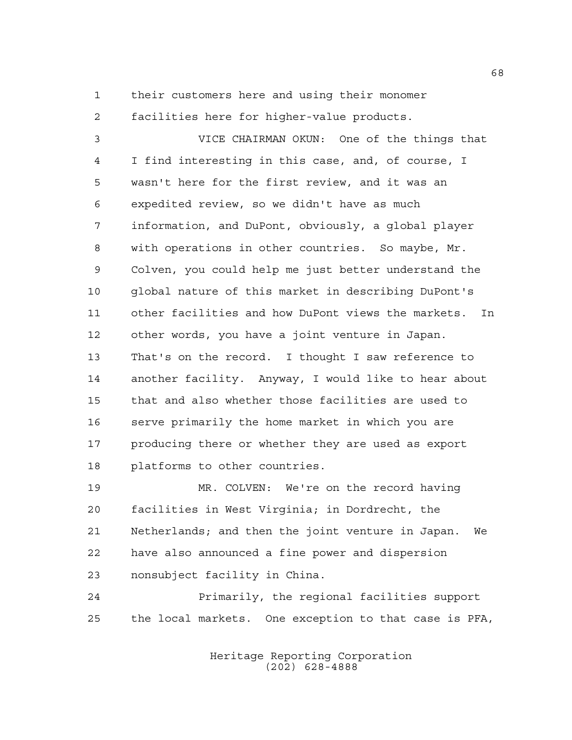their customers here and using their monomer facilities here for higher-value products.

VICE CHAIRMAN OKUN: One of the things that I find interesting in this case, and, of course, I wasn't here for the first review, and it was an expedited review, so we didn't have as much information, and DuPont, obviously, a global player with operations in other countries. So maybe, Mr. Colven, you could help me just better understand the global nature of this market in describing DuPont's other facilities and how DuPont views the markets. In other words, you have a joint venture in Japan. That's on the record. I thought I saw reference to another facility. Anyway, I would like to hear about that and also whether those facilities are used to serve primarily the home market in which you are producing there or whether they are used as export platforms to other countries.

MR. COLVEN: We're on the record having facilities in West Virginia; in Dordrecht, the Netherlands; and then the joint venture in Japan. We have also announced a fine power and dispersion nonsubject facility in China.

Primarily, the regional facilities support the local markets. One exception to that case is PFA,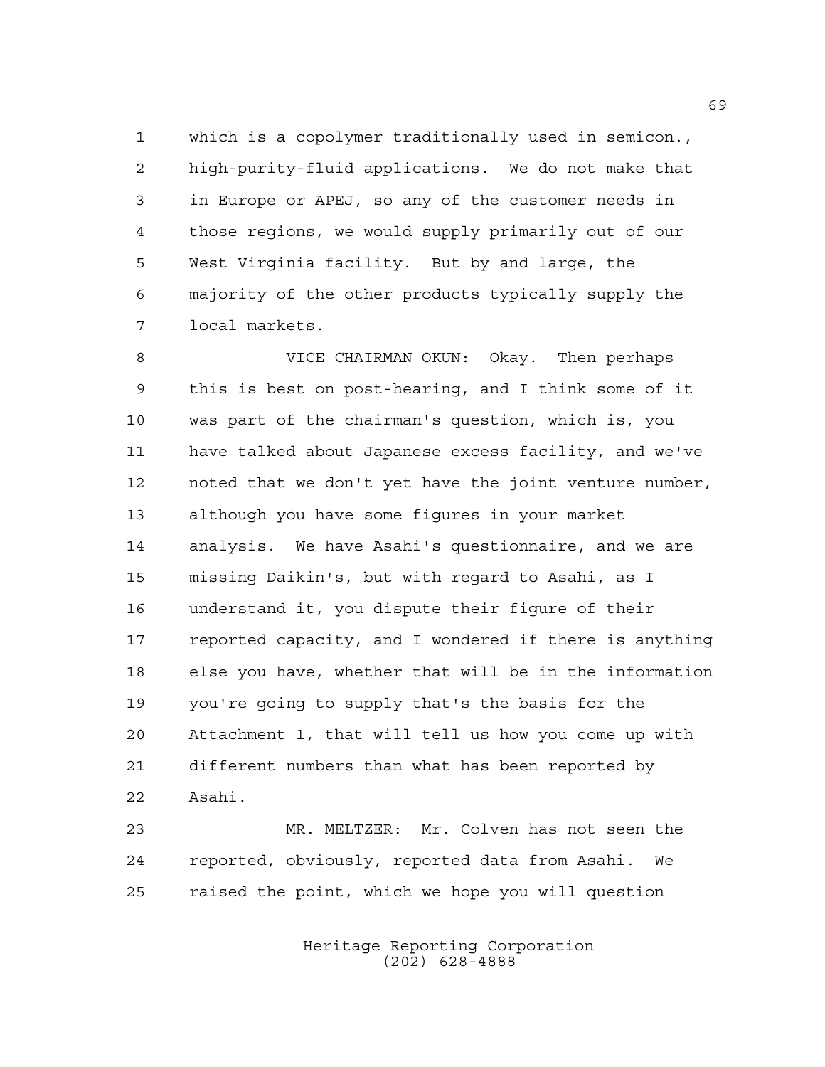which is a copolymer traditionally used in semicon., high-purity-fluid applications. We do not make that in Europe or APEJ, so any of the customer needs in those regions, we would supply primarily out of our West Virginia facility. But by and large, the majority of the other products typically supply the local markets.

VICE CHAIRMAN OKUN: Okay. Then perhaps this is best on post-hearing, and I think some of it was part of the chairman's question, which is, you have talked about Japanese excess facility, and we've noted that we don't yet have the joint venture number, although you have some figures in your market analysis. We have Asahi's questionnaire, and we are missing Daikin's, but with regard to Asahi, as I understand it, you dispute their figure of their reported capacity, and I wondered if there is anything else you have, whether that will be in the information you're going to supply that's the basis for the Attachment 1, that will tell us how you come up with different numbers than what has been reported by Asahi.

MR. MELTZER: Mr. Colven has not seen the reported, obviously, reported data from Asahi. We raised the point, which we hope you will question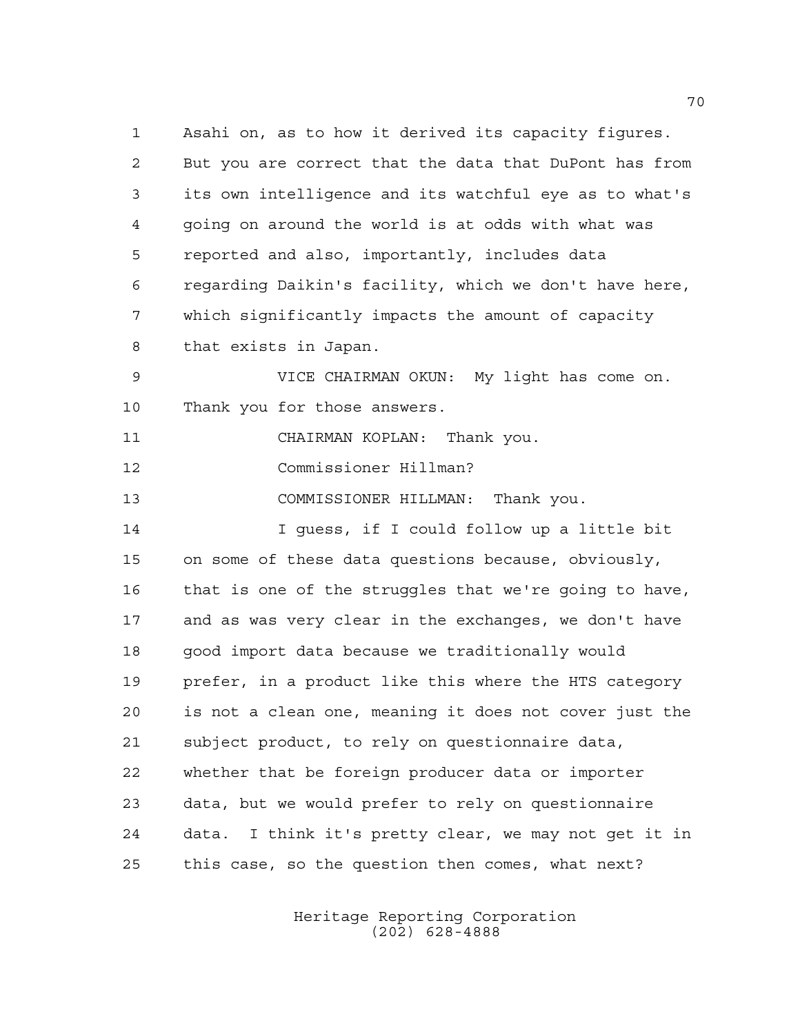Asahi on, as to how it derived its capacity figures. But you are correct that the data that DuPont has from its own intelligence and its watchful eye as to what's going on around the world is at odds with what was reported and also, importantly, includes data regarding Daikin's facility, which we don't have here, which significantly impacts the amount of capacity that exists in Japan.

VICE CHAIRMAN OKUN: My light has come on. Thank you for those answers.

CHAIRMAN KOPLAN: Thank you.

Commissioner Hillman?

COMMISSIONER HILLMAN: Thank you.

I guess, if I could follow up a little bit on some of these data questions because, obviously, that is one of the struggles that we're going to have, and as was very clear in the exchanges, we don't have good import data because we traditionally would prefer, in a product like this where the HTS category is not a clean one, meaning it does not cover just the subject product, to rely on questionnaire data, whether that be foreign producer data or importer data, but we would prefer to rely on questionnaire data. I think it's pretty clear, we may not get it in this case, so the question then comes, what next?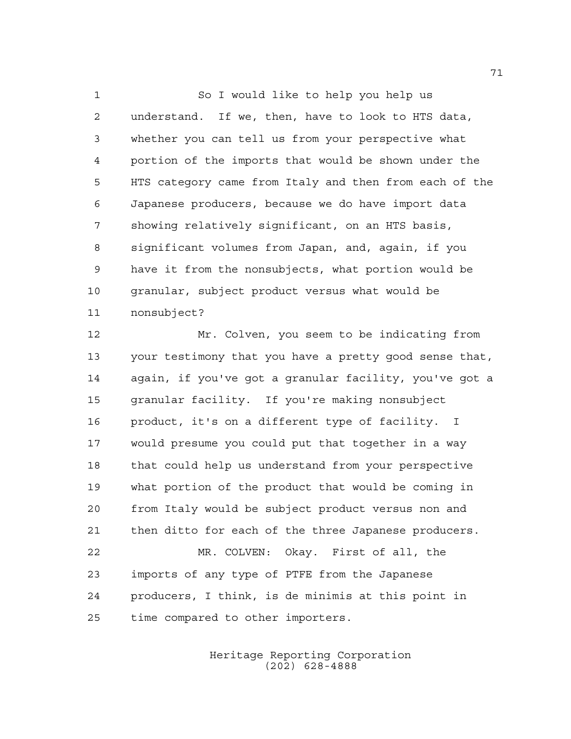So I would like to help you help us understand. If we, then, have to look to HTS data, whether you can tell us from your perspective what portion of the imports that would be shown under the HTS category came from Italy and then from each of the Japanese producers, because we do have import data showing relatively significant, on an HTS basis, significant volumes from Japan, and, again, if you have it from the nonsubjects, what portion would be granular, subject product versus what would be nonsubject?

Mr. Colven, you seem to be indicating from your testimony that you have a pretty good sense that, again, if you've got a granular facility, you've got a granular facility. If you're making nonsubject product, it's on a different type of facility. I would presume you could put that together in a way that could help us understand from your perspective what portion of the product that would be coming in from Italy would be subject product versus non and then ditto for each of the three Japanese producers.

MR. COLVEN: Okay. First of all, the imports of any type of PTFE from the Japanese producers, I think, is de minimis at this point in time compared to other importers.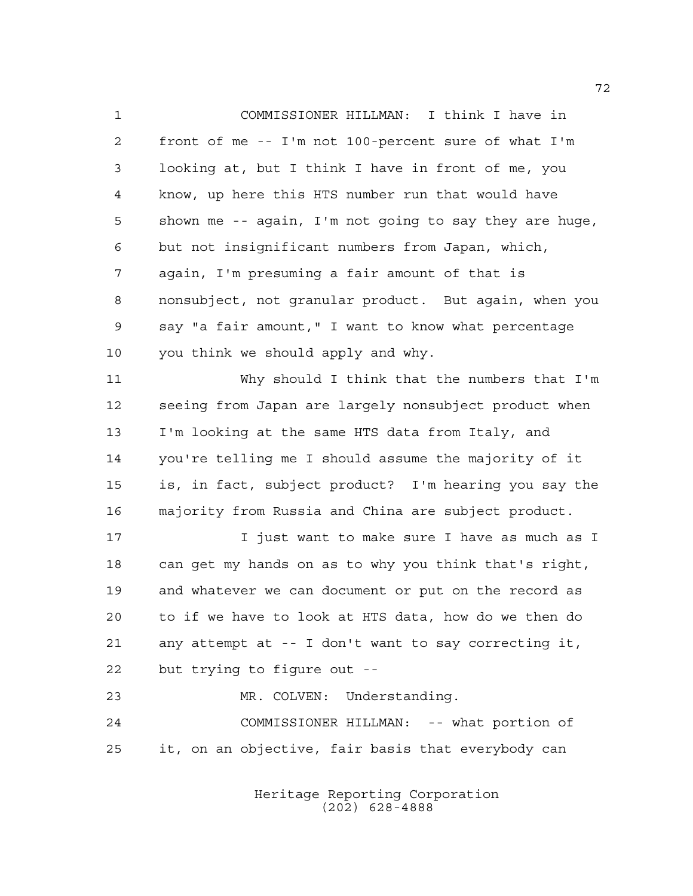COMMISSIONER HILLMAN: I think I have in front of me -- I'm not 100-percent sure of what I'm looking at, but I think I have in front of me, you know, up here this HTS number run that would have shown me -- again, I'm not going to say they are huge, but not insignificant numbers from Japan, which, again, I'm presuming a fair amount of that is nonsubject, not granular product. But again, when you say "a fair amount," I want to know what percentage you think we should apply and why.

Why should I think that the numbers that I'm seeing from Japan are largely nonsubject product when I'm looking at the same HTS data from Italy, and you're telling me I should assume the majority of it is, in fact, subject product? I'm hearing you say the majority from Russia and China are subject product.

I just want to make sure I have as much as I can get my hands on as to why you think that's right, and whatever we can document or put on the record as to if we have to look at HTS data, how do we then do any attempt at -- I don't want to say correcting it, but trying to figure out --

MR. COLVEN: Understanding.

COMMISSIONER HILLMAN: -- what portion of it, on an objective, fair basis that everybody can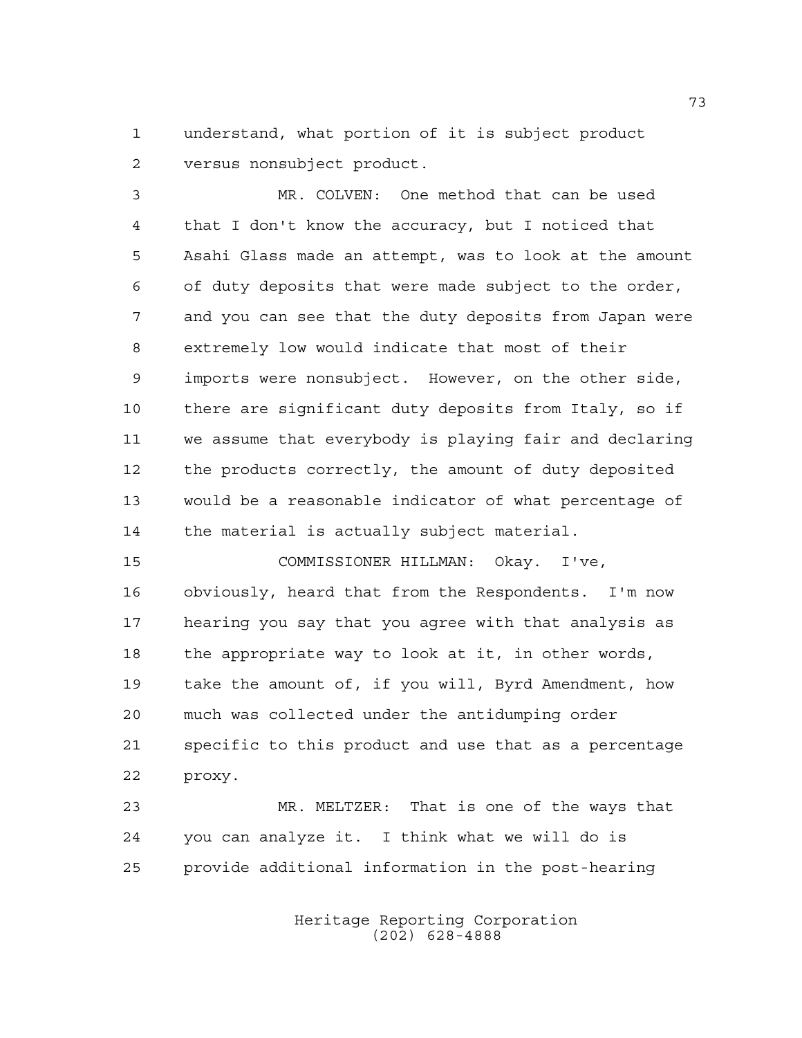understand, what portion of it is subject product versus nonsubject product.

MR. COLVEN: One method that can be used that I don't know the accuracy, but I noticed that Asahi Glass made an attempt, was to look at the amount of duty deposits that were made subject to the order, and you can see that the duty deposits from Japan were extremely low would indicate that most of their imports were nonsubject. However, on the other side, there are significant duty deposits from Italy, so if we assume that everybody is playing fair and declaring the products correctly, the amount of duty deposited would be a reasonable indicator of what percentage of the material is actually subject material.

COMMISSIONER HILLMAN: Okay. I've, obviously, heard that from the Respondents. I'm now hearing you say that you agree with that analysis as the appropriate way to look at it, in other words, take the amount of, if you will, Byrd Amendment, how much was collected under the antidumping order specific to this product and use that as a percentage proxy.

MR. MELTZER: That is one of the ways that you can analyze it. I think what we will do is provide additional information in the post-hearing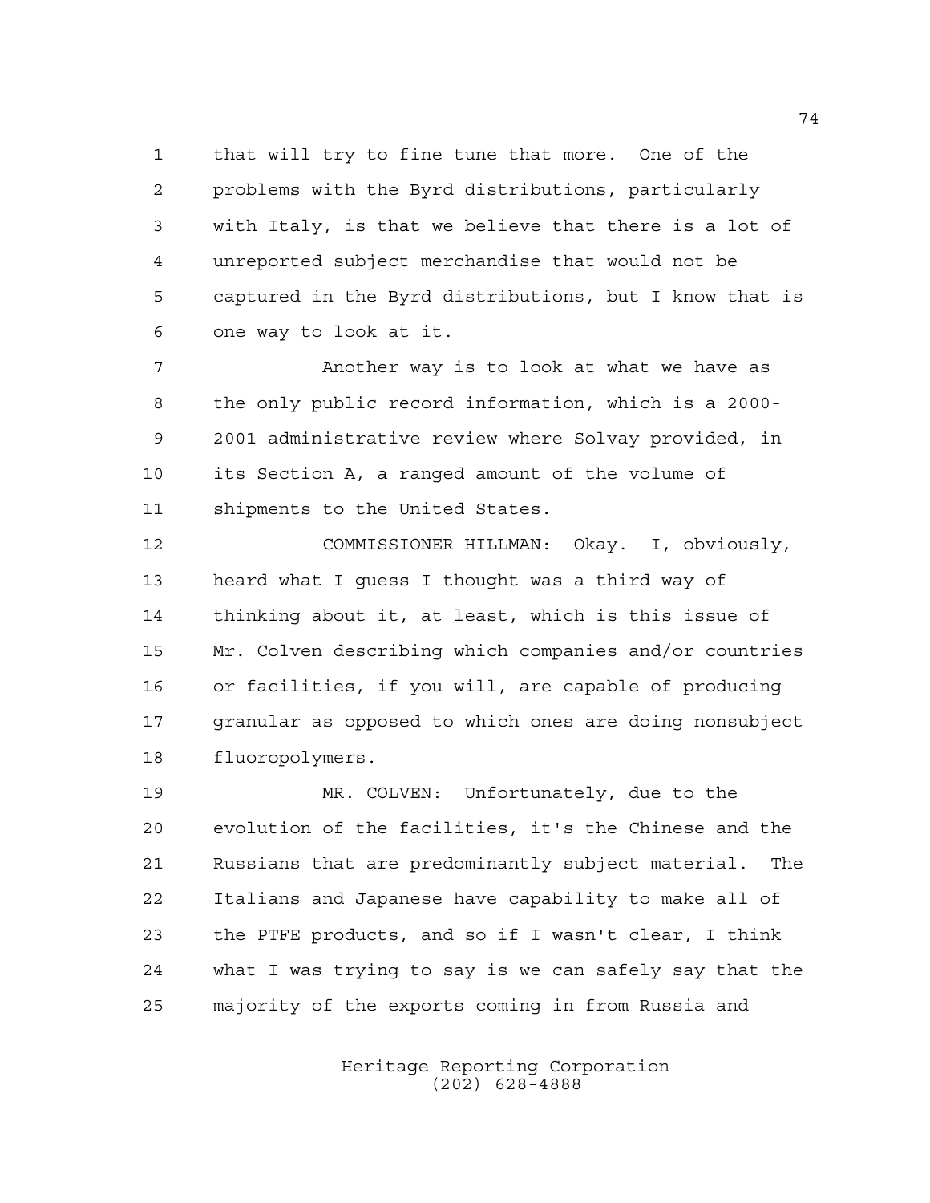that will try to fine tune that more. One of the problems with the Byrd distributions, particularly with Italy, is that we believe that there is a lot of unreported subject merchandise that would not be captured in the Byrd distributions, but I know that is one way to look at it.

Another way is to look at what we have as the only public record information, which is a 2000-2001 administrative review where Solvay provided, in its Section A, a ranged amount of the volume of shipments to the United States.

COMMISSIONER HILLMAN: Okay. I, obviously, heard what I guess I thought was a third way of thinking about it, at least, which is this issue of Mr. Colven describing which companies and/or countries or facilities, if you will, are capable of producing granular as opposed to which ones are doing nonsubject fluoropolymers.

MR. COLVEN: Unfortunately, due to the evolution of the facilities, it's the Chinese and the Russians that are predominantly subject material. The Italians and Japanese have capability to make all of the PTFE products, and so if I wasn't clear, I think what I was trying to say is we can safely say that the majority of the exports coming in from Russia and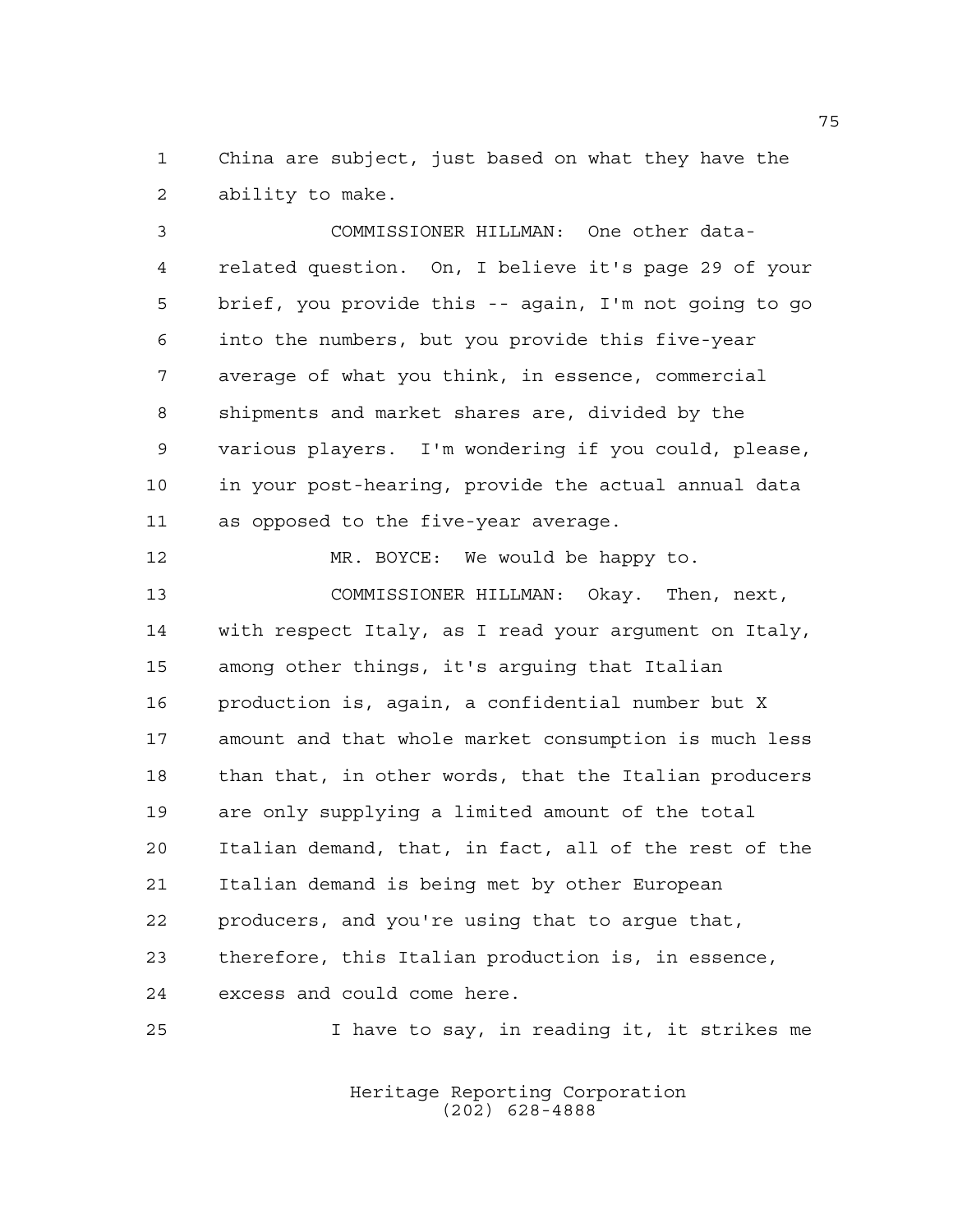China are subject, just based on what they have the ability to make.

COMMISSIONER HILLMAN: One other data-related question. On, I believe it's page 29 of your brief, you provide this -- again, I'm not going to go into the numbers, but you provide this five-year average of what you think, in essence, commercial shipments and market shares are, divided by the various players. I'm wondering if you could, please, in your post-hearing, provide the actual annual data as opposed to the five-year average.

MR. BOYCE: We would be happy to.

COMMISSIONER HILLMAN: Okay. Then, next, with respect Italy, as I read your argument on Italy, among other things, it's arguing that Italian production is, again, a confidential number but X amount and that whole market consumption is much less than that, in other words, that the Italian producers are only supplying a limited amount of the total Italian demand, that, in fact, all of the rest of the Italian demand is being met by other European producers, and you're using that to argue that, therefore, this Italian production is, in essence, excess and could come here.

I have to say, in reading it, it strikes me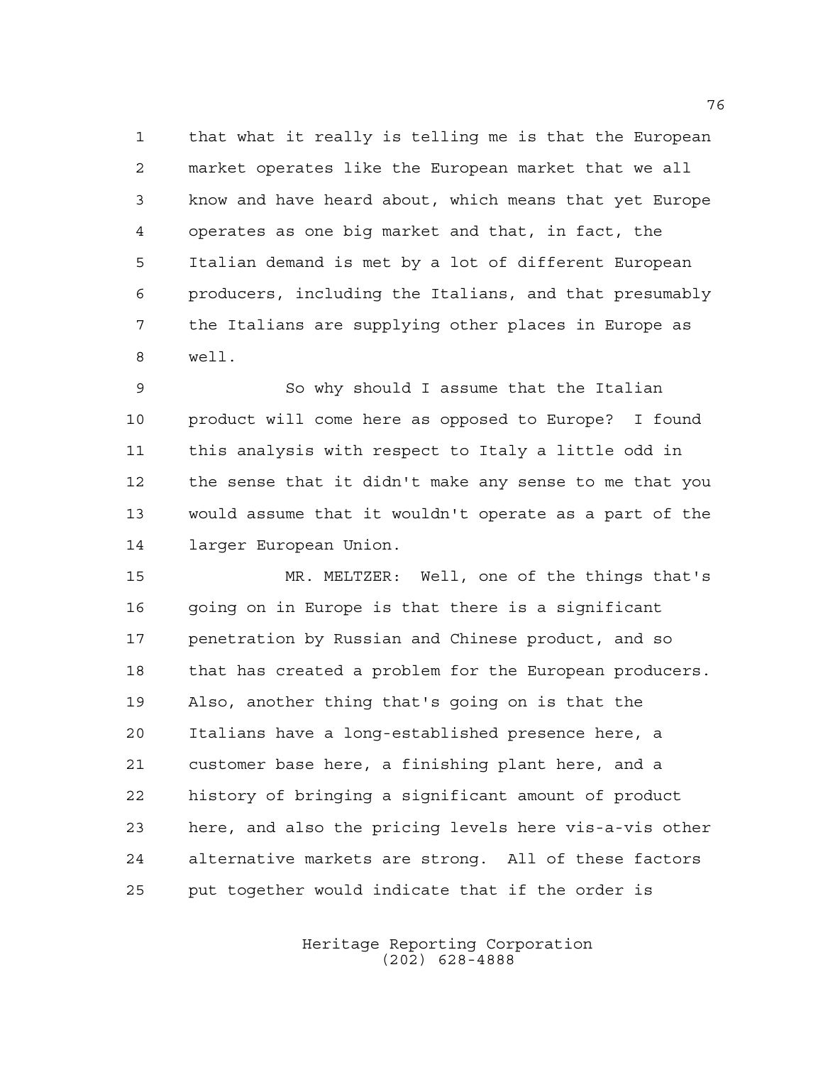that what it really is telling me is that the European market operates like the European market that we all know and have heard about, which means that yet Europe operates as one big market and that, in fact, the Italian demand is met by a lot of different European producers, including the Italians, and that presumably the Italians are supplying other places in Europe as well.

So why should I assume that the Italian product will come here as opposed to Europe? I found this analysis with respect to Italy a little odd in the sense that it didn't make any sense to me that you would assume that it wouldn't operate as a part of the larger European Union.

MR. MELTZER: Well, one of the things that's going on in Europe is that there is a significant penetration by Russian and Chinese product, and so that has created a problem for the European producers. Also, another thing that's going on is that the Italians have a long-established presence here, a customer base here, a finishing plant here, and a history of bringing a significant amount of product here, and also the pricing levels here vis-a-vis other alternative markets are strong. All of these factors put together would indicate that if the order is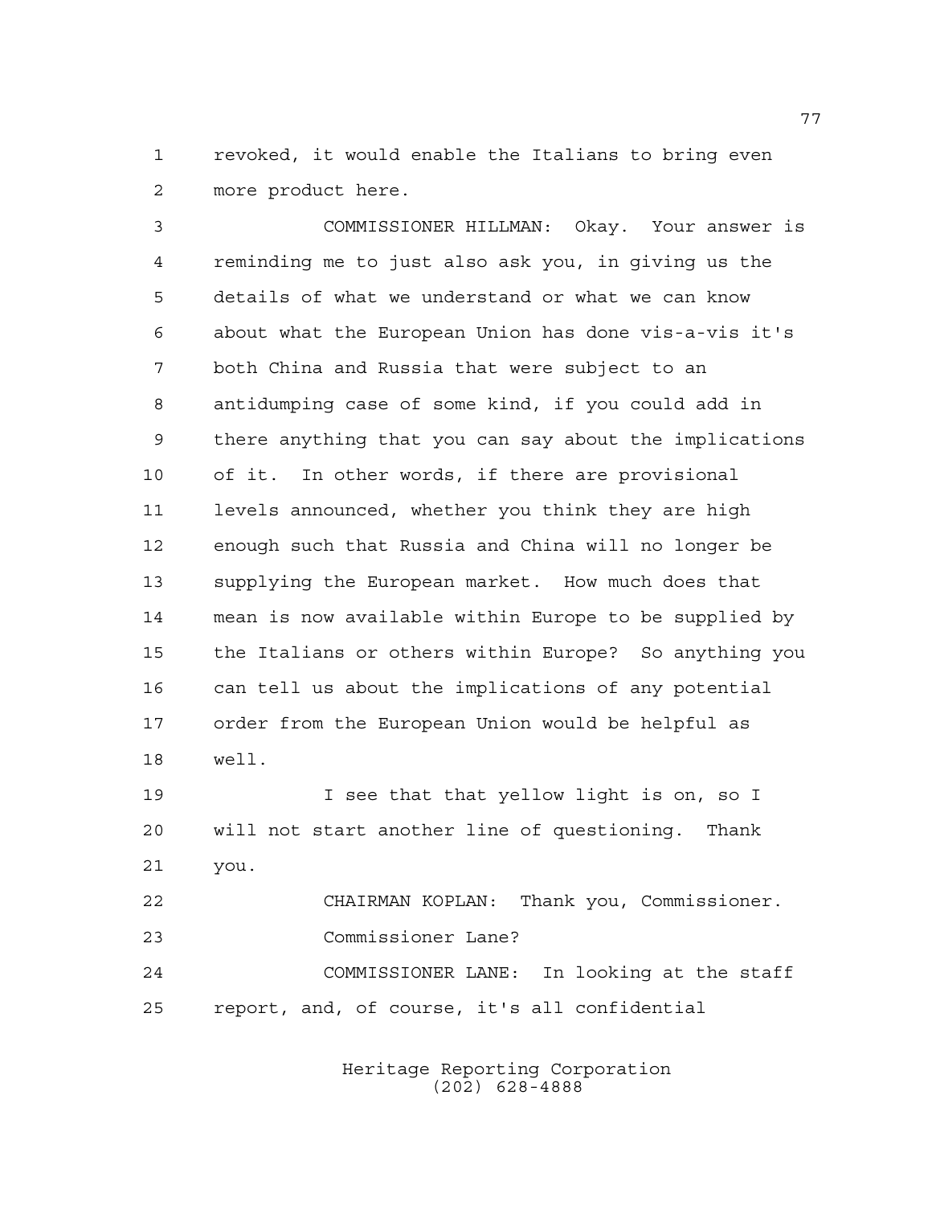revoked, it would enable the Italians to bring even more product here.

COMMISSIONER HILLMAN: Okay. Your answer is reminding me to just also ask you, in giving us the details of what we understand or what we can know about what the European Union has done vis-a-vis it's both China and Russia that were subject to an antidumping case of some kind, if you could add in there anything that you can say about the implications of it. In other words, if there are provisional levels announced, whether you think they are high enough such that Russia and China will no longer be supplying the European market. How much does that mean is now available within Europe to be supplied by the Italians or others within Europe? So anything you can tell us about the implications of any potential order from the European Union would be helpful as well.

I see that that yellow light is on, so I will not start another line of questioning. Thank you.

CHAIRMAN KOPLAN: Thank you, Commissioner.

Commissioner Lane?

COMMISSIONER LANE: In looking at the staff report, and, of course, it's all confidential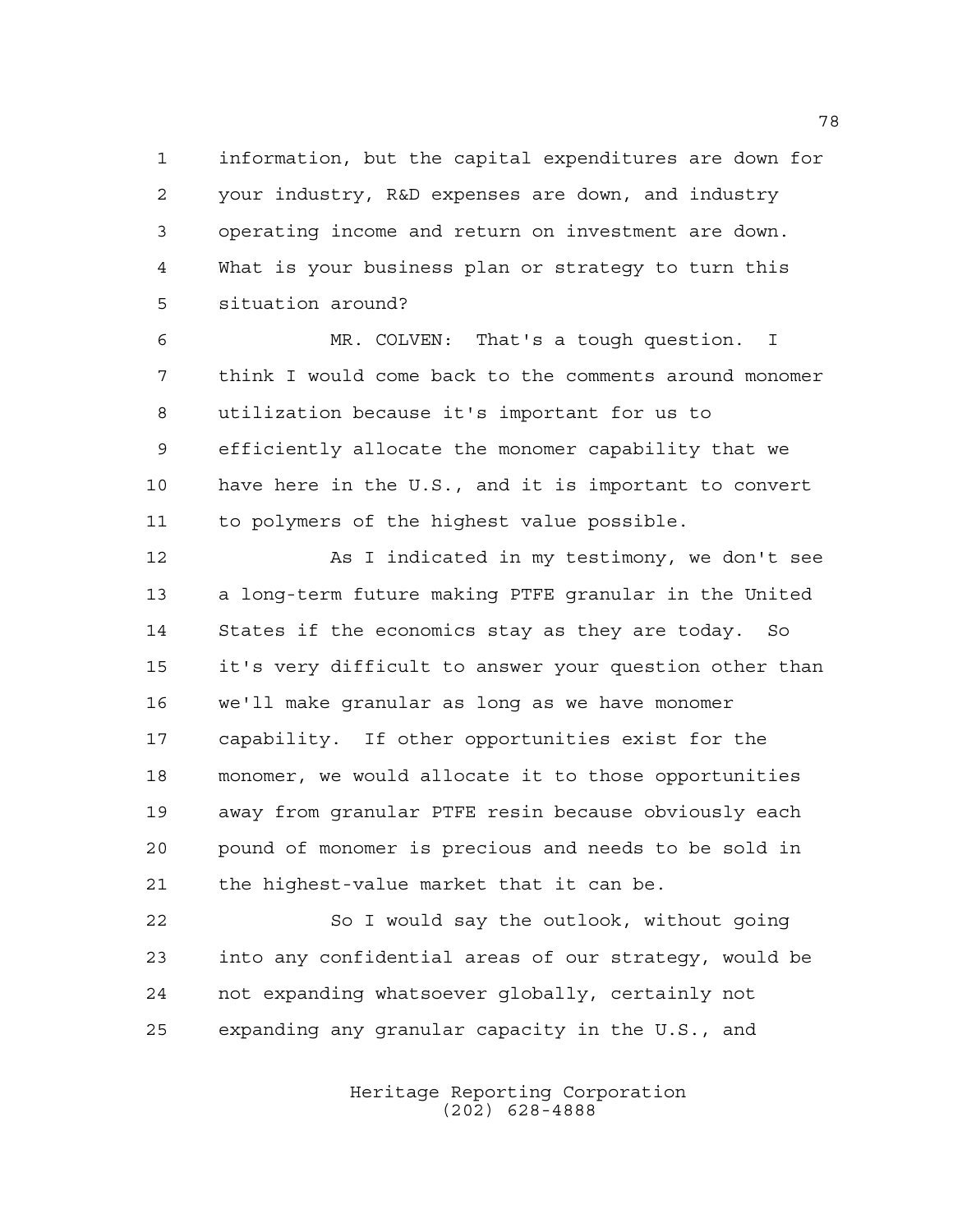information, but the capital expenditures are down for your industry, R&D expenses are down, and industry operating income and return on investment are down. What is your business plan or strategy to turn this situation around?

MR. COLVEN: That's a tough question. I think I would come back to the comments around monomer utilization because it's important for us to efficiently allocate the monomer capability that we have here in the U.S., and it is important to convert to polymers of the highest value possible.

As I indicated in my testimony, we don't see a long-term future making PTFE granular in the United States if the economics stay as they are today. So it's very difficult to answer your question other than we'll make granular as long as we have monomer capability. If other opportunities exist for the monomer, we would allocate it to those opportunities away from granular PTFE resin because obviously each pound of monomer is precious and needs to be sold in the highest-value market that it can be.

So I would say the outlook, without going into any confidential areas of our strategy, would be not expanding whatsoever globally, certainly not expanding any granular capacity in the U.S., and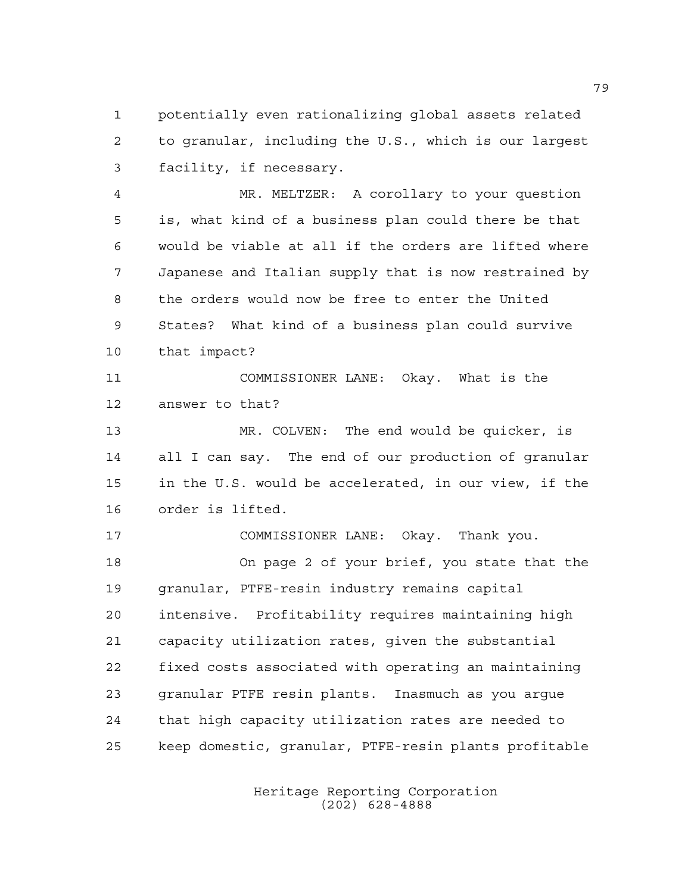potentially even rationalizing global assets related to granular, including the U.S., which is our largest facility, if necessary.

MR. MELTZER: A corollary to your question is, what kind of a business plan could there be that would be viable at all if the orders are lifted where Japanese and Italian supply that is now restrained by the orders would now be free to enter the United States? What kind of a business plan could survive that impact?

COMMISSIONER LANE: Okay. What is the answer to that?

MR. COLVEN: The end would be quicker, is all I can say. The end of our production of granular in the U.S. would be accelerated, in our view, if the order is lifted.

COMMISSIONER LANE: Okay. Thank you.

On page 2 of your brief, you state that the granular, PTFE-resin industry remains capital intensive. Profitability requires maintaining high capacity utilization rates, given the substantial fixed costs associated with operating an maintaining granular PTFE resin plants. Inasmuch as you argue that high capacity utilization rates are needed to keep domestic, granular, PTFE-resin plants profitable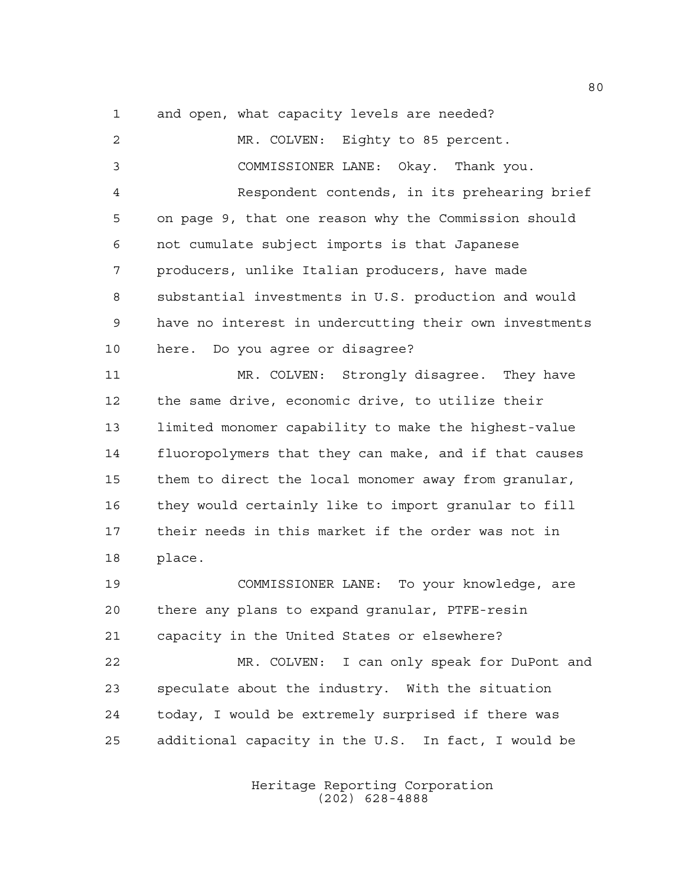and open, what capacity levels are needed?

MR. COLVEN: Eighty to 85 percent.

COMMISSIONER LANE: Okay. Thank you.

Respondent contends, in its prehearing brief on page 9, that one reason why the Commission should not cumulate subject imports is that Japanese producers, unlike Italian producers, have made substantial investments in U.S. production and would have no interest in undercutting their own investments here. Do you agree or disagree?

MR. COLVEN: Strongly disagree. They have the same drive, economic drive, to utilize their limited monomer capability to make the highest-value fluoropolymers that they can make, and if that causes them to direct the local monomer away from granular, they would certainly like to import granular to fill their needs in this market if the order was not in place.

COMMISSIONER LANE: To your knowledge, are there any plans to expand granular, PTFE-resin capacity in the United States or elsewhere?

MR. COLVEN: I can only speak for DuPont and speculate about the industry. With the situation today, I would be extremely surprised if there was additional capacity in the U.S. In fact, I would be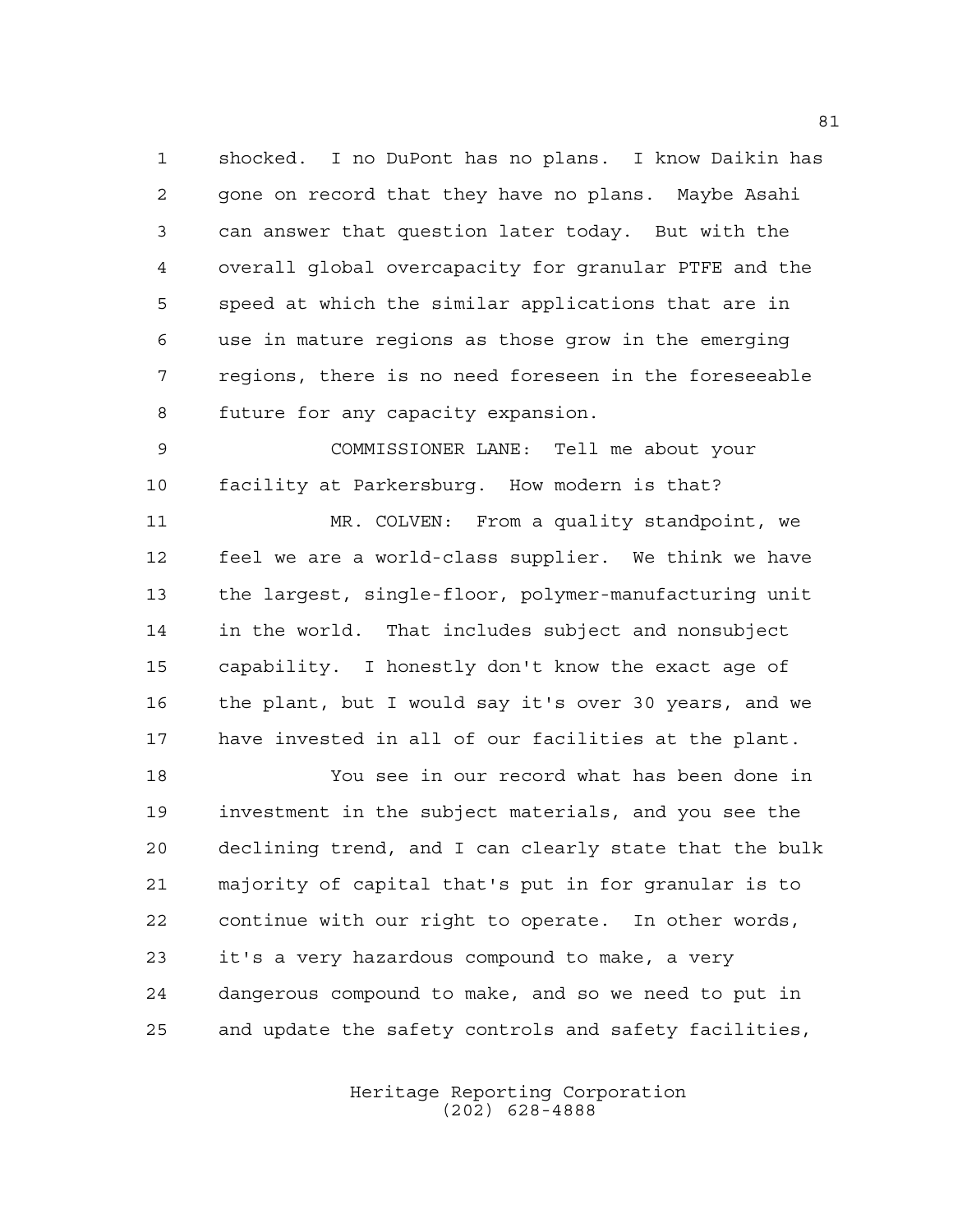shocked. I no DuPont has no plans. I know Daikin has gone on record that they have no plans. Maybe Asahi can answer that question later today. But with the overall global overcapacity for granular PTFE and the speed at which the similar applications that are in use in mature regions as those grow in the emerging regions, there is no need foreseen in the foreseeable future for any capacity expansion.

COMMISSIONER LANE: Tell me about your facility at Parkersburg. How modern is that?

MR. COLVEN: From a quality standpoint, we feel we are a world-class supplier. We think we have the largest, single-floor, polymer-manufacturing unit in the world. That includes subject and nonsubject capability. I honestly don't know the exact age of the plant, but I would say it's over 30 years, and we have invested in all of our facilities at the plant.

You see in our record what has been done in investment in the subject materials, and you see the declining trend, and I can clearly state that the bulk majority of capital that's put in for granular is to continue with our right to operate. In other words, it's a very hazardous compound to make, a very dangerous compound to make, and so we need to put in and update the safety controls and safety facilities,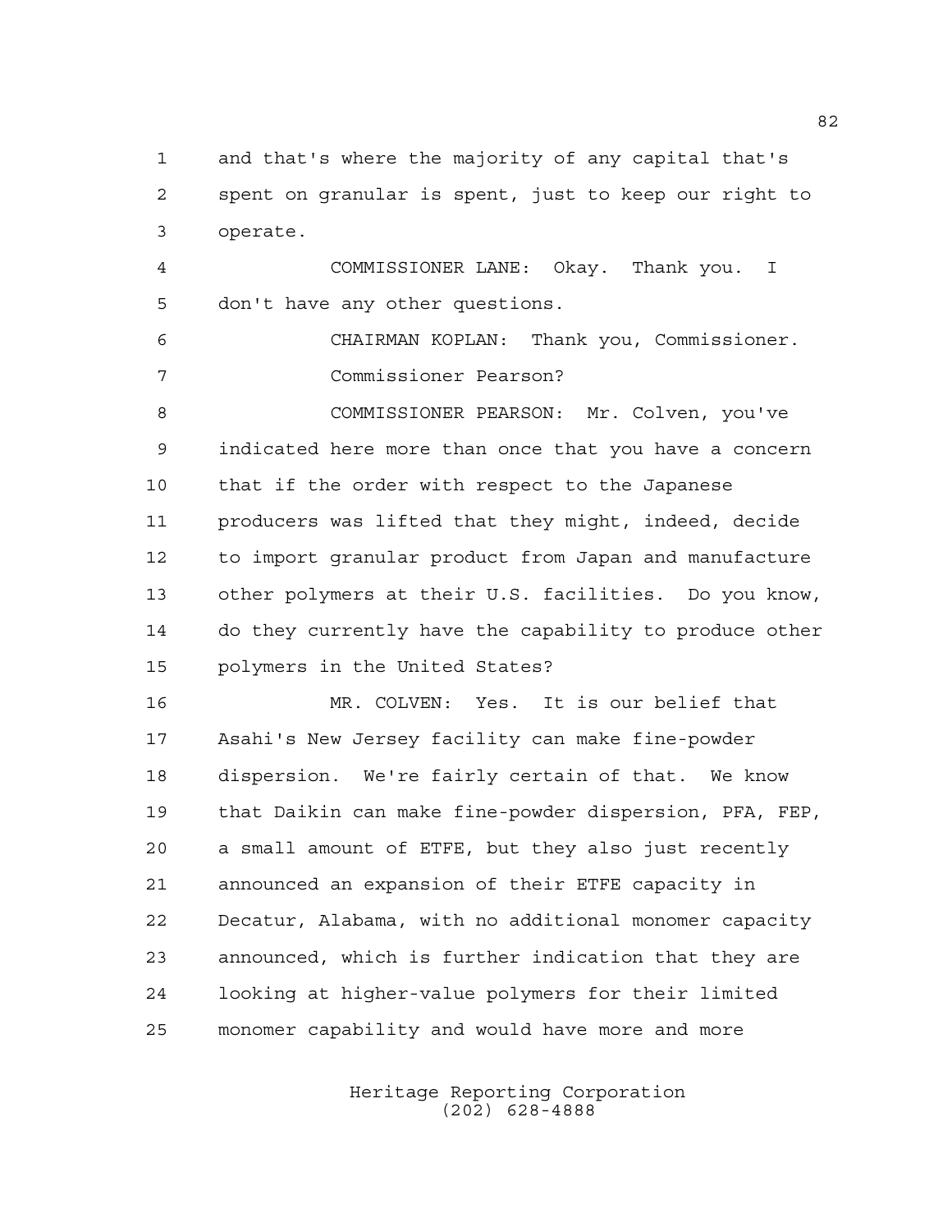and that's where the majority of any capital that's spent on granular is spent, just to keep our right to operate.

COMMISSIONER LANE: Okay. Thank you. I don't have any other questions.

CHAIRMAN KOPLAN: Thank you, Commissioner. Commissioner Pearson?

COMMISSIONER PEARSON: Mr. Colven, you've indicated here more than once that you have a concern that if the order with respect to the Japanese producers was lifted that they might, indeed, decide to import granular product from Japan and manufacture other polymers at their U.S. facilities. Do you know, do they currently have the capability to produce other polymers in the United States?

MR. COLVEN: Yes. It is our belief that Asahi's New Jersey facility can make fine-powder dispersion. We're fairly certain of that. We know that Daikin can make fine-powder dispersion, PFA, FEP, a small amount of ETFE, but they also just recently announced an expansion of their ETFE capacity in Decatur, Alabama, with no additional monomer capacity announced, which is further indication that they are looking at higher-value polymers for their limited monomer capability and would have more and more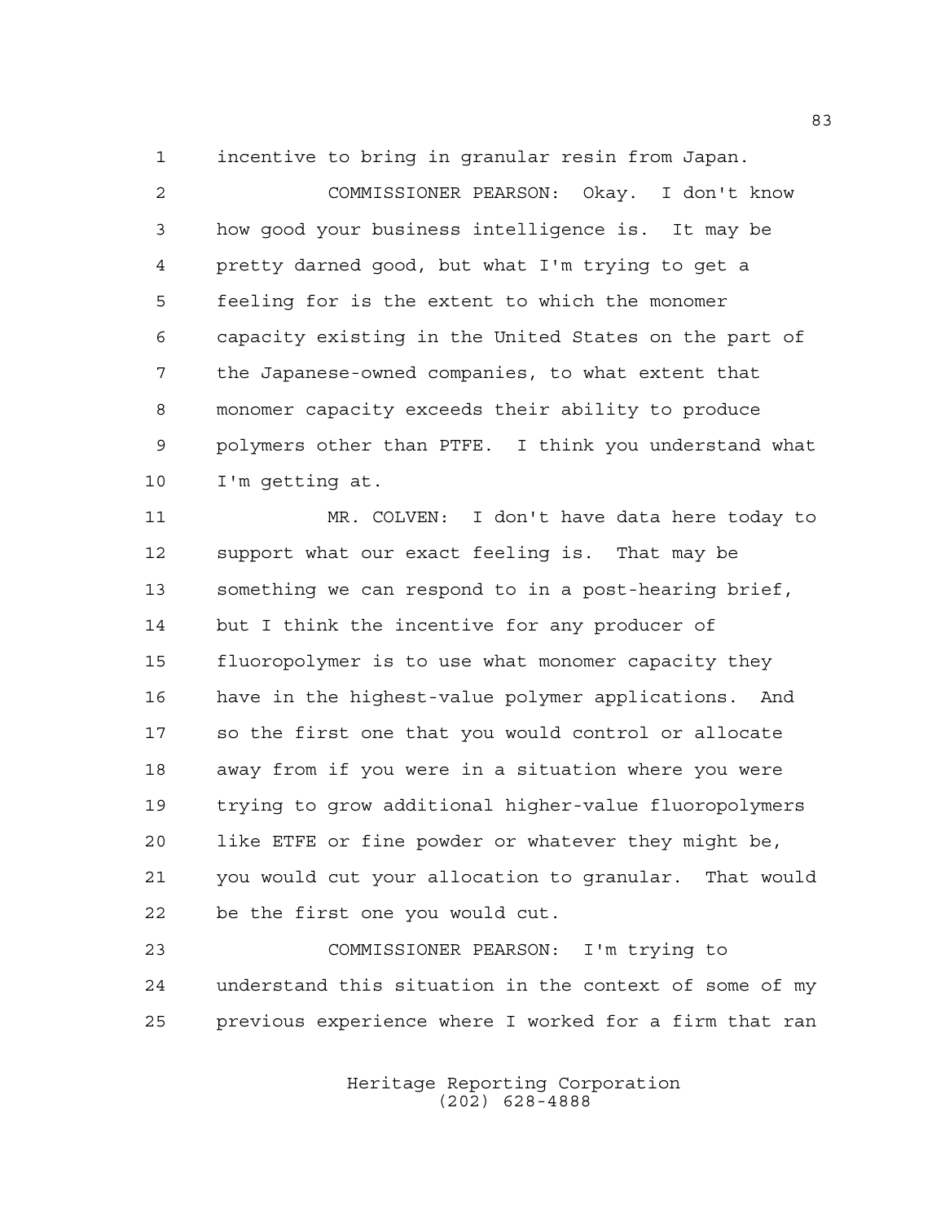incentive to bring in granular resin from Japan.

COMMISSIONER PEARSON: Okay. I don't know how good your business intelligence is. It may be pretty darned good, but what I'm trying to get a feeling for is the extent to which the monomer capacity existing in the United States on the part of the Japanese-owned companies, to what extent that monomer capacity exceeds their ability to produce polymers other than PTFE. I think you understand what I'm getting at.

MR. COLVEN: I don't have data here today to support what our exact feeling is. That may be something we can respond to in a post-hearing brief, but I think the incentive for any producer of fluoropolymer is to use what monomer capacity they have in the highest-value polymer applications. And so the first one that you would control or allocate away from if you were in a situation where you were trying to grow additional higher-value fluoropolymers like ETFE or fine powder or whatever they might be, you would cut your allocation to granular. That would be the first one you would cut.

COMMISSIONER PEARSON: I'm trying to understand this situation in the context of some of my previous experience where I worked for a firm that ran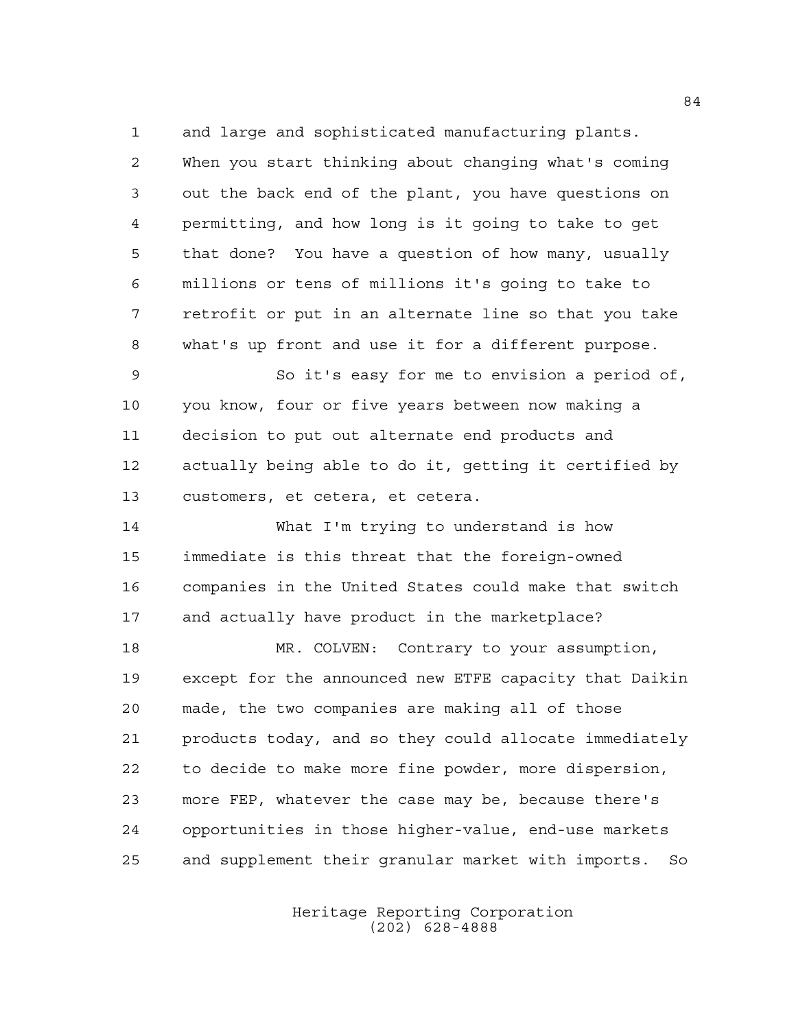and large and sophisticated manufacturing plants. When you start thinking about changing what's coming out the back end of the plant, you have questions on permitting, and how long is it going to take to get that done? You have a question of how many, usually millions or tens of millions it's going to take to retrofit or put in an alternate line so that you take what's up front and use it for a different purpose.

So it's easy for me to envision a period of, you know, four or five years between now making a decision to put out alternate end products and actually being able to do it, getting it certified by customers, et cetera, et cetera.

What I'm trying to understand is how immediate is this threat that the foreign-owned companies in the United States could make that switch and actually have product in the marketplace?

MR. COLVEN: Contrary to your assumption, except for the announced new ETFE capacity that Daikin made, the two companies are making all of those products today, and so they could allocate immediately to decide to make more fine powder, more dispersion, more FEP, whatever the case may be, because there's opportunities in those higher-value, end-use markets and supplement their granular market with imports. So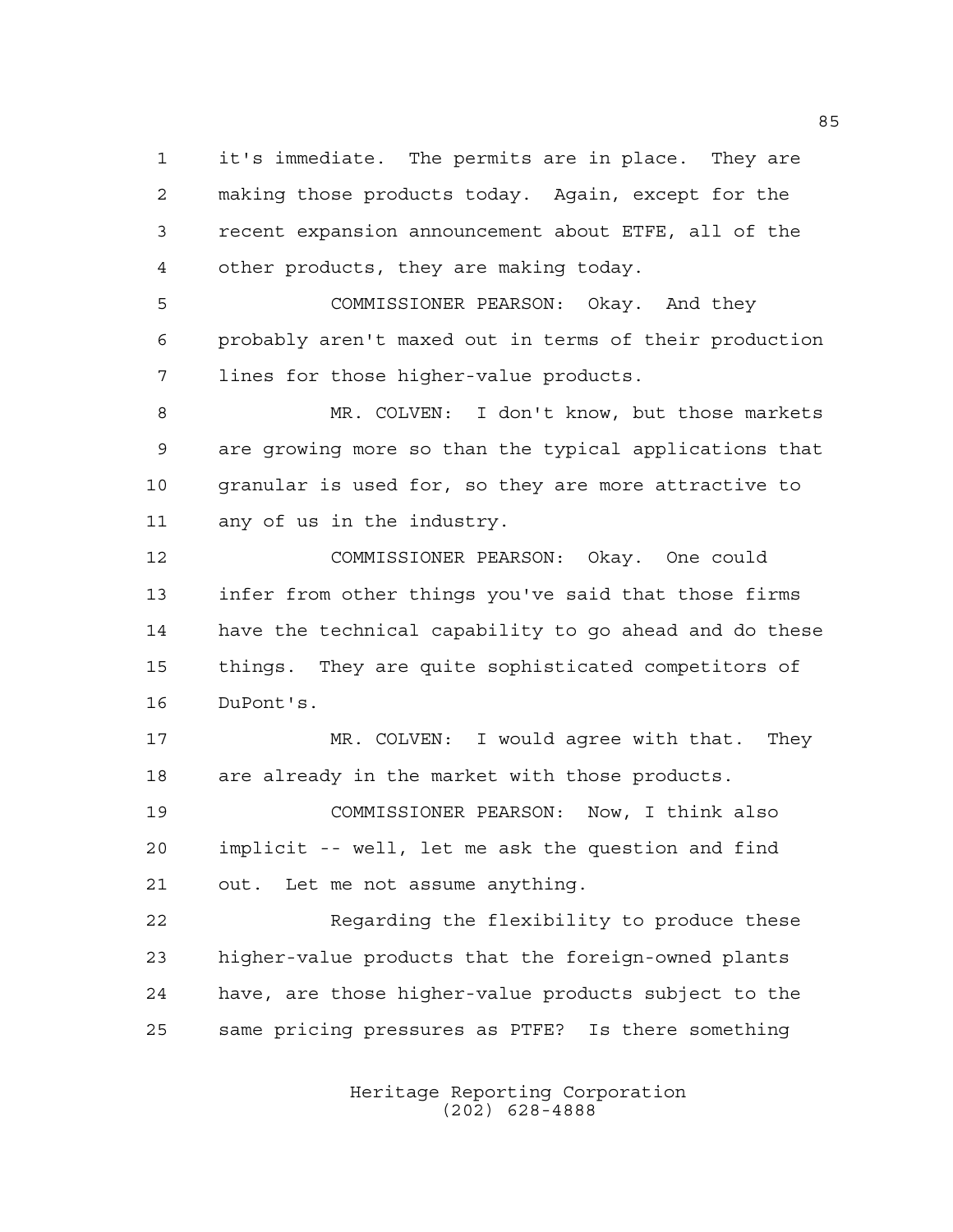it's immediate. The permits are in place. They are making those products today. Again, except for the recent expansion announcement about ETFE, all of the other products, they are making today.

COMMISSIONER PEARSON: Okay. And they probably aren't maxed out in terms of their production lines for those higher-value products.

MR. COLVEN: I don't know, but those markets are growing more so than the typical applications that granular is used for, so they are more attractive to any of us in the industry.

COMMISSIONER PEARSON: Okay. One could infer from other things you've said that those firms have the technical capability to go ahead and do these things. They are quite sophisticated competitors of DuPont's.

MR. COLVEN: I would agree with that. They are already in the market with those products.

COMMISSIONER PEARSON: Now, I think also implicit -- well, let me ask the question and find out. Let me not assume anything.

Regarding the flexibility to produce these higher-value products that the foreign-owned plants have, are those higher-value products subject to the same pricing pressures as PTFE? Is there something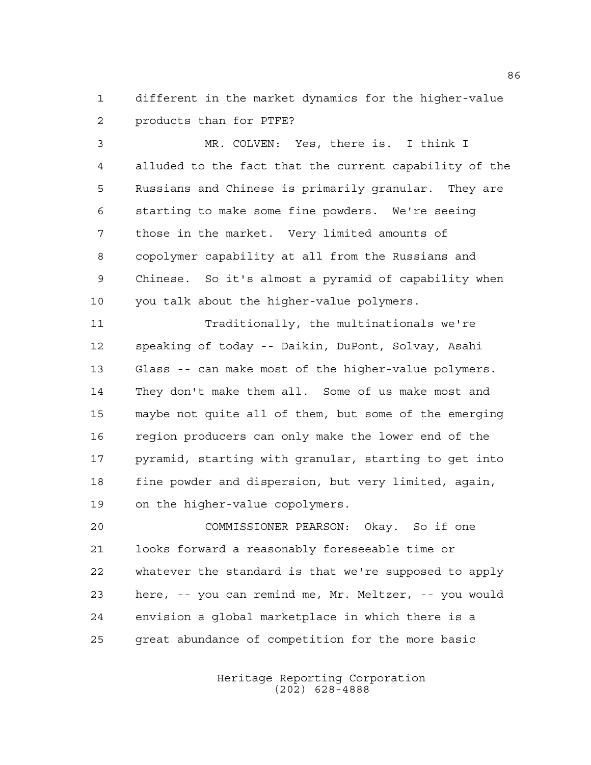different in the market dynamics for the higher-value products than for PTFE?

MR. COLVEN: Yes, there is. I think I alluded to the fact that the current capability of the Russians and Chinese is primarily granular. They are starting to make some fine powders. We're seeing those in the market. Very limited amounts of copolymer capability at all from the Russians and Chinese. So it's almost a pyramid of capability when you talk about the higher-value polymers.

Traditionally, the multinationals we're speaking of today -- Daikin, DuPont, Solvay, Asahi Glass -- can make most of the higher-value polymers. They don't make them all. Some of us make most and maybe not quite all of them, but some of the emerging region producers can only make the lower end of the pyramid, starting with granular, starting to get into fine powder and dispersion, but very limited, again, on the higher-value copolymers.

COMMISSIONER PEARSON: Okay. So if one looks forward a reasonably foreseeable time or whatever the standard is that we're supposed to apply here, -- you can remind me, Mr. Meltzer, -- you would envision a global marketplace in which there is a great abundance of competition for the more basic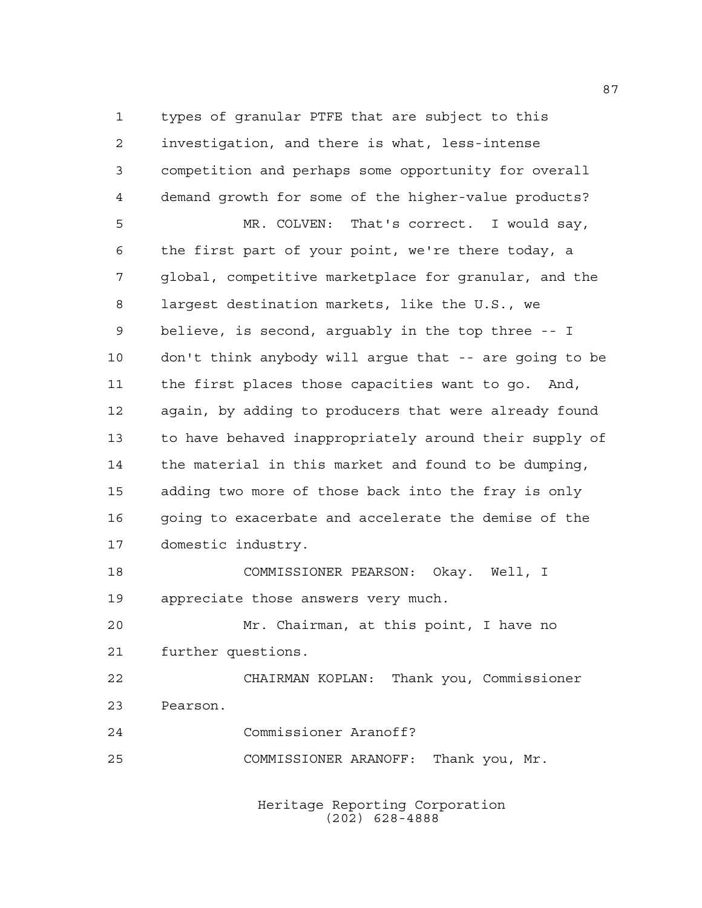types of granular PTFE that are subject to this investigation, and there is what, less-intense competition and perhaps some opportunity for overall demand growth for some of the higher-value products?

MR. COLVEN: That's correct. I would say, the first part of your point, we're there today, a global, competitive marketplace for granular, and the largest destination markets, like the U.S., we believe, is second, arguably in the top three -- I don't think anybody will argue that -- are going to be the first places those capacities want to go. And, again, by adding to producers that were already found to have behaved inappropriately around their supply of the material in this market and found to be dumping, adding two more of those back into the fray is only going to exacerbate and accelerate the demise of the domestic industry.

COMMISSIONER PEARSON: Okay. Well, I appreciate those answers very much.

Mr. Chairman, at this point, I have no further questions.

CHAIRMAN KOPLAN: Thank you, Commissioner Pearson.

Commissioner Aranoff?

COMMISSIONER ARANOFF: Thank you, Mr.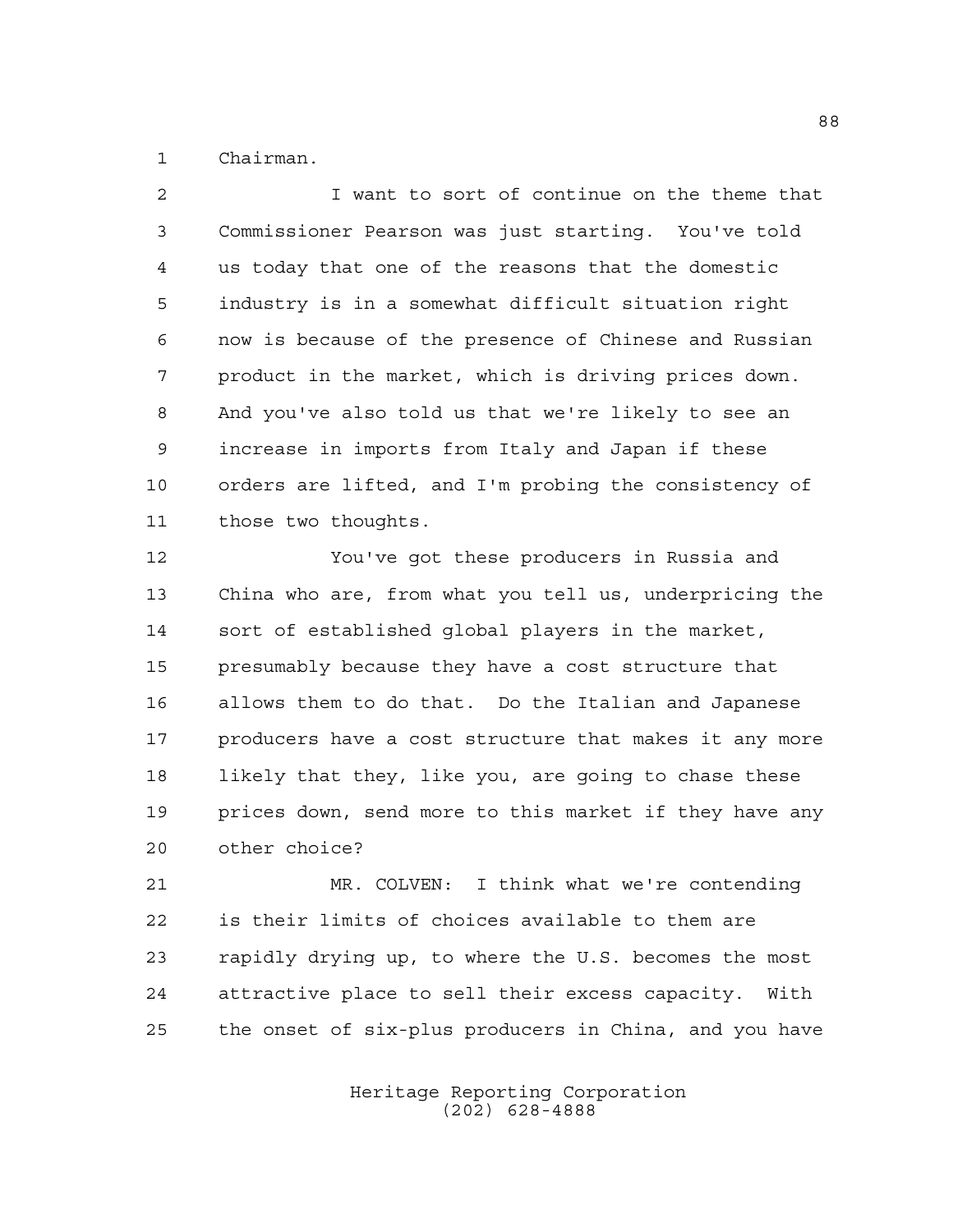Chairman.

I want to sort of continue on the theme that Commissioner Pearson was just starting. You've told us today that one of the reasons that the domestic industry is in a somewhat difficult situation right now is because of the presence of Chinese and Russian product in the market, which is driving prices down. And you've also told us that we're likely to see an increase in imports from Italy and Japan if these orders are lifted, and I'm probing the consistency of those two thoughts.

You've got these producers in Russia and China who are, from what you tell us, underpricing the sort of established global players in the market, presumably because they have a cost structure that allows them to do that. Do the Italian and Japanese producers have a cost structure that makes it any more likely that they, like you, are going to chase these prices down, send more to this market if they have any other choice?

MR. COLVEN: I think what we're contending is their limits of choices available to them are rapidly drying up, to where the U.S. becomes the most attractive place to sell their excess capacity. With the onset of six-plus producers in China, and you have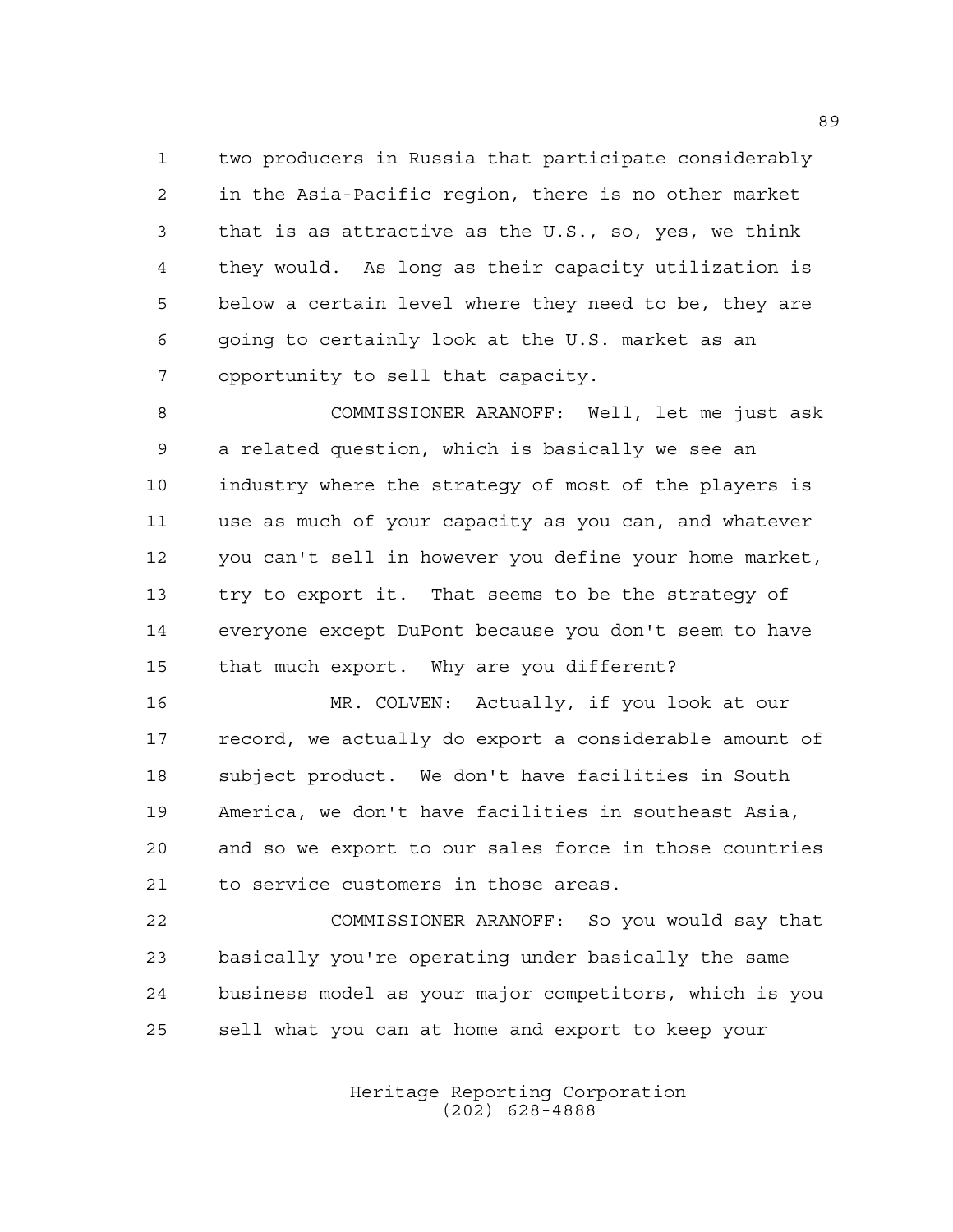two producers in Russia that participate considerably in the Asia-Pacific region, there is no other market that is as attractive as the U.S., so, yes, we think they would. As long as their capacity utilization is below a certain level where they need to be, they are going to certainly look at the U.S. market as an opportunity to sell that capacity.

COMMISSIONER ARANOFF: Well, let me just ask a related question, which is basically we see an industry where the strategy of most of the players is use as much of your capacity as you can, and whatever you can't sell in however you define your home market, try to export it. That seems to be the strategy of everyone except DuPont because you don't seem to have that much export. Why are you different?

MR. COLVEN: Actually, if you look at our record, we actually do export a considerable amount of subject product. We don't have facilities in South America, we don't have facilities in southeast Asia, and so we export to our sales force in those countries to service customers in those areas.

COMMISSIONER ARANOFF: So you would say that basically you're operating under basically the same business model as your major competitors, which is you sell what you can at home and export to keep your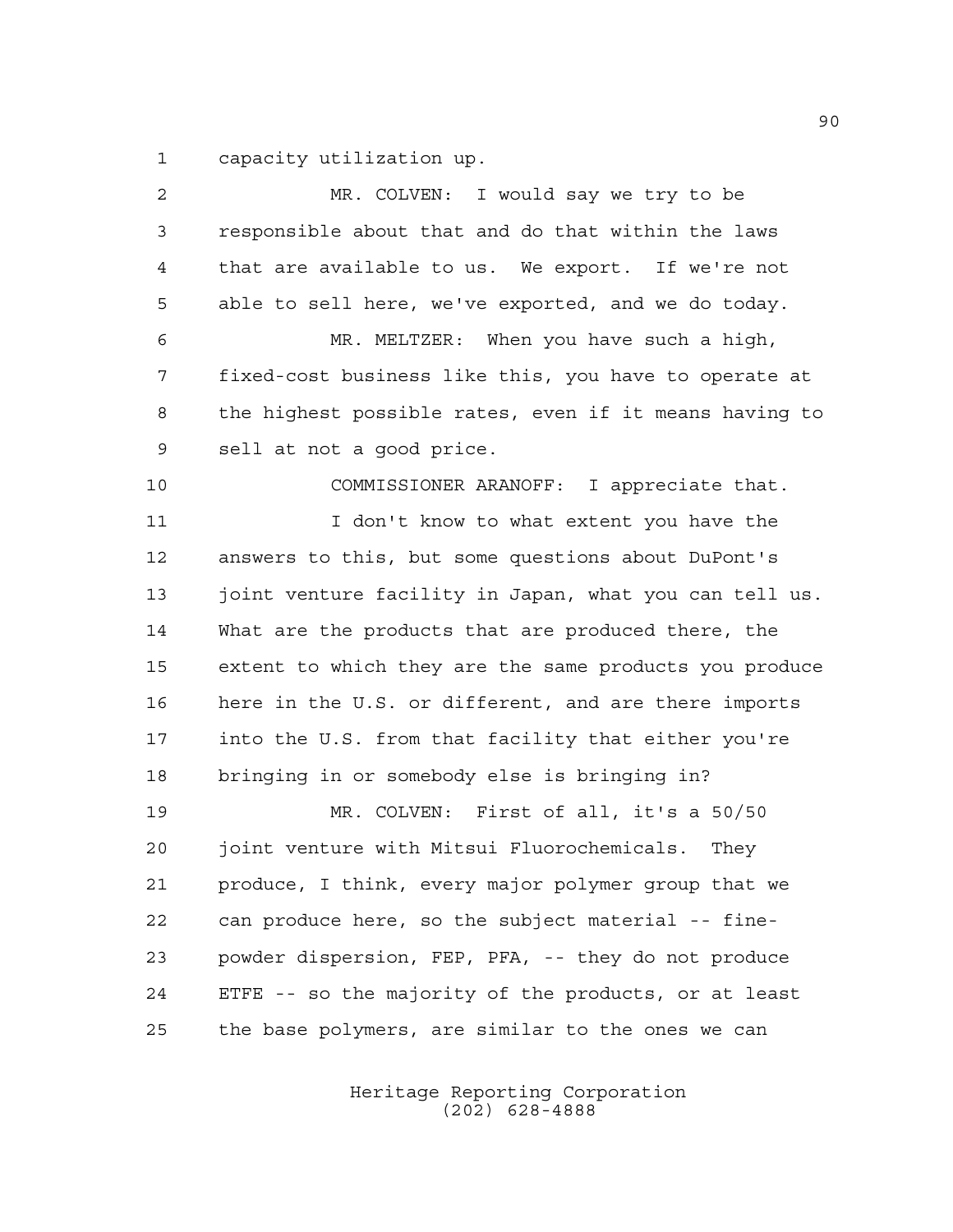capacity utilization up.

MR. COLVEN: I would say we try to be responsible about that and do that within the laws that are available to us. We export. If we're not able to sell here, we've exported, and we do today.

MR. MELTZER: When you have such a high, fixed-cost business like this, you have to operate at the highest possible rates, even if it means having to sell at not a good price.

COMMISSIONER ARANOFF: I appreciate that.

I don't know to what extent you have the answers to this, but some questions about DuPont's joint venture facility in Japan, what you can tell us. What are the products that are produced there, the extent to which they are the same products you produce here in the U.S. or different, and are there imports into the U.S. from that facility that either you're bringing in or somebody else is bringing in?

MR. COLVEN: First of all, it's a 50/50 joint venture with Mitsui Fluorochemicals. They produce, I think, every major polymer group that we can produce here, so the subject material -- fine-powder dispersion, FEP, PFA, -- they do not produce ETFE -- so the majority of the products, or at least the base polymers, are similar to the ones we can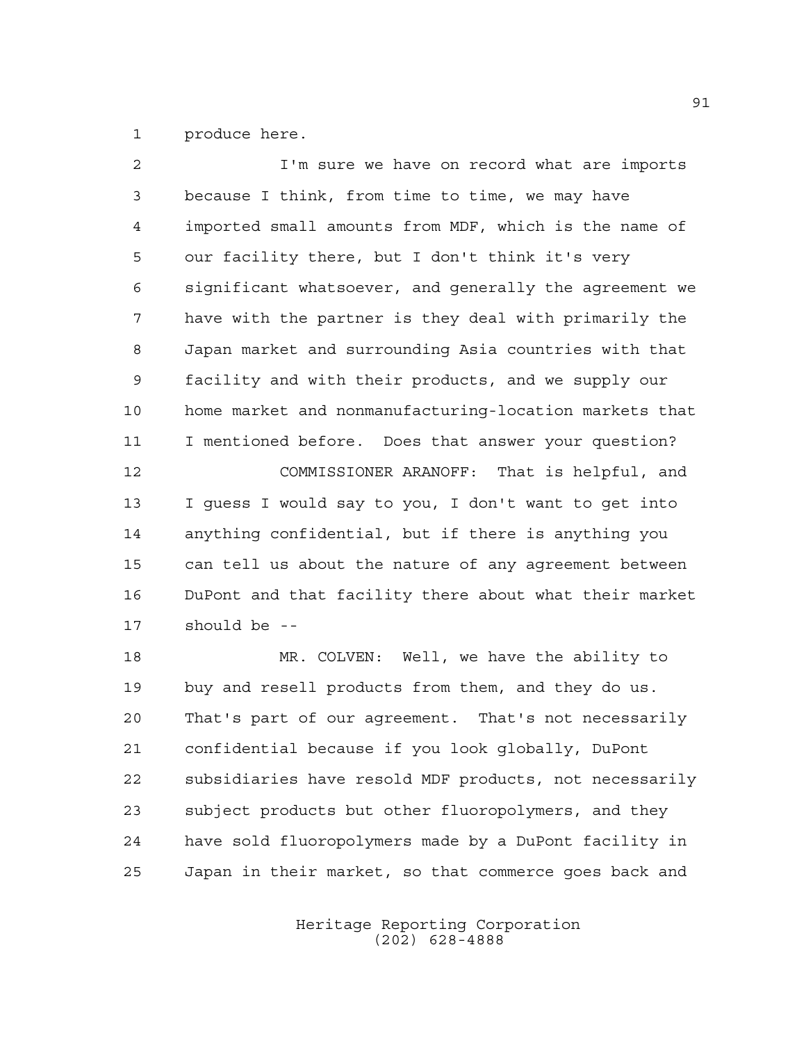produce here.

I'm sure we have on record what are imports because I think, from time to time, we may have imported small amounts from MDF, which is the name of our facility there, but I don't think it's very significant whatsoever, and generally the agreement we have with the partner is they deal with primarily the Japan market and surrounding Asia countries with that facility and with their products, and we supply our home market and nonmanufacturing-location markets that I mentioned before. Does that answer your question?

COMMISSIONER ARANOFF: That is helpful, and I guess I would say to you, I don't want to get into anything confidential, but if there is anything you can tell us about the nature of any agreement between DuPont and that facility there about what their market should be --

MR. COLVEN: Well, we have the ability to buy and resell products from them, and they do us. That's part of our agreement. That's not necessarily confidential because if you look globally, DuPont subsidiaries have resold MDF products, not necessarily subject products but other fluoropolymers, and they have sold fluoropolymers made by a DuPont facility in Japan in their market, so that commerce goes back and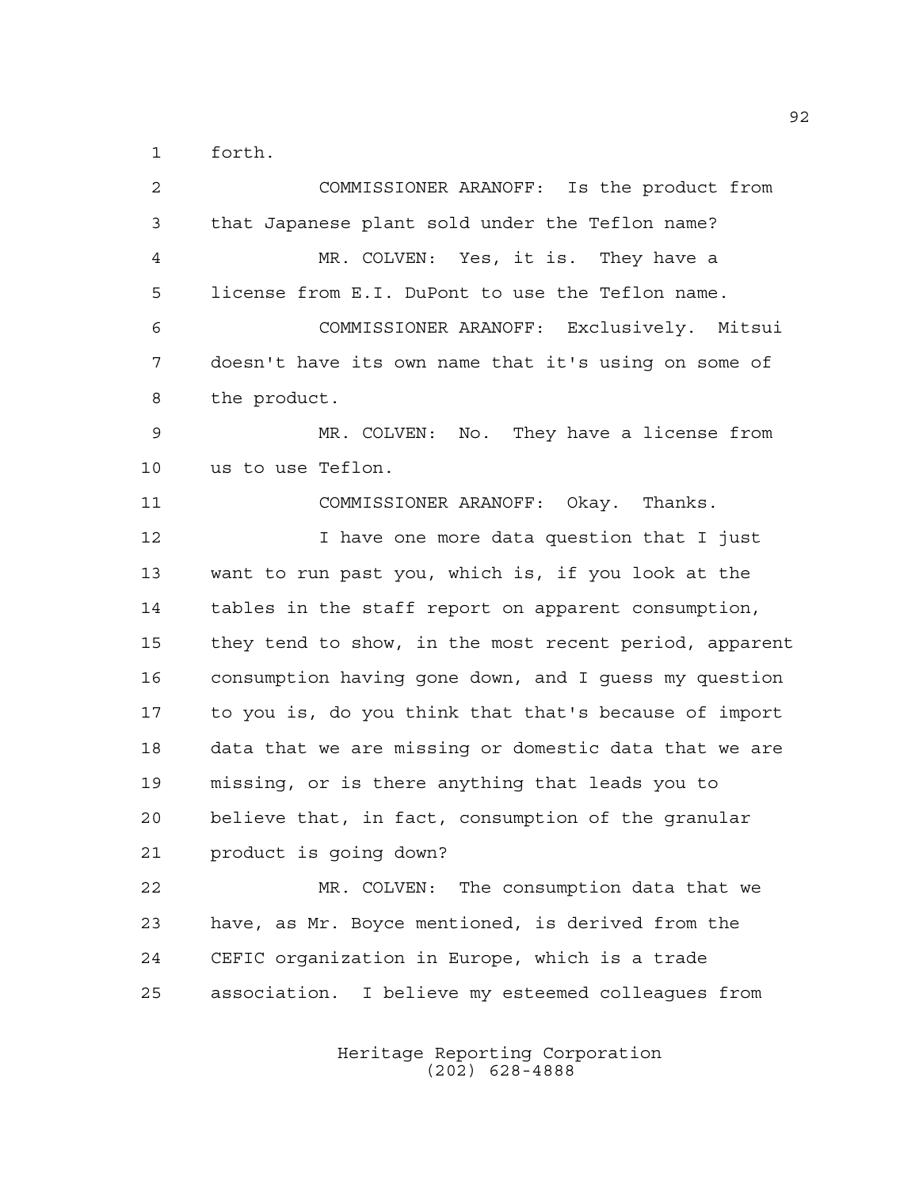forth.

COMMISSIONER ARANOFF: Is the product from that Japanese plant sold under the Teflon name?

MR. COLVEN: Yes, it is. They have a license from E.I. DuPont to use the Teflon name.

COMMISSIONER ARANOFF: Exclusively. Mitsui doesn't have its own name that it's using on some of the product.

MR. COLVEN: No. They have a license from us to use Teflon.

COMMISSIONER ARANOFF: Okay. Thanks.

I have one more data question that I just want to run past you, which is, if you look at the tables in the staff report on apparent consumption, they tend to show, in the most recent period, apparent consumption having gone down, and I guess my question to you is, do you think that that's because of import data that we are missing or domestic data that we are missing, or is there anything that leads you to believe that, in fact, consumption of the granular product is going down?

MR. COLVEN: The consumption data that we have, as Mr. Boyce mentioned, is derived from the CEFIC organization in Europe, which is a trade association. I believe my esteemed colleagues from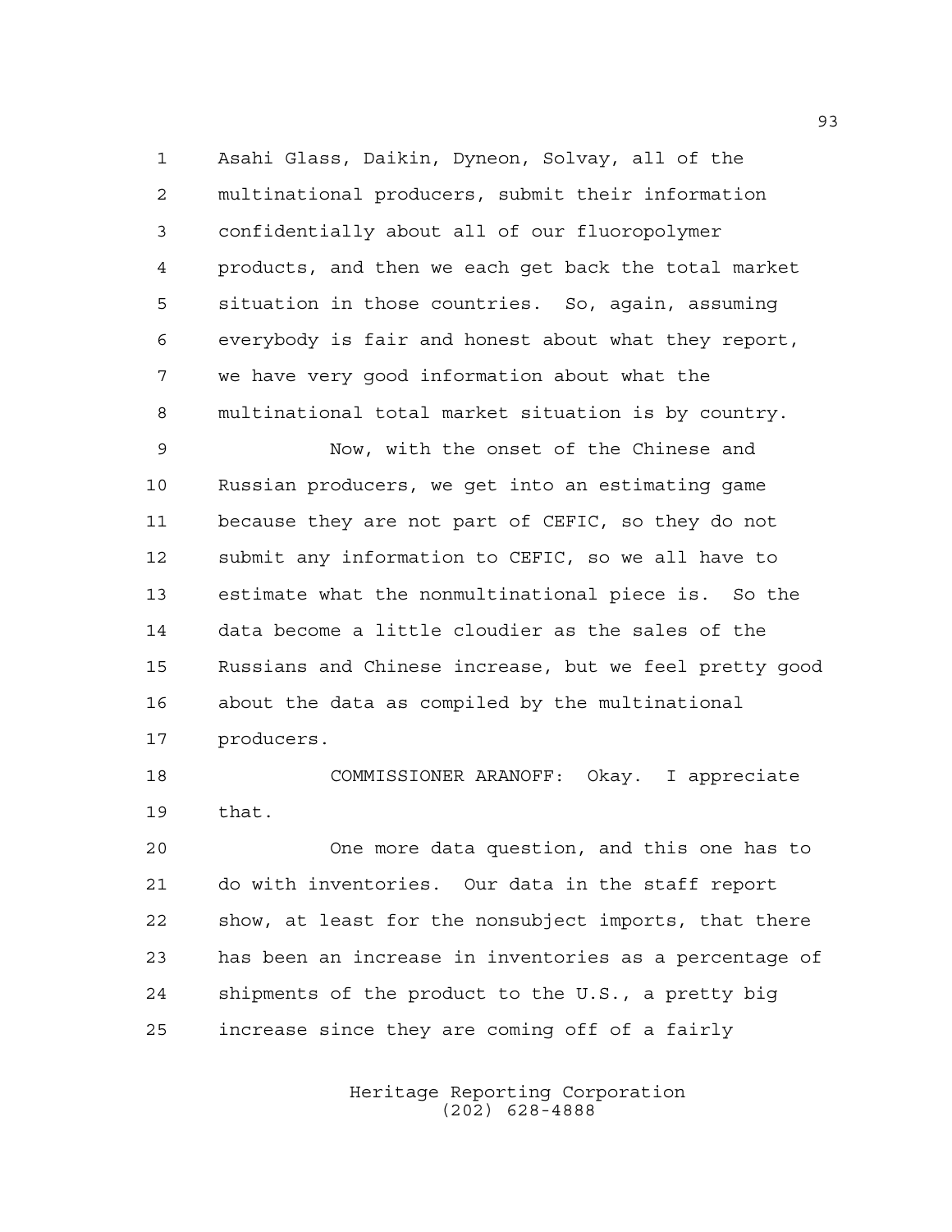Asahi Glass, Daikin, Dyneon, Solvay, all of the multinational producers, submit their information confidentially about all of our fluoropolymer products, and then we each get back the total market situation in those countries. So, again, assuming everybody is fair and honest about what they report, we have very good information about what the multinational total market situation is by country.

Now, with the onset of the Chinese and Russian producers, we get into an estimating game because they are not part of CEFIC, so they do not submit any information to CEFIC, so we all have to estimate what the nonmultinational piece is. So the data become a little cloudier as the sales of the Russians and Chinese increase, but we feel pretty good about the data as compiled by the multinational producers.

COMMISSIONER ARANOFF: Okay. I appreciate that.

One more data question, and this one has to do with inventories. Our data in the staff report show, at least for the nonsubject imports, that there has been an increase in inventories as a percentage of shipments of the product to the U.S., a pretty big increase since they are coming off of a fairly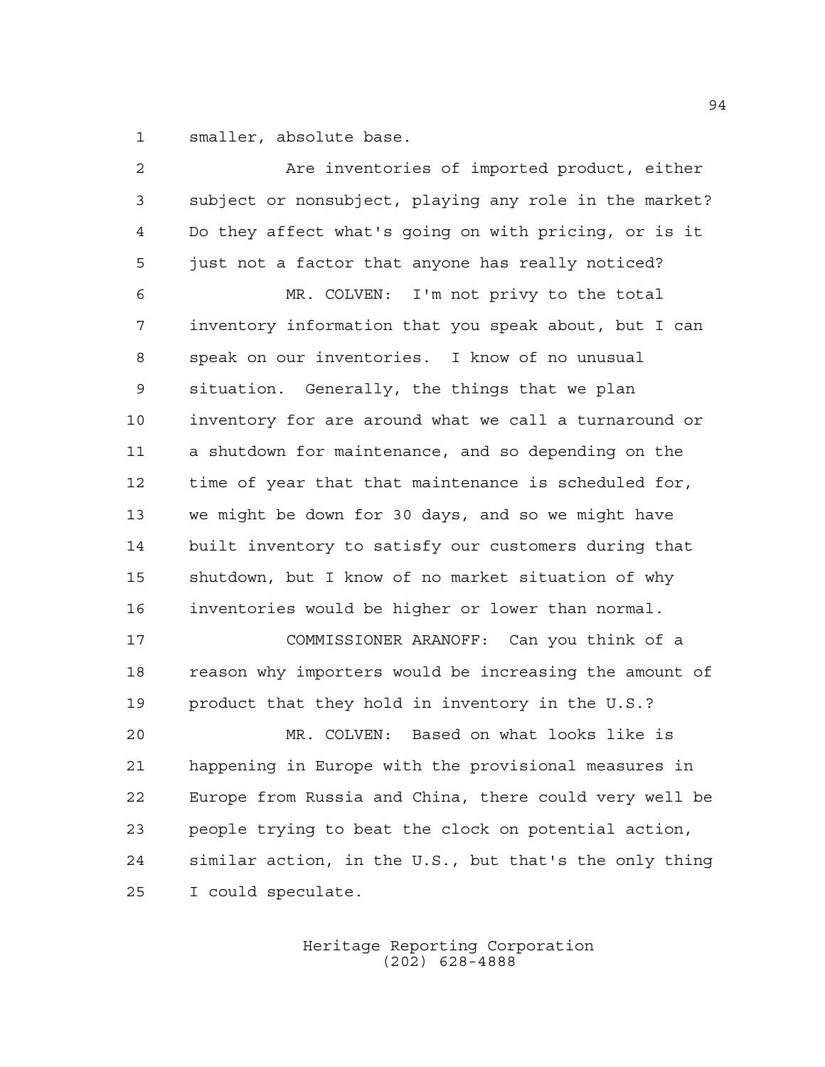smaller, absolute base.

Are inventories of imported product, either subject or nonsubject, playing any role in the market? Do they affect what's going on with pricing, or is it just not a factor that anyone has really noticed?

MR. COLVEN: I'm not privy to the total inventory information that you speak about, but I can speak on our inventories. I know of no unusual situation. Generally, the things that we plan inventory for are around what we call a turnaround or a shutdown for maintenance, and so depending on the time of year that that maintenance is scheduled for, we might be down for 30 days, and so we might have built inventory to satisfy our customers during that shutdown, but I know of no market situation of why inventories would be higher or lower than normal.

COMMISSIONER ARANOFF: Can you think of a reason why importers would be increasing the amount of product that they hold in inventory in the U.S.?

MR. COLVEN: Based on what looks like is happening in Europe with the provisional measures in Europe from Russia and China, there could very well be people trying to beat the clock on potential action, similar action, in the U.S., but that's the only thing I could speculate.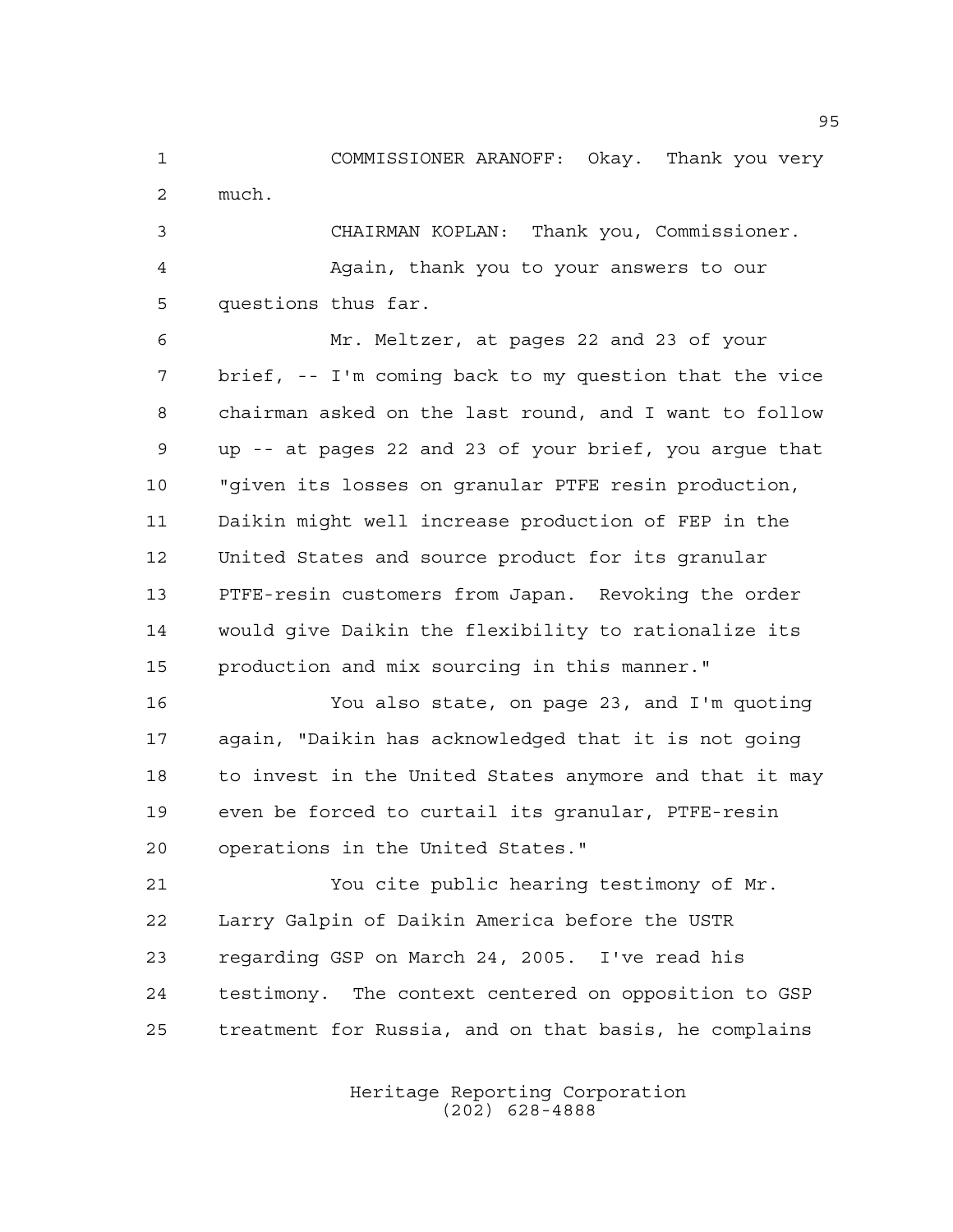COMMISSIONER ARANOFF: Okay. Thank you very much.

CHAIRMAN KOPLAN: Thank you, Commissioner.

Again, thank you to your answers to our questions thus far.

Mr. Meltzer, at pages 22 and 23 of your brief, -- I'm coming back to my question that the vice chairman asked on the last round, and I want to follow up -- at pages 22 and 23 of your brief, you argue that "given its losses on granular PTFE resin production, Daikin might well increase production of FEP in the United States and source product for its granular PTFE-resin customers from Japan. Revoking the order would give Daikin the flexibility to rationalize its production and mix sourcing in this manner."

You also state, on page 23, and I'm quoting again, "Daikin has acknowledged that it is not going to invest in the United States anymore and that it may even be forced to curtail its granular, PTFE-resin operations in the United States."

You cite public hearing testimony of Mr. Larry Galpin of Daikin America before the USTR regarding GSP on March 24, 2005. I've read his testimony. The context centered on opposition to GSP treatment for Russia, and on that basis, he complains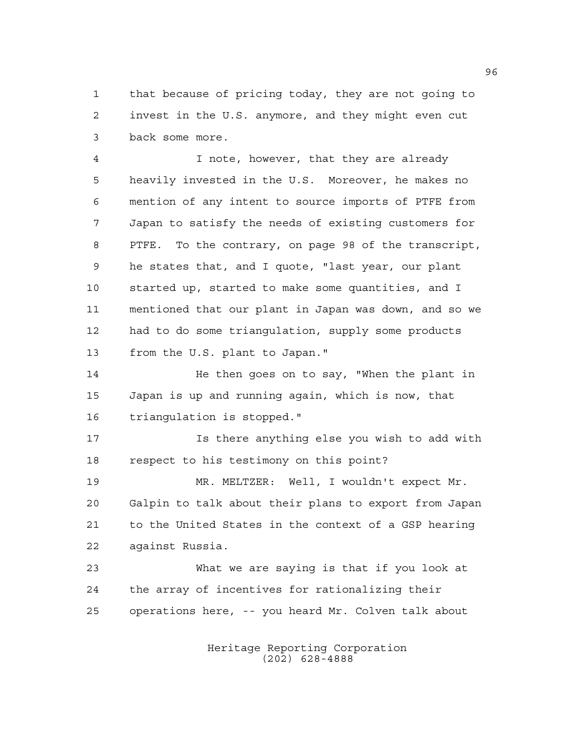that because of pricing today, they are not going to invest in the U.S. anymore, and they might even cut back some more.

I note, however, that they are already heavily invested in the U.S. Moreover, he makes no mention of any intent to source imports of PTFE from Japan to satisfy the needs of existing customers for PTFE. To the contrary, on page 98 of the transcript, he states that, and I quote, "last year, our plant started up, started to make some quantities, and I mentioned that our plant in Japan was down, and so we had to do some triangulation, supply some products from the U.S. plant to Japan."

He then goes on to say, "When the plant in Japan is up and running again, which is now, that triangulation is stopped."

Is there anything else you wish to add with respect to his testimony on this point?

MR. MELTZER: Well, I wouldn't expect Mr. Galpin to talk about their plans to export from Japan to the United States in the context of a GSP hearing against Russia.

What we are saying is that if you look at the array of incentives for rationalizing their operations here, -- you heard Mr. Colven talk about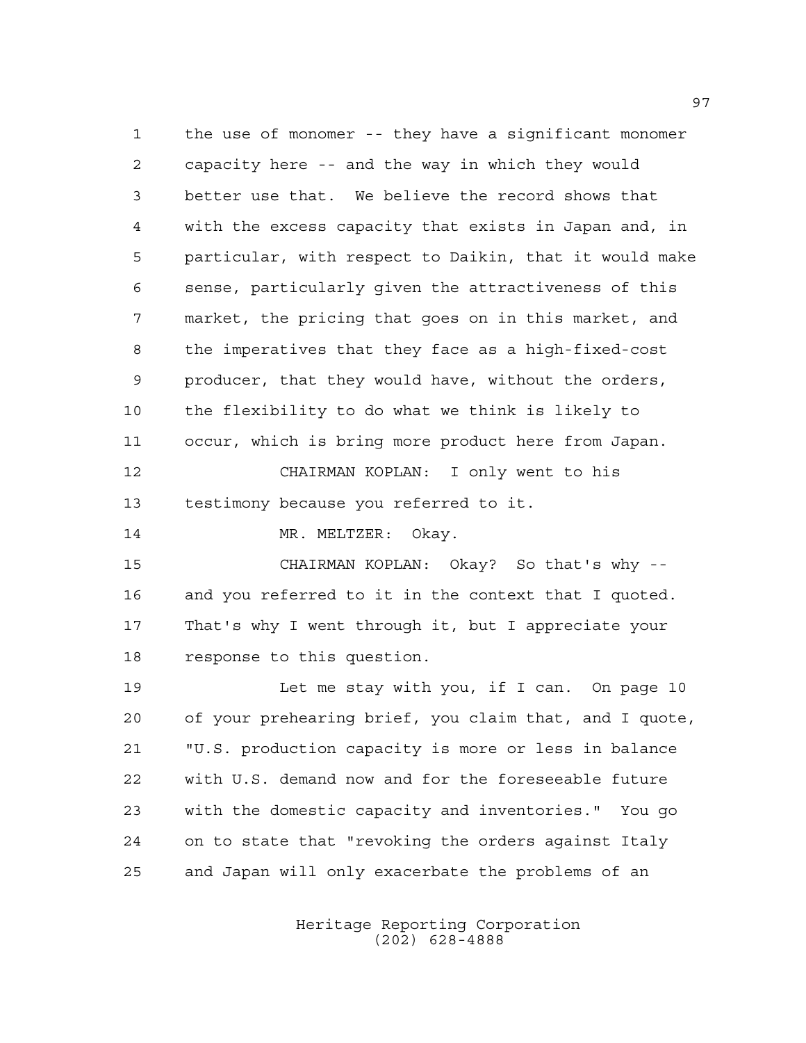the use of monomer -- they have a significant monomer capacity here -- and the way in which they would better use that. We believe the record shows that with the excess capacity that exists in Japan and, in particular, with respect to Daikin, that it would make sense, particularly given the attractiveness of this market, the pricing that goes on in this market, and the imperatives that they face as a high-fixed-cost producer, that they would have, without the orders, the flexibility to do what we think is likely to occur, which is bring more product here from Japan.

CHAIRMAN KOPLAN: I only went to his testimony because you referred to it.

MR. MELTZER: Okay.

CHAIRMAN KOPLAN: Okay? So that's why -- and you referred to it in the context that I quoted. That's why I went through it, but I appreciate your response to this question.

Let me stay with you, if I can. On page 10 of your prehearing brief, you claim that, and I quote, "U.S. production capacity is more or less in balance with U.S. demand now and for the foreseeable future with the domestic capacity and inventories." You go on to state that "revoking the orders against Italy and Japan will only exacerbate the problems of an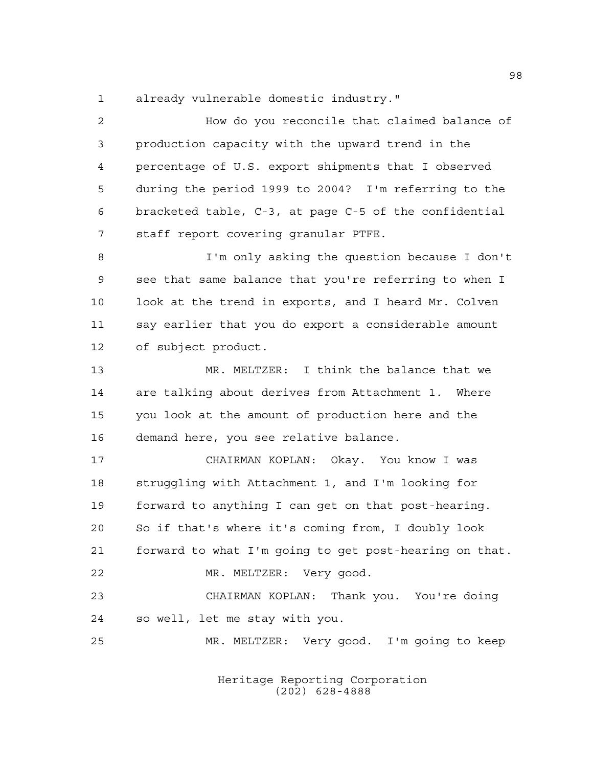already vulnerable domestic industry."

How do you reconcile that claimed balance of production capacity with the upward trend in the percentage of U.S. export shipments that I observed during the period 1999 to 2004? I'm referring to the bracketed table, C-3, at page C-5 of the confidential staff report covering granular PTFE.

I'm only asking the question because I don't see that same balance that you're referring to when I look at the trend in exports, and I heard Mr. Colven say earlier that you do export a considerable amount of subject product.

MR. MELTZER: I think the balance that we are talking about derives from Attachment 1. Where you look at the amount of production here and the demand here, you see relative balance.

CHAIRMAN KOPLAN: Okay. You know I was struggling with Attachment 1, and I'm looking for forward to anything I can get on that post-hearing. So if that's where it's coming from, I doubly look forward to what I'm going to get post-hearing on that.

MR. MELTZER: Very good.

CHAIRMAN KOPLAN: Thank you. You're doing so well, let me stay with you.

MR. MELTZER: Very good. I'm going to keep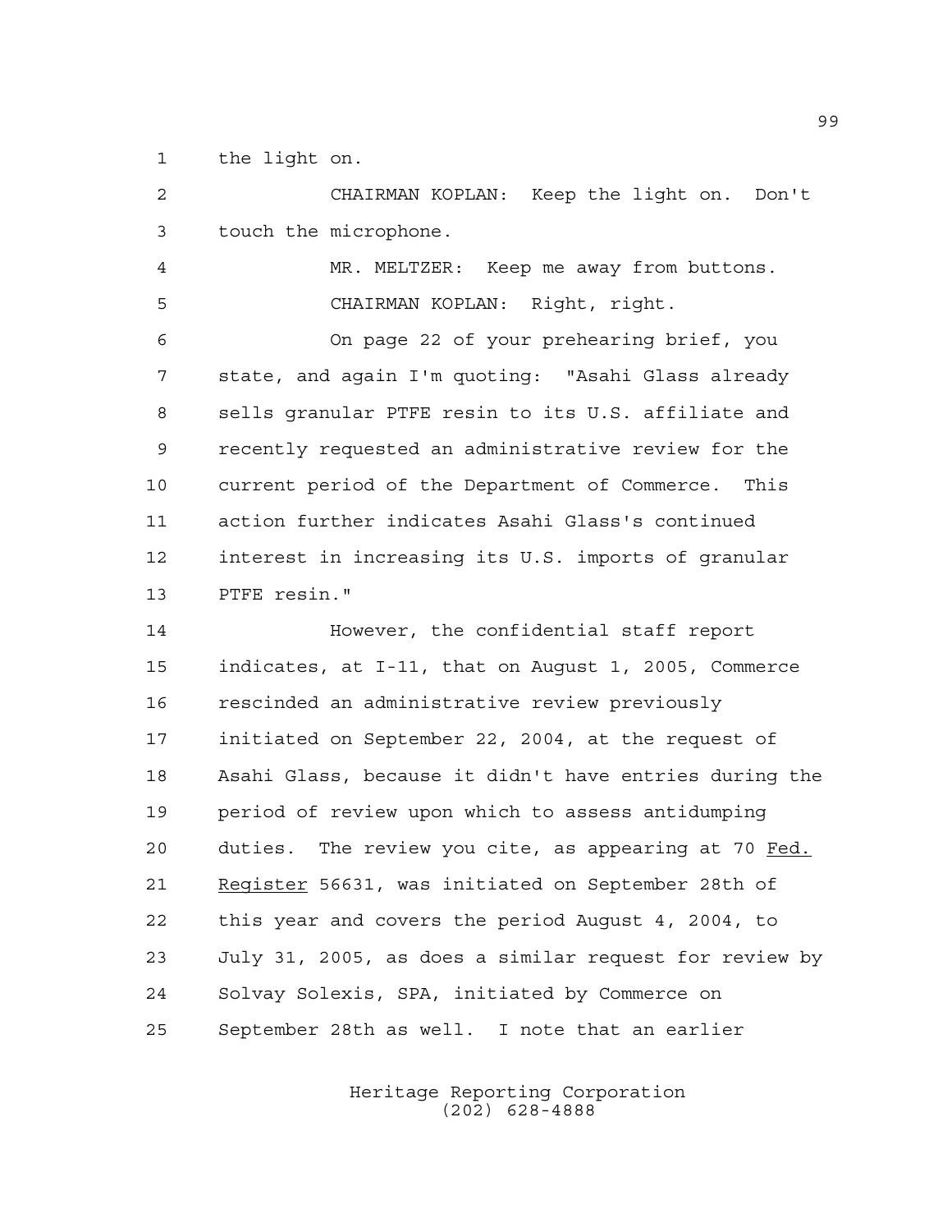the light on.

CHAIRMAN KOPLAN: Keep the light on. Don't touch the microphone.

MR. MELTZER: Keep me away from buttons.

CHAIRMAN KOPLAN: Right, right.

On page 22 of your prehearing brief, you state, and again I'm quoting: "Asahi Glass already sells granular PTFE resin to its U.S. affiliate and recently requested an administrative review for the current period of the Department of Commerce. This action further indicates Asahi Glass's continued interest in increasing its U.S. imports of granular PTFE resin."

However, the confidential staff report indicates, at I-11, that on August 1, 2005, Commerce rescinded an administrative review previously initiated on September 22, 2004, at the request of Asahi Glass, because it didn't have entries during the period of review upon which to assess antidumping duties. The review you cite, as appearing at 70 Fed. Register 56631, was initiated on September 28th of this year and covers the period August 4, 2004, to July 31, 2005, as does a similar request for review by Solvay Solexis, SPA, initiated by Commerce on September 28th as well. I note that an earlier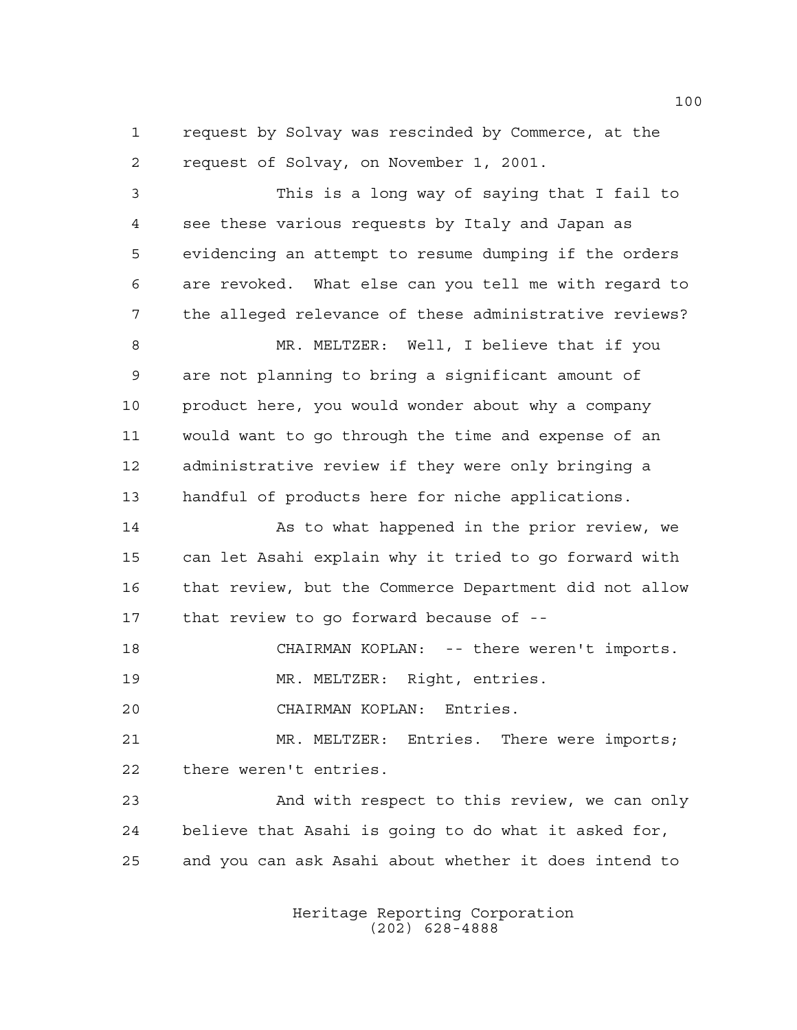request by Solvay was rescinded by Commerce, at the request of Solvay, on November 1, 2001.

This is a long way of saying that I fail to see these various requests by Italy and Japan as evidencing an attempt to resume dumping if the orders are revoked. What else can you tell me with regard to the alleged relevance of these administrative reviews?

MR. MELTZER: Well, I believe that if you are not planning to bring a significant amount of product here, you would wonder about why a company would want to go through the time and expense of an administrative review if they were only bringing a handful of products here for niche applications.

As to what happened in the prior review, we can let Asahi explain why it tried to go forward with that review, but the Commerce Department did not allow that review to go forward because of --

CHAIRMAN KOPLAN: -- there weren't imports.

MR. MELTZER: Right, entries.

CHAIRMAN KOPLAN: Entries.

MR. MELTZER: Entries. There were imports; there weren't entries.

And with respect to this review, we can only believe that Asahi is going to do what it asked for, and you can ask Asahi about whether it does intend to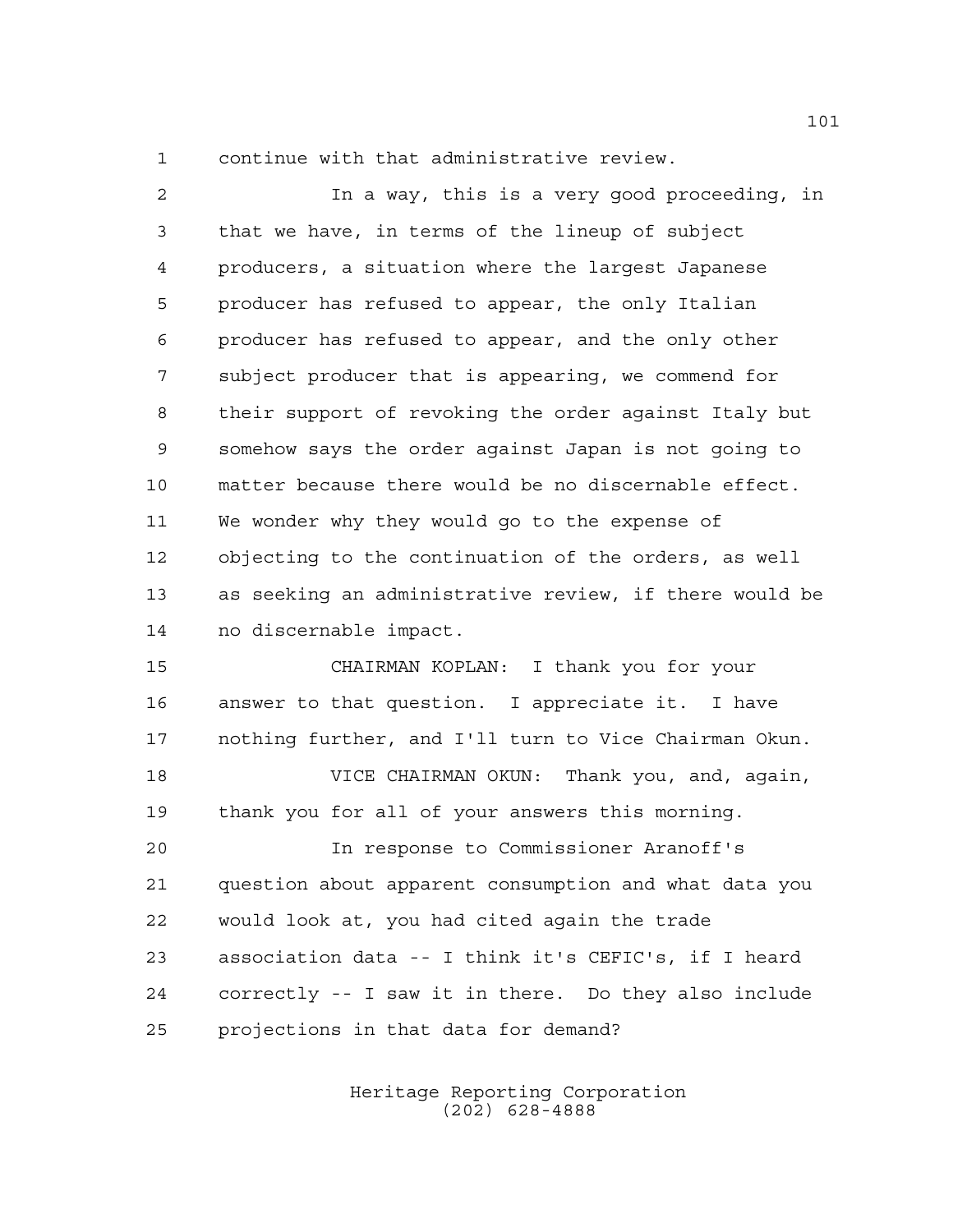continue with that administrative review.

In a way, this is a very good proceeding, in that we have, in terms of the lineup of subject producers, a situation where the largest Japanese producer has refused to appear, the only Italian producer has refused to appear, and the only other subject producer that is appearing, we commend for their support of revoking the order against Italy but somehow says the order against Japan is not going to matter because there would be no discernable effect. We wonder why they would go to the expense of objecting to the continuation of the orders, as well as seeking an administrative review, if there would be no discernable impact.

CHAIRMAN KOPLAN: I thank you for your answer to that question. I appreciate it. I have nothing further, and I'll turn to Vice Chairman Okun.

VICE CHAIRMAN OKUN: Thank you, and, again, thank you for all of your answers this morning.

In response to Commissioner Aranoff's question about apparent consumption and what data you would look at, you had cited again the trade association data -- I think it's CEFIC's, if I heard correctly -- I saw it in there. Do they also include projections in that data for demand?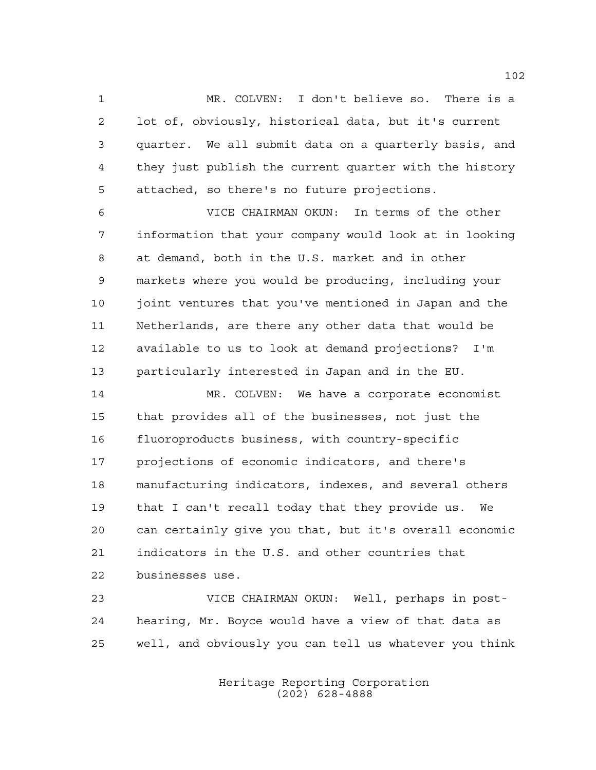MR. COLVEN: I don't believe so. There is a lot of, obviously, historical data, but it's current quarter. We all submit data on a quarterly basis, and they just publish the current quarter with the history attached, so there's no future projections.

VICE CHAIRMAN OKUN: In terms of the other information that your company would look at in looking at demand, both in the U.S. market and in other markets where you would be producing, including your joint ventures that you've mentioned in Japan and the Netherlands, are there any other data that would be available to us to look at demand projections? I'm particularly interested in Japan and in the EU.

MR. COLVEN: We have a corporate economist that provides all of the businesses, not just the fluoroproducts business, with country-specific projections of economic indicators, and there's manufacturing indicators, indexes, and several others that I can't recall today that they provide us. We can certainly give you that, but it's overall economic indicators in the U.S. and other countries that businesses use.

VICE CHAIRMAN OKUN: Well, perhaps in post-hearing, Mr. Boyce would have a view of that data as well, and obviously you can tell us whatever you think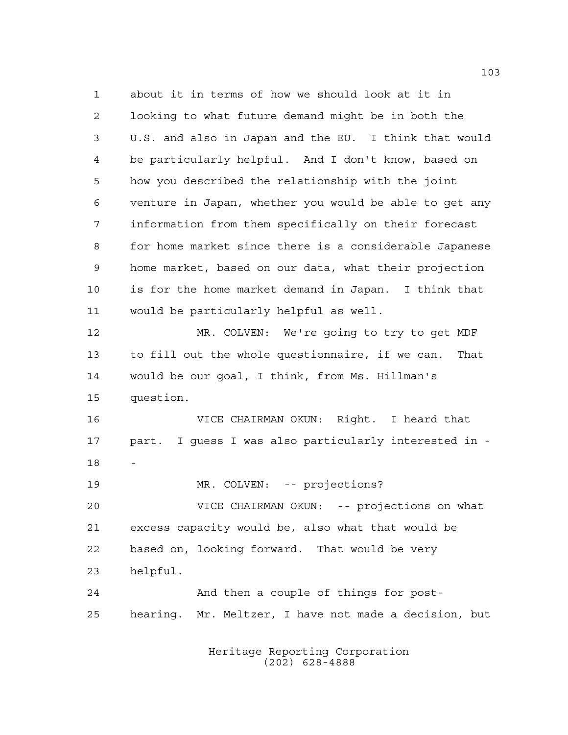about it in terms of how we should look at it in looking to what future demand might be in both the U.S. and also in Japan and the EU. I think that would be particularly helpful. And I don't know, based on how you described the relationship with the joint venture in Japan, whether you would be able to get any information from them specifically on their forecast for home market since there is a considerable Japanese home market, based on our data, what their projection is for the home market demand in Japan. I think that would be particularly helpful as well.

MR. COLVEN: We're going to try to get MDF to fill out the whole questionnaire, if we can. That would be our goal, I think, from Ms. Hillman's question.

VICE CHAIRMAN OKUN: Right. I heard that part. I guess I was also particularly interested in --

MR. COLVEN: -- projections?

VICE CHAIRMAN OKUN: -- projections on what excess capacity would be, also what that would be based on, looking forward. That would be very helpful.

And then a couple of things for post-hearing. Mr. Meltzer, I have not made a decision, but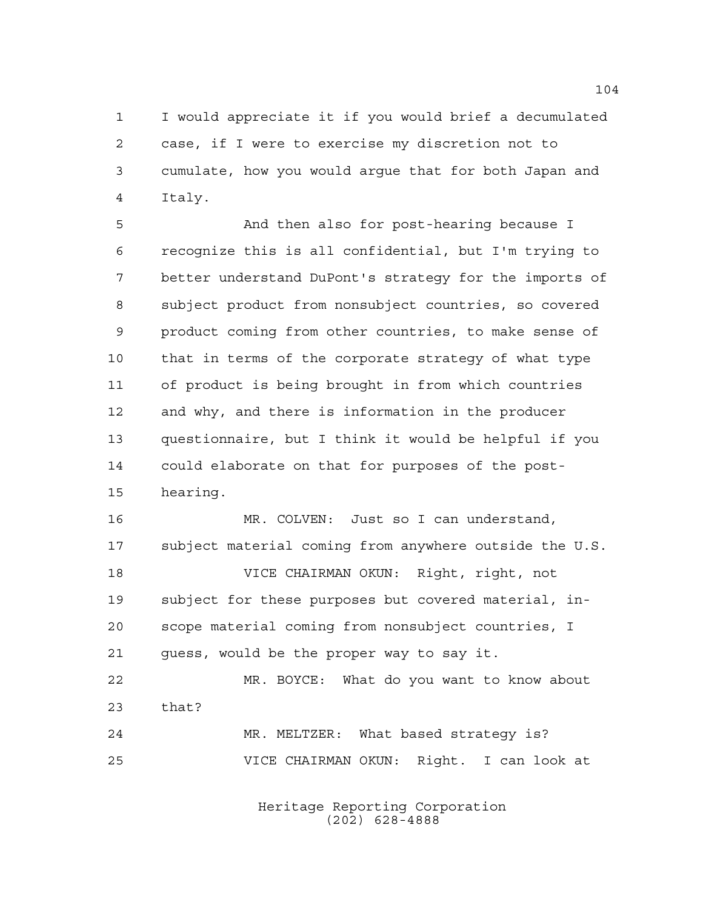I would appreciate it if you would brief a decumulated case, if I were to exercise my discretion not to cumulate, how you would argue that for both Japan and Italy.

And then also for post-hearing because I recognize this is all confidential, but I'm trying to better understand DuPont's strategy for the imports of subject product from nonsubject countries, so covered product coming from other countries, to make sense of that in terms of the corporate strategy of what type of product is being brought in from which countries and why, and there is information in the producer questionnaire, but I think it would be helpful if you could elaborate on that for purposes of the post-hearing.

MR. COLVEN: Just so I can understand, subject material coming from anywhere outside the U.S.

VICE CHAIRMAN OKUN: Right, right, not subject for these purposes but covered material, in-scope material coming from nonsubject countries, I guess, would be the proper way to say it.

MR. BOYCE: What do you want to know about that?

MR. MELTZER: What based strategy is?

VICE CHAIRMAN OKUN: Right. I can look at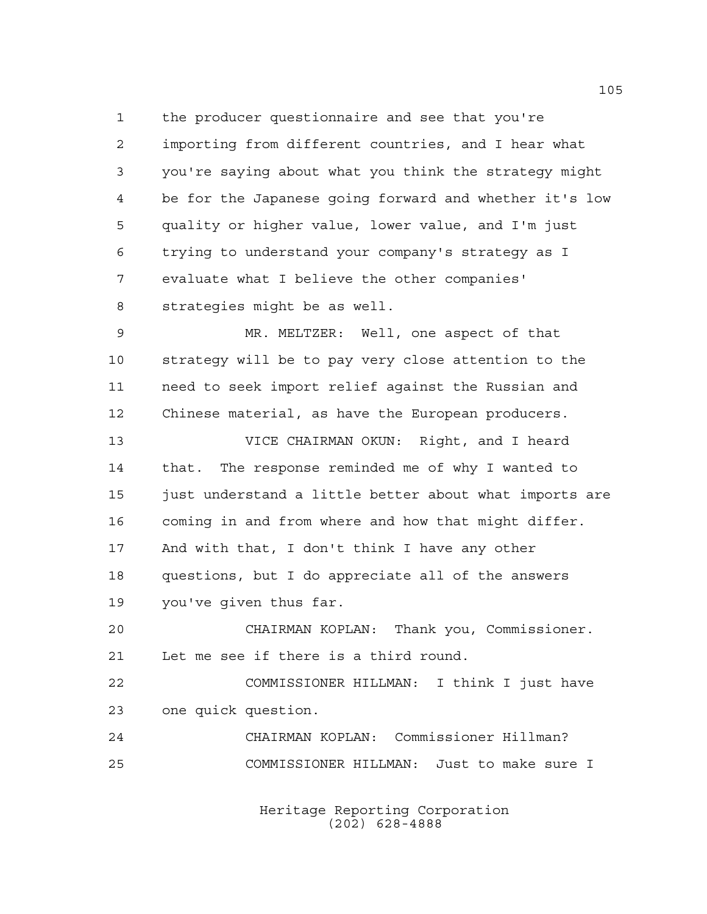the producer questionnaire and see that you're importing from different countries, and I hear what you're saying about what you think the strategy might be for the Japanese going forward and whether it's low quality or higher value, lower value, and I'm just trying to understand your company's strategy as I evaluate what I believe the other companies' strategies might be as well.

MR. MELTZER: Well, one aspect of that strategy will be to pay very close attention to the need to seek import relief against the Russian and Chinese material, as have the European producers.

VICE CHAIRMAN OKUN: Right, and I heard that. The response reminded me of why I wanted to just understand a little better about what imports are coming in and from where and how that might differ. And with that, I don't think I have any other questions, but I do appreciate all of the answers you've given thus far.

CHAIRMAN KOPLAN: Thank you, Commissioner. Let me see if there is a third round.

COMMISSIONER HILLMAN: I think I just have one quick question.

CHAIRMAN KOPLAN: Commissioner Hillman?

COMMISSIONER HILLMAN: Just to make sure I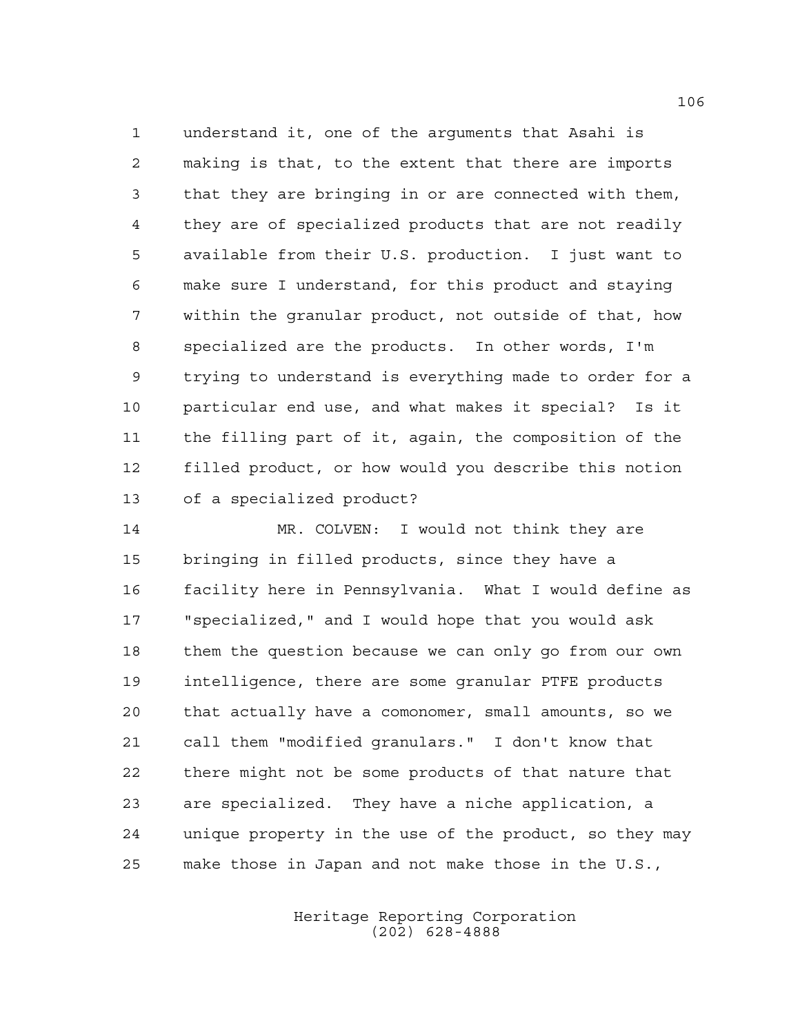understand it, one of the arguments that Asahi is making is that, to the extent that there are imports that they are bringing in or are connected with them, they are of specialized products that are not readily available from their U.S. production. I just want to make sure I understand, for this product and staying within the granular product, not outside of that, how specialized are the products. In other words, I'm trying to understand is everything made to order for a particular end use, and what makes it special? Is it the filling part of it, again, the composition of the filled product, or how would you describe this notion of a specialized product?

MR. COLVEN: I would not think they are bringing in filled products, since they have a facility here in Pennsylvania. What I would define as "specialized," and I would hope that you would ask them the question because we can only go from our own intelligence, there are some granular PTFE products that actually have a comonomer, small amounts, so we call them "modified granulars." I don't know that there might not be some products of that nature that are specialized. They have a niche application, a unique property in the use of the product, so they may make those in Japan and not make those in the U.S.,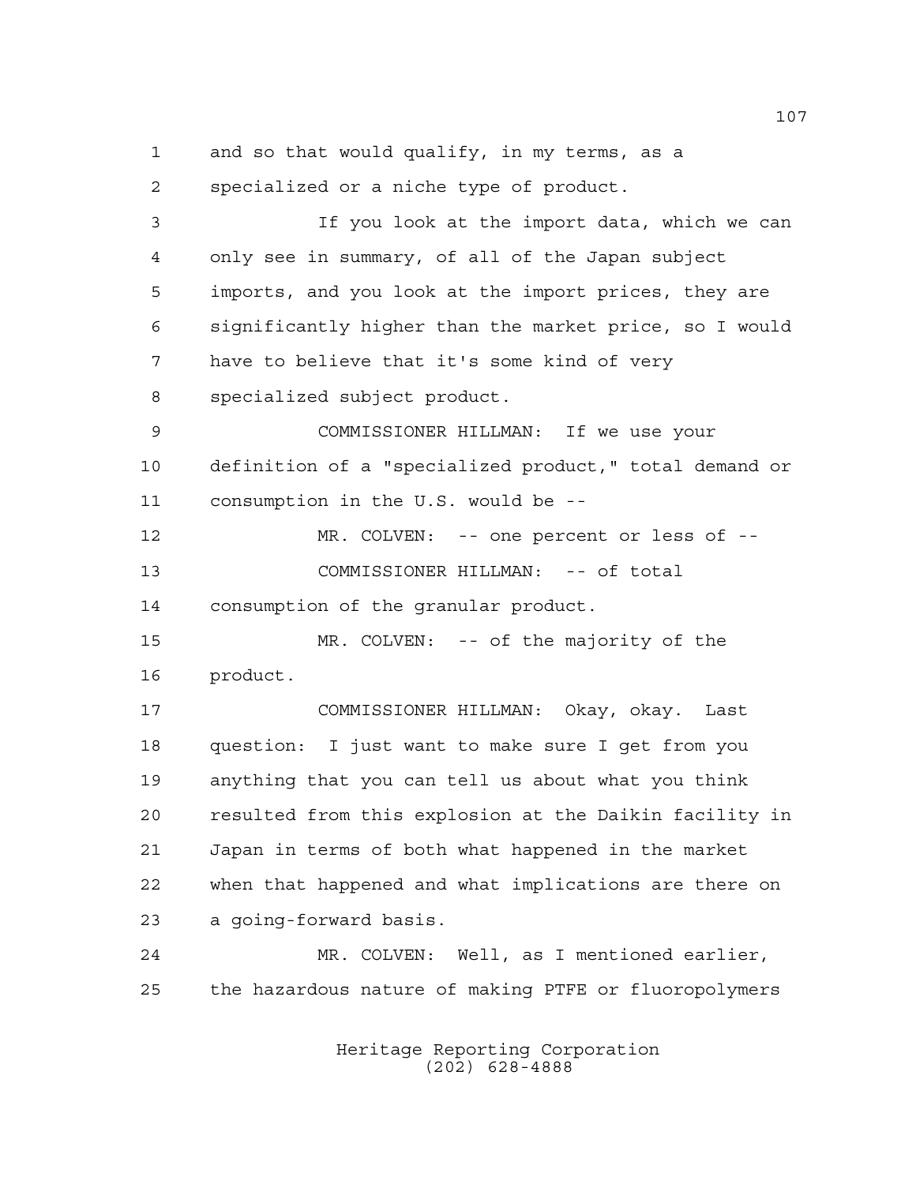and so that would qualify, in my terms, as a specialized or a niche type of product.

If you look at the import data, which we can only see in summary, of all of the Japan subject imports, and you look at the import prices, they are significantly higher than the market price, so I would have to believe that it's some kind of very specialized subject product.

COMMISSIONER HILLMAN: If we use your definition of a "specialized product," total demand or consumption in the U.S. would be --

MR. COLVEN: -- one percent or less of --

COMMISSIONER HILLMAN: -- of total consumption of the granular product.

MR. COLVEN: -- of the majority of the product.

COMMISSIONER HILLMAN: Okay, okay. Last question: I just want to make sure I get from you anything that you can tell us about what you think resulted from this explosion at the Daikin facility in Japan in terms of both what happened in the market when that happened and what implications are there on a going-forward basis.

MR. COLVEN: Well, as I mentioned earlier, the hazardous nature of making PTFE or fluoropolymers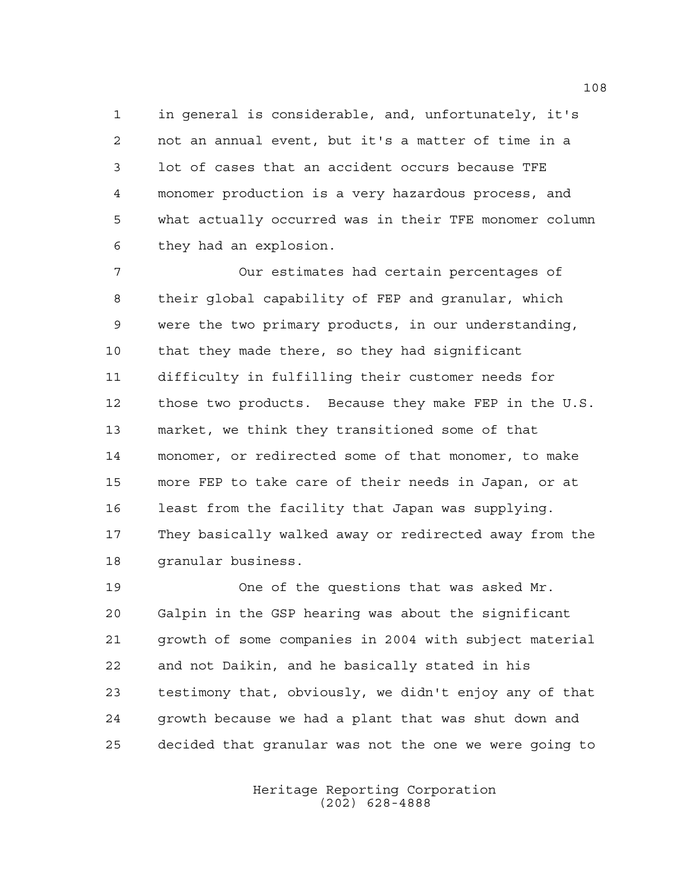in general is considerable, and, unfortunately, it's not an annual event, but it's a matter of time in a lot of cases that an accident occurs because TFE monomer production is a very hazardous process, and what actually occurred was in their TFE monomer column they had an explosion.

Our estimates had certain percentages of their global capability of FEP and granular, which were the two primary products, in our understanding, that they made there, so they had significant difficulty in fulfilling their customer needs for those two products. Because they make FEP in the U.S. market, we think they transitioned some of that monomer, or redirected some of that monomer, to make more FEP to take care of their needs in Japan, or at least from the facility that Japan was supplying. They basically walked away or redirected away from the granular business.

One of the questions that was asked Mr. Galpin in the GSP hearing was about the significant growth of some companies in 2004 with subject material and not Daikin, and he basically stated in his testimony that, obviously, we didn't enjoy any of that growth because we had a plant that was shut down and decided that granular was not the one we were going to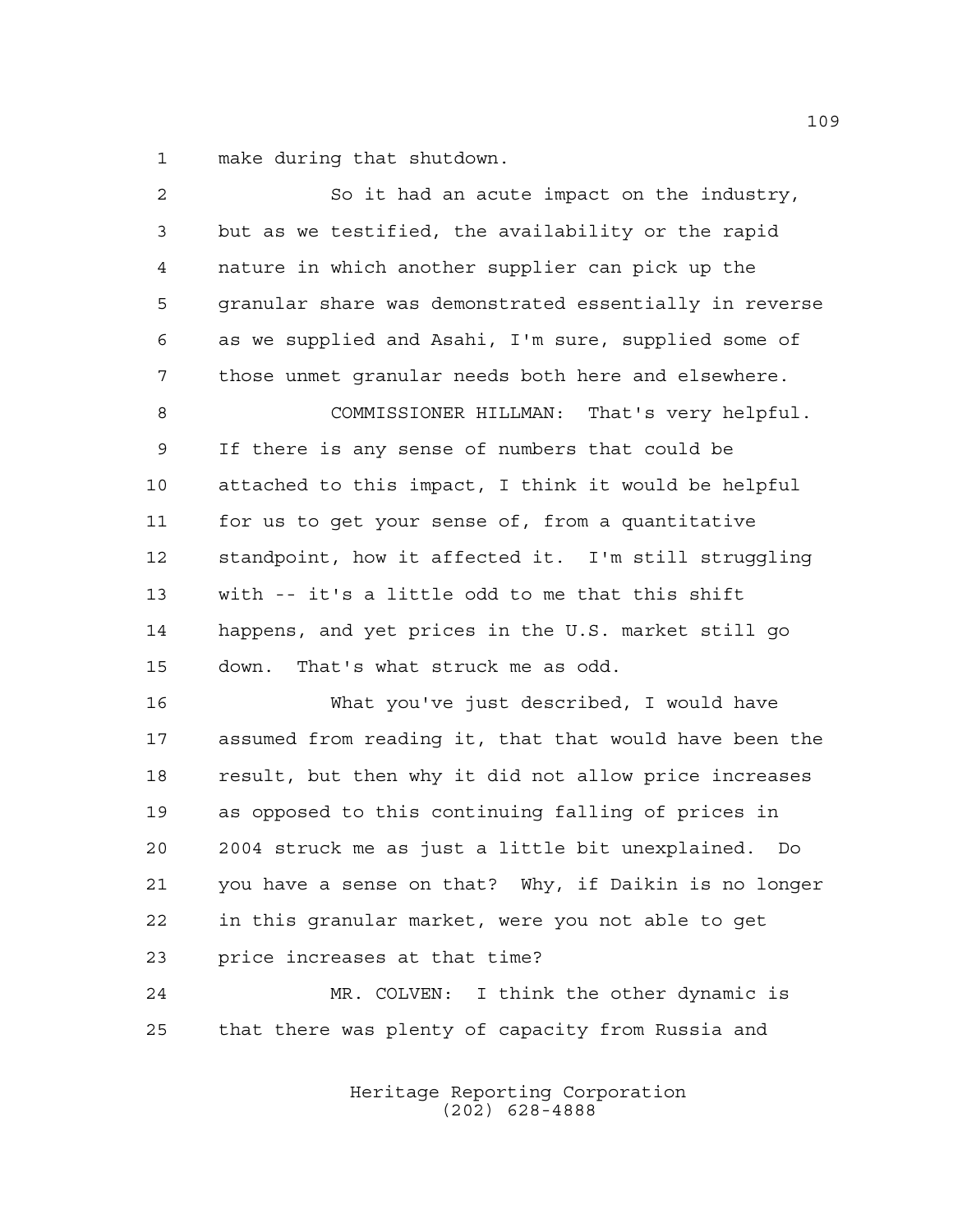make during that shutdown.

So it had an acute impact on the industry, but as we testified, the availability or the rapid nature in which another supplier can pick up the granular share was demonstrated essentially in reverse as we supplied and Asahi, I'm sure, supplied some of those unmet granular needs both here and elsewhere.

COMMISSIONER HILLMAN: That's very helpful. If there is any sense of numbers that could be attached to this impact, I think it would be helpful for us to get your sense of, from a quantitative standpoint, how it affected it. I'm still struggling with -- it's a little odd to me that this shift happens, and yet prices in the U.S. market still go down. That's what struck me as odd.

What you've just described, I would have assumed from reading it, that that would have been the result, but then why it did not allow price increases as opposed to this continuing falling of prices in 2004 struck me as just a little bit unexplained. Do you have a sense on that? Why, if Daikin is no longer in this granular market, were you not able to get price increases at that time?

MR. COLVEN: I think the other dynamic is that there was plenty of capacity from Russia and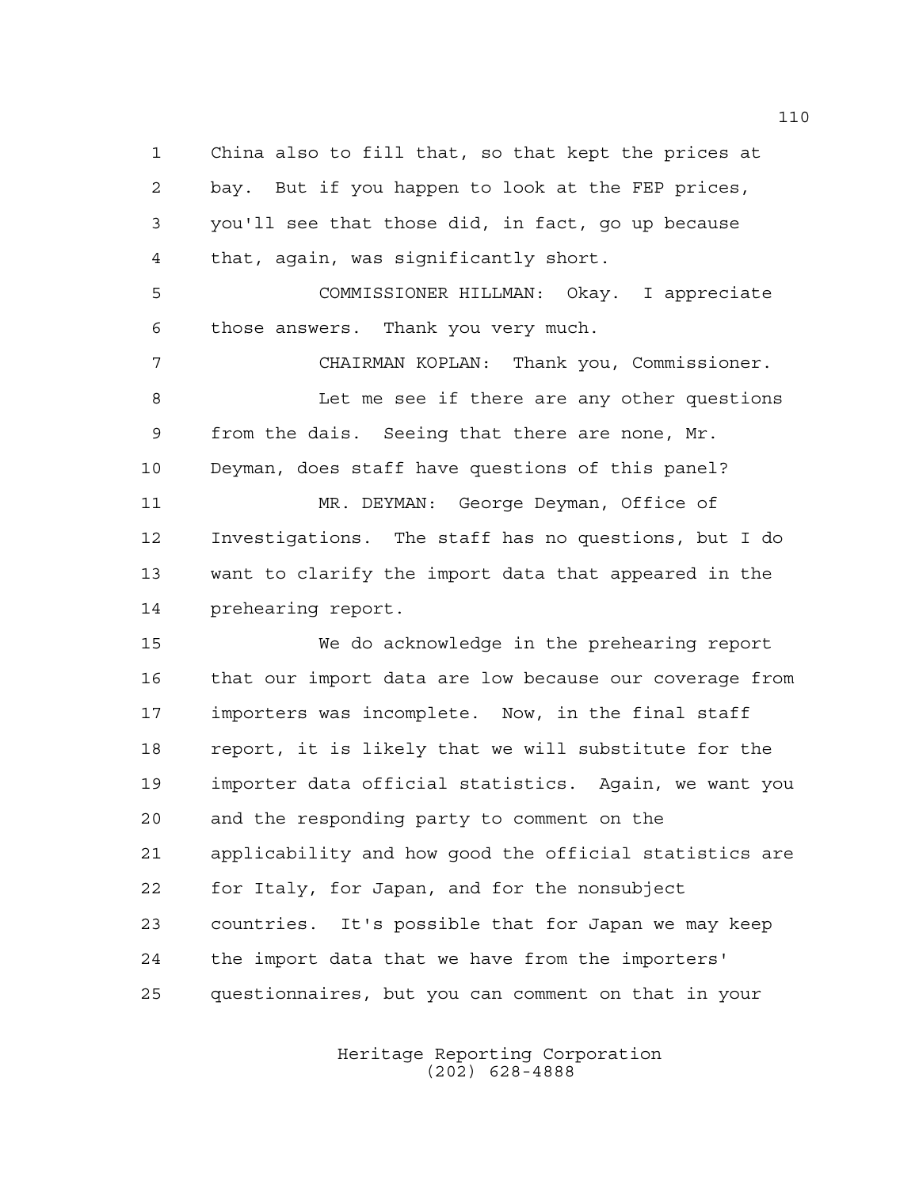China also to fill that, so that kept the prices at bay. But if you happen to look at the FEP prices, you'll see that those did, in fact, go up because that, again, was significantly short.

COMMISSIONER HILLMAN: Okay. I appreciate those answers. Thank you very much.

CHAIRMAN KOPLAN: Thank you, Commissioner.

Let me see if there are any other questions from the dais. Seeing that there are none, Mr. Deyman, does staff have questions of this panel?

MR. DEYMAN: George Deyman, Office of Investigations. The staff has no questions, but I do want to clarify the import data that appeared in the prehearing report.

We do acknowledge in the prehearing report that our import data are low because our coverage from importers was incomplete. Now, in the final staff report, it is likely that we will substitute for the importer data official statistics. Again, we want you and the responding party to comment on the applicability and how good the official statistics are for Italy, for Japan, and for the nonsubject countries. It's possible that for Japan we may keep the import data that we have from the importers' questionnaires, but you can comment on that in your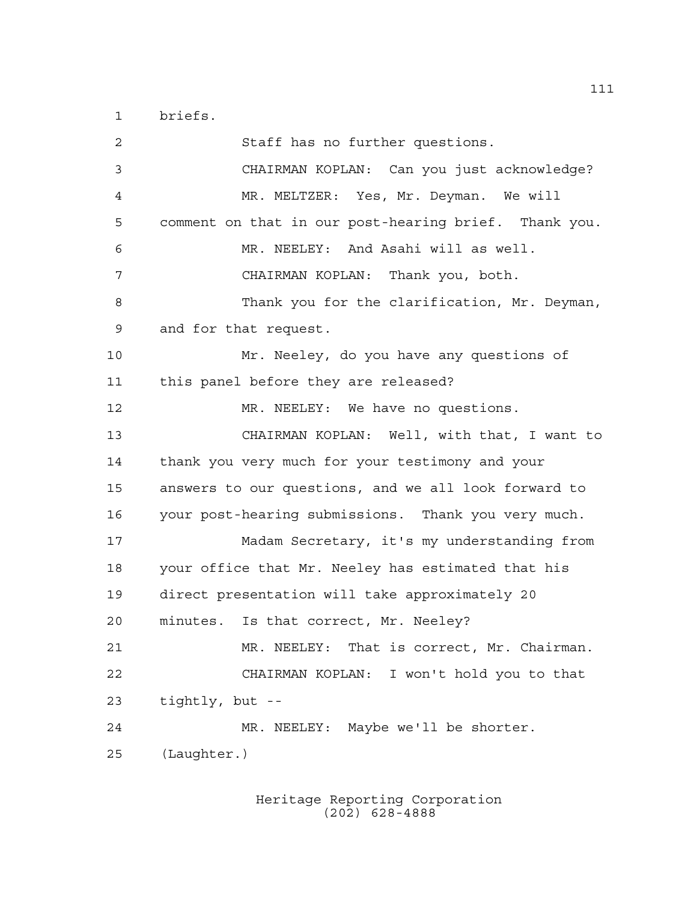briefs.

Staff has no further questions.

CHAIRMAN KOPLAN: Can you just acknowledge?

MR. MELTZER: Yes, Mr. Deyman. We will comment on that in our post-hearing brief. Thank you.

MR. NEELEY: And Asahi will as well.

CHAIRMAN KOPLAN: Thank you, both.

Thank you for the clarification, Mr. Deyman, and for that request.

Mr. Neeley, do you have any questions of this panel before they are released?

MR. NEELEY: We have no questions.

CHAIRMAN KOPLAN: Well, with that, I want to thank you very much for your testimony and your answers to our questions, and we all look forward to your post-hearing submissions. Thank you very much.

Madam Secretary, it's my understanding from your office that Mr. Neeley has estimated that his direct presentation will take approximately 20 minutes. Is that correct, Mr. Neeley?

MR. NEELEY: That is correct, Mr. Chairman.

CHAIRMAN KOPLAN: I won't hold you to that tightly, but --

MR. NEELEY: Maybe we'll be shorter.

(Laughter.)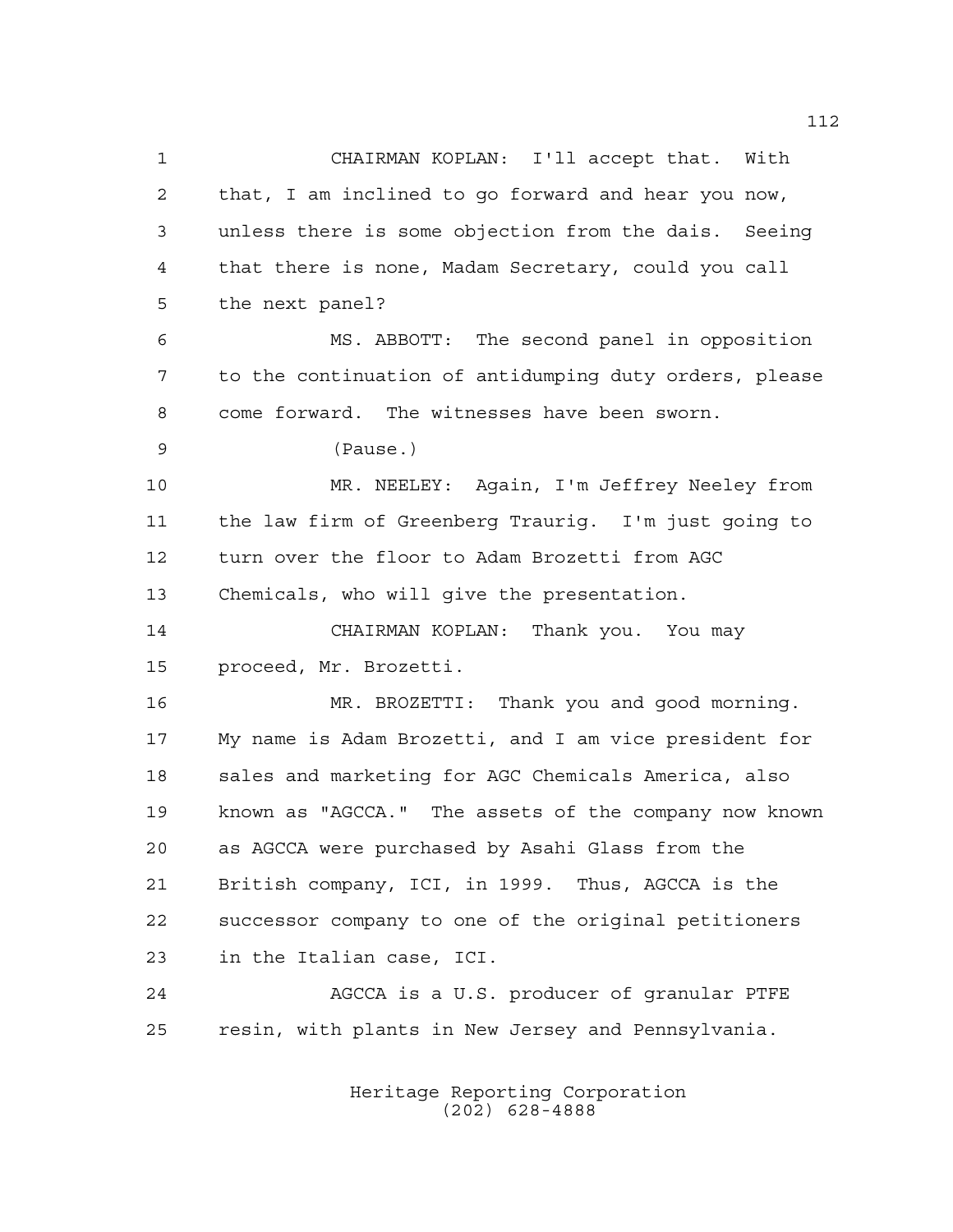CHAIRMAN KOPLAN: I'll accept that. With that, I am inclined to go forward and hear you now, unless there is some objection from the dais. Seeing that there is none, Madam Secretary, could you call the next panel?

MS. ABBOTT: The second panel in opposition to the continuation of antidumping duty orders, please come forward. The witnesses have been sworn.

(Pause.)

MR. NEELEY: Again, I'm Jeffrey Neeley from the law firm of Greenberg Traurig. I'm just going to turn over the floor to Adam Brozetti from AGC Chemicals, who will give the presentation.

CHAIRMAN KOPLAN: Thank you. You may proceed, Mr. Brozetti.

MR. BROZETTI: Thank you and good morning. My name is Adam Brozetti, and I am vice president for sales and marketing for AGC Chemicals America, also known as "AGCCA." The assets of the company now known as AGCCA were purchased by Asahi Glass from the British company, ICI, in 1999. Thus, AGCCA is the successor company to one of the original petitioners in the Italian case, ICI.

AGCCA is a U.S. producer of granular PTFE resin, with plants in New Jersey and Pennsylvania.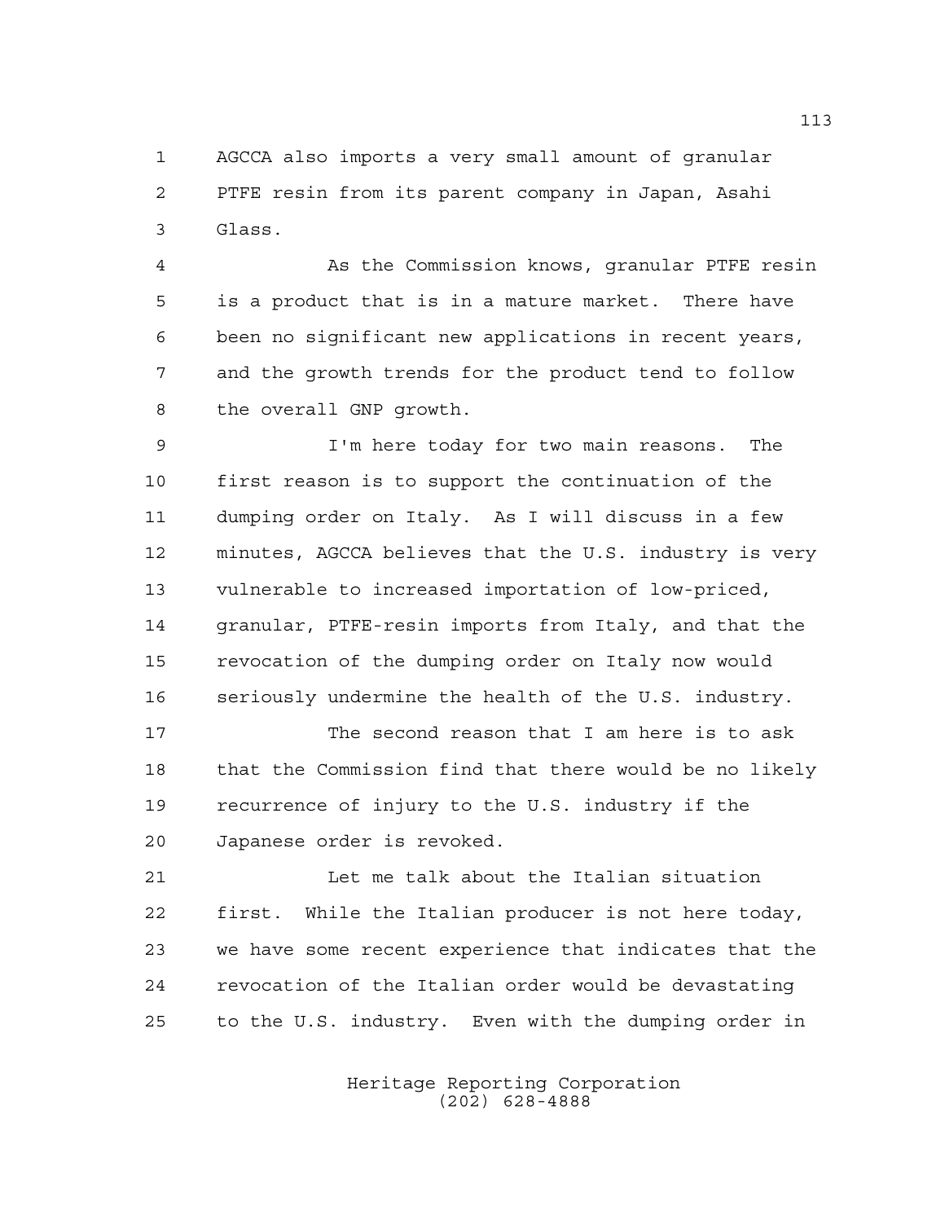AGCCA also imports a very small amount of granular PTFE resin from its parent company in Japan, Asahi Glass.

As the Commission knows, granular PTFE resin is a product that is in a mature market. There have been no significant new applications in recent years, and the growth trends for the product tend to follow the overall GNP growth.

I'm here today for two main reasons. The first reason is to support the continuation of the dumping order on Italy. As I will discuss in a few minutes, AGCCA believes that the U.S. industry is very vulnerable to increased importation of low-priced, granular, PTFE-resin imports from Italy, and that the revocation of the dumping order on Italy now would seriously undermine the health of the U.S. industry.

The second reason that I am here is to ask that the Commission find that there would be no likely recurrence of injury to the U.S. industry if the Japanese order is revoked.

Let me talk about the Italian situation first. While the Italian producer is not here today, we have some recent experience that indicates that the revocation of the Italian order would be devastating to the U.S. industry. Even with the dumping order in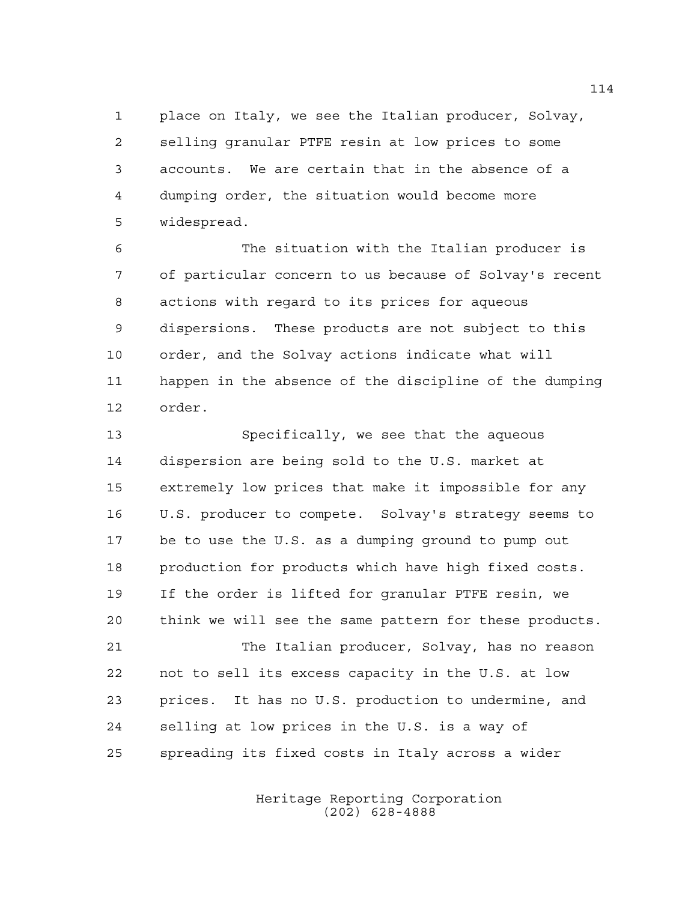place on Italy, we see the Italian producer, Solvay, selling granular PTFE resin at low prices to some accounts. We are certain that in the absence of a dumping order, the situation would become more widespread.

The situation with the Italian producer is of particular concern to us because of Solvay's recent actions with regard to its prices for aqueous dispersions. These products are not subject to this order, and the Solvay actions indicate what will happen in the absence of the discipline of the dumping order.

Specifically, we see that the aqueous dispersion are being sold to the U.S. market at extremely low prices that make it impossible for any U.S. producer to compete. Solvay's strategy seems to be to use the U.S. as a dumping ground to pump out production for products which have high fixed costs. If the order is lifted for granular PTFE resin, we think we will see the same pattern for these products.

The Italian producer, Solvay, has no reason not to sell its excess capacity in the U.S. at low prices. It has no U.S. production to undermine, and selling at low prices in the U.S. is a way of spreading its fixed costs in Italy across a wider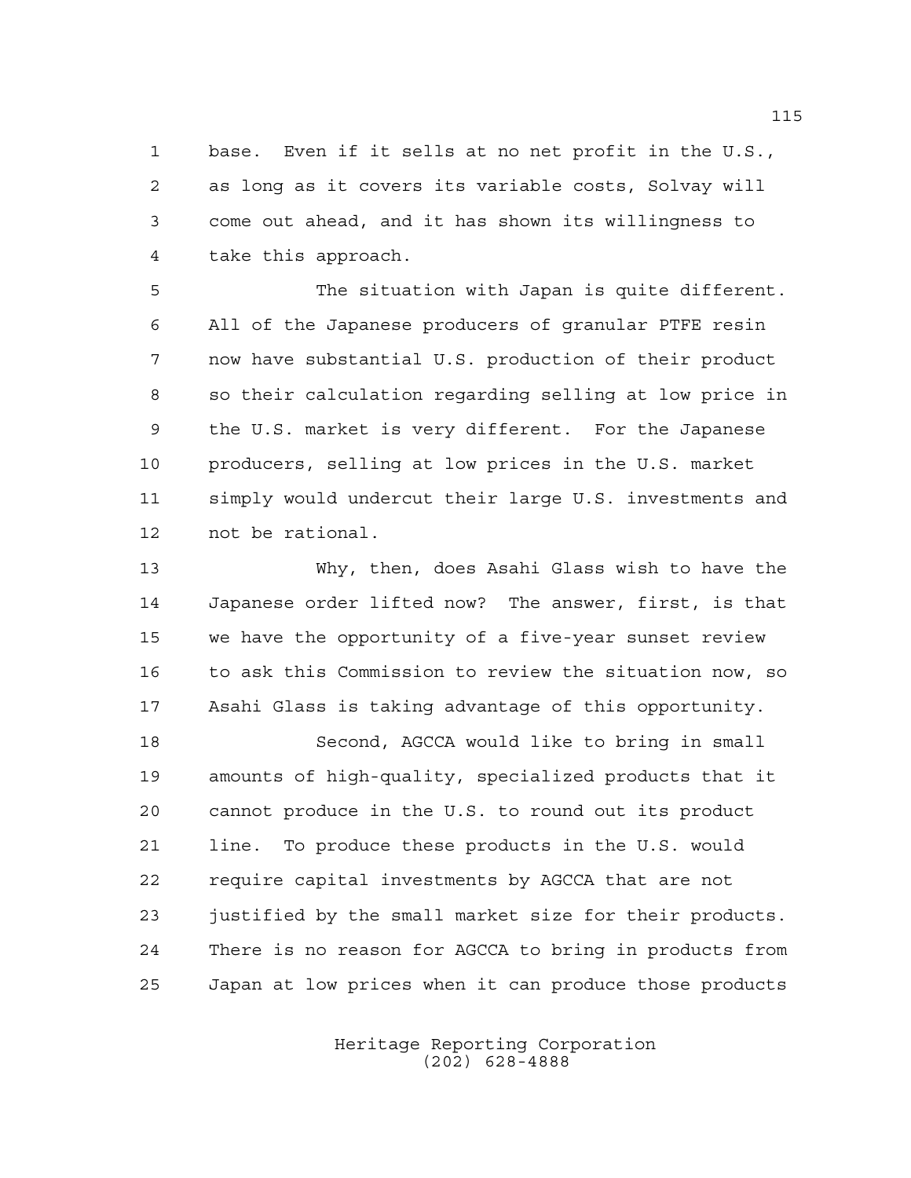base. Even if it sells at no net profit in the U.S., as long as it covers its variable costs, Solvay will come out ahead, and it has shown its willingness to take this approach.

The situation with Japan is quite different. All of the Japanese producers of granular PTFE resin now have substantial U.S. production of their product so their calculation regarding selling at low price in the U.S. market is very different. For the Japanese producers, selling at low prices in the U.S. market simply would undercut their large U.S. investments and not be rational.

Why, then, does Asahi Glass wish to have the Japanese order lifted now? The answer, first, is that we have the opportunity of a five-year sunset review to ask this Commission to review the situation now, so Asahi Glass is taking advantage of this opportunity.

Second, AGCCA would like to bring in small amounts of high-quality, specialized products that it cannot produce in the U.S. to round out its product line. To produce these products in the U.S. would require capital investments by AGCCA that are not justified by the small market size for their products. There is no reason for AGCCA to bring in products from Japan at low prices when it can produce those products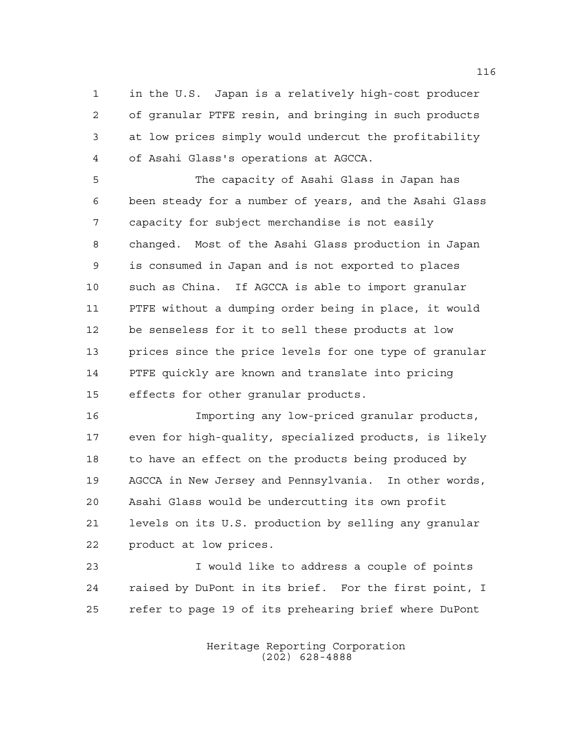in the U.S. Japan is a relatively high-cost producer of granular PTFE resin, and bringing in such products at low prices simply would undercut the profitability of Asahi Glass's operations at AGCCA.

The capacity of Asahi Glass in Japan has been steady for a number of years, and the Asahi Glass capacity for subject merchandise is not easily changed. Most of the Asahi Glass production in Japan is consumed in Japan and is not exported to places such as China. If AGCCA is able to import granular PTFE without a dumping order being in place, it would be senseless for it to sell these products at low prices since the price levels for one type of granular PTFE quickly are known and translate into pricing effects for other granular products.

Importing any low-priced granular products, even for high-quality, specialized products, is likely to have an effect on the products being produced by AGCCA in New Jersey and Pennsylvania. In other words, Asahi Glass would be undercutting its own profit levels on its U.S. production by selling any granular product at low prices.

I would like to address a couple of points raised by DuPont in its brief. For the first point, I refer to page 19 of its prehearing brief where DuPont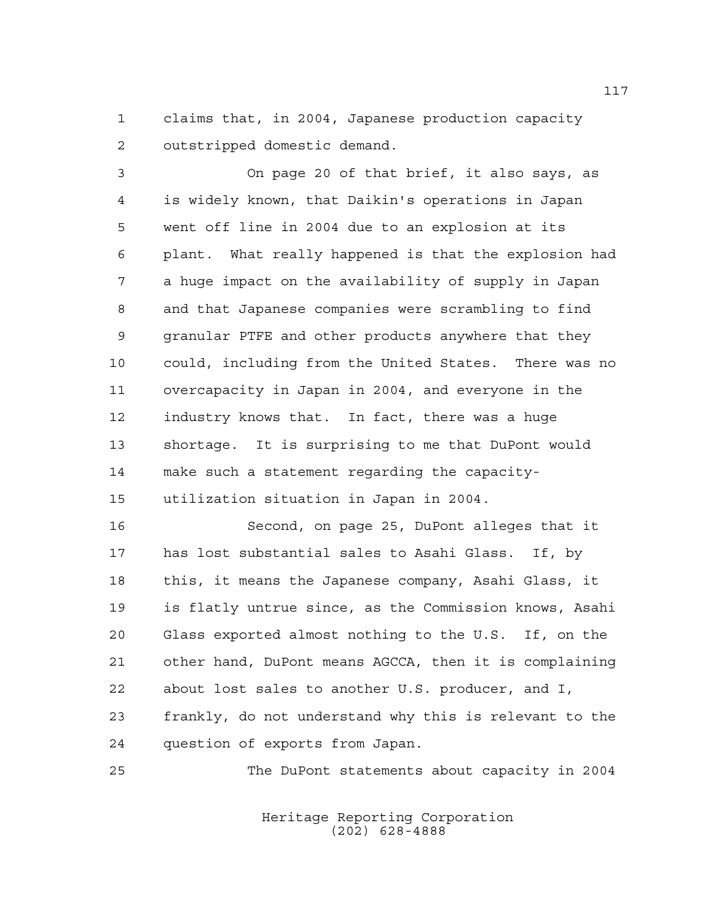claims that, in 2004, Japanese production capacity outstripped domestic demand.

On page 20 of that brief, it also says, as is widely known, that Daikin's operations in Japan went off line in 2004 due to an explosion at its plant. What really happened is that the explosion had a huge impact on the availability of supply in Japan and that Japanese companies were scrambling to find granular PTFE and other products anywhere that they could, including from the United States. There was no overcapacity in Japan in 2004, and everyone in the industry knows that. In fact, there was a huge shortage. It is surprising to me that DuPont would make such a statement regarding the capacity-utilization situation in Japan in 2004.

Second, on page 25, DuPont alleges that it has lost substantial sales to Asahi Glass. If, by this, it means the Japanese company, Asahi Glass, it is flatly untrue since, as the Commission knows, Asahi Glass exported almost nothing to the U.S. If, on the other hand, DuPont means AGCCA, then it is complaining about lost sales to another U.S. producer, and I, frankly, do not understand why this is relevant to the question of exports from Japan.

The DuPont statements about capacity in 2004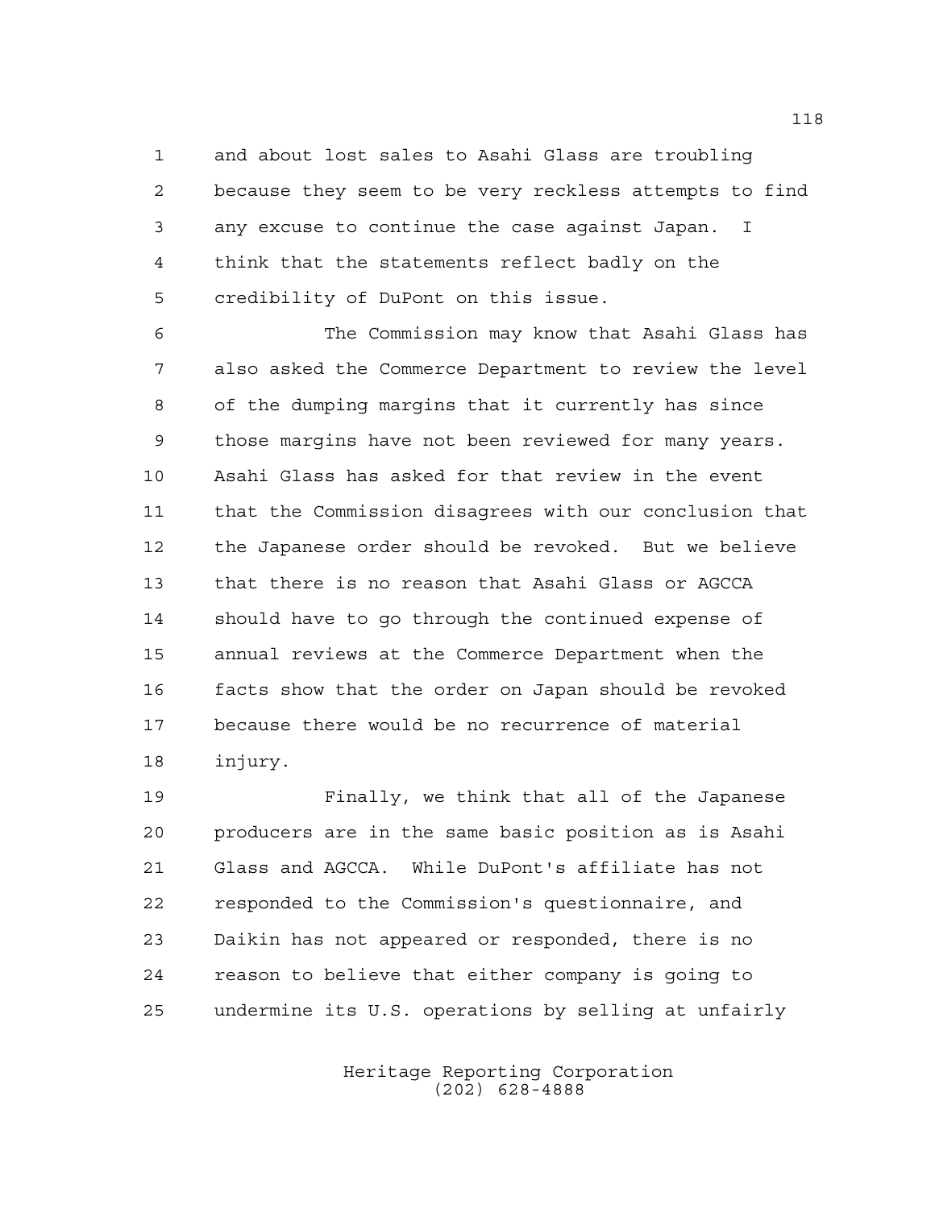and about lost sales to Asahi Glass are troubling because they seem to be very reckless attempts to find any excuse to continue the case against Japan. I think that the statements reflect badly on the credibility of DuPont on this issue.

The Commission may know that Asahi Glass has also asked the Commerce Department to review the level of the dumping margins that it currently has since those margins have not been reviewed for many years. Asahi Glass has asked for that review in the event that the Commission disagrees with our conclusion that the Japanese order should be revoked. But we believe that there is no reason that Asahi Glass or AGCCA should have to go through the continued expense of annual reviews at the Commerce Department when the facts show that the order on Japan should be revoked because there would be no recurrence of material injury.

Finally, we think that all of the Japanese producers are in the same basic position as is Asahi Glass and AGCCA. While DuPont's affiliate has not responded to the Commission's questionnaire, and Daikin has not appeared or responded, there is no reason to believe that either company is going to undermine its U.S. operations by selling at unfairly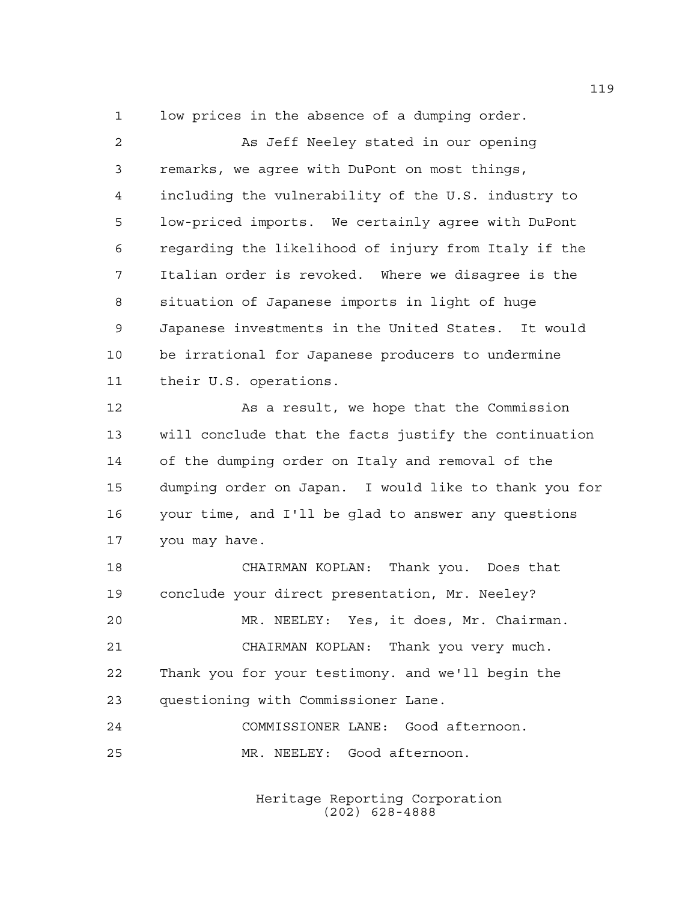low prices in the absence of a dumping order.

As Jeff Neeley stated in our opening remarks, we agree with DuPont on most things, including the vulnerability of the U.S. industry to low-priced imports. We certainly agree with DuPont regarding the likelihood of injury from Italy if the Italian order is revoked. Where we disagree is the situation of Japanese imports in light of huge Japanese investments in the United States. It would be irrational for Japanese producers to undermine their U.S. operations.

As a result, we hope that the Commission will conclude that the facts justify the continuation of the dumping order on Italy and removal of the dumping order on Japan. I would like to thank you for your time, and I'll be glad to answer any questions you may have.

CHAIRMAN KOPLAN: Thank you. Does that conclude your direct presentation, Mr. Neeley?

MR. NEELEY: Yes, it does, Mr. Chairman.

CHAIRMAN KOPLAN: Thank you very much. Thank you for your testimony. and we'll begin the questioning with Commissioner Lane.

COMMISSIONER LANE: Good afternoon.

MR. NEELEY: Good afternoon.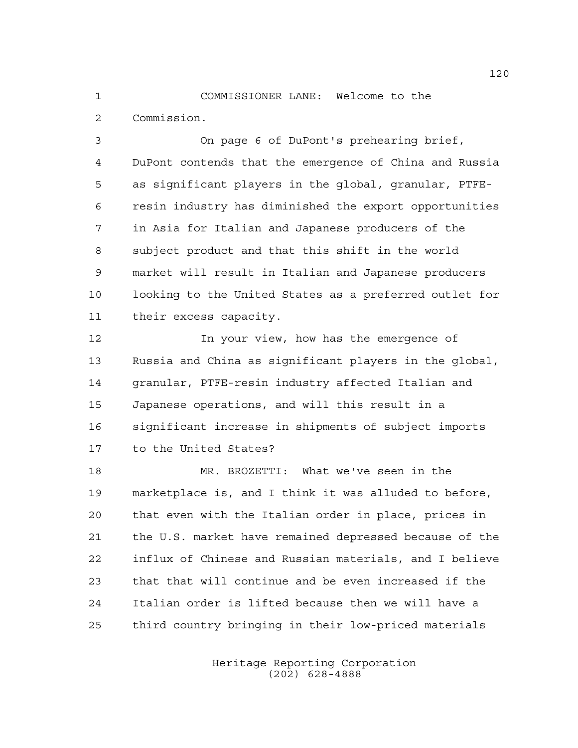COMMISSIONER LANE: Welcome to the Commission.

On page 6 of DuPont's prehearing brief, DuPont contends that the emergence of China and Russia as significant players in the global, granular, PTFE-resin industry has diminished the export opportunities in Asia for Italian and Japanese producers of the subject product and that this shift in the world market will result in Italian and Japanese producers looking to the United States as a preferred outlet for their excess capacity.

In your view, how has the emergence of Russia and China as significant players in the global, granular, PTFE-resin industry affected Italian and Japanese operations, and will this result in a significant increase in shipments of subject imports to the United States?

MR. BROZETTI: What we've seen in the marketplace is, and I think it was alluded to before, that even with the Italian order in place, prices in the U.S. market have remained depressed because of the influx of Chinese and Russian materials, and I believe that that will continue and be even increased if the Italian order is lifted because then we will have a third country bringing in their low-priced materials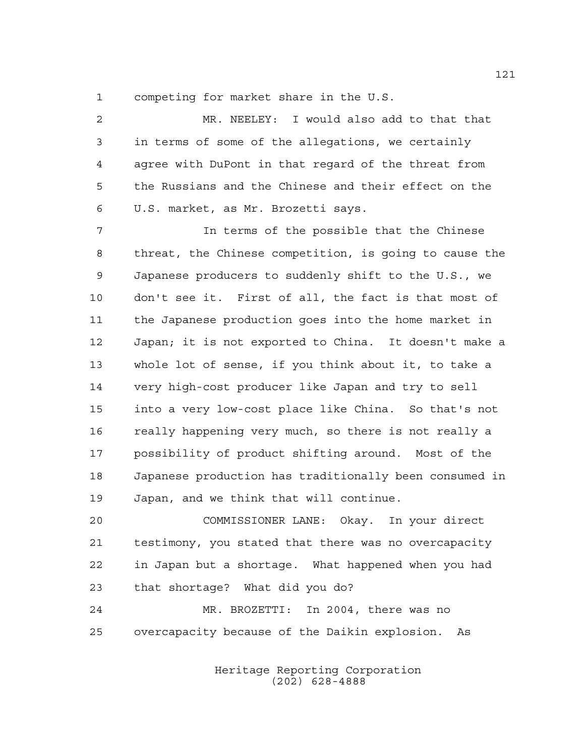competing for market share in the U.S.

MR. NEELEY: I would also add to that that in terms of some of the allegations, we certainly agree with DuPont in that regard of the threat from the Russians and the Chinese and their effect on the U.S. market, as Mr. Brozetti says.

In terms of the possible that the Chinese threat, the Chinese competition, is going to cause the Japanese producers to suddenly shift to the U.S., we don't see it. First of all, the fact is that most of the Japanese production goes into the home market in Japan; it is not exported to China. It doesn't make a whole lot of sense, if you think about it, to take a very high-cost producer like Japan and try to sell into a very low-cost place like China. So that's not really happening very much, so there is not really a possibility of product shifting around. Most of the Japanese production has traditionally been consumed in Japan, and we think that will continue.

COMMISSIONER LANE: Okay. In your direct testimony, you stated that there was no overcapacity in Japan but a shortage. What happened when you had that shortage? What did you do?

MR. BROZETTI: In 2004, there was no overcapacity because of the Daikin explosion. As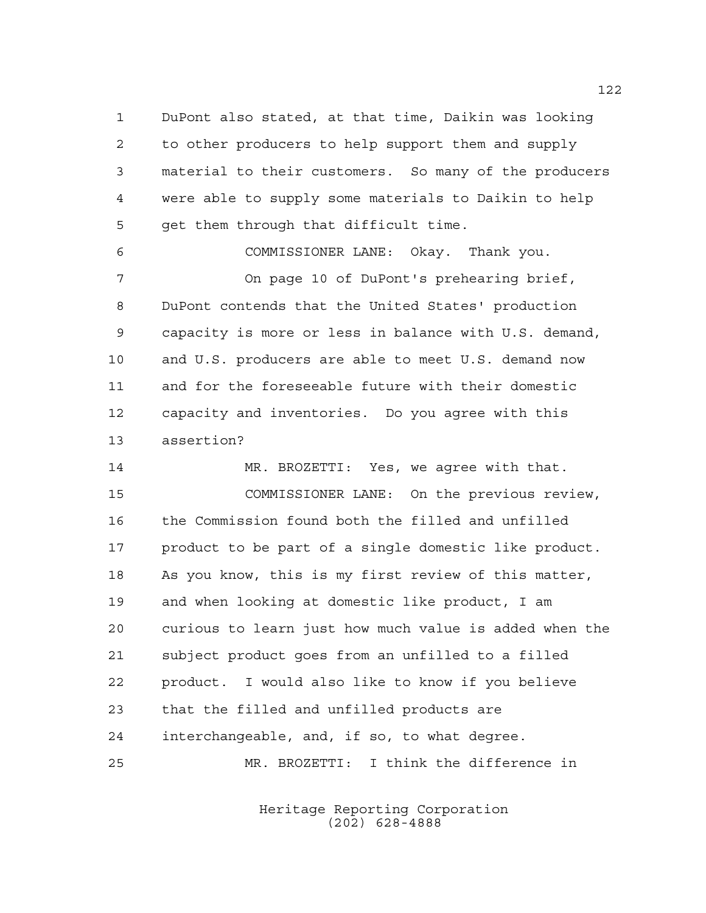DuPont also stated, at that time, Daikin was looking to other producers to help support them and supply material to their customers. So many of the producers were able to supply some materials to Daikin to help get them through that difficult time.

COMMISSIONER LANE: Okay. Thank you.

On page 10 of DuPont's prehearing brief, DuPont contends that the United States' production capacity is more or less in balance with U.S. demand, and U.S. producers are able to meet U.S. demand now and for the foreseeable future with their domestic capacity and inventories. Do you agree with this assertion?

MR. BROZETTI: Yes, we agree with that.

COMMISSIONER LANE: On the previous review, the Commission found both the filled and unfilled product to be part of a single domestic like product. As you know, this is my first review of this matter, and when looking at domestic like product, I am curious to learn just how much value is added when the subject product goes from an unfilled to a filled product. I would also like to know if you believe that the filled and unfilled products are interchangeable, and, if so, to what degree.

MR. BROZETTI: I think the difference in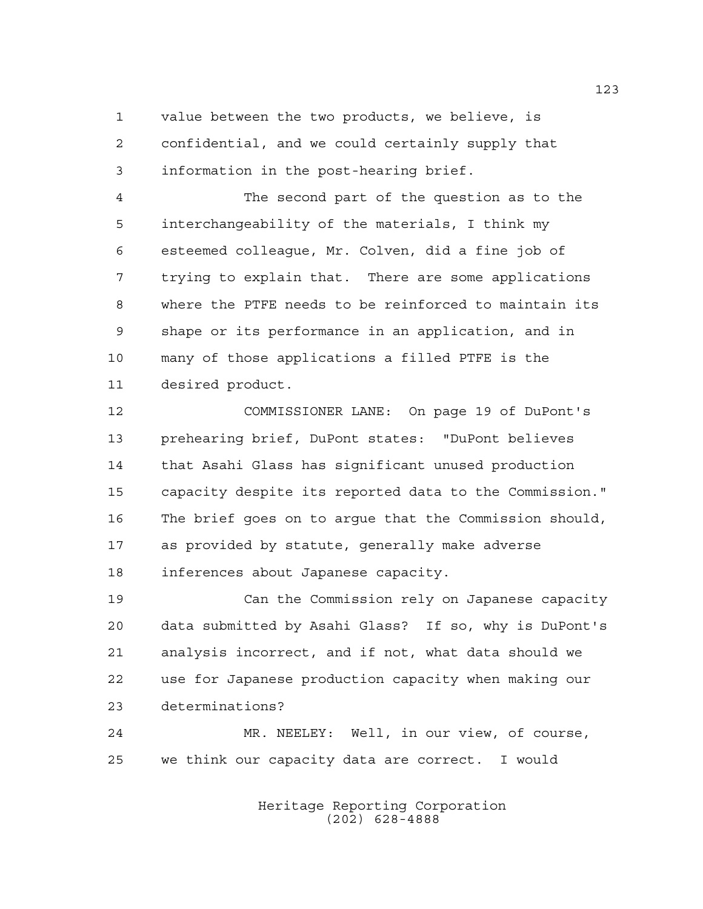value between the two products, we believe, is confidential, and we could certainly supply that information in the post-hearing brief.

The second part of the question as to the interchangeability of the materials, I think my esteemed colleague, Mr. Colven, did a fine job of trying to explain that. There are some applications where the PTFE needs to be reinforced to maintain its shape or its performance in an application, and in many of those applications a filled PTFE is the desired product.

COMMISSIONER LANE: On page 19 of DuPont's prehearing brief, DuPont states: "DuPont believes that Asahi Glass has significant unused production capacity despite its reported data to the Commission." The brief goes on to argue that the Commission should, as provided by statute, generally make adverse inferences about Japanese capacity.

Can the Commission rely on Japanese capacity data submitted by Asahi Glass? If so, why is DuPont's analysis incorrect, and if not, what data should we use for Japanese production capacity when making our determinations?

MR. NEELEY: Well, in our view, of course, we think our capacity data are correct. I would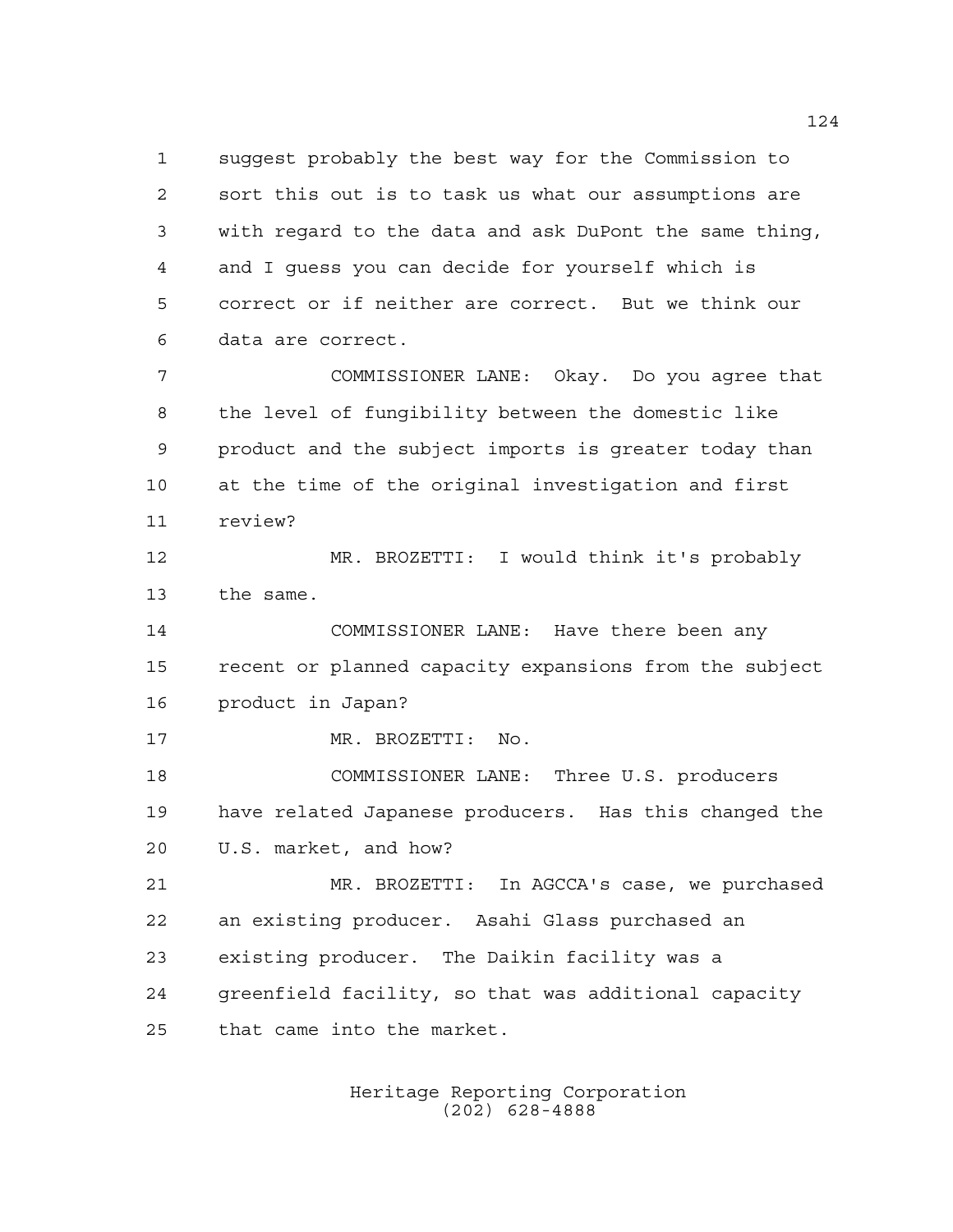suggest probably the best way for the Commission to sort this out is to task us what our assumptions are with regard to the data and ask DuPont the same thing, and I guess you can decide for yourself which is correct or if neither are correct. But we think our data are correct.

COMMISSIONER LANE: Okay. Do you agree that the level of fungibility between the domestic like product and the subject imports is greater today than at the time of the original investigation and first review?

MR. BROZETTI: I would think it's probably the same.

COMMISSIONER LANE: Have there been any recent or planned capacity expansions from the subject product in Japan?

MR. BROZETTI: No.

COMMISSIONER LANE: Three U.S. producers have related Japanese producers. Has this changed the U.S. market, and how?

MR. BROZETTI: In AGCCA's case, we purchased an existing producer. Asahi Glass purchased an existing producer. The Daikin facility was a greenfield facility, so that was additional capacity that came into the market.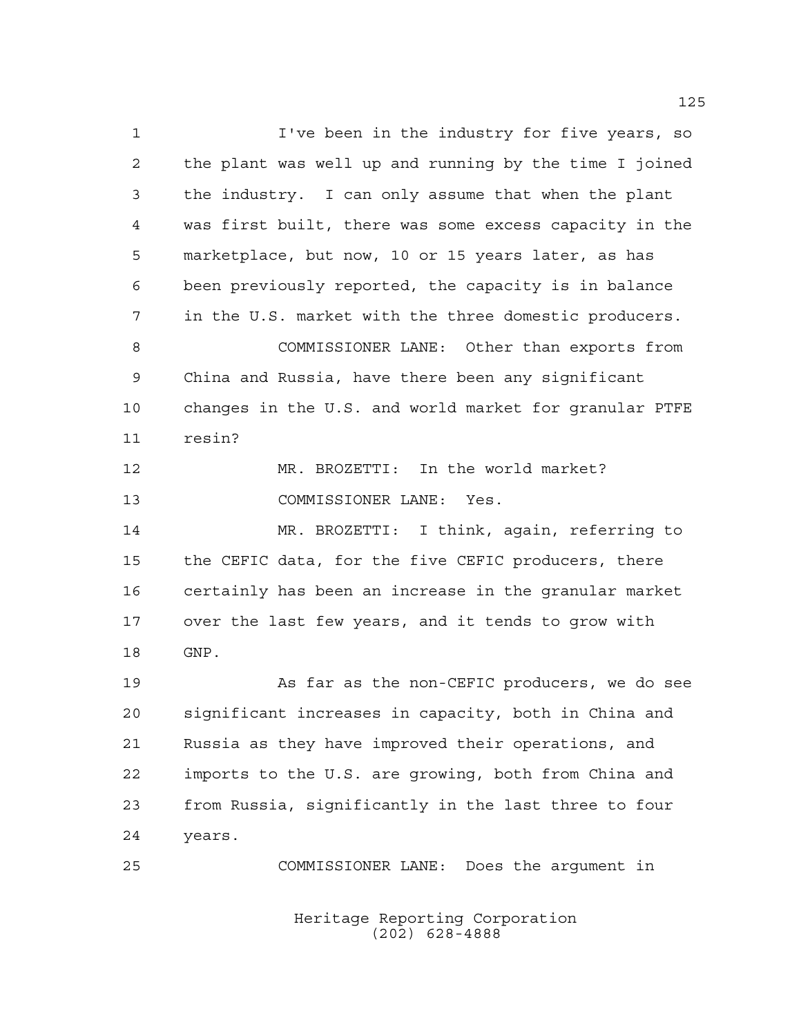I've been in the industry for five years, so the plant was well up and running by the time I joined the industry. I can only assume that when the plant was first built, there was some excess capacity in the marketplace, but now, 10 or 15 years later, as has been previously reported, the capacity is in balance in the U.S. market with the three domestic producers.

COMMISSIONER LANE: Other than exports from China and Russia, have there been any significant changes in the U.S. and world market for granular PTFE resin?

MR. BROZETTI: In the world market?

COMMISSIONER LANE: Yes.

MR. BROZETTI: I think, again, referring to the CEFIC data, for the five CEFIC producers, there certainly has been an increase in the granular market over the last few years, and it tends to grow with GNP.

As far as the non-CEFIC producers, we do see significant increases in capacity, both in China and Russia as they have improved their operations, and imports to the U.S. are growing, both from China and from Russia, significantly in the last three to four years.

COMMISSIONER LANE: Does the argument in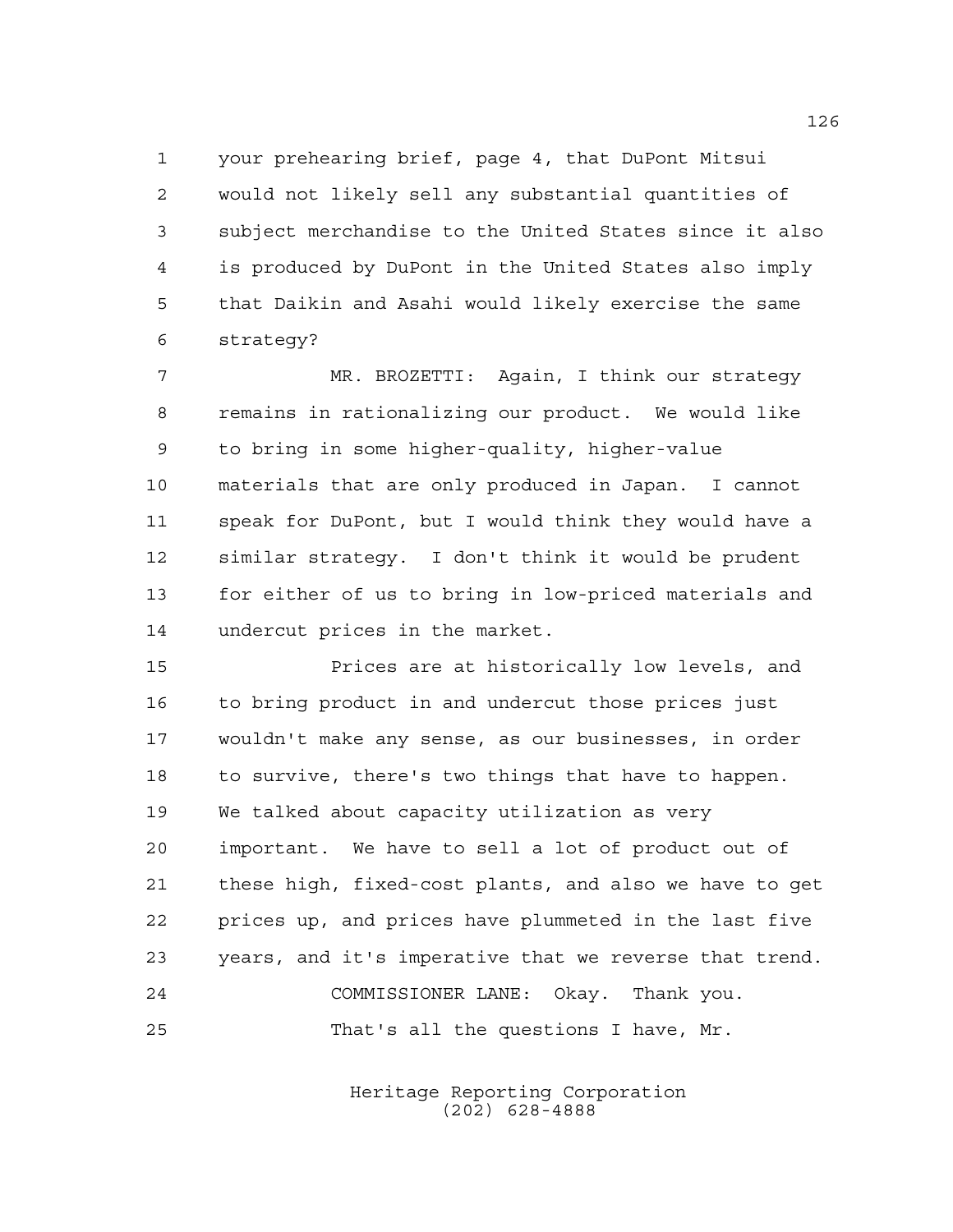your prehearing brief, page 4, that DuPont Mitsui would not likely sell any substantial quantities of subject merchandise to the United States since it also is produced by DuPont in the United States also imply that Daikin and Asahi would likely exercise the same strategy?

MR. BROZETTI: Again, I think our strategy remains in rationalizing our product. We would like to bring in some higher-quality, higher-value materials that are only produced in Japan. I cannot speak for DuPont, but I would think they would have a similar strategy. I don't think it would be prudent for either of us to bring in low-priced materials and undercut prices in the market.

Prices are at historically low levels, and to bring product in and undercut those prices just wouldn't make any sense, as our businesses, in order to survive, there's two things that have to happen. We talked about capacity utilization as very important. We have to sell a lot of product out of these high, fixed-cost plants, and also we have to get prices up, and prices have plummeted in the last five years, and it's imperative that we reverse that trend.

COMMISSIONER LANE: Okay. Thank you.

That's all the questions I have, Mr.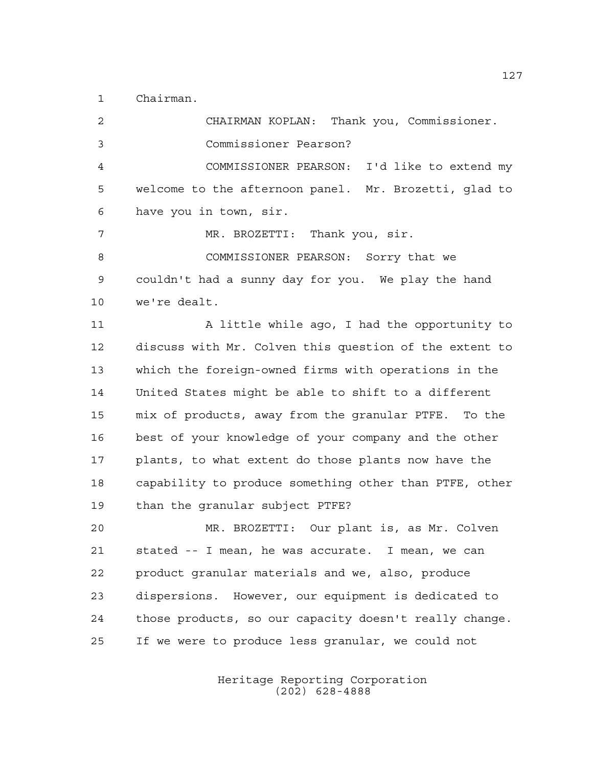Chairman.

CHAIRMAN KOPLAN: Thank you, Commissioner.

Commissioner Pearson?

COMMISSIONER PEARSON: I'd like to extend my welcome to the afternoon panel. Mr. Brozetti, glad to have you in town, sir.

MR. BROZETTI: Thank you, sir.

COMMISSIONER PEARSON: Sorry that we couldn't had a sunny day for you. We play the hand we're dealt.

A little while ago, I had the opportunity to discuss with Mr. Colven this question of the extent to which the foreign-owned firms with operations in the United States might be able to shift to a different mix of products, away from the granular PTFE. To the best of your knowledge of your company and the other plants, to what extent do those plants now have the capability to produce something other than PTFE, other than the granular subject PTFE?

MR. BROZETTI: Our plant is, as Mr. Colven stated -- I mean, he was accurate. I mean, we can product granular materials and we, also, produce dispersions. However, our equipment is dedicated to those products, so our capacity doesn't really change. If we were to produce less granular, we could not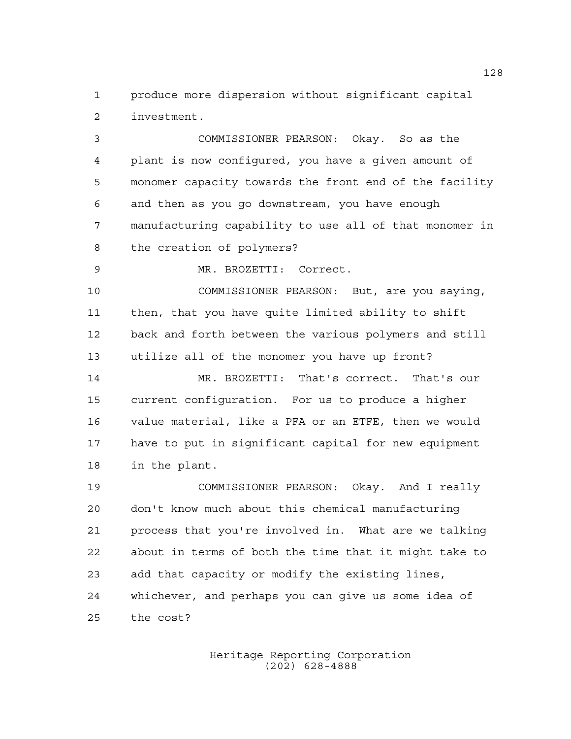produce more dispersion without significant capital investment.

COMMISSIONER PEARSON: Okay. So as the plant is now configured, you have a given amount of monomer capacity towards the front end of the facility and then as you go downstream, you have enough manufacturing capability to use all of that monomer in the creation of polymers?

MR. BROZETTI: Correct.

COMMISSIONER PEARSON: But, are you saying, then, that you have quite limited ability to shift back and forth between the various polymers and still utilize all of the monomer you have up front?

MR. BROZETTI: That's correct. That's our current configuration. For us to produce a higher value material, like a PFA or an ETFE, then we would have to put in significant capital for new equipment in the plant.

COMMISSIONER PEARSON: Okay. And I really don't know much about this chemical manufacturing process that you're involved in. What are we talking about in terms of both the time that it might take to add that capacity or modify the existing lines, whichever, and perhaps you can give us some idea of the cost?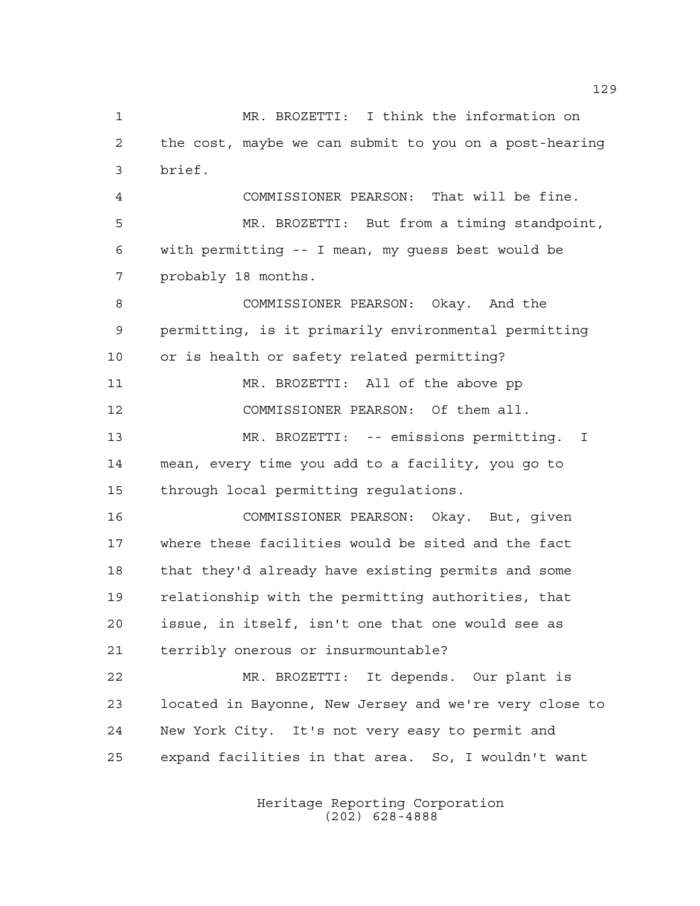MR. BROZETTI: I think the information on the cost, maybe we can submit to you on a post-hearing brief.

COMMISSIONER PEARSON: That will be fine.

MR. BROZETTI: But from a timing standpoint, with permitting -- I mean, my guess best would be probably 18 months.

COMMISSIONER PEARSON: Okay. And the permitting, is it primarily environmental permitting or is health or safety related permitting?

MR. BROZETTI: All of the above pp

COMMISSIONER PEARSON: Of them all.

MR. BROZETTI: -- emissions permitting. I mean, every time you add to a facility, you go to through local permitting regulations.

COMMISSIONER PEARSON: Okay. But, given where these facilities would be sited and the fact that they'd already have existing permits and some relationship with the permitting authorities, that issue, in itself, isn't one that one would see as terribly onerous or insurmountable?

MR. BROZETTI: It depends. Our plant is located in Bayonne, New Jersey and we're very close to New York City. It's not very easy to permit and expand facilities in that area. So, I wouldn't want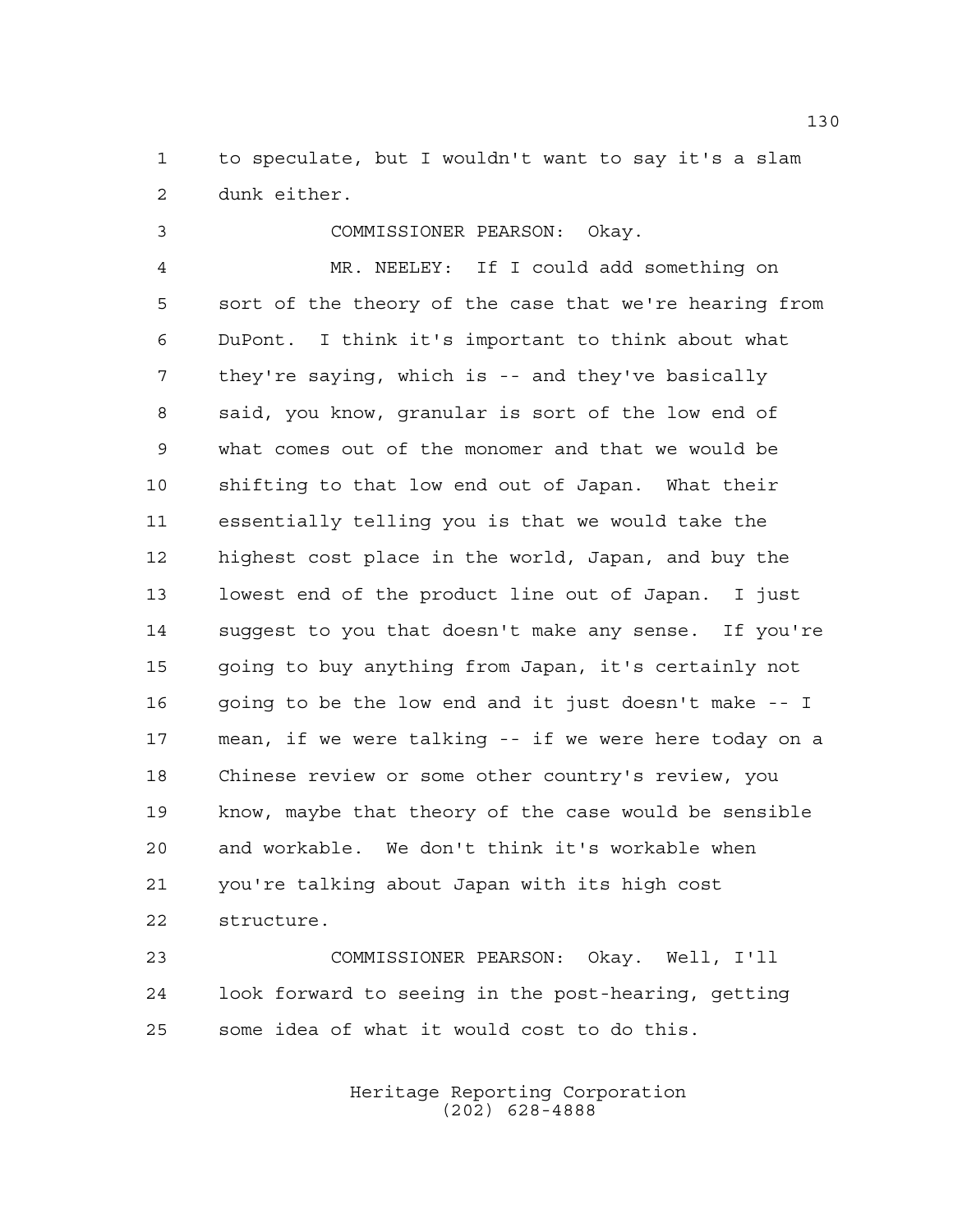to speculate, but I wouldn't want to say it's a slam dunk either.

COMMISSIONER PEARSON: Okay.

MR. NEELEY: If I could add something on sort of the theory of the case that we're hearing from DuPont. I think it's important to think about what they're saying, which is -- and they've basically said, you know, granular is sort of the low end of what comes out of the monomer and that we would be shifting to that low end out of Japan. What their essentially telling you is that we would take the highest cost place in the world, Japan, and buy the lowest end of the product line out of Japan. I just suggest to you that doesn't make any sense. If you're going to buy anything from Japan, it's certainly not going to be the low end and it just doesn't make -- I mean, if we were talking -- if we were here today on a Chinese review or some other country's review, you know, maybe that theory of the case would be sensible and workable. We don't think it's workable when you're talking about Japan with its high cost structure.

COMMISSIONER PEARSON: Okay. Well, I'll look forward to seeing in the post-hearing, getting some idea of what it would cost to do this.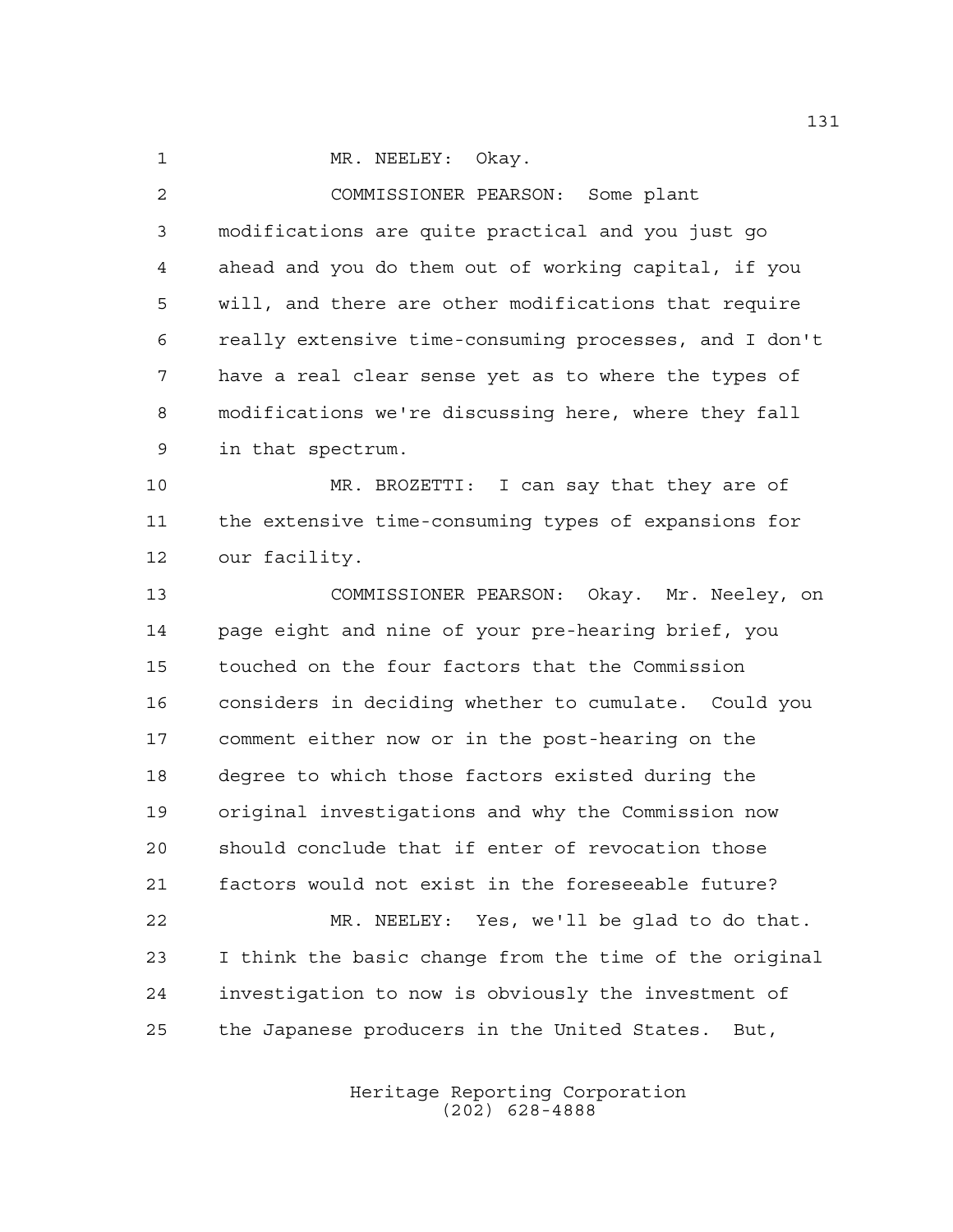MR. NEELEY: Okay.

COMMISSIONER PEARSON: Some plant modifications are quite practical and you just go ahead and you do them out of working capital, if you will, and there are other modifications that require really extensive time-consuming processes, and I don't have a real clear sense yet as to where the types of modifications we're discussing here, where they fall in that spectrum.

MR. BROZETTI: I can say that they are of the extensive time-consuming types of expansions for our facility.

COMMISSIONER PEARSON: Okay. Mr. Neeley, on page eight and nine of your pre-hearing brief, you touched on the four factors that the Commission considers in deciding whether to cumulate. Could you comment either now or in the post-hearing on the degree to which those factors existed during the original investigations and why the Commission now should conclude that if enter of revocation those factors would not exist in the foreseeable future?

MR. NEELEY: Yes, we'll be glad to do that. I think the basic change from the time of the original investigation to now is obviously the investment of the Japanese producers in the United States. But,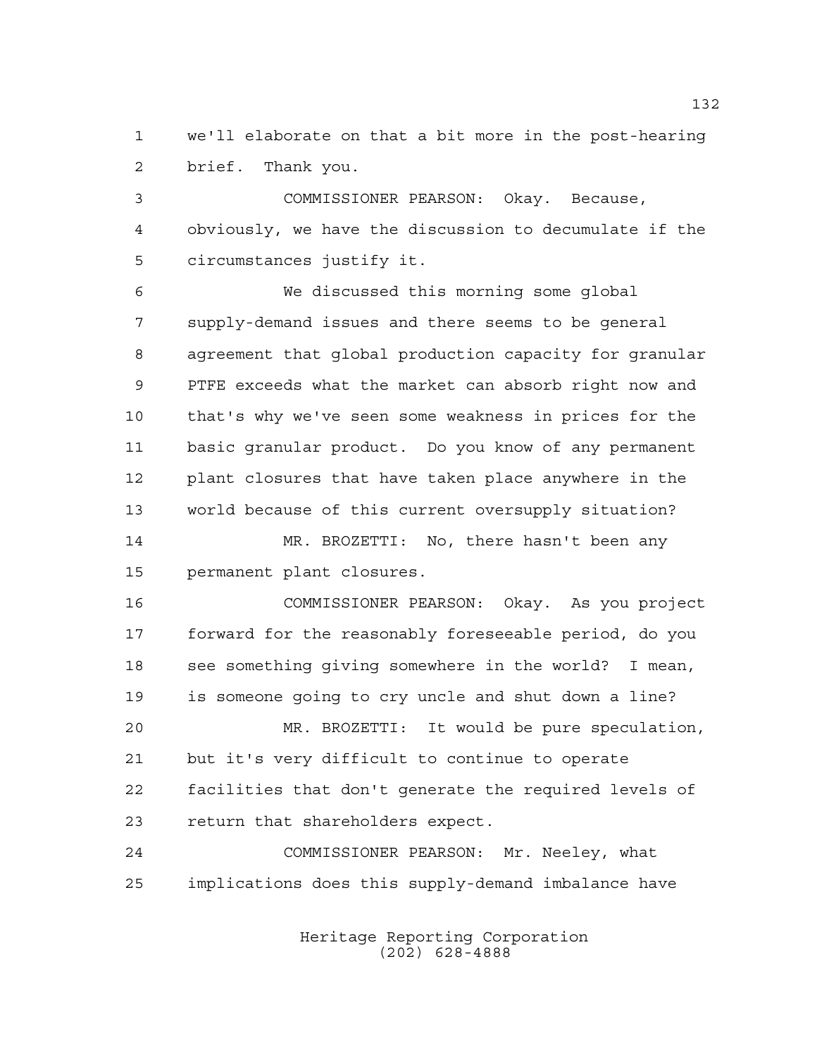we'll elaborate on that a bit more in the post-hearing brief. Thank you.

COMMISSIONER PEARSON: Okay. Because, obviously, we have the discussion to decumulate if the circumstances justify it.

We discussed this morning some global supply-demand issues and there seems to be general agreement that global production capacity for granular PTFE exceeds what the market can absorb right now and that's why we've seen some weakness in prices for the basic granular product. Do you know of any permanent plant closures that have taken place anywhere in the world because of this current oversupply situation?

MR. BROZETTI: No, there hasn't been any permanent plant closures.

COMMISSIONER PEARSON: Okay. As you project forward for the reasonably foreseeable period, do you see something giving somewhere in the world? I mean, is someone going to cry uncle and shut down a line?

MR. BROZETTI: It would be pure speculation, but it's very difficult to continue to operate facilities that don't generate the required levels of return that shareholders expect.

COMMISSIONER PEARSON: Mr. Neeley, what implications does this supply-demand imbalance have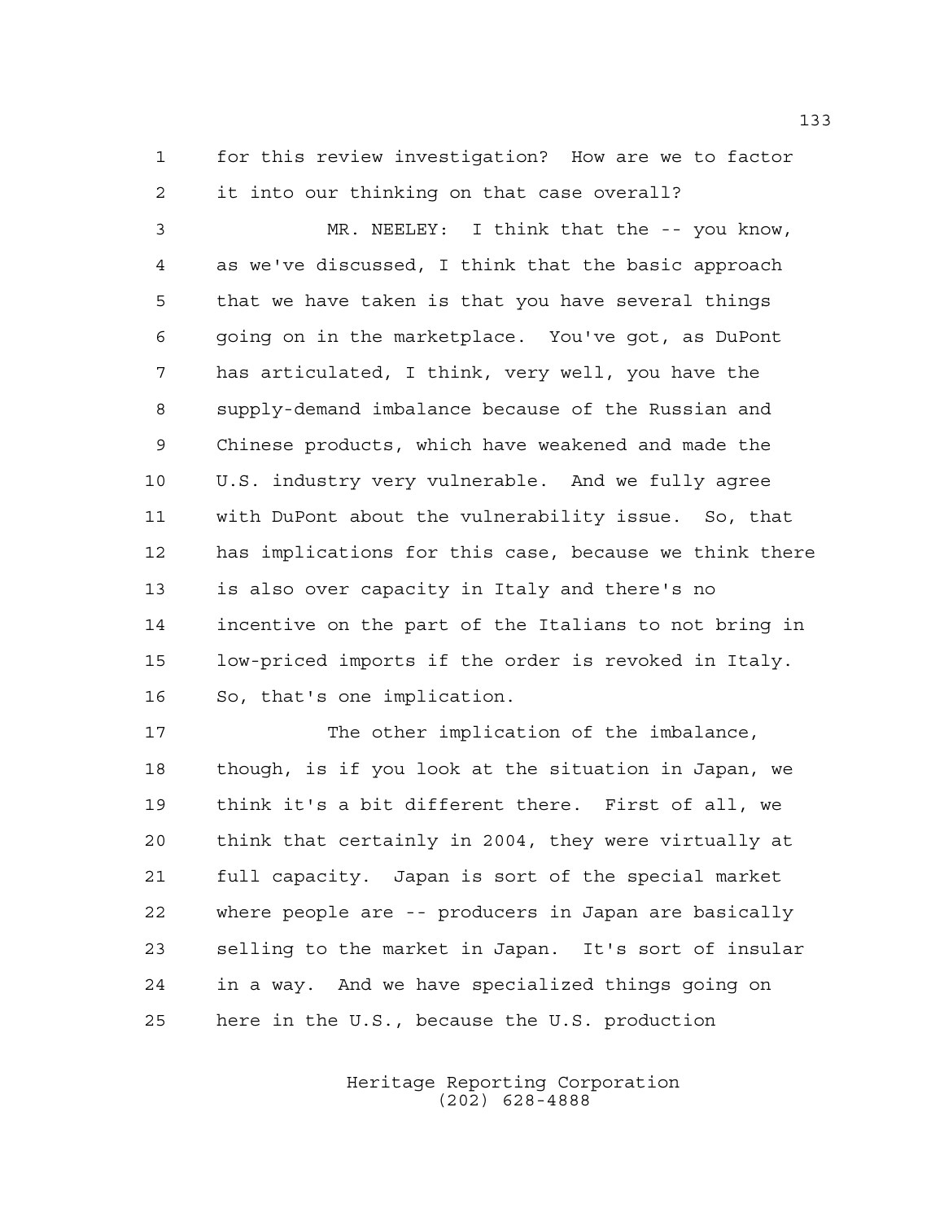for this review investigation? How are we to factor it into our thinking on that case overall?

MR. NEELEY: I think that the -- you know, as we've discussed, I think that the basic approach that we have taken is that you have several things going on in the marketplace. You've got, as DuPont has articulated, I think, very well, you have the supply-demand imbalance because of the Russian and Chinese products, which have weakened and made the U.S. industry very vulnerable. And we fully agree with DuPont about the vulnerability issue. So, that has implications for this case, because we think there is also over capacity in Italy and there's no incentive on the part of the Italians to not bring in low-priced imports if the order is revoked in Italy. So, that's one implication.

The other implication of the imbalance, though, is if you look at the situation in Japan, we think it's a bit different there. First of all, we think that certainly in 2004, they were virtually at full capacity. Japan is sort of the special market where people are -- producers in Japan are basically selling to the market in Japan. It's sort of insular in a way. And we have specialized things going on here in the U.S., because the U.S. production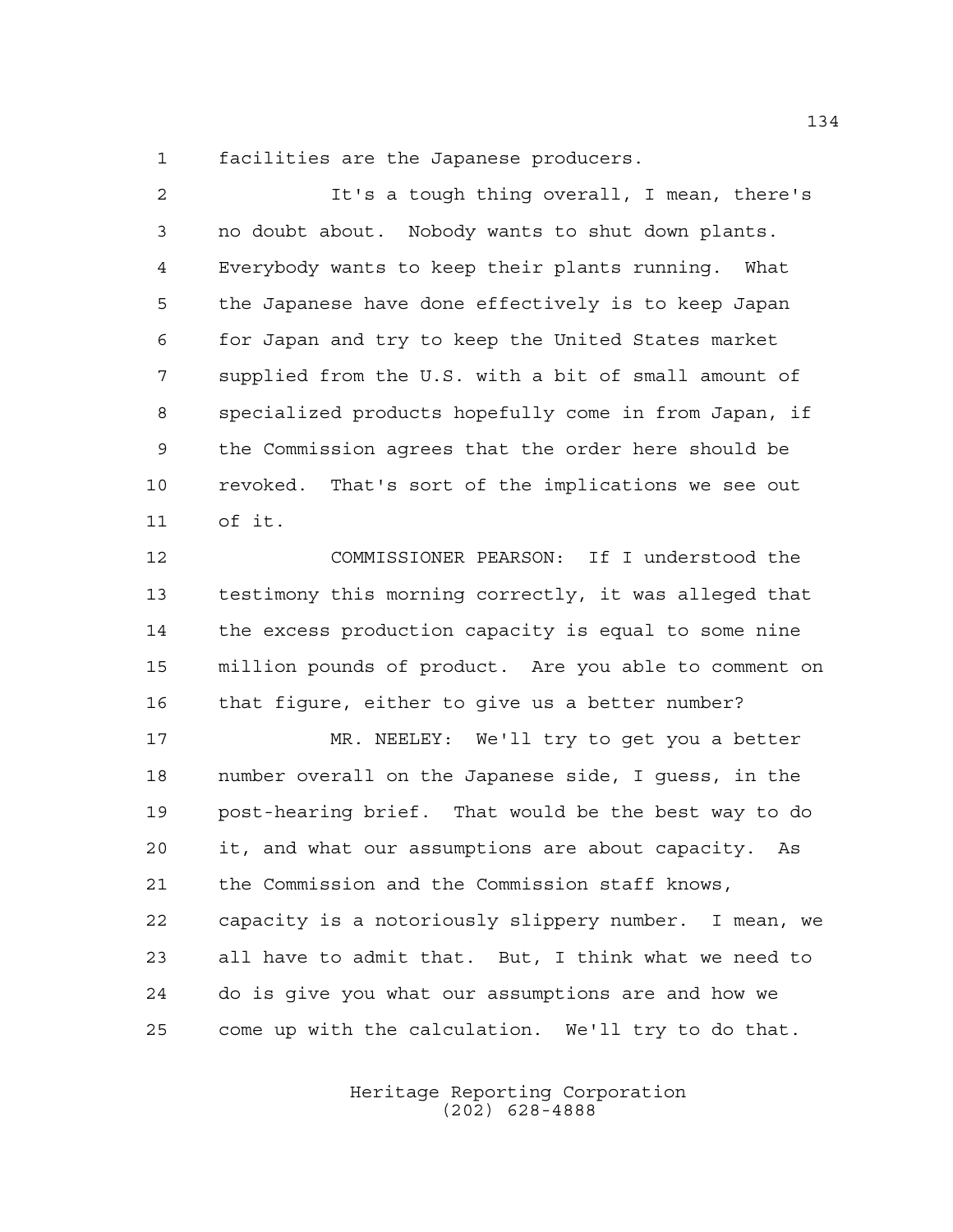facilities are the Japanese producers.

It's a tough thing overall, I mean, there's no doubt about. Nobody wants to shut down plants. Everybody wants to keep their plants running. What the Japanese have done effectively is to keep Japan for Japan and try to keep the United States market supplied from the U.S. with a bit of small amount of specialized products hopefully come in from Japan, if the Commission agrees that the order here should be revoked. That's sort of the implications we see out of it.

COMMISSIONER PEARSON: If I understood the testimony this morning correctly, it was alleged that the excess production capacity is equal to some nine million pounds of product. Are you able to comment on that figure, either to give us a better number?

MR. NEELEY: We'll try to get you a better number overall on the Japanese side, I guess, in the post-hearing brief. That would be the best way to do it, and what our assumptions are about capacity. As the Commission and the Commission staff knows, capacity is a notoriously slippery number. I mean, we all have to admit that. But, I think what we need to do is give you what our assumptions are and how we come up with the calculation. We'll try to do that.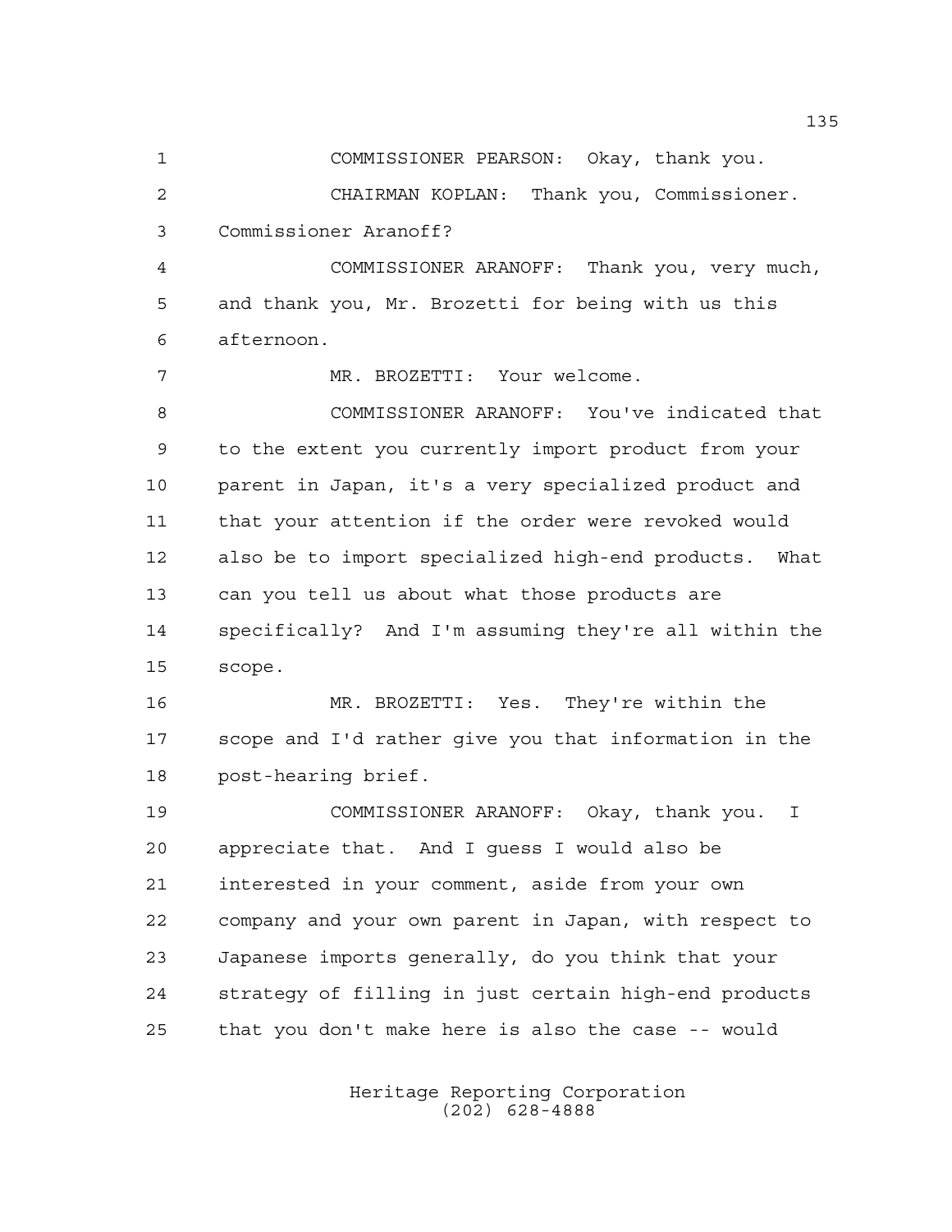COMMISSIONER PEARSON: Okay, thank you.

CHAIRMAN KOPLAN: Thank you, Commissioner. Commissioner Aranoff?

COMMISSIONER ARANOFF: Thank you, very much, and thank you, Mr. Brozetti for being with us this afternoon.

MR. BROZETTI: Your welcome.

COMMISSIONER ARANOFF: You've indicated that to the extent you currently import product from your parent in Japan, it's a very specialized product and that your attention if the order were revoked would also be to import specialized high-end products. What can you tell us about what those products are specifically? And I'm assuming they're all within the scope.

MR. BROZETTI: Yes. They're within the scope and I'd rather give you that information in the post-hearing brief.

COMMISSIONER ARANOFF: Okay, thank you. I appreciate that. And I guess I would also be interested in your comment, aside from your own company and your own parent in Japan, with respect to Japanese imports generally, do you think that your strategy of filling in just certain high-end products that you don't make here is also the case -- would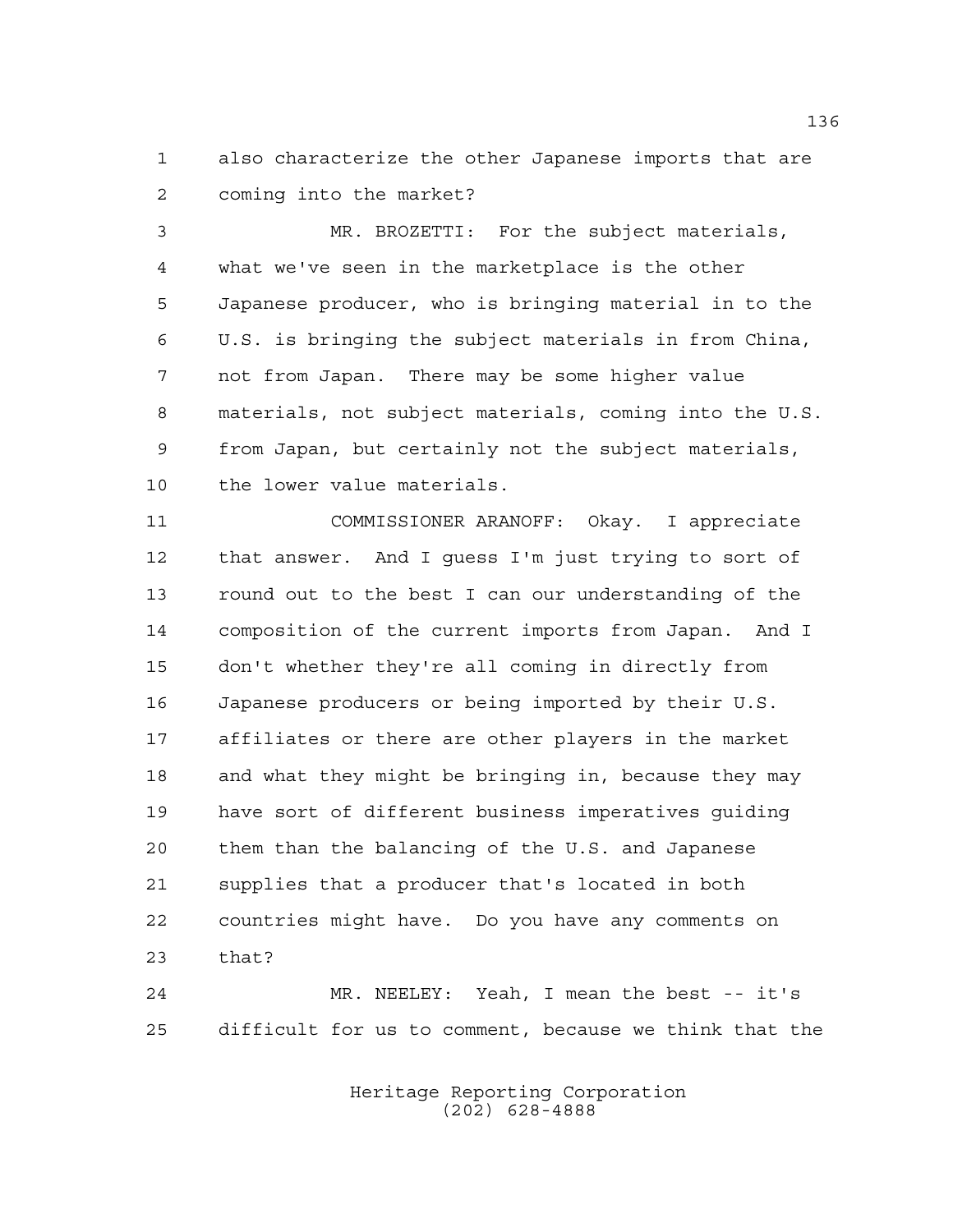also characterize the other Japanese imports that are coming into the market?

MR. BROZETTI: For the subject materials, what we've seen in the marketplace is the other Japanese producer, who is bringing material in to the U.S. is bringing the subject materials in from China, not from Japan. There may be some higher value materials, not subject materials, coming into the U.S. from Japan, but certainly not the subject materials, the lower value materials.

COMMISSIONER ARANOFF: Okay. I appreciate that answer. And I guess I'm just trying to sort of round out to the best I can our understanding of the composition of the current imports from Japan. And I don't whether they're all coming in directly from Japanese producers or being imported by their U.S. affiliates or there are other players in the market and what they might be bringing in, because they may have sort of different business imperatives guiding them than the balancing of the U.S. and Japanese supplies that a producer that's located in both countries might have. Do you have any comments on that?

MR. NEELEY: Yeah, I mean the best -- it's difficult for us to comment, because we think that the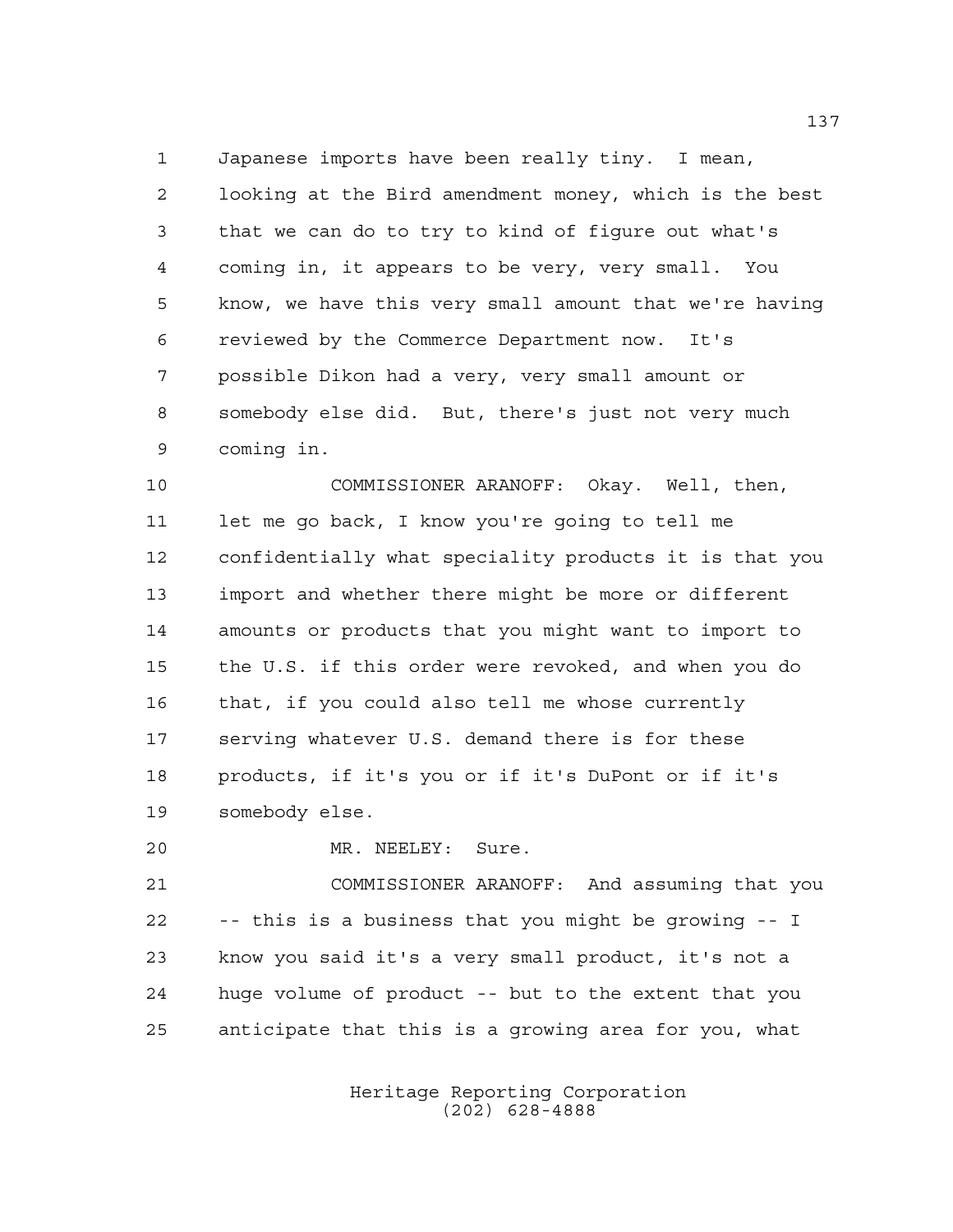Japanese imports have been really tiny. I mean, looking at the Bird amendment money, which is the best that we can do to try to kind of figure out what's coming in, it appears to be very, very small. You know, we have this very small amount that we're having reviewed by the Commerce Department now. It's possible Dikon had a very, very small amount or somebody else did. But, there's just not very much coming in.

COMMISSIONER ARANOFF: Okay. Well, then, let me go back, I know you're going to tell me confidentially what speciality products it is that you import and whether there might be more or different amounts or products that you might want to import to the U.S. if this order were revoked, and when you do that, if you could also tell me whose currently serving whatever U.S. demand there is for these products, if it's you or if it's DuPont or if it's somebody else.

MR. NEELEY: Sure.

COMMISSIONER ARANOFF: And assuming that you -- this is a business that you might be growing -- I know you said it's a very small product, it's not a huge volume of product -- but to the extent that you anticipate that this is a growing area for you, what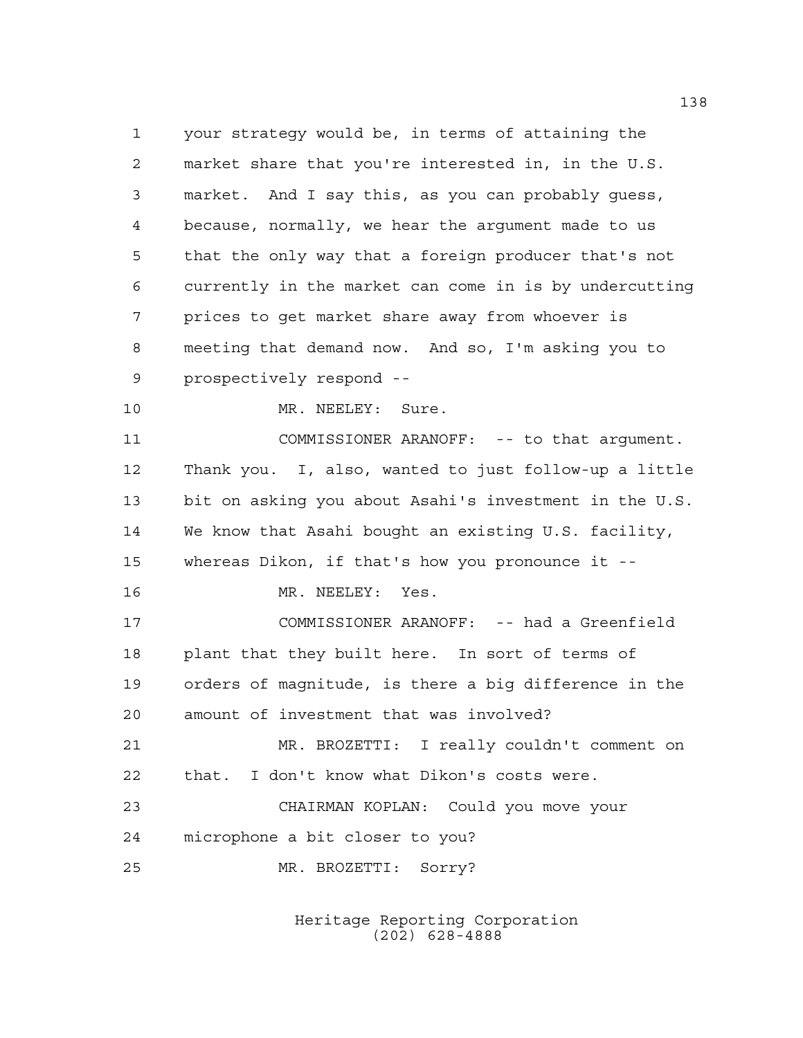your strategy would be, in terms of attaining the market share that you're interested in, in the U.S. market. And I say this, as you can probably guess, because, normally, we hear the argument made to us that the only way that a foreign producer that's not currently in the market can come in is by undercutting prices to get market share away from whoever is meeting that demand now. And so, I'm asking you to prospectively respond --

MR. NEELEY: Sure.

COMMISSIONER ARANOFF: -- to that argument. Thank you. I, also, wanted to just follow-up a little bit on asking you about Asahi's investment in the U.S. We know that Asahi bought an existing U.S. facility, whereas Dikon, if that's how you pronounce it --

MR. NEELEY: Yes.

COMMISSIONER ARANOFF: -- had a Greenfield plant that they built here. In sort of terms of orders of magnitude, is there a big difference in the amount of investment that was involved?

MR. BROZETTI: I really couldn't comment on that. I don't know what Dikon's costs were.

CHAIRMAN KOPLAN: Could you move your microphone a bit closer to you?

MR. BROZETTI: Sorry?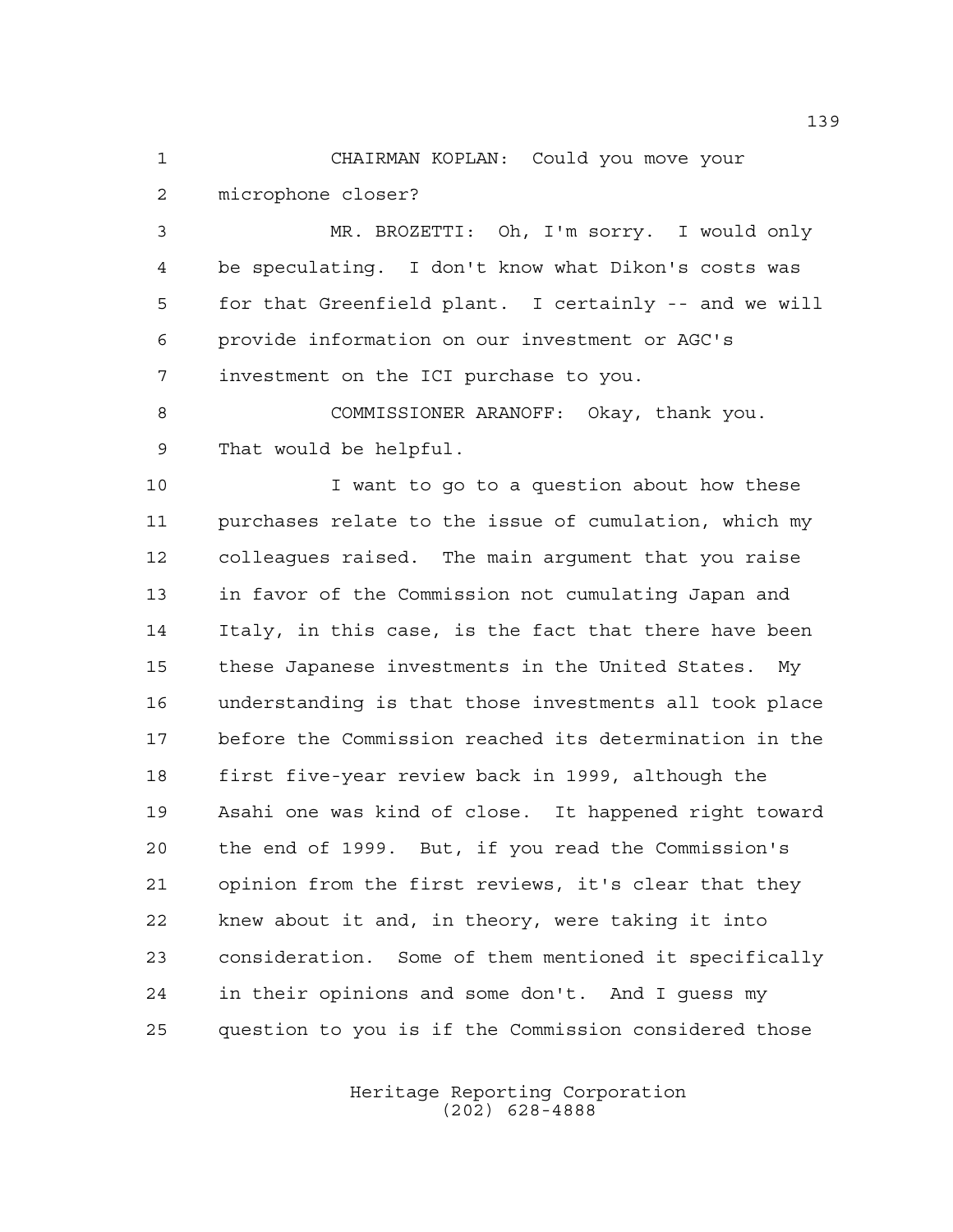CHAIRMAN KOPLAN: Could you move your microphone closer?

MR. BROZETTI: Oh, I'm sorry. I would only be speculating. I don't know what Dikon's costs was for that Greenfield plant. I certainly -- and we will provide information on our investment or AGC's investment on the ICI purchase to you.

COMMISSIONER ARANOFF: Okay, thank you. That would be helpful.

I want to go to a question about how these purchases relate to the issue of cumulation, which my colleagues raised. The main argument that you raise in favor of the Commission not cumulating Japan and Italy, in this case, is the fact that there have been these Japanese investments in the United States. My understanding is that those investments all took place before the Commission reached its determination in the first five-year review back in 1999, although the Asahi one was kind of close. It happened right toward the end of 1999. But, if you read the Commission's opinion from the first reviews, it's clear that they knew about it and, in theory, were taking it into consideration. Some of them mentioned it specifically in their opinions and some don't. And I guess my question to you is if the Commission considered those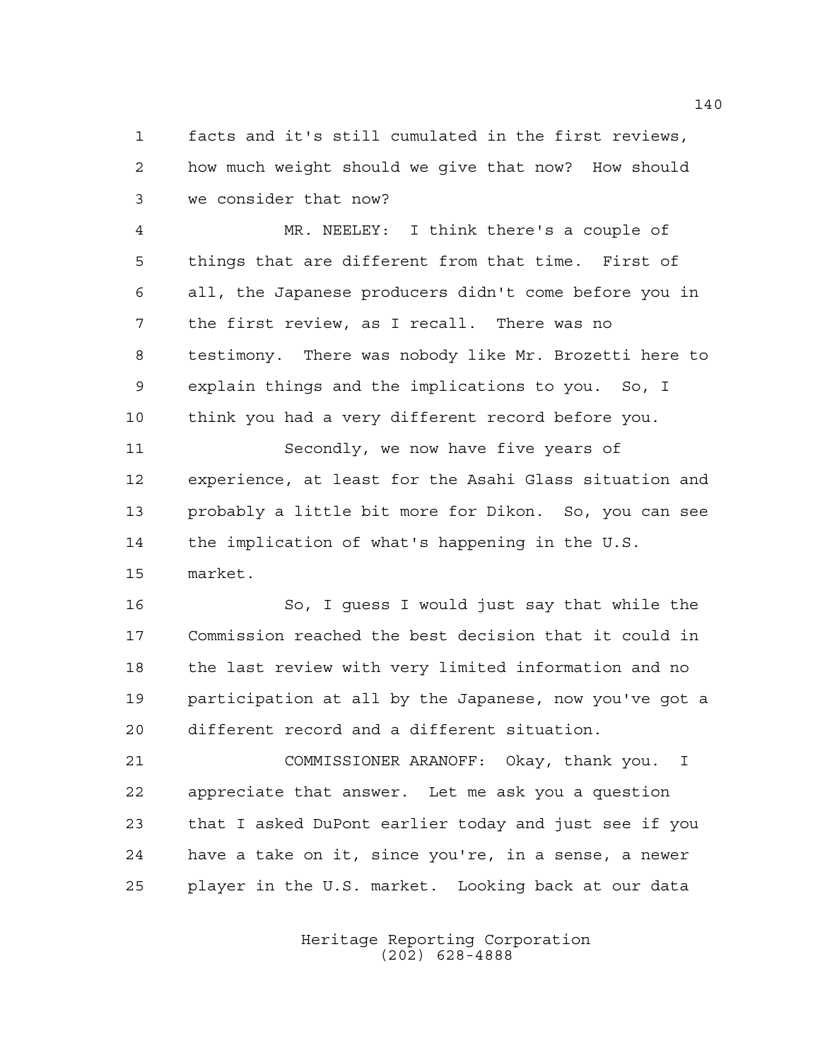facts and it's still cumulated in the first reviews, how much weight should we give that now? How should we consider that now?

MR. NEELEY: I think there's a couple of things that are different from that time. First of all, the Japanese producers didn't come before you in the first review, as I recall. There was no testimony. There was nobody like Mr. Brozetti here to explain things and the implications to you. So, I think you had a very different record before you.

Secondly, we now have five years of experience, at least for the Asahi Glass situation and probably a little bit more for Dikon. So, you can see the implication of what's happening in the U.S. market.

So, I guess I would just say that while the Commission reached the best decision that it could in the last review with very limited information and no participation at all by the Japanese, now you've got a different record and a different situation.

COMMISSIONER ARANOFF: Okay, thank you. I appreciate that answer. Let me ask you a question that I asked DuPont earlier today and just see if you have a take on it, since you're, in a sense, a newer player in the U.S. market. Looking back at our data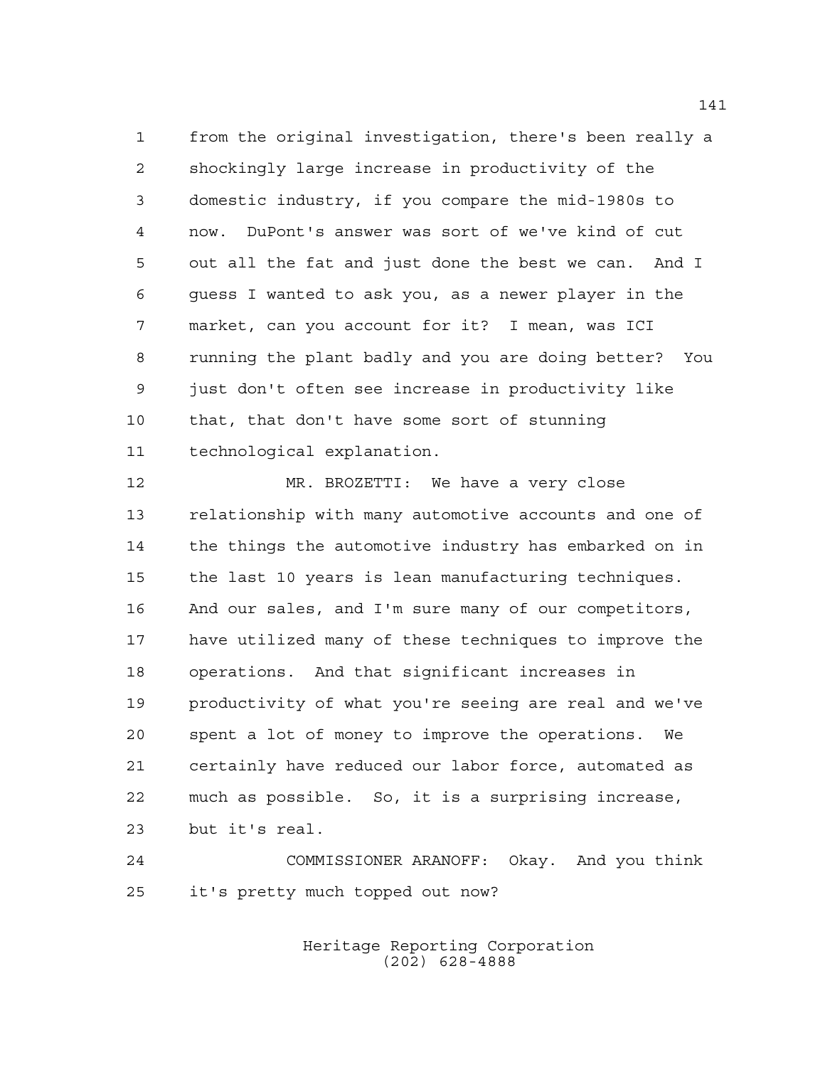from the original investigation, there's been really a shockingly large increase in productivity of the domestic industry, if you compare the mid-1980s to now. DuPont's answer was sort of we've kind of cut out all the fat and just done the best we can. And I guess I wanted to ask you, as a newer player in the market, can you account for it? I mean, was ICI running the plant badly and you are doing better? You just don't often see increase in productivity like that, that don't have some sort of stunning technological explanation.

MR. BROZETTI: We have a very close relationship with many automotive accounts and one of the things the automotive industry has embarked on in the last 10 years is lean manufacturing techniques. And our sales, and I'm sure many of our competitors, have utilized many of these techniques to improve the operations. And that significant increases in productivity of what you're seeing are real and we've spent a lot of money to improve the operations. We certainly have reduced our labor force, automated as much as possible. So, it is a surprising increase, but it's real.

COMMISSIONER ARANOFF: Okay. And you think it's pretty much topped out now?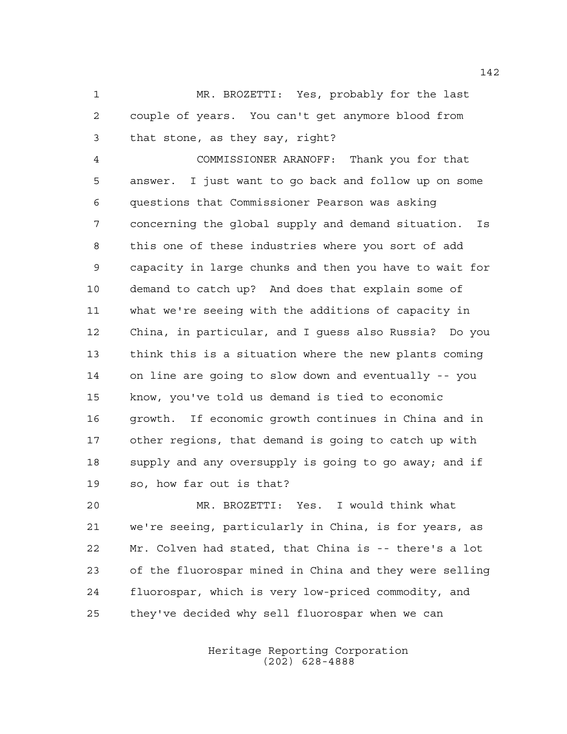MR. BROZETTI: Yes, probably for the last couple of years. You can't get anymore blood from that stone, as they say, right?

COMMISSIONER ARANOFF: Thank you for that answer. I just want to go back and follow up on some questions that Commissioner Pearson was asking concerning the global supply and demand situation. Is this one of these industries where you sort of add capacity in large chunks and then you have to wait for demand to catch up? And does that explain some of what we're seeing with the additions of capacity in China, in particular, and I guess also Russia? Do you think this is a situation where the new plants coming on line are going to slow down and eventually -- you know, you've told us demand is tied to economic growth. If economic growth continues in China and in other regions, that demand is going to catch up with supply and any oversupply is going to go away; and if so, how far out is that?

MR. BROZETTI: Yes. I would think what we're seeing, particularly in China, is for years, as Mr. Colven had stated, that China is -- there's a lot of the fluorospar mined in China and they were selling fluorospar, which is very low-priced commodity, and they've decided why sell fluorospar when we can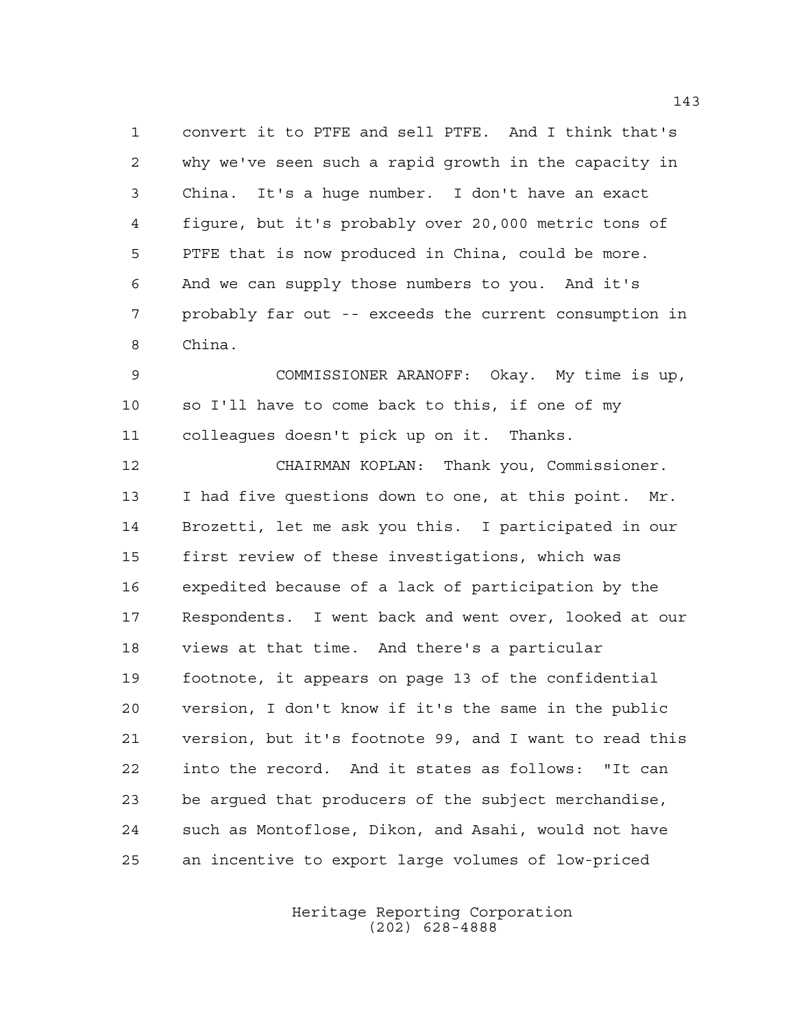convert it to PTFE and sell PTFE. And I think that's why we've seen such a rapid growth in the capacity in China. It's a huge number. I don't have an exact figure, but it's probably over 20,000 metric tons of PTFE that is now produced in China, could be more. And we can supply those numbers to you. And it's probably far out -- exceeds the current consumption in China.

COMMISSIONER ARANOFF: Okay. My time is up, so I'll have to come back to this, if one of my colleagues doesn't pick up on it. Thanks.

CHAIRMAN KOPLAN: Thank you, Commissioner. I had five questions down to one, at this point. Mr. Brozetti, let me ask you this. I participated in our first review of these investigations, which was expedited because of a lack of participation by the Respondents. I went back and went over, looked at our views at that time. And there's a particular footnote, it appears on page 13 of the confidential version, I don't know if it's the same in the public version, but it's footnote 99, and I want to read this into the record. And it states as follows: "It can be argued that producers of the subject merchandise, such as Montoflose, Dikon, and Asahi, would not have an incentive to export large volumes of low-priced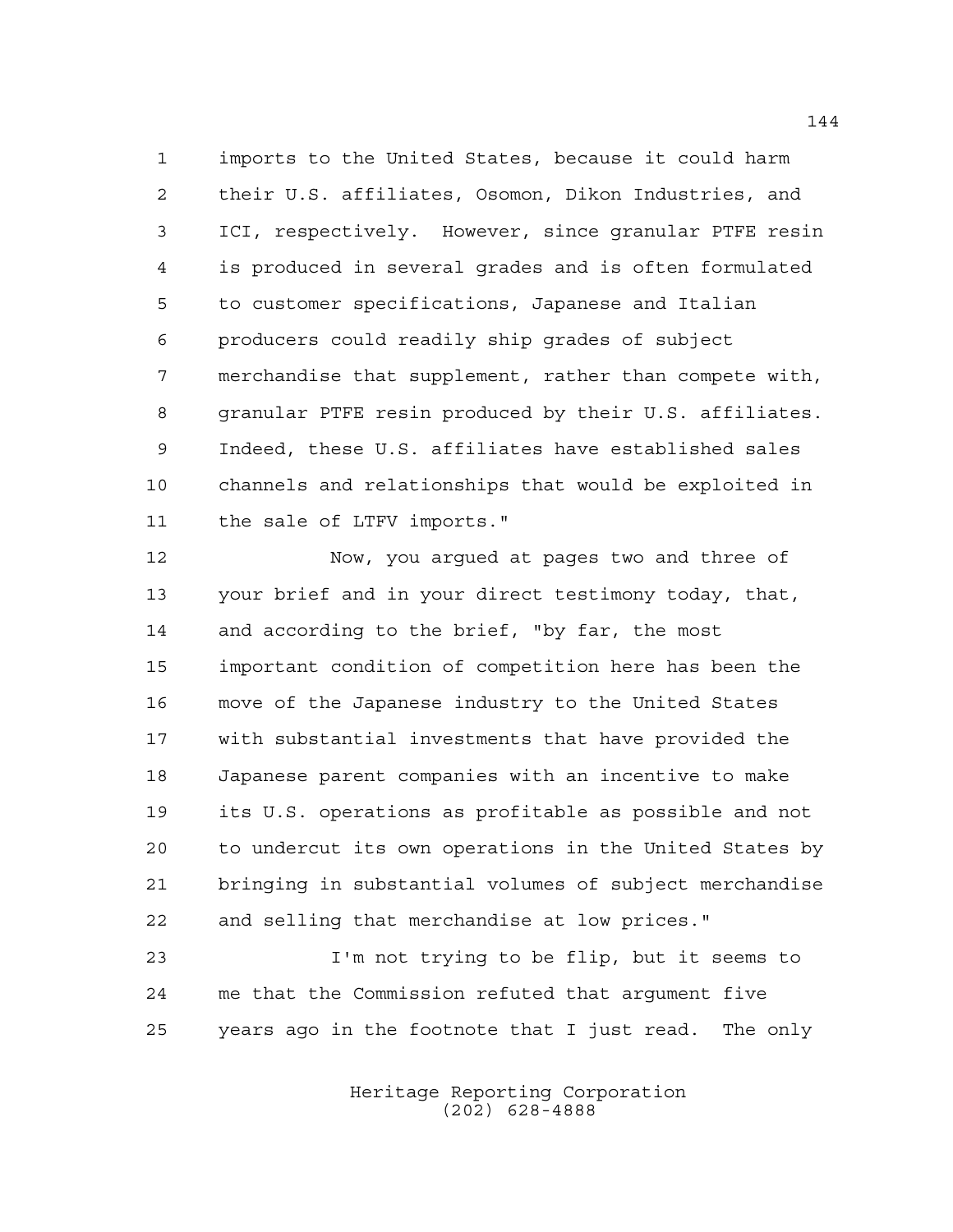imports to the United States, because it could harm their U.S. affiliates, Osomon, Dikon Industries, and ICI, respectively. However, since granular PTFE resin is produced in several grades and is often formulated to customer specifications, Japanese and Italian producers could readily ship grades of subject merchandise that supplement, rather than compete with, granular PTFE resin produced by their U.S. affiliates. Indeed, these U.S. affiliates have established sales channels and relationships that would be exploited in the sale of LTFV imports."

Now, you argued at pages two and three of your brief and in your direct testimony today, that, and according to the brief, "by far, the most important condition of competition here has been the move of the Japanese industry to the United States with substantial investments that have provided the Japanese parent companies with an incentive to make its U.S. operations as profitable as possible and not to undercut its own operations in the United States by bringing in substantial volumes of subject merchandise and selling that merchandise at low prices."

I'm not trying to be flip, but it seems to me that the Commission refuted that argument five years ago in the footnote that I just read. The only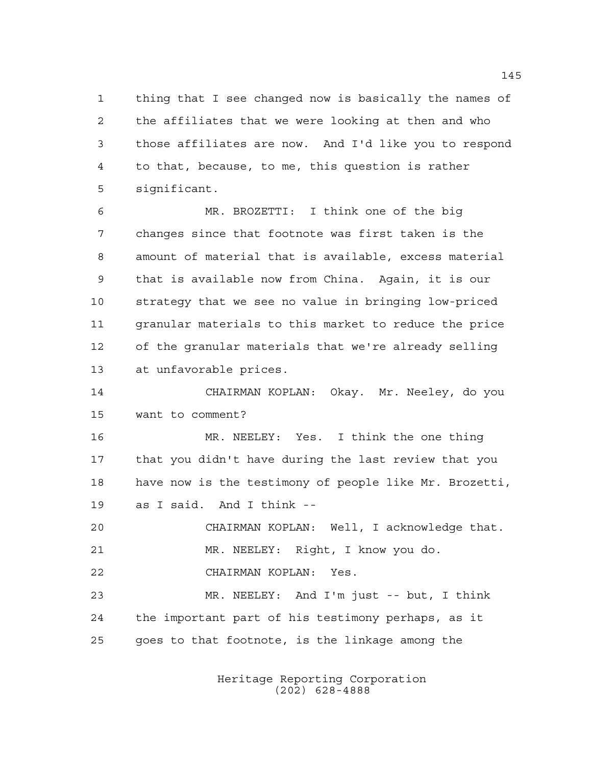thing that I see changed now is basically the names of the affiliates that we were looking at then and who those affiliates are now. And I'd like you to respond to that, because, to me, this question is rather significant.

MR. BROZETTI: I think one of the big changes since that footnote was first taken is the amount of material that is available, excess material that is available now from China. Again, it is our strategy that we see no value in bringing low-priced granular materials to this market to reduce the price of the granular materials that we're already selling at unfavorable prices.

CHAIRMAN KOPLAN: Okay. Mr. Neeley, do you want to comment?

MR. NEELEY: Yes. I think the one thing that you didn't have during the last review that you have now is the testimony of people like Mr. Brozetti, as I said. And I think --

CHAIRMAN KOPLAN: Well, I acknowledge that.

MR. NEELEY: Right, I know you do.

CHAIRMAN KOPLAN: Yes.

MR. NEELEY: And I'm just -- but, I think the important part of his testimony perhaps, as it goes to that footnote, is the linkage among the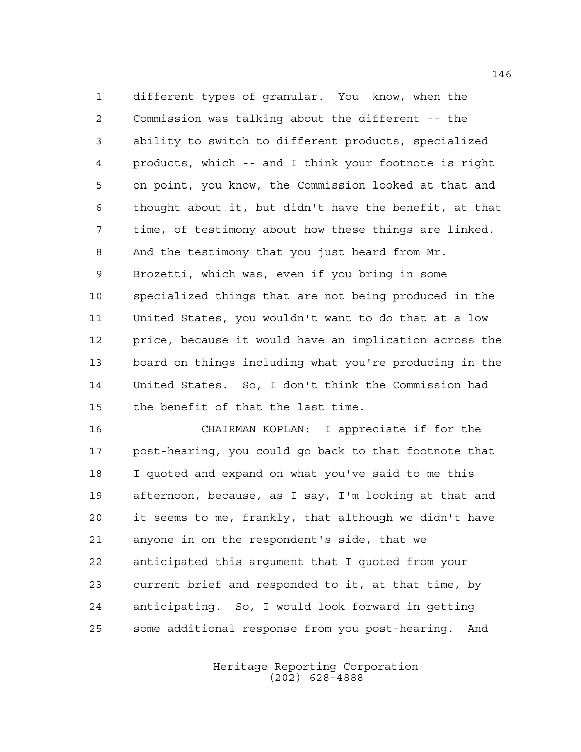different types of granular. You know, when the Commission was talking about the different -- the ability to switch to different products, specialized products, which -- and I think your footnote is right on point, you know, the Commission looked at that and thought about it, but didn't have the benefit, at that time, of testimony about how these things are linked. And the testimony that you just heard from Mr. Brozetti, which was, even if you bring in some specialized things that are not being produced in the United States, you wouldn't want to do that at a low price, because it would have an implication across the board on things including what you're producing in the United States. So, I don't think the Commission had the benefit of that the last time.

CHAIRMAN KOPLAN: I appreciate if for the post-hearing, you could go back to that footnote that I quoted and expand on what you've said to me this afternoon, because, as I say, I'm looking at that and it seems to me, frankly, that although we didn't have anyone in on the respondent's side, that we anticipated this argument that I quoted from your current brief and responded to it, at that time, by anticipating. So, I would look forward in getting some additional response from you post-hearing. And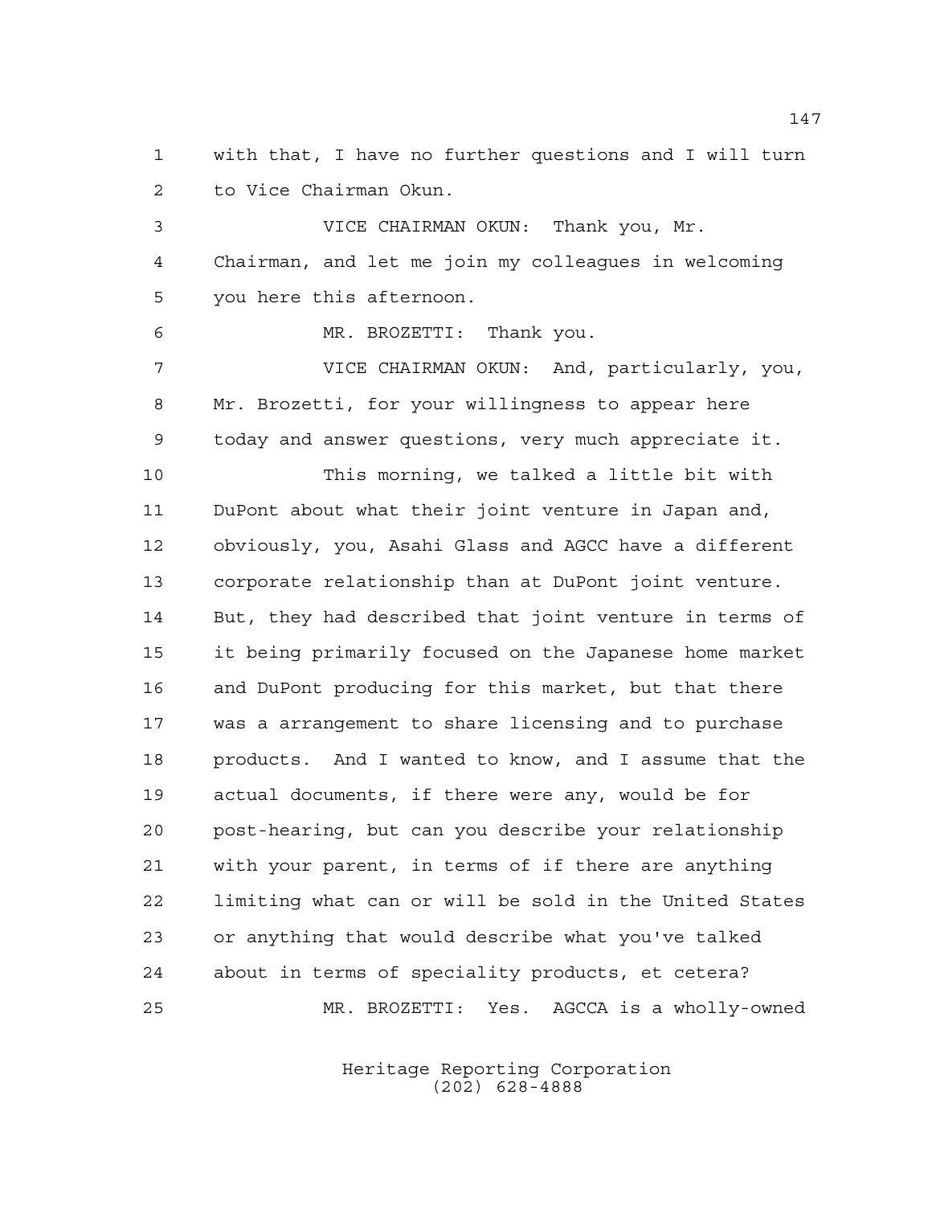with that, I have no further questions and I will turn to Vice Chairman Okun.

VICE CHAIRMAN OKUN: Thank you, Mr. Chairman, and let me join my colleagues in welcoming you here this afternoon.

MR. BROZETTI: Thank you.

VICE CHAIRMAN OKUN: And, particularly, you, Mr. Brozetti, for your willingness to appear here today and answer questions, very much appreciate it.

This morning, we talked a little bit with DuPont about what their joint venture in Japan and, obviously, you, Asahi Glass and AGCC have a different corporate relationship than at DuPont joint venture. But, they had described that joint venture in terms of it being primarily focused on the Japanese home market and DuPont producing for this market, but that there was a arrangement to share licensing and to purchase products. And I wanted to know, and I assume that the actual documents, if there were any, would be for post-hearing, but can you describe your relationship with your parent, in terms of if there are anything limiting what can or will be sold in the United States or anything that would describe what you've talked about in terms of speciality products, et cetera?

MR. BROZETTI: Yes. AGCCA is a wholly-owned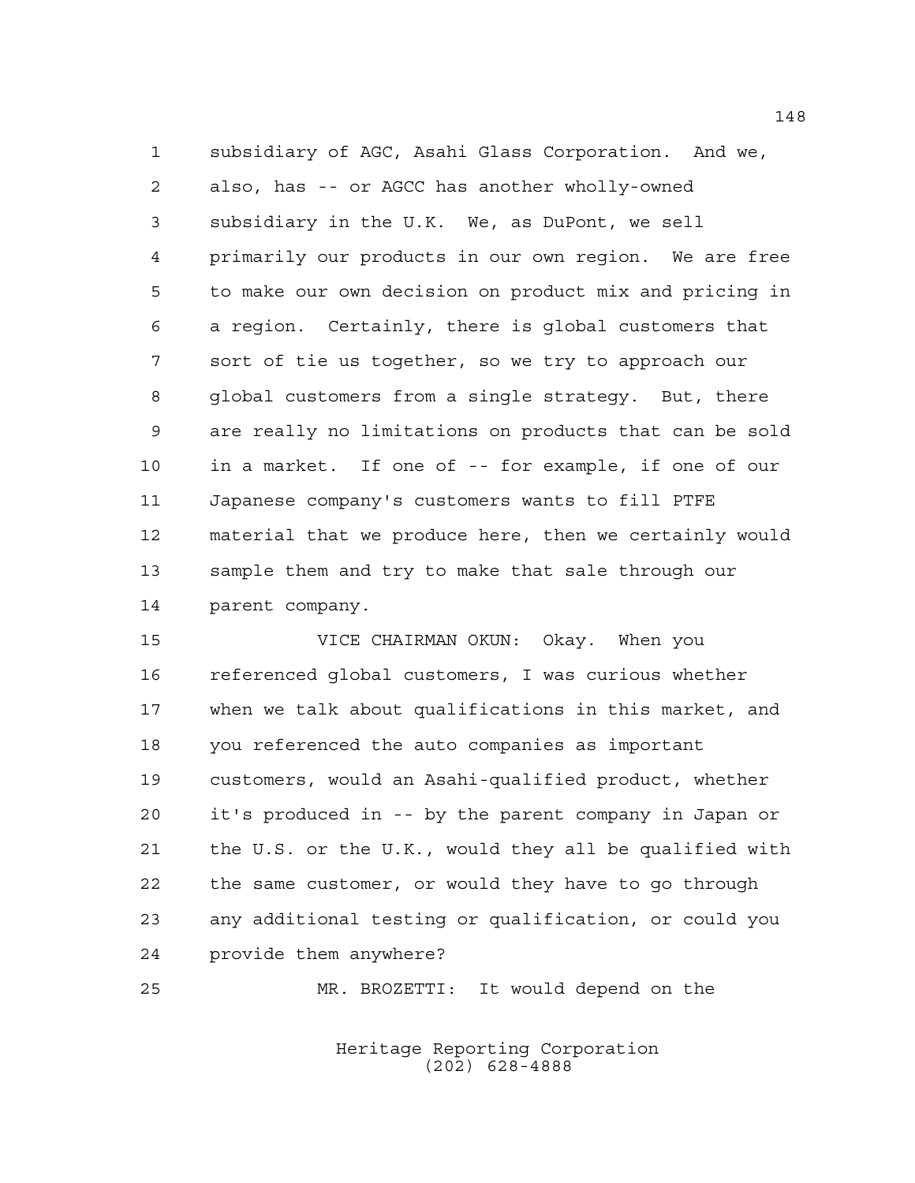subsidiary of AGC, Asahi Glass Corporation. And we, also, has -- or AGCC has another wholly-owned subsidiary in the U.K. We, as DuPont, we sell primarily our products in our own region. We are free to make our own decision on product mix and pricing in a region. Certainly, there is global customers that sort of tie us together, so we try to approach our global customers from a single strategy. But, there are really no limitations on products that can be sold in a market. If one of -- for example, if one of our Japanese company's customers wants to fill PTFE material that we produce here, then we certainly would sample them and try to make that sale through our parent company.

VICE CHAIRMAN OKUN: Okay. When you referenced global customers, I was curious whether when we talk about qualifications in this market, and you referenced the auto companies as important customers, would an Asahi-qualified product, whether it's produced in -- by the parent company in Japan or the U.S. or the U.K., would they all be qualified with the same customer, or would they have to go through any additional testing or qualification, or could you provide them anywhere?

MR. BROZETTI: It would depend on the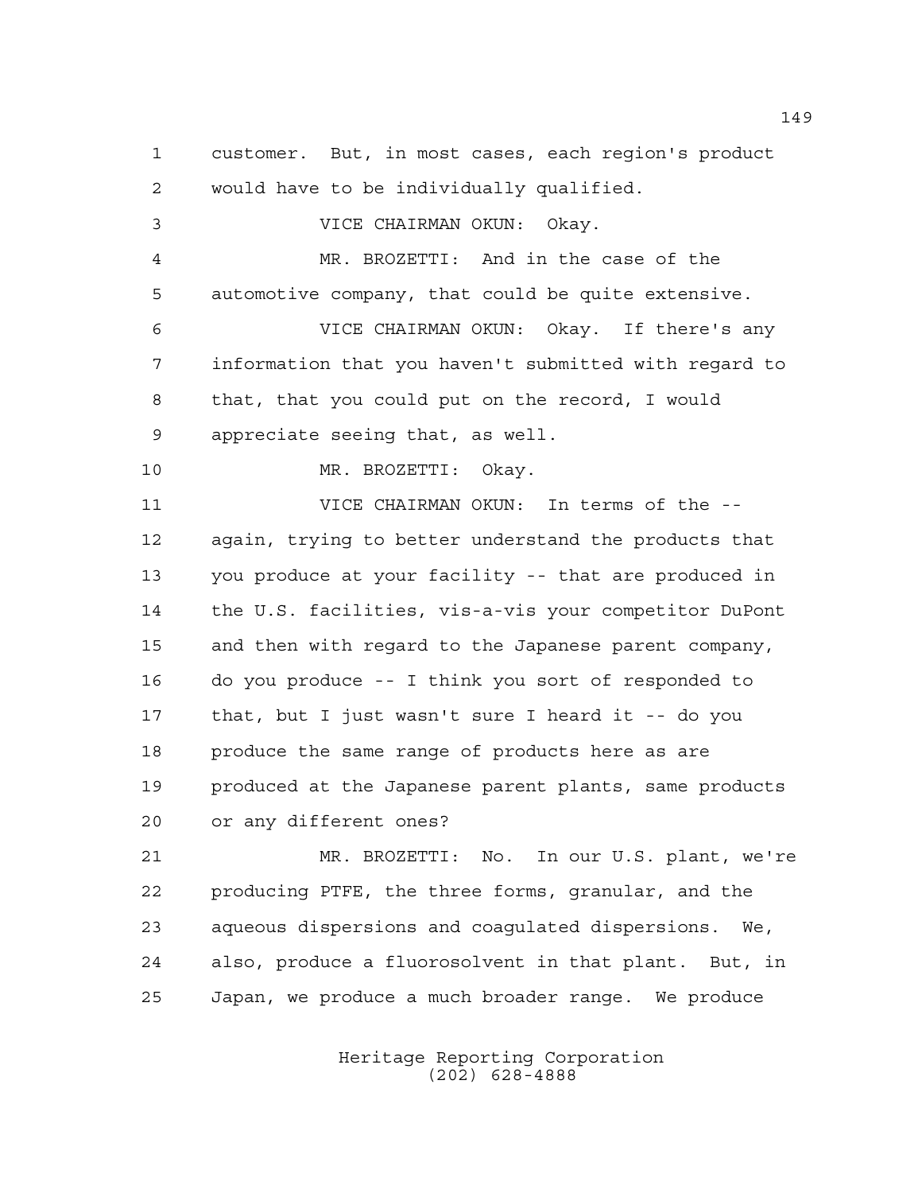customer. But, in most cases, each region's product would have to be individually qualified.

VICE CHAIRMAN OKUN: Okay.

MR. BROZETTI: And in the case of the automotive company, that could be quite extensive.

VICE CHAIRMAN OKUN: Okay. If there's any information that you haven't submitted with regard to that, that you could put on the record, I would appreciate seeing that, as well.

MR. BROZETTI: Okay.

VICE CHAIRMAN OKUN: In terms of the -- again, trying to better understand the products that you produce at your facility -- that are produced in the U.S. facilities, vis-a-vis your competitor DuPont and then with regard to the Japanese parent company, do you produce -- I think you sort of responded to that, but I just wasn't sure I heard it -- do you produce the same range of products here as are produced at the Japanese parent plants, same products or any different ones?

MR. BROZETTI: No. In our U.S. plant, we're producing PTFE, the three forms, granular, and the aqueous dispersions and coagulated dispersions. We, also, produce a fluorosolvent in that plant. But, in Japan, we produce a much broader range. We produce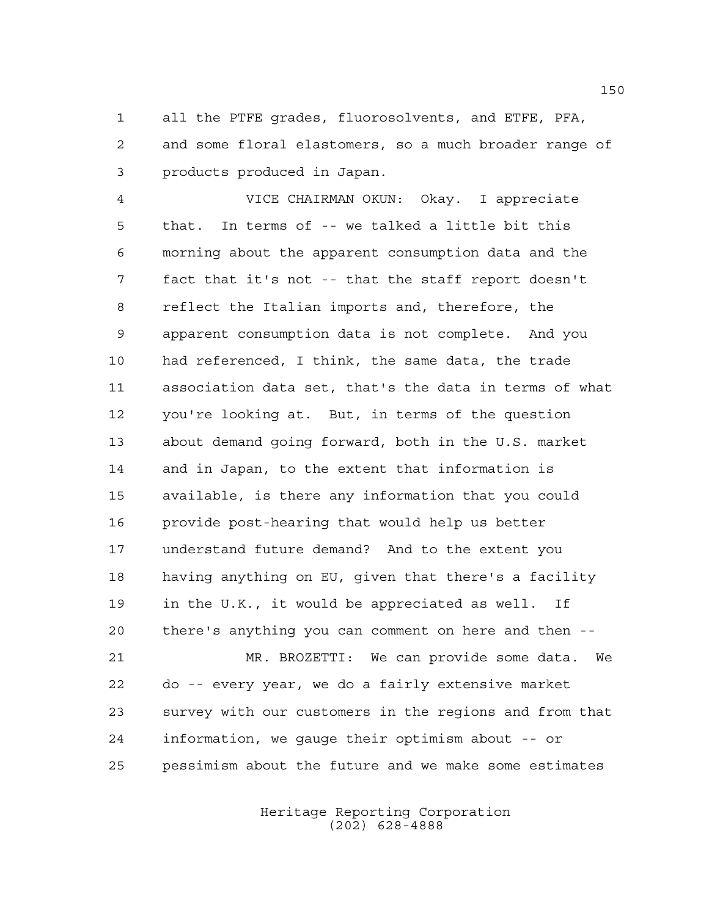1 all the PTFE grades, fluorosolvents, and ETFE, PFA,
2 and some floral elastomers, so a much broader range of
3 products produced in Japan.

4 VICE CHAIRMAN OKUN: Okay. I appreciate
5 that. In terms of -- we talked a little bit this
6 morning about the apparent consumption data and the
7 fact that it's not -- that the staff report doesn't
8 reflect the Italian imports and, therefore, the
9 apparent consumption data is not complete. And you
10 had referenced, I think, the same data, the trade
11 association data set, that's the data in terms of what
12 you're looking at. But, in terms of the question
13 about demand going forward, both in the U.S. market
14 and in Japan, to the extent that information is
15 available, is there any information that you could
16 provide post-hearing that would help us better
17 understand future demand? And to the extent you
18 having anything on EU, given that there's a facility
19 in the U.K., it would be appreciated as well. If
20 there's anything you can comment on here and then --

21 MR. BROZETTI: We can provide some data. We
22 do -- every year, we do a fairly extensive market
23 survey with our customers in the regions and from that
24 information, we gauge their optimism about -- or
25 pessimism about the future and we make some estimates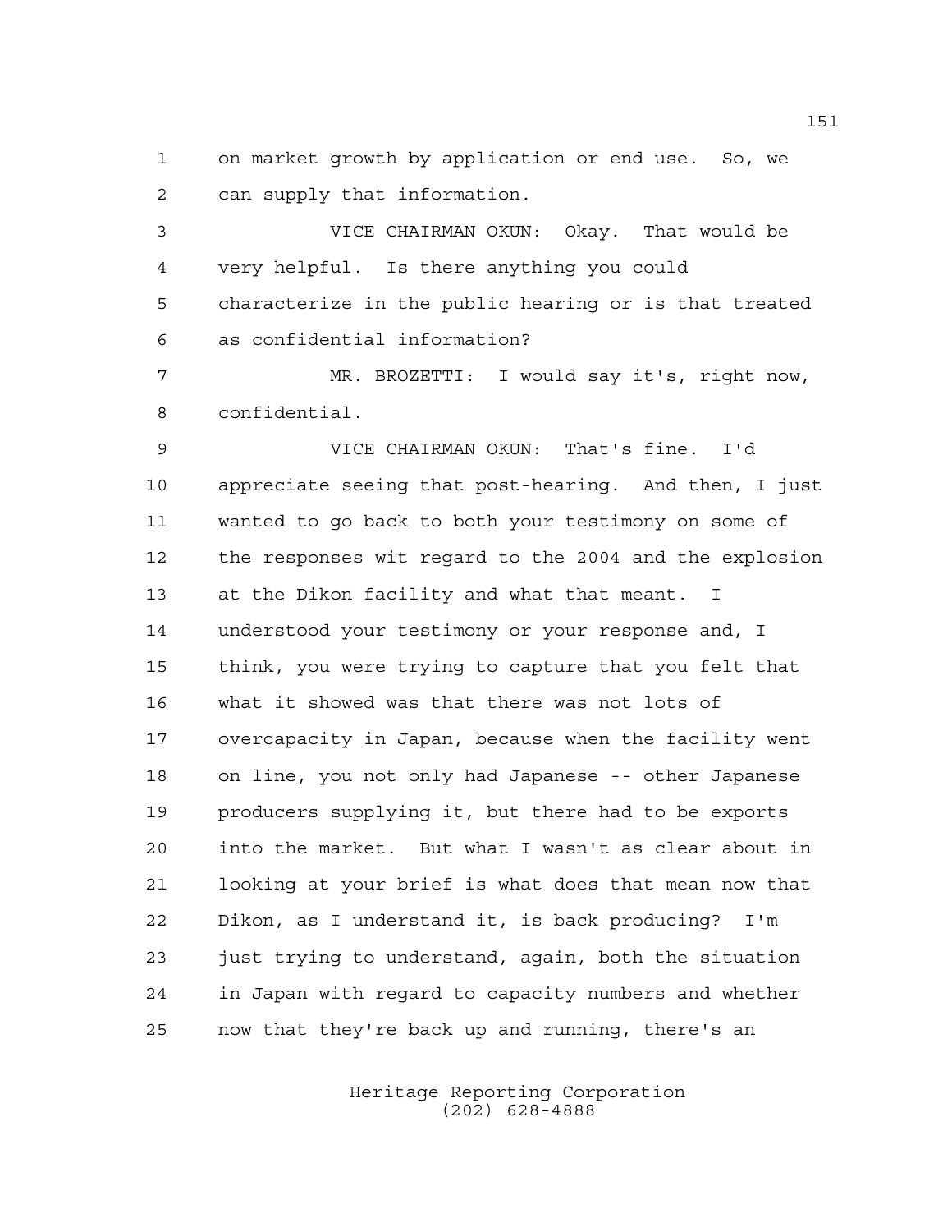on market growth by application or end use. So, we can supply that information.

VICE CHAIRMAN OKUN: Okay. That would be very helpful. Is there anything you could characterize in the public hearing or is that treated as confidential information?

MR. BROZETTI: I would say it's, right now, confidential.

VICE CHAIRMAN OKUN: That's fine. I'd appreciate seeing that post-hearing. And then, I just wanted to go back to both your testimony on some of the responses wit regard to the 2004 and the explosion at the Dikon facility and what that meant. I understood your testimony or your response and, I think, you were trying to capture that you felt that what it showed was that there was not lots of overcapacity in Japan, because when the facility went on line, you not only had Japanese -- other Japanese producers supplying it, but there had to be exports into the market. But what I wasn't as clear about in looking at your brief is what does that mean now that Dikon, as I understand it, is back producing? I'm just trying to understand, again, both the situation in Japan with regard to capacity numbers and whether now that they're back up and running, there's an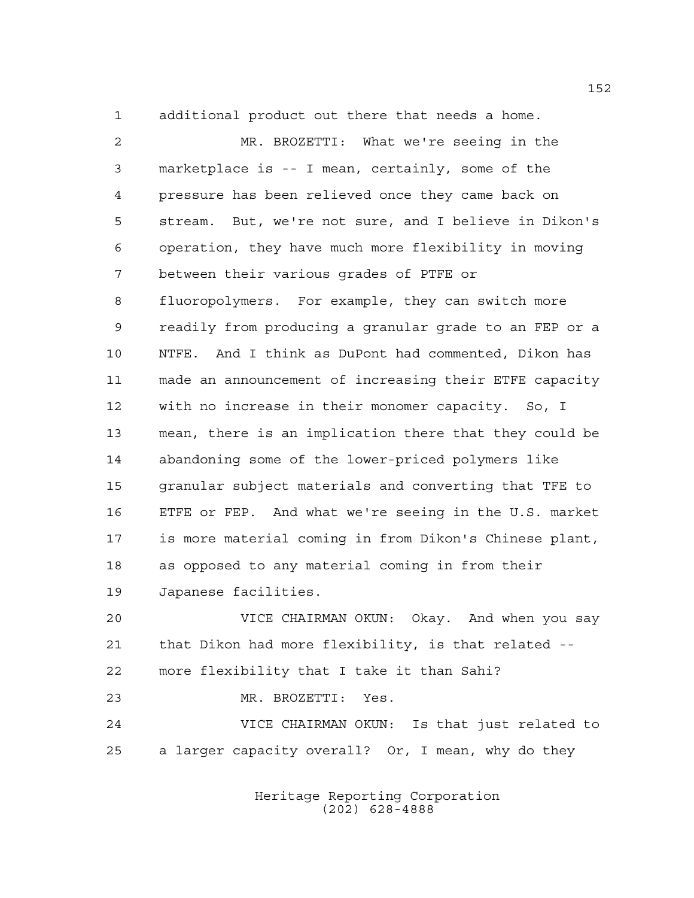additional product out there that needs a home.

MR. BROZETTI: What we're seeing in the marketplace is -- I mean, certainly, some of the pressure has been relieved once they came back on stream. But, we're not sure, and I believe in Dikon's operation, they have much more flexibility in moving between their various grades of PTFE or fluoropolymers. For example, they can switch more readily from producing a granular grade to an FEP or a NTFE. And I think as DuPont had commented, Dikon has made an announcement of increasing their ETFE capacity with no increase in their monomer capacity. So, I mean, there is an implication there that they could be abandoning some of the lower-priced polymers like granular subject materials and converting that TFE to ETFE or FEP. And what we're seeing in the U.S. market is more material coming in from Dikon's Chinese plant, as opposed to any material coming in from their Japanese facilities.

VICE CHAIRMAN OKUN: Okay. And when you say that Dikon had more flexibility, is that related -- more flexibility that I take it than Sahi?

MR. BROZETTI: Yes.

VICE CHAIRMAN OKUN: Is that just related to a larger capacity overall? Or, I mean, why do they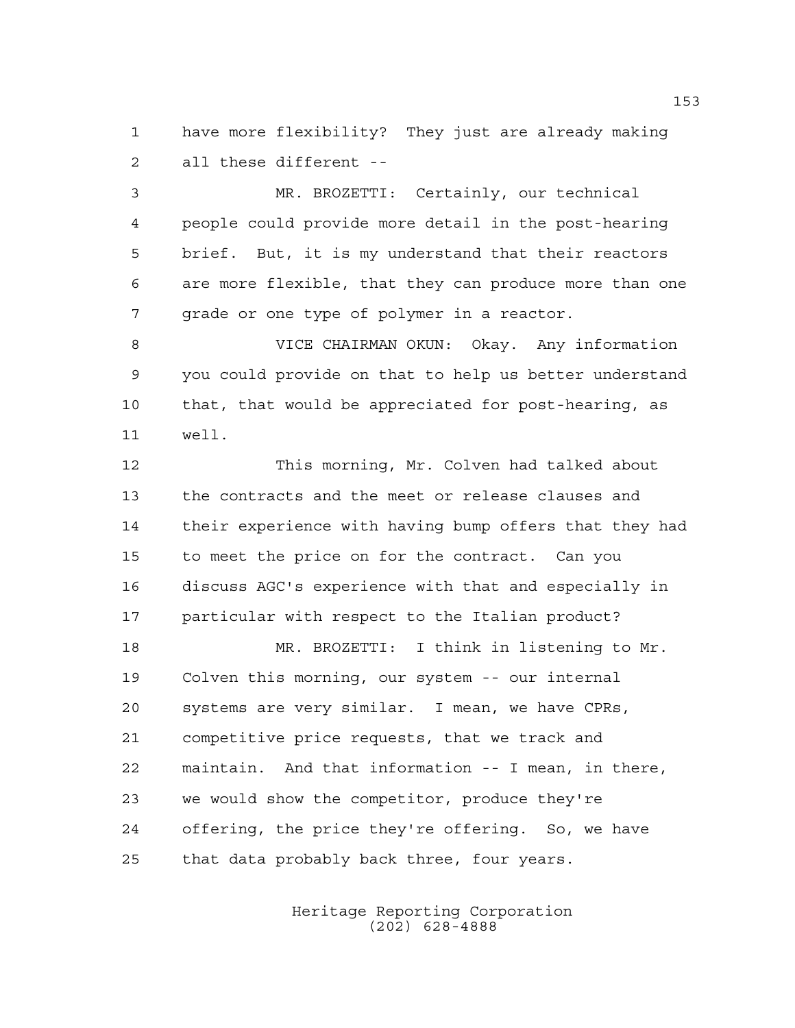have more flexibility? They just are already making all these different --

MR. BROZETTI: Certainly, our technical people could provide more detail in the post-hearing brief. But, it is my understand that their reactors are more flexible, that they can produce more than one grade or one type of polymer in a reactor.

VICE CHAIRMAN OKUN: Okay. Any information you could provide on that to help us better understand that, that would be appreciated for post-hearing, as well.

This morning, Mr. Colven had talked about the contracts and the meet or release clauses and their experience with having bump offers that they had to meet the price on for the contract. Can you discuss AGC's experience with that and especially in particular with respect to the Italian product?

MR. BROZETTI: I think in listening to Mr. Colven this morning, our system -- our internal systems are very similar. I mean, we have CPRs, competitive price requests, that we track and maintain. And that information -- I mean, in there, we would show the competitor, produce they're offering, the price they're offering. So, we have that data probably back three, four years.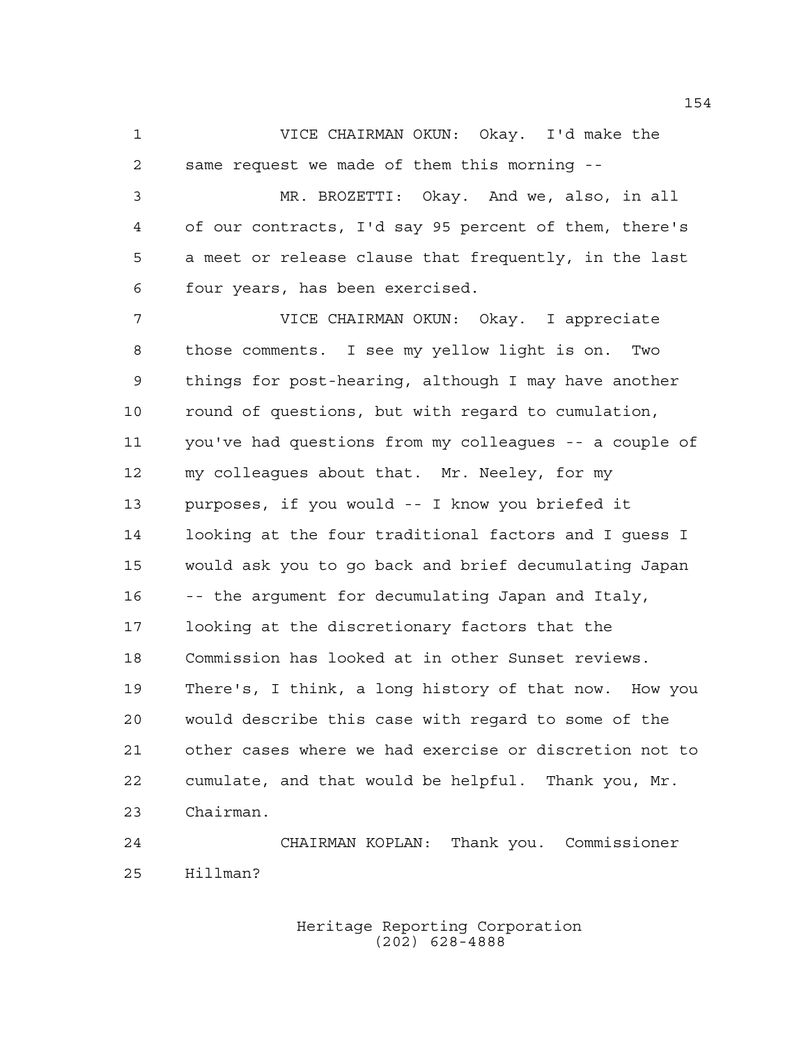VICE CHAIRMAN OKUN: Okay. I'd make the same request we made of them this morning --

MR. BROZETTI: Okay. And we, also, in all of our contracts, I'd say 95 percent of them, there's a meet or release clause that frequently, in the last four years, has been exercised.

VICE CHAIRMAN OKUN: Okay. I appreciate those comments. I see my yellow light is on. Two things for post-hearing, although I may have another round of questions, but with regard to cumulation, you've had questions from my colleagues -- a couple of my colleagues about that. Mr. Neeley, for my purposes, if you would -- I know you briefed it looking at the four traditional factors and I guess I would ask you to go back and brief decumulating Japan -- the argument for decumulating Japan and Italy, looking at the discretionary factors that the Commission has looked at in other Sunset reviews. There's, I think, a long history of that now. How you would describe this case with regard to some of the other cases where we had exercise or discretion not to cumulate, and that would be helpful. Thank you, Mr. Chairman.

CHAIRMAN KOPLAN: Thank you. Commissioner Hillman?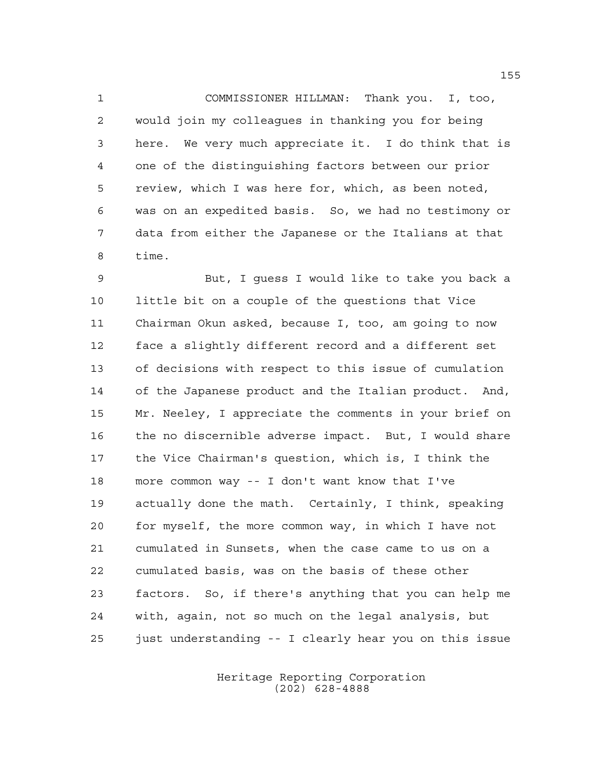COMMISSIONER HILLMAN: Thank you. I, too, would join my colleagues in thanking you for being here. We very much appreciate it. I do think that is one of the distinguishing factors between our prior review, which I was here for, which, as been noted, was on an expedited basis. So, we had no testimony or data from either the Japanese or the Italians at that time.

But, I guess I would like to take you back a little bit on a couple of the questions that Vice Chairman Okun asked, because I, too, am going to now face a slightly different record and a different set of decisions with respect to this issue of cumulation of the Japanese product and the Italian product. And, Mr. Neeley, I appreciate the comments in your brief on the no discernible adverse impact. But, I would share the Vice Chairman's question, which is, I think the more common way -- I don't want know that I've actually done the math. Certainly, I think, speaking for myself, the more common way, in which I have not cumulated in Sunsets, when the case came to us on a cumulated basis, was on the basis of these other factors. So, if there's anything that you can help me with, again, not so much on the legal analysis, but just understanding -- I clearly hear you on this issue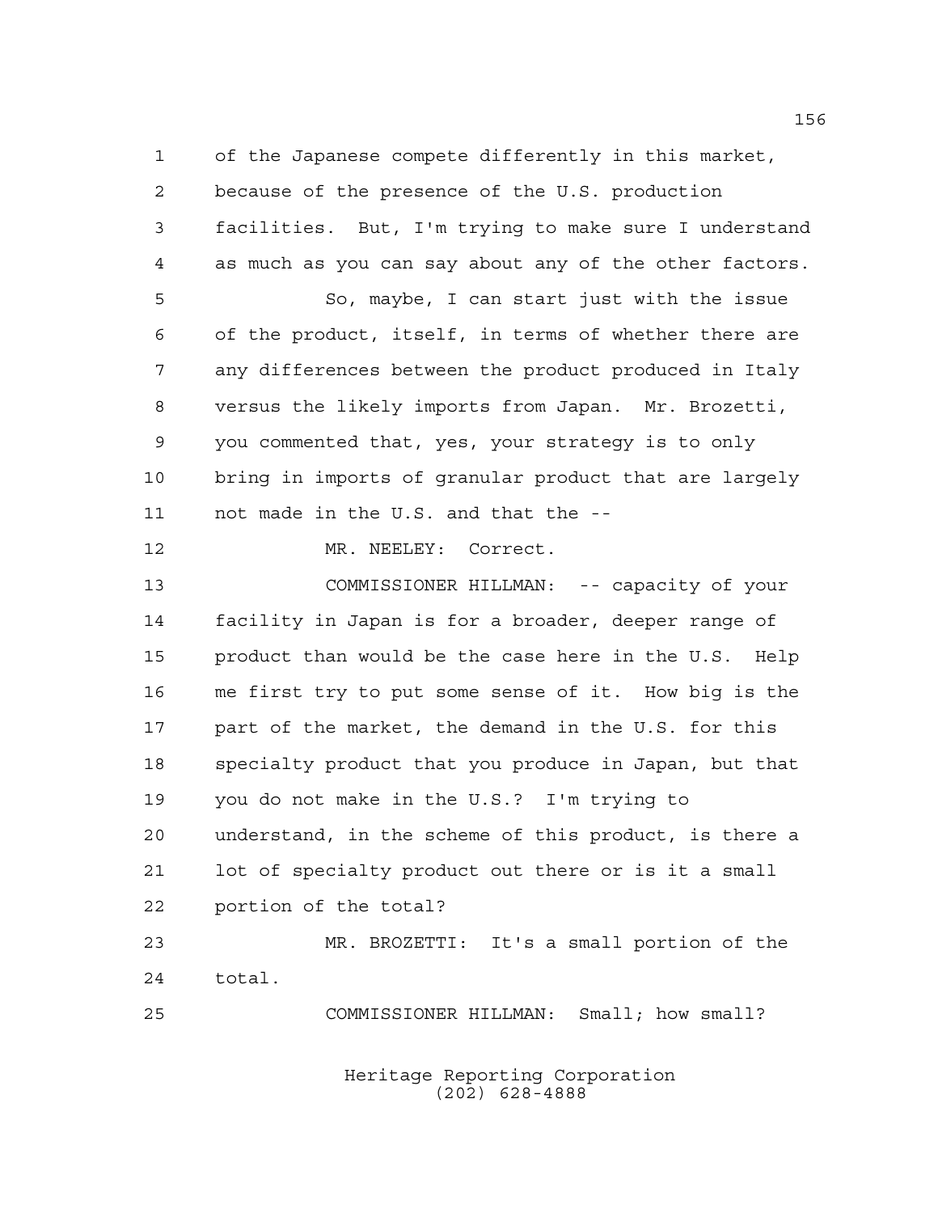of the Japanese compete differently in this market, because of the presence of the U.S. production facilities. But, I'm trying to make sure I understand as much as you can say about any of the other factors.

So, maybe, I can start just with the issue of the product, itself, in terms of whether there are any differences between the product produced in Italy versus the likely imports from Japan. Mr. Brozetti, you commented that, yes, your strategy is to only bring in imports of granular product that are largely not made in the U.S. and that the --

MR. NEELEY: Correct.

COMMISSIONER HILLMAN: -- capacity of your facility in Japan is for a broader, deeper range of product than would be the case here in the U.S. Help me first try to put some sense of it. How big is the part of the market, the demand in the U.S. for this specialty product that you produce in Japan, but that you do not make in the U.S.? I'm trying to understand, in the scheme of this product, is there a lot of specialty product out there or is it a small portion of the total?

MR. BROZETTI: It's a small portion of the total.

COMMISSIONER HILLMAN: Small; how small?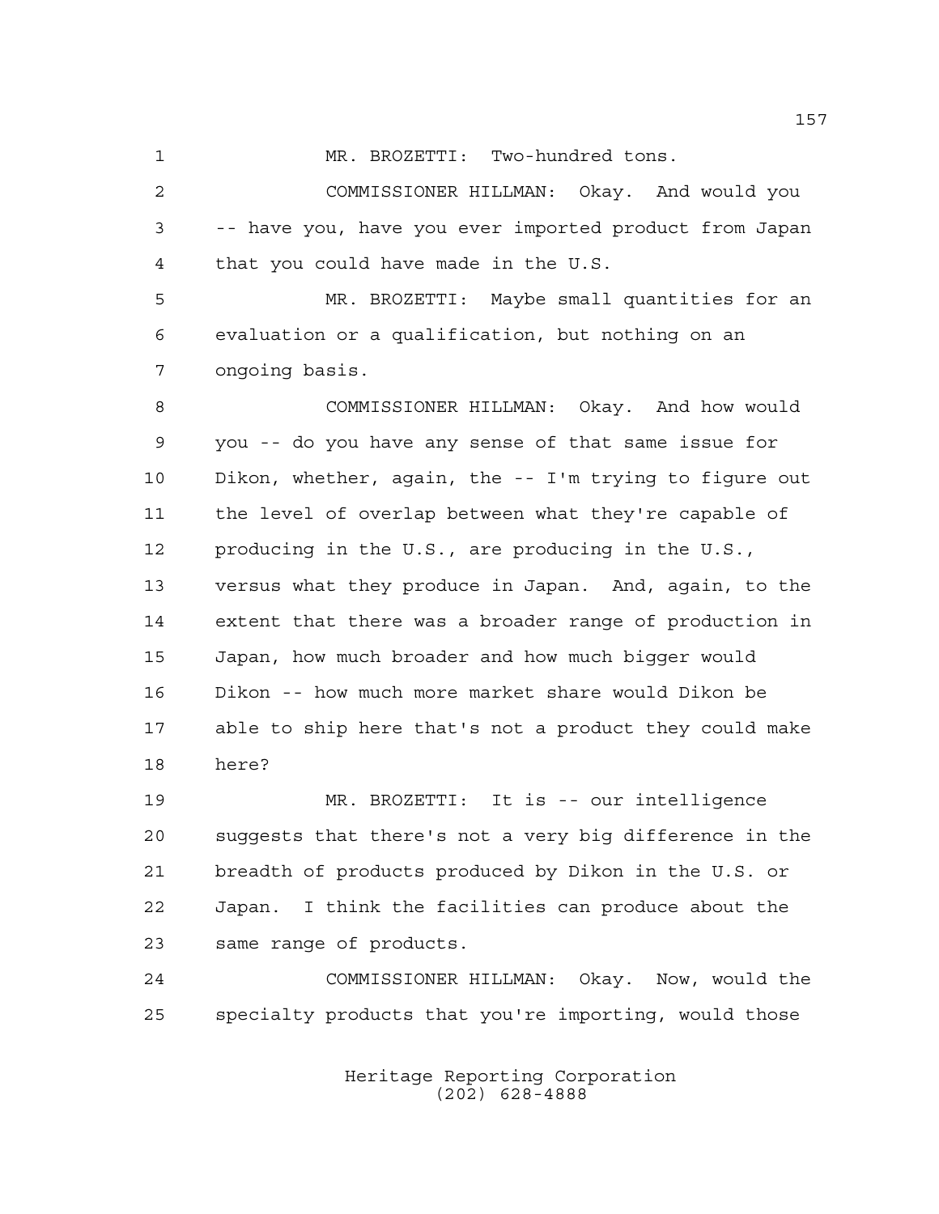MR. BROZETTI: Two-hundred tons.

COMMISSIONER HILLMAN: Okay. And would you -- have you, have you ever imported product from Japan that you could have made in the U.S.

MR. BROZETTI: Maybe small quantities for an evaluation or a qualification, but nothing on an ongoing basis.

COMMISSIONER HILLMAN: Okay. And how would you -- do you have any sense of that same issue for Dikon, whether, again, the -- I'm trying to figure out the level of overlap between what they're capable of producing in the U.S., are producing in the U.S., versus what they produce in Japan. And, again, to the extent that there was a broader range of production in Japan, how much broader and how much bigger would Dikon -- how much more market share would Dikon be able to ship here that's not a product they could make here?

MR. BROZETTI: It is -- our intelligence suggests that there's not a very big difference in the breadth of products produced by Dikon in the U.S. or Japan. I think the facilities can produce about the same range of products.

COMMISSIONER HILLMAN: Okay. Now, would the specialty products that you're importing, would those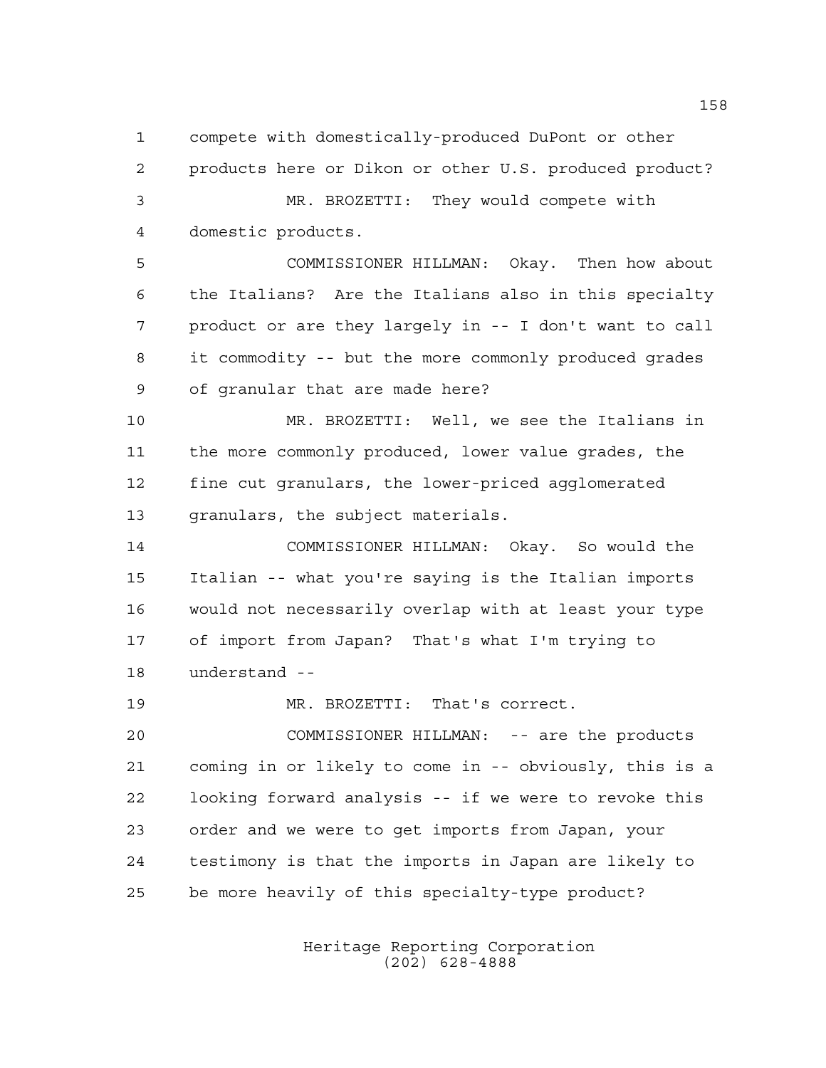compete with domestically-produced DuPont or other products here or Dikon or other U.S. produced product?

MR. BROZETTI: They would compete with domestic products.

COMMISSIONER HILLMAN: Okay. Then how about the Italians? Are the Italians also in this specialty product or are they largely in -- I don't want to call it commodity -- but the more commonly produced grades of granular that are made here?

MR. BROZETTI: Well, we see the Italians in the more commonly produced, lower value grades, the fine cut granulars, the lower-priced agglomerated granulars, the subject materials.

COMMISSIONER HILLMAN: Okay. So would the Italian -- what you're saying is the Italian imports would not necessarily overlap with at least your type of import from Japan? That's what I'm trying to understand --

MR. BROZETTI: That's correct.

COMMISSIONER HILLMAN: -- are the products coming in or likely to come in -- obviously, this is a looking forward analysis -- if we were to revoke this order and we were to get imports from Japan, your testimony is that the imports in Japan are likely to be more heavily of this specialty-type product?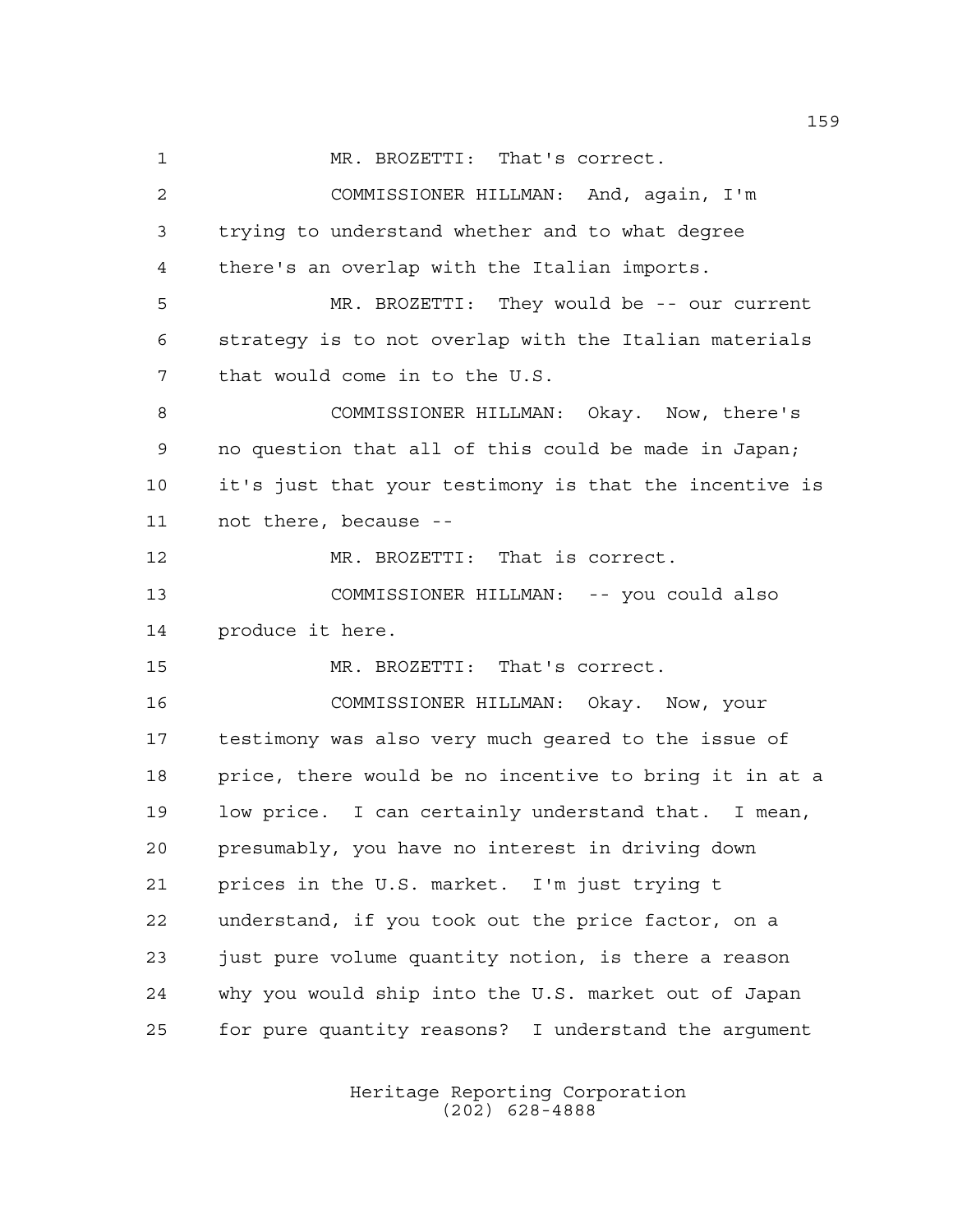MR. BROZETTI: That's correct.

COMMISSIONER HILLMAN: And, again, I'm trying to understand whether and to what degree there's an overlap with the Italian imports.

MR. BROZETTI: They would be -- our current strategy is to not overlap with the Italian materials that would come in to the U.S.

COMMISSIONER HILLMAN: Okay. Now, there's no question that all of this could be made in Japan; it's just that your testimony is that the incentive is not there, because --

MR. BROZETTI: That is correct.

COMMISSIONER HILLMAN: -- you could also produce it here.

MR. BROZETTI: That's correct.

COMMISSIONER HILLMAN: Okay. Now, your testimony was also very much geared to the issue of price, there would be no incentive to bring it in at a low price. I can certainly understand that. I mean, presumably, you have no interest in driving down prices in the U.S. market. I'm just trying t understand, if you took out the price factor, on a just pure volume quantity notion, is there a reason why you would ship into the U.S. market out of Japan for pure quantity reasons? I understand the argument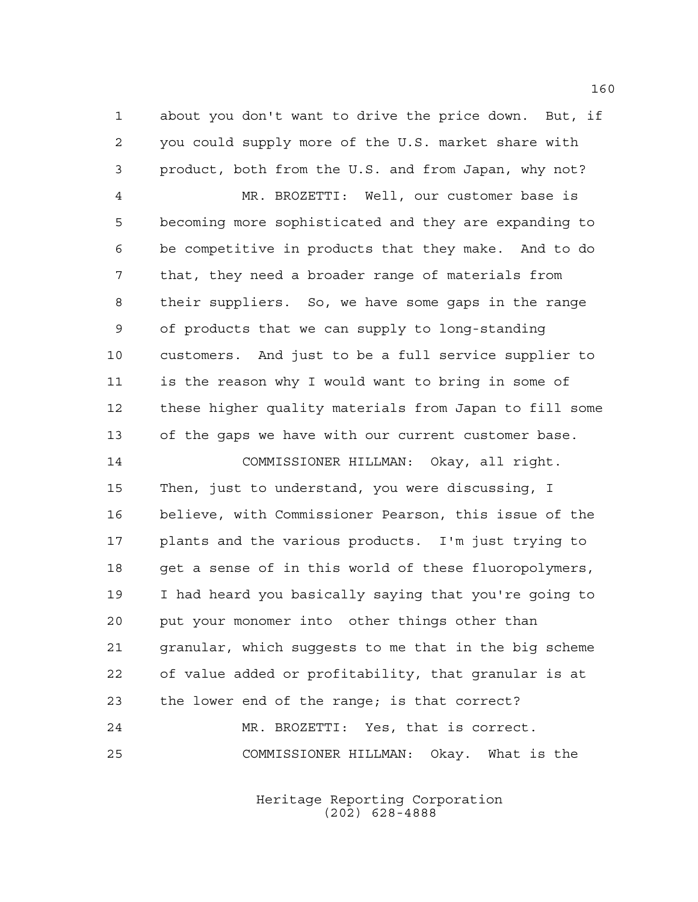about you don't want to drive the price down. But, if you could supply more of the U.S. market share with product, both from the U.S. and from Japan, why not?

MR. BROZETTI: Well, our customer base is becoming more sophisticated and they are expanding to be competitive in products that they make. And to do that, they need a broader range of materials from their suppliers. So, we have some gaps in the range of products that we can supply to long-standing customers. And just to be a full service supplier to is the reason why I would want to bring in some of these higher quality materials from Japan to fill some of the gaps we have with our current customer base.

COMMISSIONER HILLMAN: Okay, all right. Then, just to understand, you were discussing, I believe, with Commissioner Pearson, this issue of the plants and the various products. I'm just trying to get a sense of in this world of these fluoropolymers, I had heard you basically saying that you're going to put your monomer into other things other than granular, which suggests to me that in the big scheme of value added or profitability, that granular is at the lower end of the range; is that correct?

MR. BROZETTI: Yes, that is correct.

COMMISSIONER HILLMAN: Okay. What is the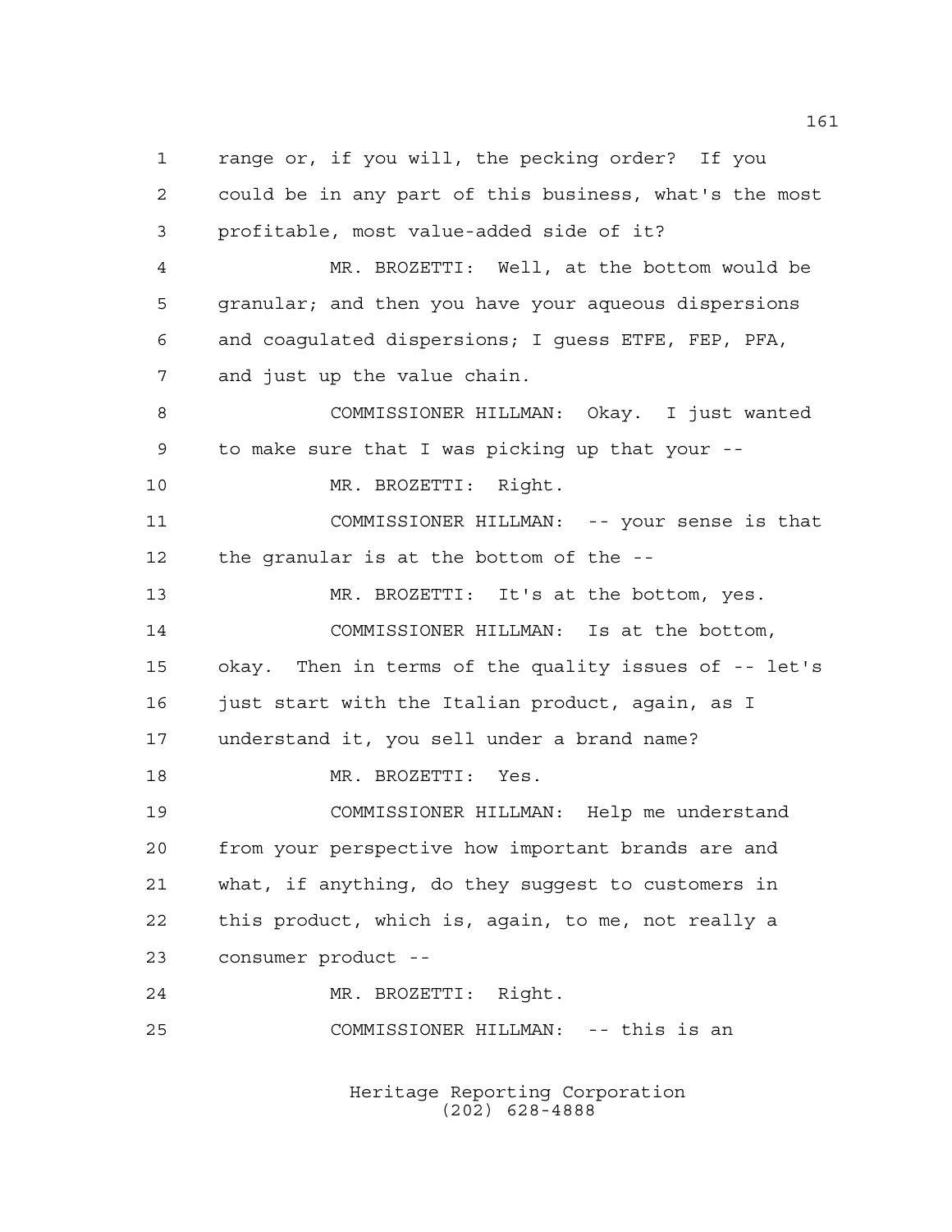range or, if you will, the pecking order? If you could be in any part of this business, what's the most profitable, most value-added side of it?

MR. BROZETTI: Well, at the bottom would be granular; and then you have your aqueous dispersions and coagulated dispersions; I guess ETFE, FEP, PFA, and just up the value chain.

COMMISSIONER HILLMAN: Okay. I just wanted to make sure that I was picking up that your --

MR. BROZETTI: Right.

COMMISSIONER HILLMAN: -- your sense is that the granular is at the bottom of the --

MR. BROZETTI: It's at the bottom, yes.

COMMISSIONER HILLMAN: Is at the bottom, okay. Then in terms of the quality issues of -- let's just start with the Italian product, again, as I understand it, you sell under a brand name?

MR. BROZETTI: Yes.

COMMISSIONER HILLMAN: Help me understand from your perspective how important brands are and what, if anything, do they suggest to customers in this product, which is, again, to me, not really a consumer product --

MR. BROZETTI: Right.

COMMISSIONER HILLMAN: -- this is an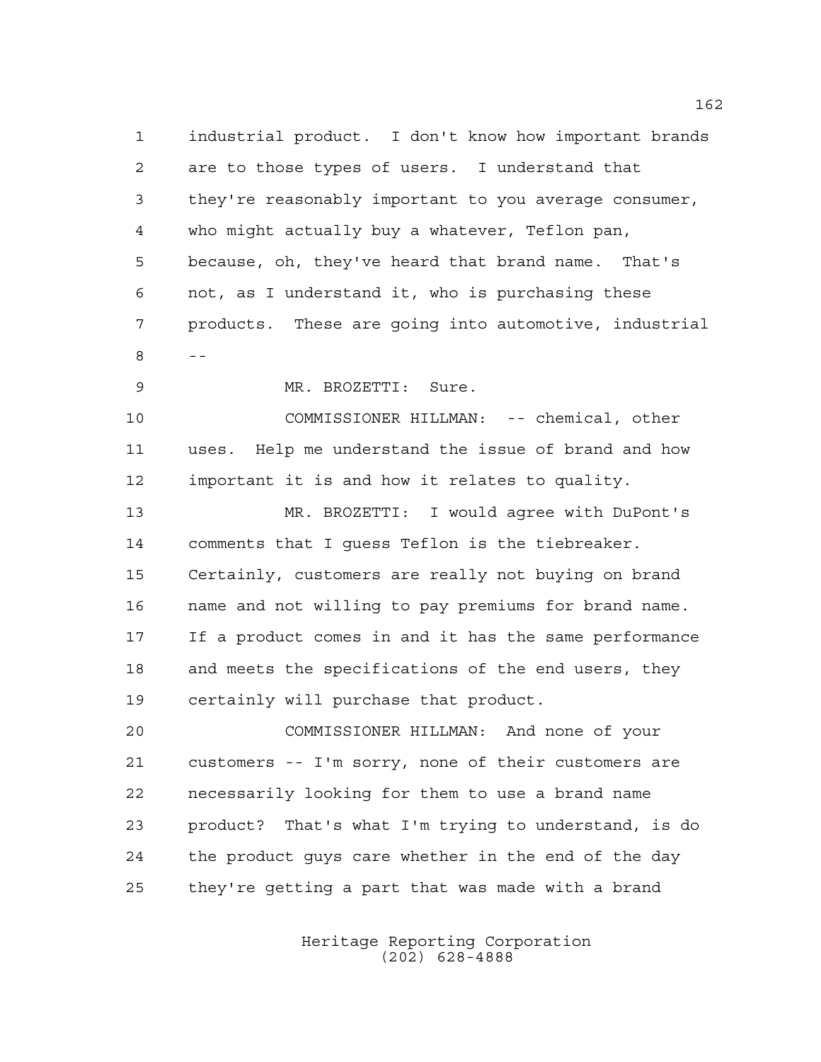industrial product. I don't know how important brands are to those types of users. I understand that they're reasonably important to you average consumer, who might actually buy a whatever, Teflon pan, because, oh, they've heard that brand name. That's not, as I understand it, who is purchasing these products. These are going into automotive, industrial --

MR. BROZETTI: Sure.

COMMISSIONER HILLMAN: -- chemical, other uses. Help me understand the issue of brand and how important it is and how it relates to quality.

MR. BROZETTI: I would agree with DuPont's comments that I guess Teflon is the tiebreaker. Certainly, customers are really not buying on brand name and not willing to pay premiums for brand name. If a product comes in and it has the same performance and meets the specifications of the end users, they certainly will purchase that product.

COMMISSIONER HILLMAN: And none of your customers -- I'm sorry, none of their customers are necessarily looking for them to use a brand name product? That's what I'm trying to understand, is do the product guys care whether in the end of the day they're getting a part that was made with a brand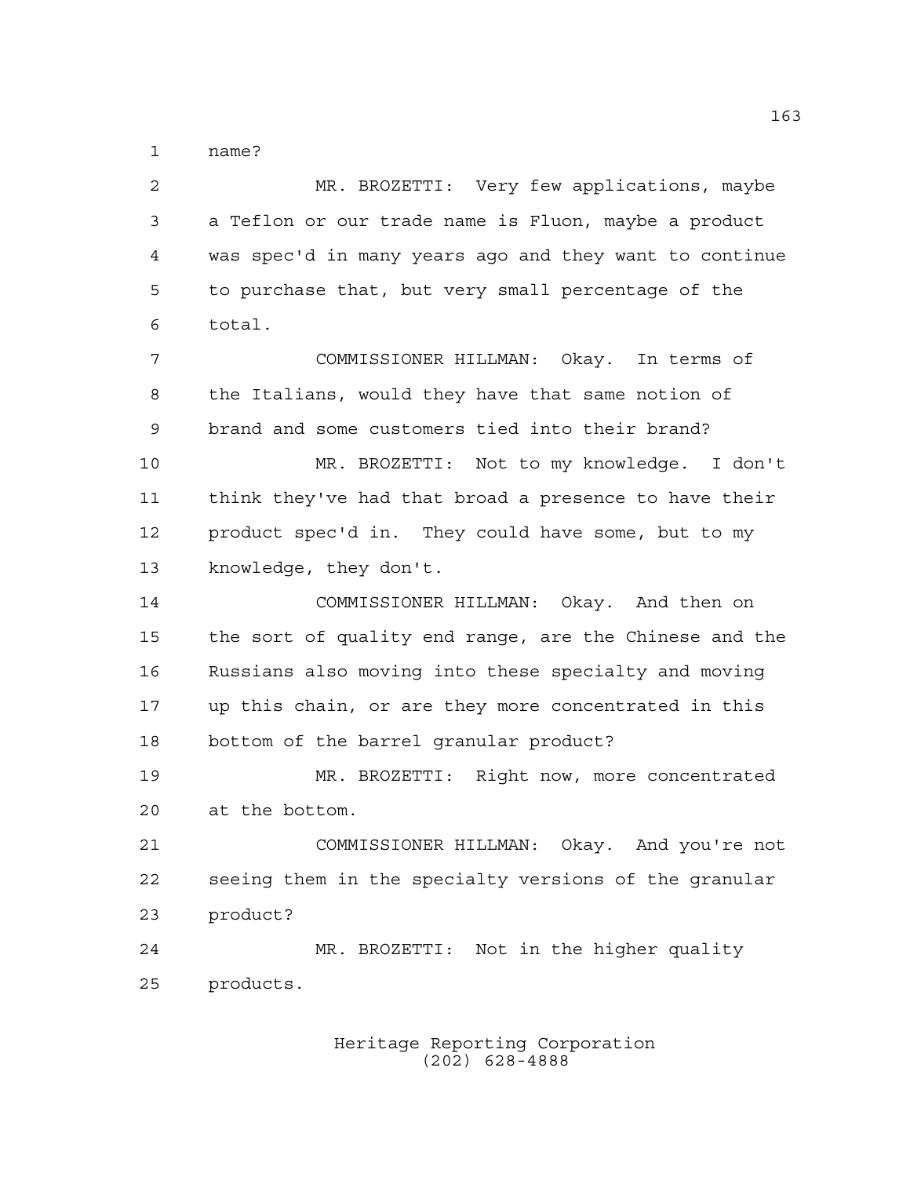name?

MR. BROZETTI: Very few applications, maybe a Teflon or our trade name is Fluon, maybe a product was spec'd in many years ago and they want to continue to purchase that, but very small percentage of the total.

COMMISSIONER HILLMAN: Okay. In terms of the Italians, would they have that same notion of brand and some customers tied into their brand?

MR. BROZETTI: Not to my knowledge. I don't think they've had that broad a presence to have their product spec'd in. They could have some, but to my knowledge, they don't.

COMMISSIONER HILLMAN: Okay. And then on the sort of quality end range, are the Chinese and the Russians also moving into these specialty and moving up this chain, or are they more concentrated in this bottom of the barrel granular product?

MR. BROZETTI: Right now, more concentrated at the bottom.

COMMISSIONER HILLMAN: Okay. And you're not seeing them in the specialty versions of the granular product?

MR. BROZETTI: Not in the higher quality products.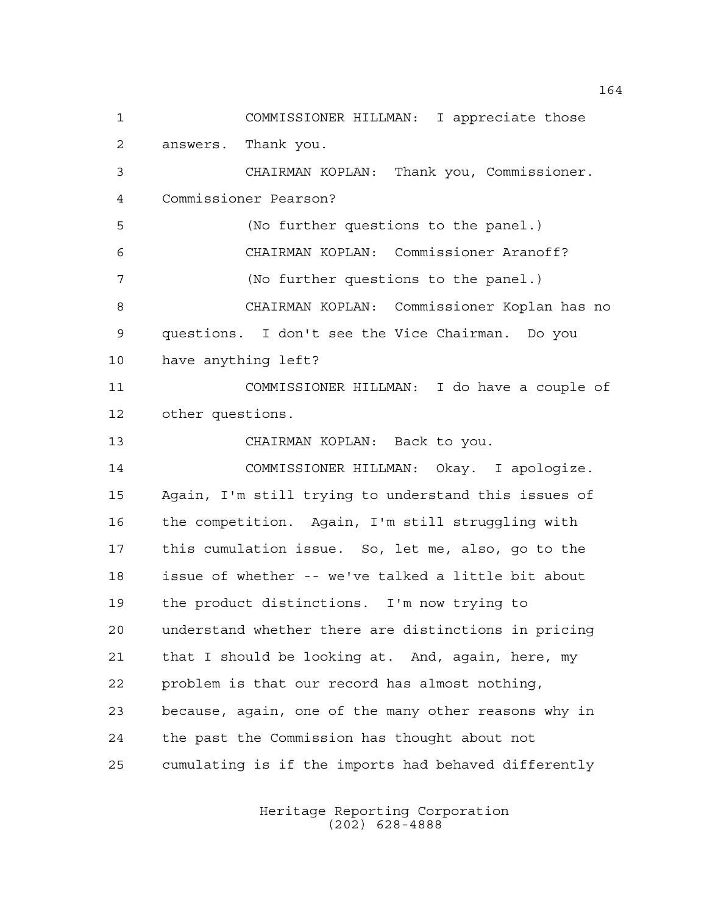COMMISSIONER HILLMAN: I appreciate those answers. Thank you.

CHAIRMAN KOPLAN: Thank you, Commissioner. Commissioner Pearson?

(No further questions to the panel.)

CHAIRMAN KOPLAN: Commissioner Aranoff?

(No further questions to the panel.)

CHAIRMAN KOPLAN: Commissioner Koplan has no questions. I don't see the Vice Chairman. Do you have anything left?

COMMISSIONER HILLMAN: I do have a couple of other questions.

CHAIRMAN KOPLAN: Back to you.

COMMISSIONER HILLMAN: Okay. I apologize. Again, I'm still trying to understand this issues of the competition. Again, I'm still struggling with this cumulation issue. So, let me, also, go to the issue of whether -- we've talked a little bit about the product distinctions. I'm now trying to understand whether there are distinctions in pricing that I should be looking at. And, again, here, my problem is that our record has almost nothing, because, again, one of the many other reasons why in the past the Commission has thought about not cumulating is if the imports had behaved differently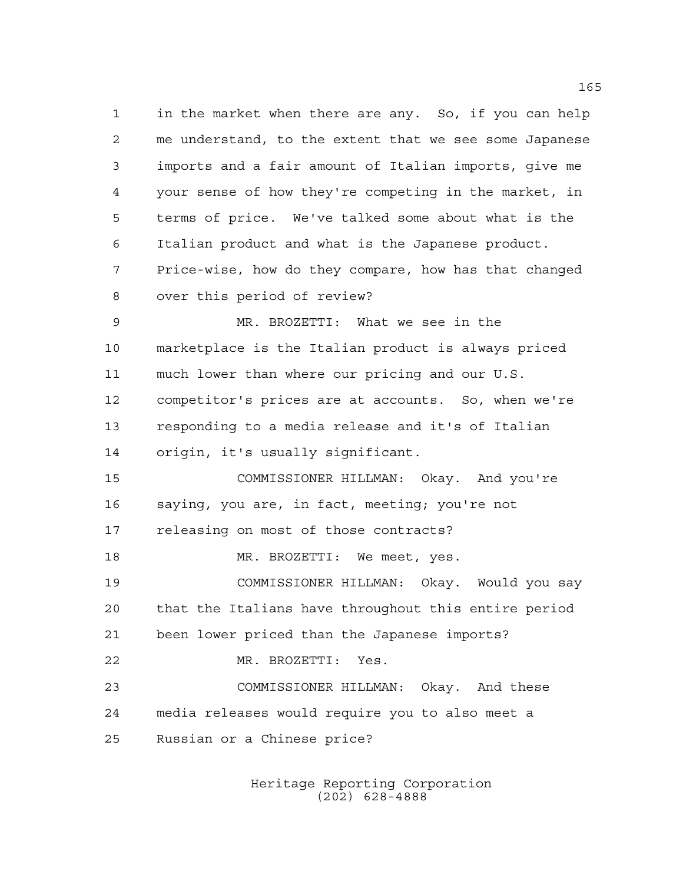in the market when there are any. So, if you can help me understand, to the extent that we see some Japanese imports and a fair amount of Italian imports, give me your sense of how they're competing in the market, in terms of price. We've talked some about what is the Italian product and what is the Japanese product. Price-wise, how do they compare, how has that changed over this period of review?

MR. BROZETTI: What we see in the marketplace is the Italian product is always priced much lower than where our pricing and our U.S. competitor's prices are at accounts. So, when we're responding to a media release and it's of Italian origin, it's usually significant.

COMMISSIONER HILLMAN: Okay. And you're saying, you are, in fact, meeting; you're not releasing on most of those contracts?

MR. BROZETTI: We meet, yes.

COMMISSIONER HILLMAN: Okay. Would you say that the Italians have throughout this entire period been lower priced than the Japanese imports?

MR. BROZETTI: Yes.

COMMISSIONER HILLMAN: Okay. And these media releases would require you to also meet a Russian or a Chinese price?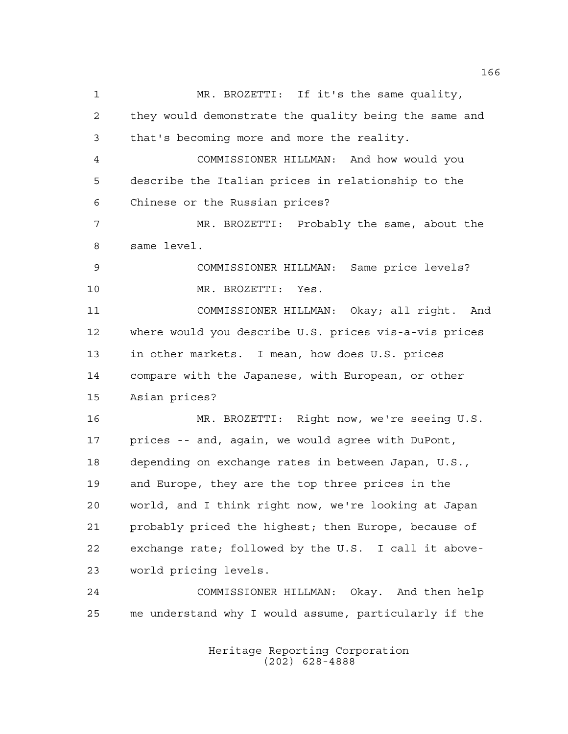MR. BROZETTI: If it's the same quality, they would demonstrate the quality being the same and that's becoming more and more the reality.

COMMISSIONER HILLMAN: And how would you describe the Italian prices in relationship to the Chinese or the Russian prices?

MR. BROZETTI: Probably the same, about the same level.

COMMISSIONER HILLMAN: Same price levels?

MR. BROZETTI: Yes.

COMMISSIONER HILLMAN: Okay; all right. And where would you describe U.S. prices vis-a-vis prices in other markets. I mean, how does U.S. prices compare with the Japanese, with European, or other Asian prices?

MR. BROZETTI: Right now, we're seeing U.S. prices -- and, again, we would agree with DuPont, depending on exchange rates in between Japan, U.S., and Europe, they are the top three prices in the world, and I think right now, we're looking at Japan probably priced the highest; then Europe, because of exchange rate; followed by the U.S. I call it above-world pricing levels.

COMMISSIONER HILLMAN: Okay. And then help me understand why I would assume, particularly if the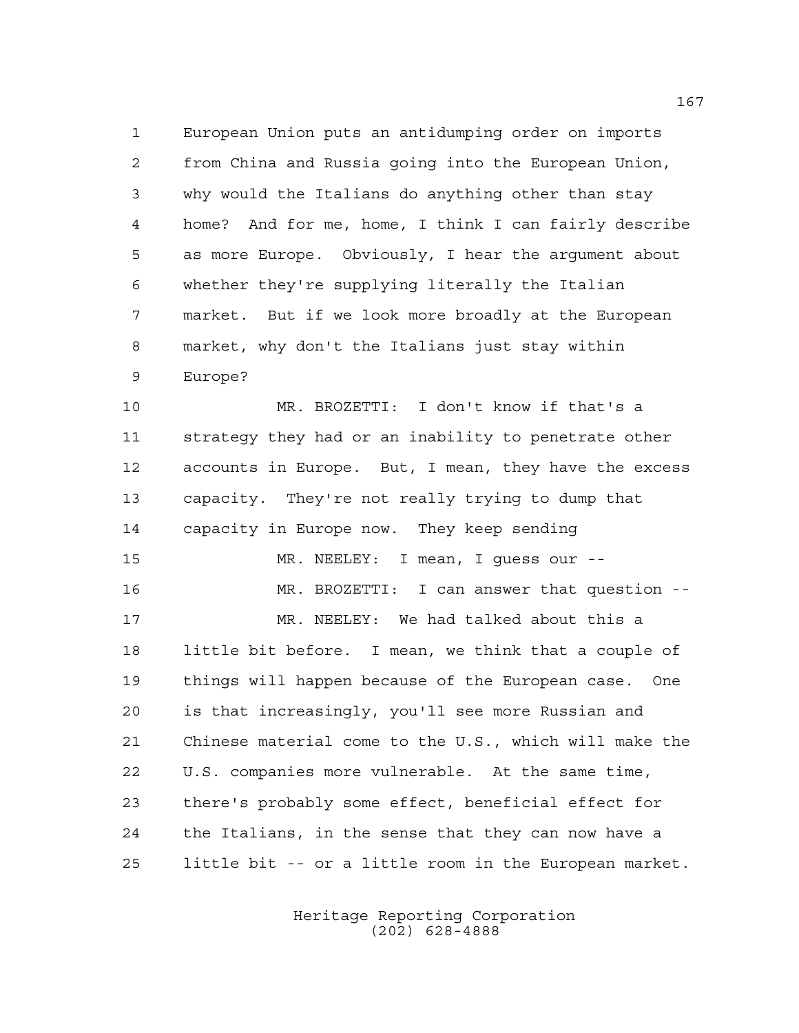European Union puts an antidumping order on imports from China and Russia going into the European Union, why would the Italians do anything other than stay home? And for me, home, I think I can fairly describe as more Europe. Obviously, I hear the argument about whether they're supplying literally the Italian market. But if we look more broadly at the European market, why don't the Italians just stay within Europe?

MR. BROZETTI: I don't know if that's a strategy they had or an inability to penetrate other accounts in Europe. But, I mean, they have the excess capacity. They're not really trying to dump that capacity in Europe now. They keep sending

MR. NEELEY: I mean, I guess our --

MR. BROZETTI: I can answer that question --

MR. NEELEY: We had talked about this a little bit before. I mean, we think that a couple of things will happen because of the European case. One is that increasingly, you'll see more Russian and Chinese material come to the U.S., which will make the U.S. companies more vulnerable. At the same time, there's probably some effect, beneficial effect for the Italians, in the sense that they can now have a little bit -- or a little room in the European market.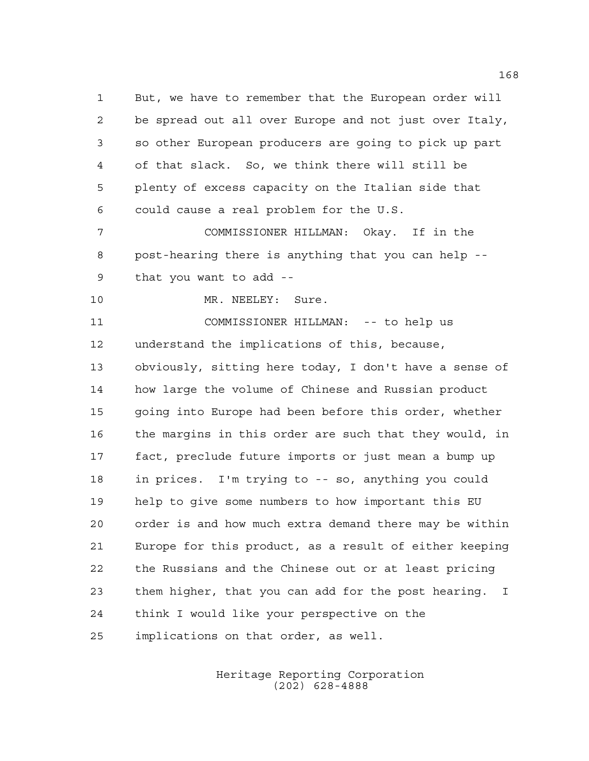But, we have to remember that the European order will be spread out all over Europe and not just over Italy, so other European producers are going to pick up part of that slack. So, we think there will still be plenty of excess capacity on the Italian side that could cause a real problem for the U.S.

COMMISSIONER HILLMAN: Okay. If in the post-hearing there is anything that you can help -- that you want to add --

MR. NEELEY: Sure.

COMMISSIONER HILLMAN: -- to help us understand the implications of this, because, obviously, sitting here today, I don't have a sense of how large the volume of Chinese and Russian product going into Europe had been before this order, whether the margins in this order are such that they would, in fact, preclude future imports or just mean a bump up in prices. I'm trying to -- so, anything you could help to give some numbers to how important this EU order is and how much extra demand there may be within Europe for this product, as a result of either keeping the Russians and the Chinese out or at least pricing them higher, that you can add for the post hearing. I think I would like your perspective on the implications on that order, as well.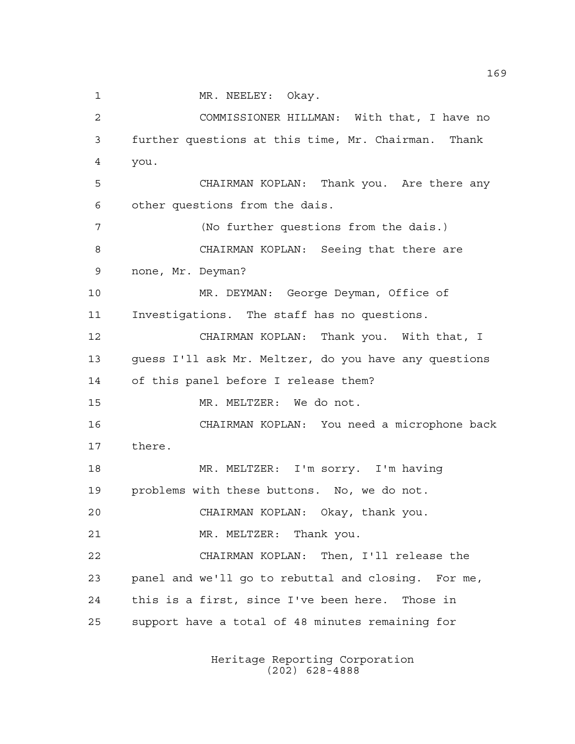MR. NEELEY: Okay.

COMMISSIONER HILLMAN: With that, I have no further questions at this time, Mr. Chairman. Thank you.

CHAIRMAN KOPLAN: Thank you. Are there any other questions from the dais.

(No further questions from the dais.)

CHAIRMAN KOPLAN: Seeing that there are none, Mr. Deyman?

MR. DEYMAN: George Deyman, Office of Investigations. The staff has no questions.

CHAIRMAN KOPLAN: Thank you. With that, I guess I'll ask Mr. Meltzer, do you have any questions of this panel before I release them?

MR. MELTZER: We do not.

CHAIRMAN KOPLAN: You need a microphone back there.

MR. MELTZER: I'm sorry. I'm having problems with these buttons. No, we do not.

CHAIRMAN KOPLAN: Okay, thank you.

MR. MELTZER: Thank you.

CHAIRMAN KOPLAN: Then, I'll release the panel and we'll go to rebuttal and closing. For me, this is a first, since I've been here. Those in support have a total of 48 minutes remaining for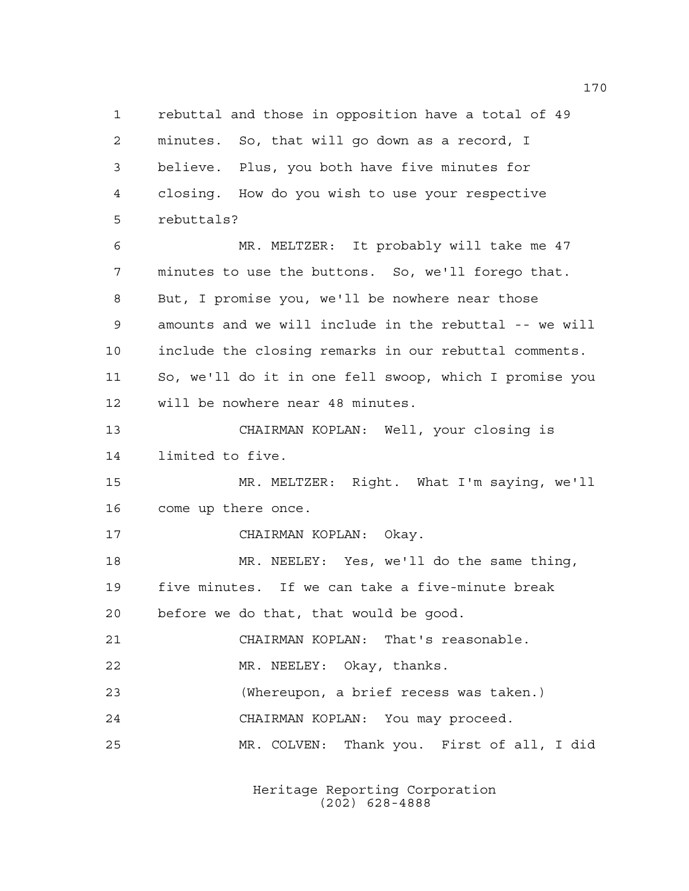rebuttal and those in opposition have a total of 49 minutes. So, that will go down as a record, I believe. Plus, you both have five minutes for closing. How do you wish to use your respective rebuttals?

MR. MELTZER: It probably will take me 47 minutes to use the buttons. So, we'll forego that. But, I promise you, we'll be nowhere near those amounts and we will include in the rebuttal -- we will include the closing remarks in our rebuttal comments. So, we'll do it in one fell swoop, which I promise you will be nowhere near 48 minutes.

CHAIRMAN KOPLAN: Well, your closing is limited to five.

MR. MELTZER: Right. What I'm saying, we'll come up there once.

CHAIRMAN KOPLAN: Okay.

MR. NEELEY: Yes, we'll do the same thing, five minutes. If we can take a five-minute break before we do that, that would be good.

CHAIRMAN KOPLAN: That's reasonable.

MR. NEELEY: Okay, thanks.

(Whereupon, a brief recess was taken.)

CHAIRMAN KOPLAN: You may proceed.

MR. COLVEN: Thank you. First of all, I did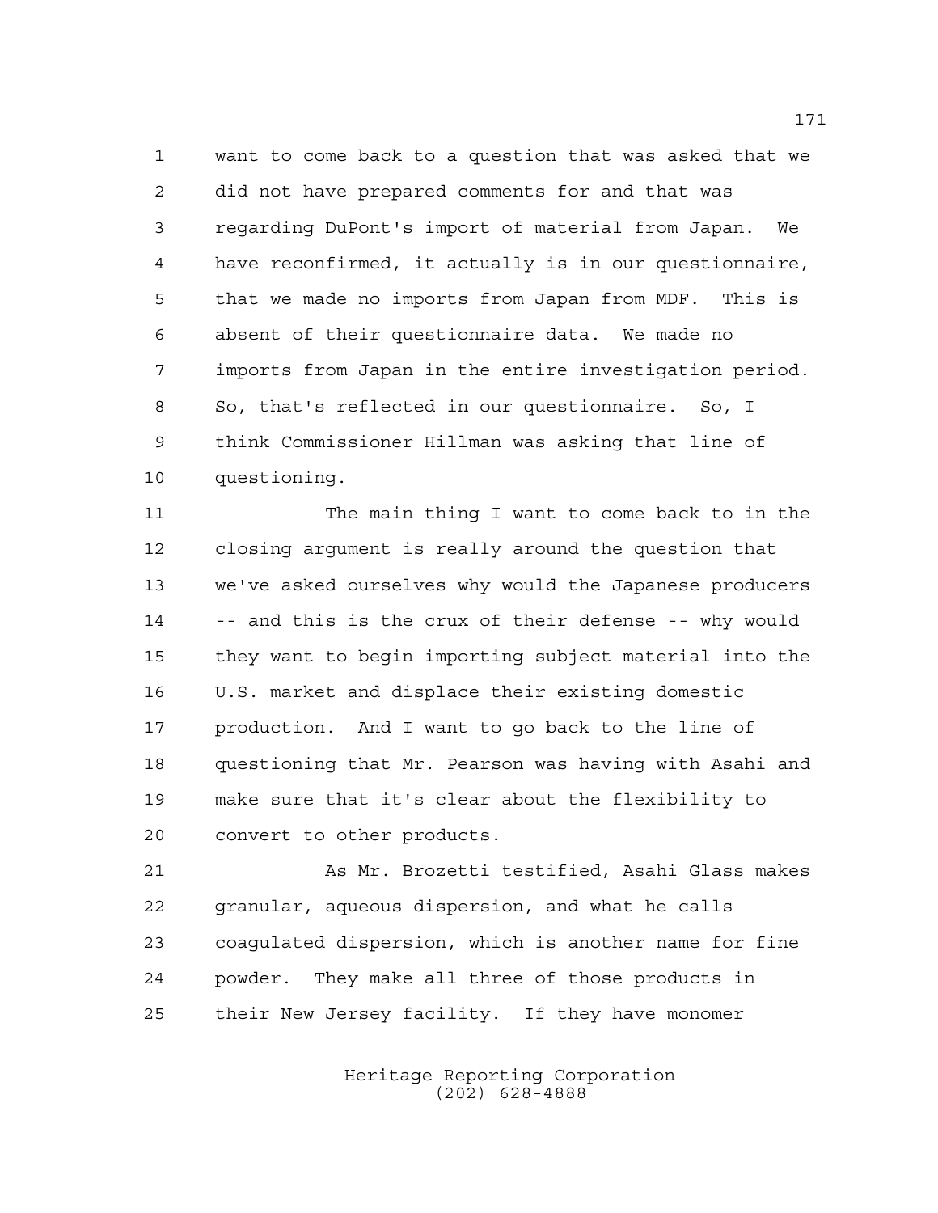want to come back to a question that was asked that we did not have prepared comments for and that was regarding DuPont's import of material from Japan. We have reconfirmed, it actually is in our questionnaire, that we made no imports from Japan from MDF. This is absent of their questionnaire data. We made no imports from Japan in the entire investigation period. So, that's reflected in our questionnaire. So, I think Commissioner Hillman was asking that line of questioning.

The main thing I want to come back to in the closing argument is really around the question that we've asked ourselves why would the Japanese producers -- and this is the crux of their defense -- why would they want to begin importing subject material into the U.S. market and displace their existing domestic production. And I want to go back to the line of questioning that Mr. Pearson was having with Asahi and make sure that it's clear about the flexibility to convert to other products.

As Mr. Brozetti testified, Asahi Glass makes granular, aqueous dispersion, and what he calls coagulated dispersion, which is another name for fine powder. They make all three of those products in their New Jersey facility. If they have monomer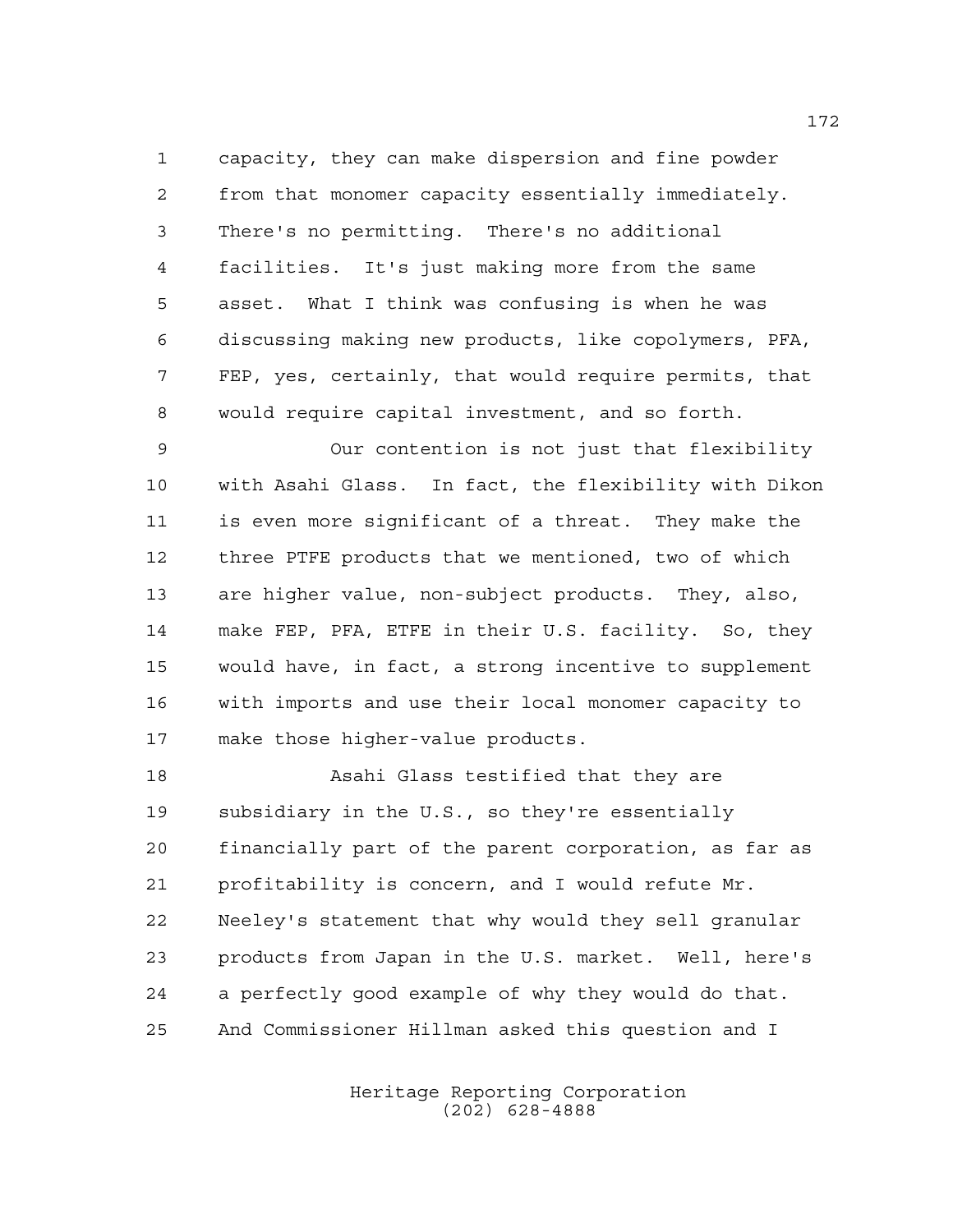capacity, they can make dispersion and fine powder from that monomer capacity essentially immediately. There's no permitting. There's no additional facilities. It's just making more from the same asset. What I think was confusing is when he was discussing making new products, like copolymers, PFA, FEP, yes, certainly, that would require permits, that would require capital investment, and so forth.

Our contention is not just that flexibility with Asahi Glass. In fact, the flexibility with Dikon is even more significant of a threat. They make the three PTFE products that we mentioned, two of which are higher value, non-subject products. They, also, make FEP, PFA, ETFE in their U.S. facility. So, they would have, in fact, a strong incentive to supplement with imports and use their local monomer capacity to make those higher-value products.

Asahi Glass testified that they are subsidiary in the U.S., so they're essentially financially part of the parent corporation, as far as profitability is concern, and I would refute Mr. Neeley's statement that why would they sell granular products from Japan in the U.S. market. Well, here's a perfectly good example of why they would do that. And Commissioner Hillman asked this question and I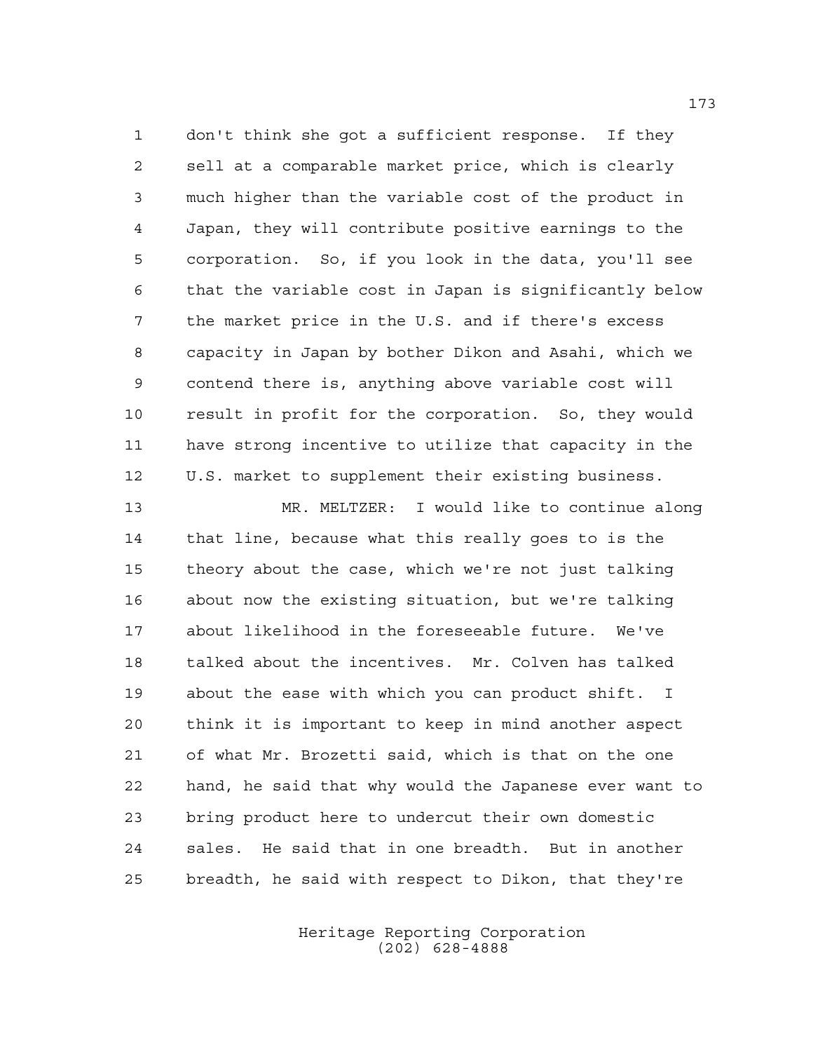don't think she got a sufficient response. If they sell at a comparable market price, which is clearly much higher than the variable cost of the product in Japan, they will contribute positive earnings to the corporation. So, if you look in the data, you'll see that the variable cost in Japan is significantly below the market price in the U.S. and if there's excess capacity in Japan by bother Dikon and Asahi, which we contend there is, anything above variable cost will result in profit for the corporation. So, they would have strong incentive to utilize that capacity in the U.S. market to supplement their existing business.

MR. MELTZER: I would like to continue along that line, because what this really goes to is the theory about the case, which we're not just talking about now the existing situation, but we're talking about likelihood in the foreseeable future. We've talked about the incentives. Mr. Colven has talked about the ease with which you can product shift. I think it is important to keep in mind another aspect of what Mr. Brozetti said, which is that on the one hand, he said that why would the Japanese ever want to bring product here to undercut their own domestic sales. He said that in one breadth. But in another breadth, he said with respect to Dikon, that they're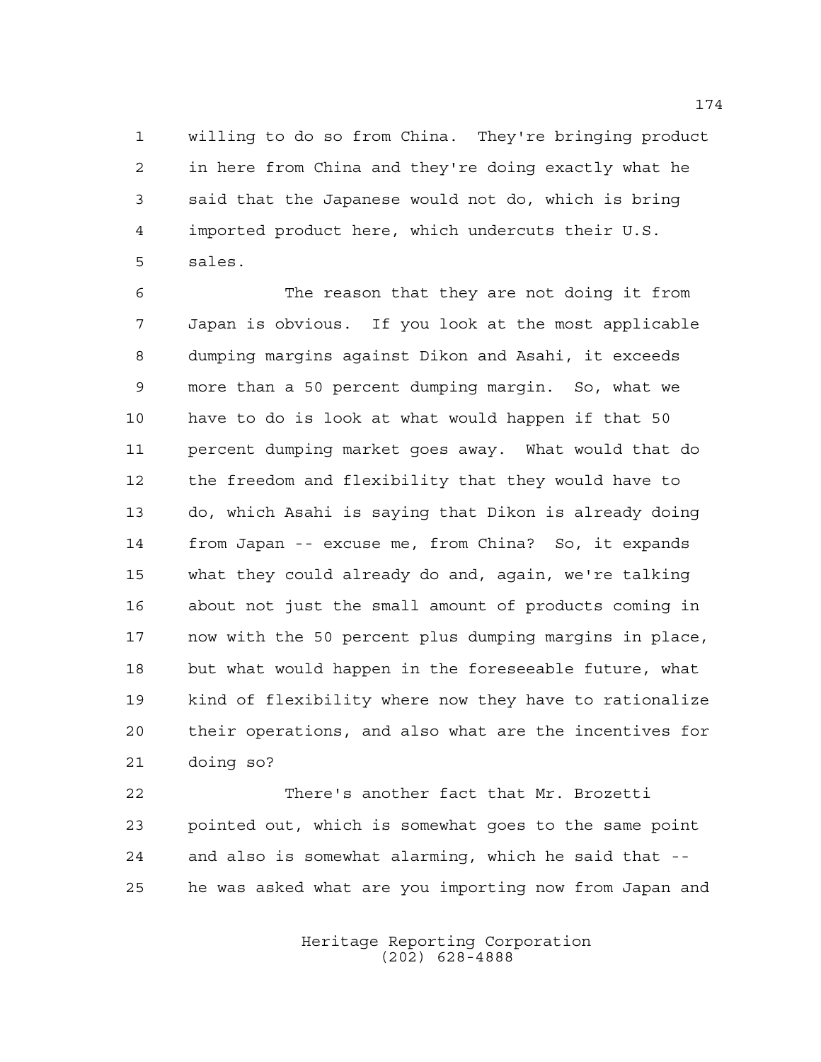willing to do so from China. They're bringing product in here from China and they're doing exactly what he said that the Japanese would not do, which is bring imported product here, which undercuts their U.S. sales.

The reason that they are not doing it from Japan is obvious. If you look at the most applicable dumping margins against Dikon and Asahi, it exceeds more than a 50 percent dumping margin. So, what we have to do is look at what would happen if that 50 percent dumping market goes away. What would that do the freedom and flexibility that they would have to do, which Asahi is saying that Dikon is already doing from Japan -- excuse me, from China? So, it expands what they could already do and, again, we're talking about not just the small amount of products coming in now with the 50 percent plus dumping margins in place, but what would happen in the foreseeable future, what kind of flexibility where now they have to rationalize their operations, and also what are the incentives for doing so?

There's another fact that Mr. Brozetti pointed out, which is somewhat goes to the same point and also is somewhat alarming, which he said that -- he was asked what are you importing now from Japan and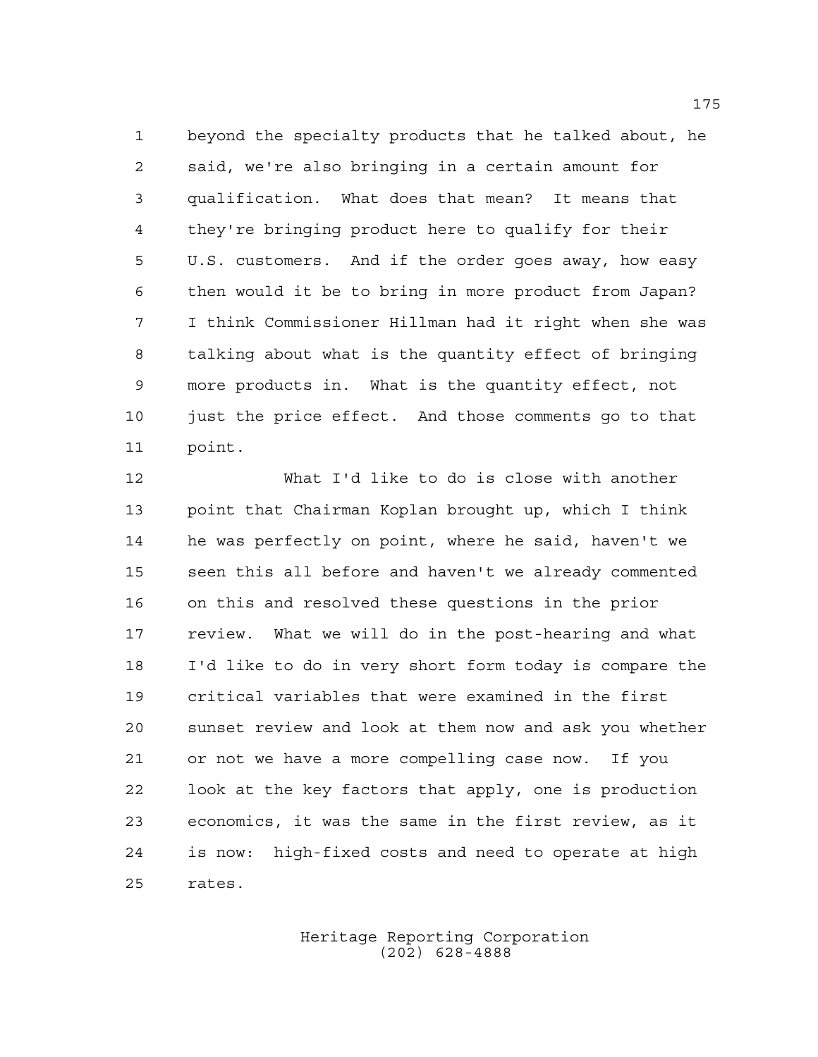beyond the specialty products that he talked about, he said, we're also bringing in a certain amount for qualification. What does that mean? It means that they're bringing product here to qualify for their U.S. customers. And if the order goes away, how easy then would it be to bring in more product from Japan? I think Commissioner Hillman had it right when she was talking about what is the quantity effect of bringing more products in. What is the quantity effect, not just the price effect. And those comments go to that point.

What I'd like to do is close with another point that Chairman Koplan brought up, which I think he was perfectly on point, where he said, haven't we seen this all before and haven't we already commented on this and resolved these questions in the prior review. What we will do in the post-hearing and what I'd like to do in very short form today is compare the critical variables that were examined in the first sunset review and look at them now and ask you whether or not we have a more compelling case now. If you look at the key factors that apply, one is production economics, it was the same in the first review, as it is now: high-fixed costs and need to operate at high rates.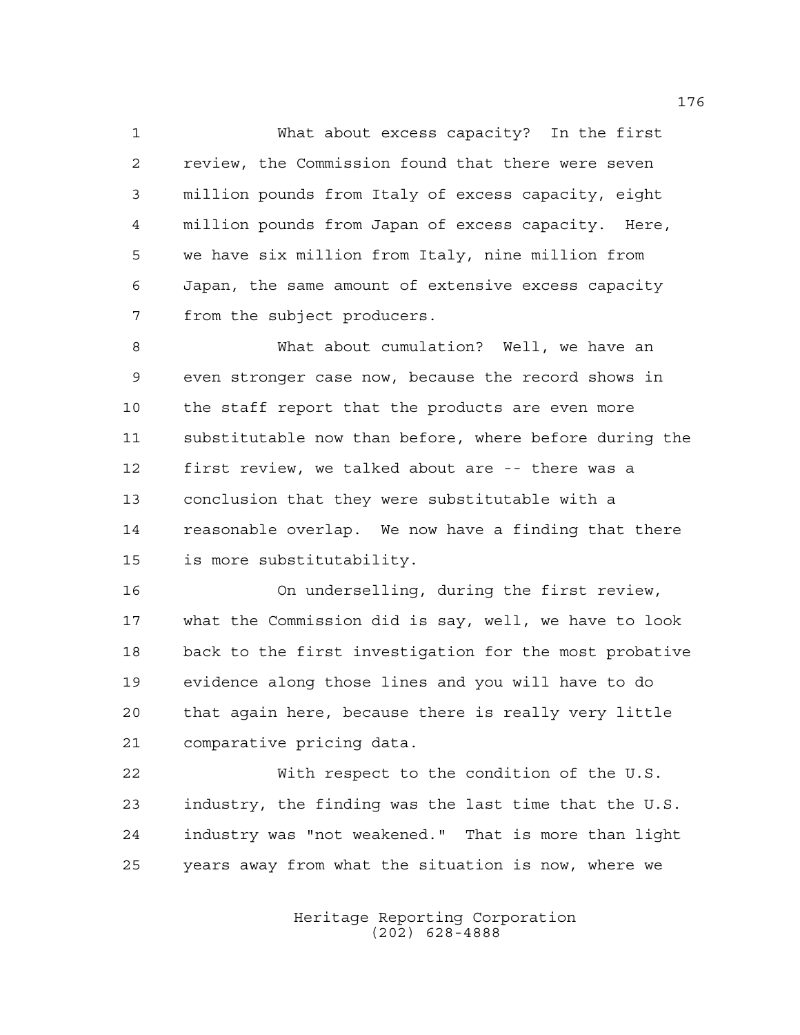What about excess capacity? In the first review, the Commission found that there were seven million pounds from Italy of excess capacity, eight million pounds from Japan of excess capacity. Here, we have six million from Italy, nine million from Japan, the same amount of extensive excess capacity from the subject producers.

What about cumulation? Well, we have an even stronger case now, because the record shows in the staff report that the products are even more substitutable now than before, where before during the first review, we talked about are -- there was a conclusion that they were substitutable with a reasonable overlap. We now have a finding that there is more substitutability.

On underselling, during the first review, what the Commission did is say, well, we have to look back to the first investigation for the most probative evidence along those lines and you will have to do that again here, because there is really very little comparative pricing data.

With respect to the condition of the U.S. industry, the finding was the last time that the U.S. industry was "not weakened." That is more than light years away from what the situation is now, where we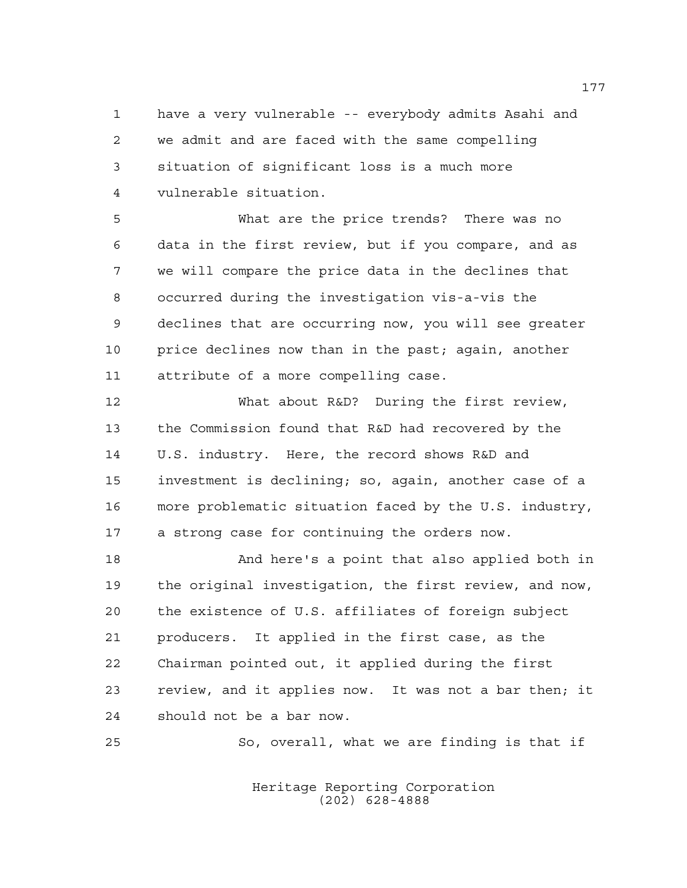have a very vulnerable -- everybody admits Asahi and we admit and are faced with the same compelling situation of significant loss is a much more vulnerable situation.

What are the price trends? There was no data in the first review, but if you compare, and as we will compare the price data in the declines that occurred during the investigation vis-a-vis the declines that are occurring now, you will see greater price declines now than in the past; again, another attribute of a more compelling case.

What about R&D? During the first review, the Commission found that R&D had recovered by the U.S. industry. Here, the record shows R&D and investment is declining; so, again, another case of a more problematic situation faced by the U.S. industry, a strong case for continuing the orders now.

And here's a point that also applied both in the original investigation, the first review, and now, the existence of U.S. affiliates of foreign subject producers. It applied in the first case, as the Chairman pointed out, it applied during the first review, and it applies now. It was not a bar then; it should not be a bar now.

So, overall, what we are finding is that if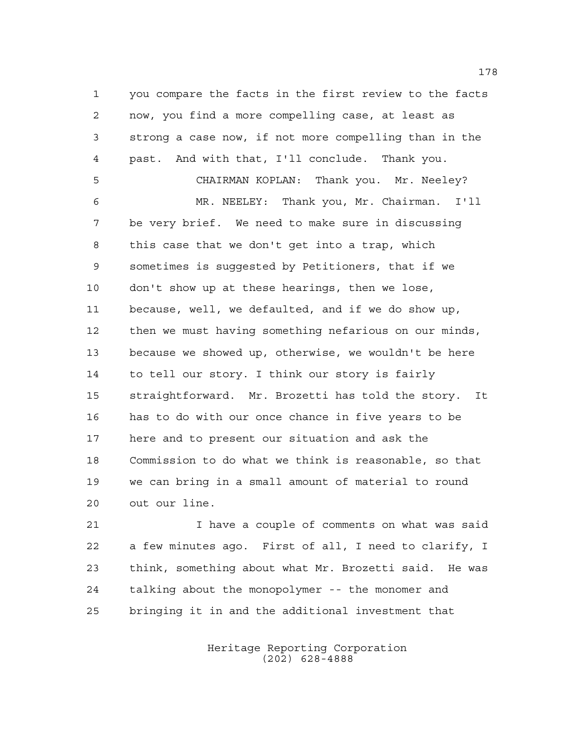you compare the facts in the first review to the facts now, you find a more compelling case, at least as strong a case now, if not more compelling than in the past. And with that, I'll conclude. Thank you.

CHAIRMAN KOPLAN: Thank you. Mr. Neeley?

MR. NEELEY: Thank you, Mr. Chairman. I'll be very brief. We need to make sure in discussing this case that we don't get into a trap, which sometimes is suggested by Petitioners, that if we don't show up at these hearings, then we lose, because, well, we defaulted, and if we do show up, then we must having something nefarious on our minds, because we showed up, otherwise, we wouldn't be here to tell our story. I think our story is fairly straightforward. Mr. Brozetti has told the story. It has to do with our once chance in five years to be here and to present our situation and ask the Commission to do what we think is reasonable, so that we can bring in a small amount of material to round out our line.

I have a couple of comments on what was said a few minutes ago. First of all, I need to clarify, I think, something about what Mr. Brozetti said. He was talking about the monopolymer -- the monomer and bringing it in and the additional investment that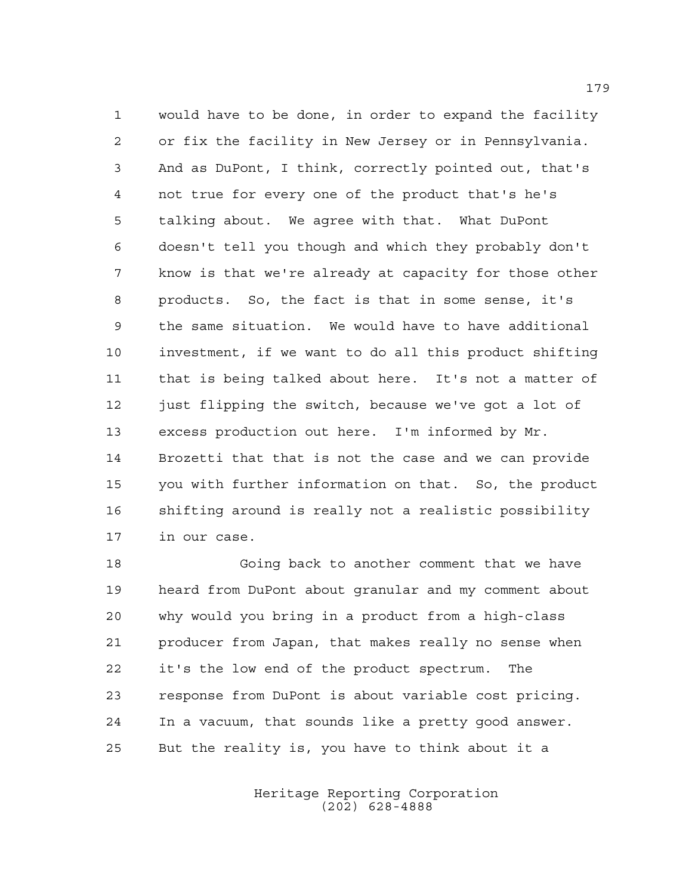would have to be done, in order to expand the facility or fix the facility in New Jersey or in Pennsylvania. And as DuPont, I think, correctly pointed out, that's not true for every one of the product that's he's talking about. We agree with that. What DuPont doesn't tell you though and which they probably don't know is that we're already at capacity for those other products. So, the fact is that in some sense, it's the same situation. We would have to have additional investment, if we want to do all this product shifting that is being talked about here. It's not a matter of just flipping the switch, because we've got a lot of excess production out here. I'm informed by Mr. Brozetti that that is not the case and we can provide you with further information on that. So, the product shifting around is really not a realistic possibility in our case.

Going back to another comment that we have heard from DuPont about granular and my comment about why would you bring in a product from a high-class producer from Japan, that makes really no sense when it's the low end of the product spectrum. The response from DuPont is about variable cost pricing. In a vacuum, that sounds like a pretty good answer. But the reality is, you have to think about it a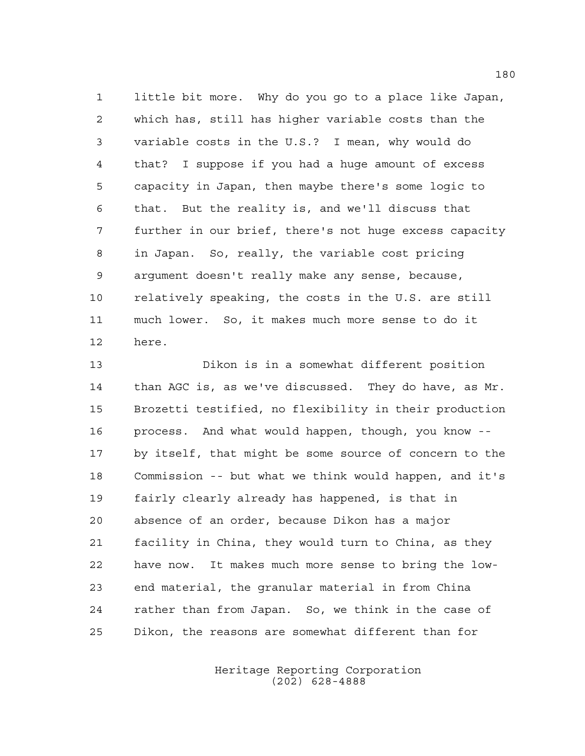little bit more. Why do you go to a place like Japan, which has, still has higher variable costs than the variable costs in the U.S.? I mean, why would do that? I suppose if you had a huge amount of excess capacity in Japan, then maybe there's some logic to that. But the reality is, and we'll discuss that further in our brief, there's not huge excess capacity in Japan. So, really, the variable cost pricing argument doesn't really make any sense, because, relatively speaking, the costs in the U.S. are still much lower. So, it makes much more sense to do it here.

Dikon is in a somewhat different position than AGC is, as we've discussed. They do have, as Mr. Brozetti testified, no flexibility in their production process. And what would happen, though, you know -- by itself, that might be some source of concern to the Commission -- but what we think would happen, and it's fairly clearly already has happened, is that in absence of an order, because Dikon has a major facility in China, they would turn to China, as they have now. It makes much more sense to bring the low-end material, the granular material in from China rather than from Japan. So, we think in the case of Dikon, the reasons are somewhat different than for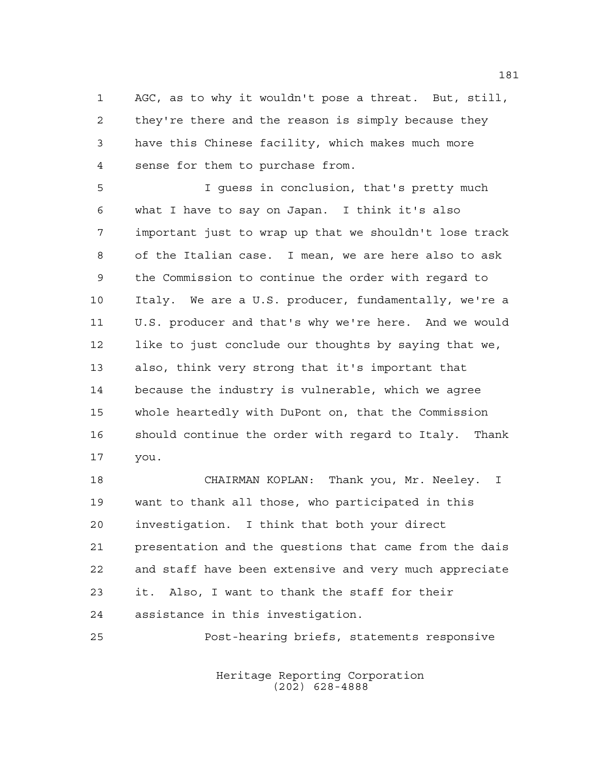AGC, as to why it wouldn't pose a threat. But, still, they're there and the reason is simply because they have this Chinese facility, which makes much more sense for them to purchase from.

I guess in conclusion, that's pretty much what I have to say on Japan. I think it's also important just to wrap up that we shouldn't lose track of the Italian case. I mean, we are here also to ask the Commission to continue the order with regard to Italy. We are a U.S. producer, fundamentally, we're a U.S. producer and that's why we're here. And we would like to just conclude our thoughts by saying that we, also, think very strong that it's important that because the industry is vulnerable, which we agree whole heartedly with DuPont on, that the Commission should continue the order with regard to Italy. Thank you.

CHAIRMAN KOPLAN: Thank you, Mr. Neeley. I want to thank all those, who participated in this investigation. I think that both your direct presentation and the questions that came from the dais and staff have been extensive and very much appreciate it. Also, I want to thank the staff for their assistance in this investigation.

Post-hearing briefs, statements responsive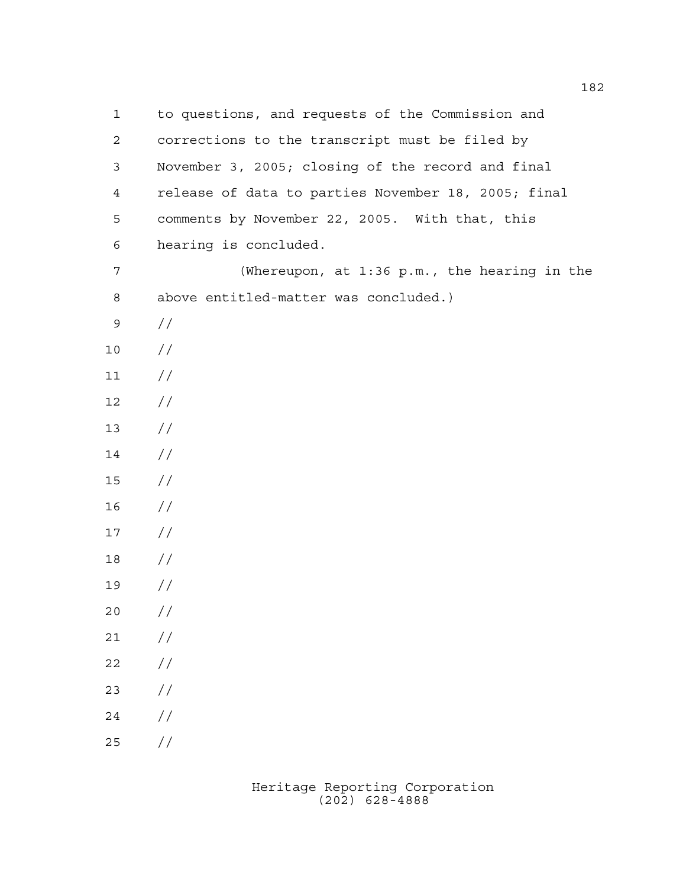to questions, and requests of the Commission and corrections to the transcript must be filed by November 3, 2005; closing of the record and final release of data to parties November 18, 2005; final comments by November 22, 2005. With that, this hearing is concluded.

(Whereupon, at 1:36 p.m., the hearing in the above entitled-matter was concluded.)

//
//
//
//
//
//
//
//
//
//
//
//
//
//
//
//
//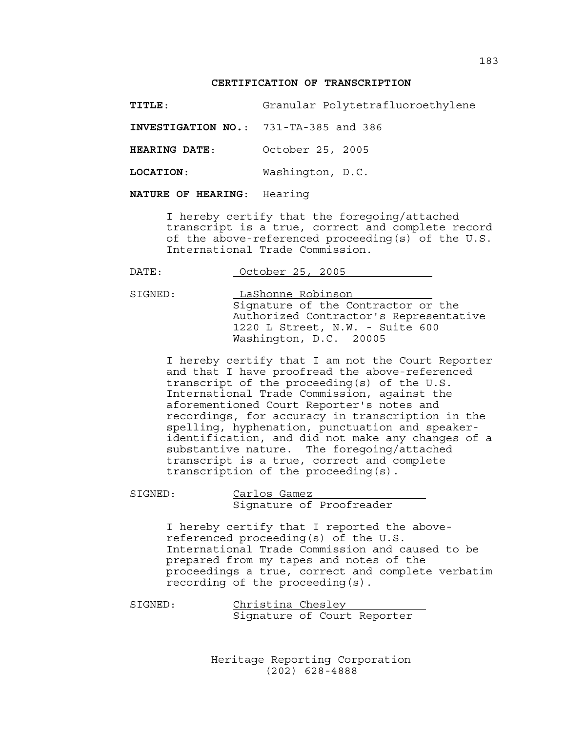## CERTIFICATION OF TRANSCRIPTION

**TITLE**: Granular Polytetrafluoroethylene

**INVESTIGATION NO.**: 731-TA-385 and 386

**HEARING DATE**: October 25, 2005

**LOCATION**: Washington, D.C.

**NATURE OF HEARING**: Hearing

I hereby certify that the foregoing/attached transcript is a true, correct and complete record of the above-referenced proceeding(s) of the U.S. International Trade Commission.

DATE: October 25, 2005

SIGNED: LaShonne Robinson
Signature of the Contractor or the Authorized Contractor's Representative
1220 L Street, N.W. - Suite 600
Washington, D.C. 20005

I hereby certify that I am not the Court Reporter and that I have proofread the above-referenced transcript of the proceeding(s) of the U.S. International Trade Commission, against the aforementioned Court Reporter's notes and recordings, for accuracy in transcription in the spelling, hyphenation, punctuation and speaker-identification, and did not make any changes of a substantive nature. The foregoing/attached transcript is a true, correct and complete transcription of the proceeding(s).

SIGNED: Carlos Gamez
Signature of Proofreader

I hereby certify that I reported the above-referenced proceeding(s) of the U.S. International Trade Commission and caused to be prepared from my tapes and notes of the proceedings a true, correct and complete verbatim recording of the proceeding(s).

SIGNED: Christina Chesley
Signature of Court Reporter